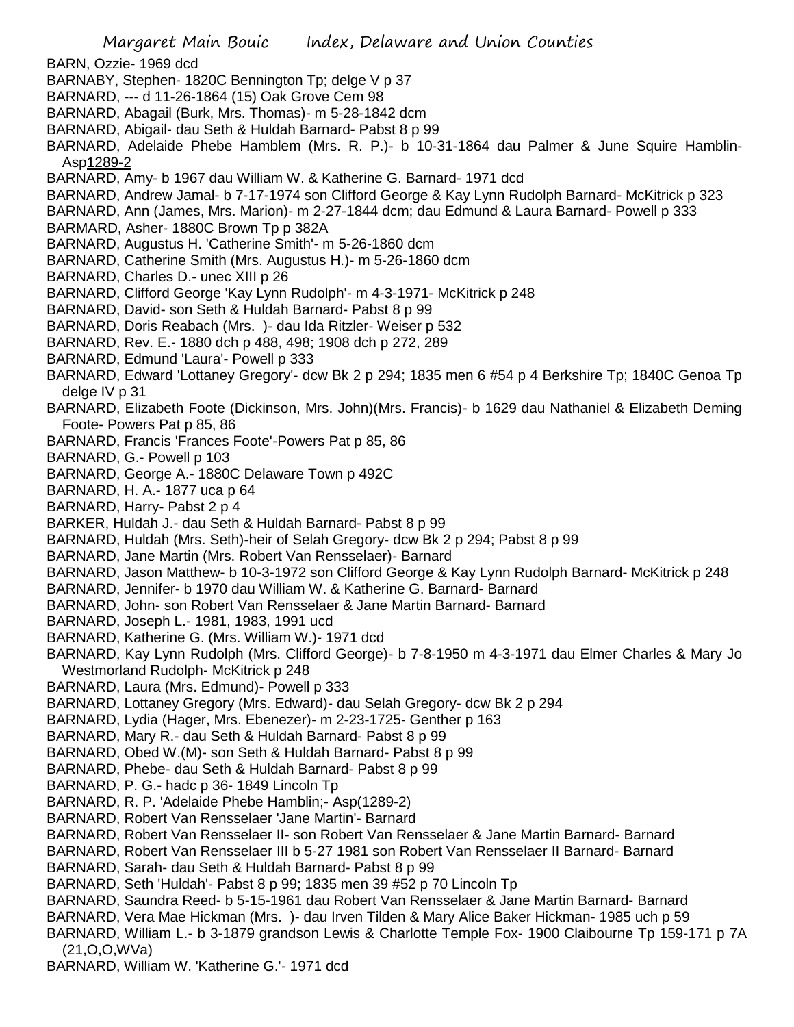BARN, Ozzie- 1969 dcd
BARNABY, Stephen- 1820C Bennington Tp; delge V p 37
BARNARD, --- d 11-26-1864 (15) Oak Grove Cem 98
BARNARD, Abagail (Burk, Mrs. Thomas)- m 5-28-1842 dcm
BARNARD, Abigail- dau Seth & Huldah Barnard- Pabst 8 p 99
BARNARD, Adelaide Phebe Hamblem (Mrs. R. P.)- b 10-31-1864 dau Palmer & June Squire Hamblin- Asp1289-2
BARNARD, Amy- b 1967 dau William W. & Katherine G. Barnard- 1971 dcd
BARNARD, Andrew Jamal- b 7-17-1974 son Clifford George & Kay Lynn Rudolph Barnard- McKitrick p 323
BARNARD, Ann (James, Mrs. Marion)- m 2-27-1844 dcm; dau Edmund & Laura Barnard- Powell p 333
BARMARD, Asher- 1880C Brown Tp p 382A
BARNARD, Augustus H. 'Catherine Smith'- m 5-26-1860 dcm
BARNARD, Catherine Smith (Mrs. Augustus H.)- m 5-26-1860 dcm
BARNARD, Charles D.- unec XIII p 26
BARNARD, Clifford George 'Kay Lynn Rudolph'- m 4-3-1971- McKitrick p 248
BARNARD, David- son Seth & Huldah Barnard- Pabst 8 p 99
BARNARD, Doris Reabach (Mrs. )- dau Ida Ritzler- Weiser p 532
BARNARD, Rev. E.- 1880 dch p 488, 498; 1908 dch p 272, 289
BARNARD, Edmund 'Laura'- Powell p 333
BARNARD, Edward 'Lottaney Gregory'- dcw Bk 2 p 294; 1835 men 6 #54 p 4 Berkshire Tp; 1840C Genoa Tp delge IV p 31
BARNARD, Elizabeth Foote (Dickinson, Mrs. John)(Mrs. Francis)- b 1629 dau Nathaniel & Elizabeth Deming Foote- Powers Pat p 85, 86
BARNARD, Francis 'Frances Foote'-Powers Pat p 85, 86
BARNARD, G.- Powell p 103
BARNARD, George A.- 1880C Delaware Town p 492C
BARNARD, H. A.- 1877 uca p 64
BARNARD, Harry- Pabst 2 p 4
BARKER, Huldah J.- dau Seth & Huldah Barnard- Pabst 8 p 99
BARNARD, Huldah (Mrs. Seth)-heir of Selah Gregory- dcw Bk 2 p 294; Pabst 8 p 99
BARNARD, Jane Martin (Mrs. Robert Van Rensselaer)- Barnard
BARNARD, Jason Matthew- b 10-3-1972 son Clifford George & Kay Lynn Rudolph Barnard- McKitrick p 248
BARNARD, Jennifer- b 1970 dau William W. & Katherine G. Barnard- Barnard
BARNARD, John- son Robert Van Rensselaer & Jane Martin Barnard- Barnard
BARNARD, Joseph L.- 1981, 1983, 1991 ucd
BARNARD, Katherine G. (Mrs. William W.)- 1971 dcd
BARNARD, Kay Lynn Rudolph (Mrs. Clifford George)- b 7-8-1950 m 4-3-1971 dau Elmer Charles & Mary Jo Westmorland Rudolph- McKitrick p 248
BARNARD, Laura (Mrs. Edmund)- Powell p 333
BARNARD, Lottaney Gregory (Mrs. Edward)- dau Selah Gregory- dcw Bk 2 p 294
BARNARD, Lydia (Hager, Mrs. Ebenezer)- m 2-23-1725- Genther p 163
BARNARD, Mary R.- dau Seth & Huldah Barnard- Pabst 8 p 99
BARNARD, Obed W.(M)- son Seth & Huldah Barnard- Pabst 8 p 99
BARNARD, Phebe- dau Seth & Huldah Barnard- Pabst 8 p 99
BARNARD, P. G.- hadc p 36- 1849 Lincoln Tp
BARNARD, R. P. 'Adelaide Phebe Hamblin;- Asp(1289-2)
BARNARD, Robert Van Rensselaer 'Jane Martin'- Barnard
BARNARD, Robert Van Rensselaer II- son Robert Van Rensselaer & Jane Martin Barnard- Barnard
BARNARD, Robert Van Rensselaer III b 5-27 1981 son Robert Van Rensselaer II Barnard- Barnard
BARNARD, Sarah- dau Seth & Huldah Barnard- Pabst 8 p 99
BARNARD, Seth 'Huldah'- Pabst 8 p 99; 1835 men 39 #52 p 70 Lincoln Tp
BARNARD, Saundra Reed- b 5-15-1961 dau Robert Van Rensselaer & Jane Martin Barnard- Barnard
BARNARD, Vera Mae Hickman (Mrs. )- dau Irven Tilden & Mary Alice Baker Hickman- 1985 uch p 59
BARNARD, William L.- b 3-1879 grandson Lewis & Charlotte Temple Fox- 1900 Claibourne Tp 159-171 p 7A (21,O,O,WVa)
BARNARD, William W. 'Katherine G.'- 1971 dcd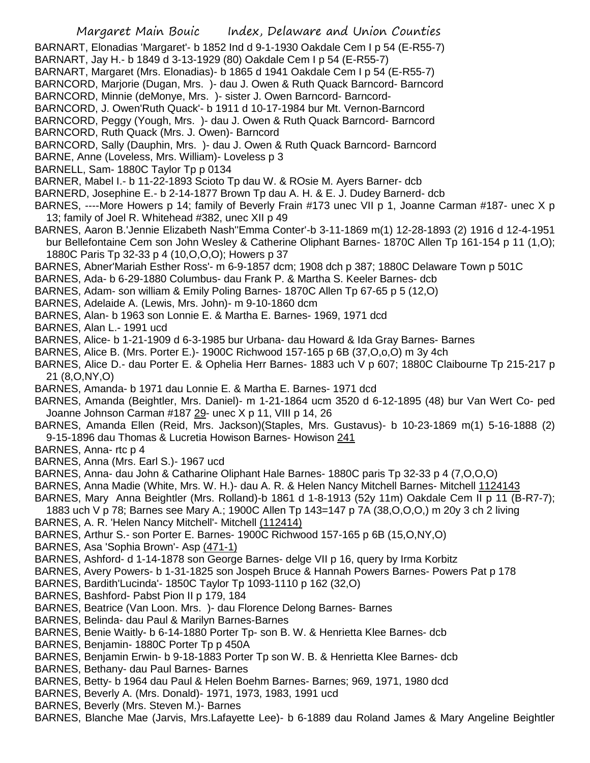BARNART, Elonadias 'Margaret'- b 1852 Ind d 9-1-1930 Oakdale Cem I p 54 (E-R55-7)

BARNART, Jay H.- b 1849 d 3-13-1929 (80) Oakdale Cem I p 54 (E-R55-7)

BARNART, Margaret (Mrs. Elonadias)- b 1865 d 1941 Oakdale Cem I p 54 (E-R55-7)

BARNCORD, Marjorie (Dugan, Mrs. )- dau J. Owen & Ruth Quack Barncord- Barncord

BARNCORD, Minnie (deMonye, Mrs. )- sister J. Owen Barncord- Barncord-

BARNCORD, J. Owen'Ruth Quack'- b 1911 d 10-17-1984 bur Mt. Vernon-Barncord

BARNCORD, Peggy (Yough, Mrs. )- dau J. Owen & Ruth Quack Barncord- Barncord

BARNCORD, Ruth Quack (Mrs. J. Owen)- Barncord

BARNCORD, Sally (Dauphin, Mrs. )- dau J. Owen & Ruth Quack Barncord- Barncord

BARNE, Anne (Loveless, Mrs. William)- Loveless p 3

BARNELL, Sam- 1880C Taylor Tp p 0134

BARNER, Mabel I.- b 11-22-1893 Scioto Tp dau W. & ROsie M. Ayers Barner- dcb

BARNERD, Josephine E.- b 2-14-1877 Brown Tp dau A. H. & E. J. Dudey Barnerd- dcb

BARNES, ----More Howers p 14; family of Beverly Frain #173 unec VII p 1, Joanne Carman #187- unec X p 13; family of Joel R. Whitehead #382, unec XII p 49

BARNES, Aaron B.'Jennie Elizabeth Nash''Emma Conter'-b 3-11-1869 m(1) 12-28-1893 (2) 1916 d 12-4-1951 bur Bellefontaine Cem son John Wesley & Catherine Oliphant Barnes- 1870C Allen Tp 161-154 p 11 (1,O); 1880C Paris Tp 32-33 p 4 (10,O,O,O); Howers p 37

BARNES, Abner'Mariah Esther Ross'- m 6-9-1857 dcm; 1908 dch p 387; 1880C Delaware Town p 501C

BARNES, Ada- b 6-29-1880 Columbus- dau Frank P. & Martha S. Keeler Barnes- dcb

BARNES, Adam- son william & Emily Poling Barnes- 1870C Allen Tp 67-65 p 5 (12,O)

BARNES, Adelaide A. (Lewis, Mrs. John)- m 9-10-1860 dcm

BARNES, Alan- b 1963 son Lonnie E. & Martha E. Barnes- 1969, 1971 dcd

BARNES, Alan L.- 1991 ucd

BARNES, Alice- b 1-21-1909 d 6-3-1985 bur Urbana- dau Howard & Ida Gray Barnes- Barnes

BARNES, Alice B. (Mrs. Porter E.)- 1900C Richwood 157-165 p 6B (37,O,o,O) m 3y 4ch

BARNES, Alice D.- dau Porter E. & Ophelia Herr Barnes- 1883 uch V p 607; 1880C Claibourne Tp 215-217 p 21 (8,O,NY,O)

BARNES, Amanda- b 1971 dau Lonnie E. & Martha E. Barnes- 1971 dcd

BARNES, Amanda (Beightler, Mrs. Daniel)- m 1-21-1864 ucm 3520 d 6-12-1895 (48) bur Van Wert Co- ped Joanne Johnson Carman #187 29- unec X p 11, VIII p 14, 26

BARNES, Amanda Ellen (Reid, Mrs. Jackson)(Staples, Mrs. Gustavus)- b 10-23-1869 m(1) 5-16-1888 (2) 9-15-1896 dau Thomas & Lucretia Howison Barnes- Howison 241

BARNES, Anna- rtc p 4

BARNES, Anna (Mrs. Earl S.)- 1967 ucd

BARNES, Anna- dau John & Catharine Oliphant Hale Barnes- 1880C paris Tp 32-33 p 4 (7,O,O,O)

BARNES, Anna Madie (White, Mrs. W. H.)- dau A. R. & Helen Nancy Mitchell Barnes- Mitchell 1124143

BARNES, Mary Anna Beightler (Mrs. Rolland)-b 1861 d 1-8-1913 (52y 11m) Oakdale Cem II p 11 (B-R7-7); 1883 uch V p 78; Barnes see Mary A.; 1900C Allen Tp 143=147 p 7A (38,O,O,O,) m 20y 3 ch 2 living

BARNES, A. R. 'Helen Nancy Mitchell'- Mitchell (112414)

BARNES, Arthur S.- son Porter E. Barnes- 1900C Richwood 157-165 p 6B (15,O,NY,O)

BARNES, Asa 'Sophia Brown'- Asp (471-1)

BARNES, Ashford- d 1-14-1878 son George Barnes- delge VII p 16, query by Irma Korbitz

BARNES, Avery Powers- b 1-31-1825 son Jospeh Bruce & Hannah Powers Barnes- Powers Pat p 178

BARNES, Bardith'Lucinda'- 1850C Taylor Tp 1093-1110 p 162 (32,O)

BARNES, Bashford- Pabst Pion II p 179, 184

BARNES, Beatrice (Van Loon. Mrs. )- dau Florence Delong Barnes- Barnes

BARNES, Belinda- dau Paul & Marilyn Barnes-Barnes

BARNES, Benie Waitly- b 6-14-1880 Porter Tp- son B. W. & Henrietta Klee Barnes- dcb

BARNES, Benjamin- 1880C Porter Tp p 450A

BARNES, Benjamin Erwin- b 9-18-1883 Porter Tp son W. B. & Henrietta Klee Barnes- dcb

BARNES, Bethany- dau Paul Barnes- Barnes

BARNES, Betty- b 1964 dau Paul & Helen Boehm Barnes- Barnes; 969, 1971, 1980 dcd

BARNES, Beverly A. (Mrs. Donald)- 1971, 1973, 1983, 1991 ucd

BARNES, Beverly (Mrs. Steven M.)- Barnes

BARNES, Blanche Mae (Jarvis, Mrs.Lafayette Lee)- b 6-1889 dau Roland James & Mary Angeline Beightler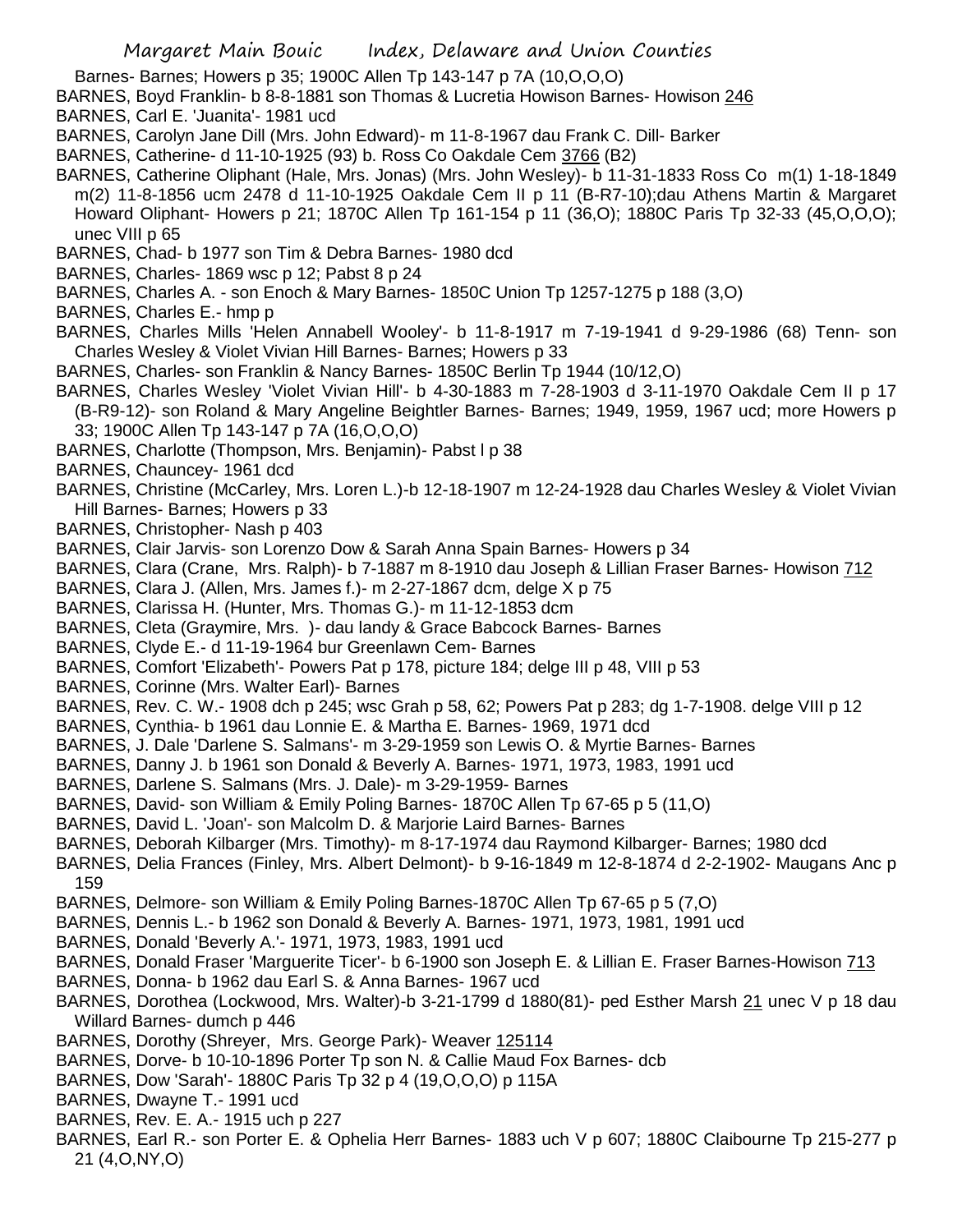Barnes- Barnes; Howers p 35; 1900C Allen Tp 143-147 p 7A (10,O,O,O)

BARNES, Boyd Franklin- b 8-8-1881 son Thomas & Lucretia Howison Barnes- Howison 246

BARNES, Carl E. 'Juanita'- 1981 ucd

BARNES, Carolyn Jane Dill (Mrs. John Edward)- m 11-8-1967 dau Frank C. Dill- Barker

BARNES, Catherine- d 11-10-1925 (93) b. Ross Co Oakdale Cem 3766 (B2)

BARNES, Catherine Oliphant (Hale, Mrs. Jonas) (Mrs. John Wesley)- b 11-31-1833 Ross Co m(1) 1-18-1849 m(2) 11-8-1856 ucm 2478 d 11-10-1925 Oakdale Cem II p 11 (B-R7-10);dau Athens Martin & Margaret Howard Oliphant- Howers p 21; 1870C Allen Tp 161-154 p 11 (36,O); 1880C Paris Tp 32-33 (45,O,O,O); unec VIII p 65

BARNES, Chad- b 1977 son Tim & Debra Barnes- 1980 dcd

BARNES, Charles- 1869 wsc p 12; Pabst 8 p 24

BARNES, Charles A. - son Enoch & Mary Barnes- 1850C Union Tp 1257-1275 p 188 (3,O)

BARNES, Charles E.- hmp p

BARNES, Charles Mills 'Helen Annabell Wooley'- b 11-8-1917 m 7-19-1941 d 9-29-1986 (68) Tenn- son Charles Wesley & Violet Vivian Hill Barnes- Barnes; Howers p 33

BARNES, Charles- son Franklin & Nancy Barnes- 1850C Berlin Tp 1944 (10/12,O)

BARNES, Charles Wesley 'Violet Vivian Hill'- b 4-30-1883 m 7-28-1903 d 3-11-1970 Oakdale Cem II p 17 (B-R9-12)- son Roland & Mary Angeline Beightler Barnes- Barnes; 1949, 1959, 1967 ucd; more Howers p 33; 1900C Allen Tp 143-147 p 7A (16,O,O,O)

BARNES, Charlotte (Thompson, Mrs. Benjamin)- Pabst l p 38

BARNES, Chauncey- 1961 dcd

BARNES, Christine (McCarley, Mrs. Loren L.)-b 12-18-1907 m 12-24-1928 dau Charles Wesley & Violet Vivian Hill Barnes- Barnes; Howers p 33

BARNES, Christopher- Nash p 403

BARNES, Clair Jarvis- son Lorenzo Dow & Sarah Anna Spain Barnes- Howers p 34

BARNES, Clara (Crane, Mrs. Ralph)- b 7-1887 m 8-1910 dau Joseph & Lillian Fraser Barnes- Howison 712

BARNES, Clara J. (Allen, Mrs. James f.)- m 2-27-1867 dcm, delge X p 75

BARNES, Clarissa H. (Hunter, Mrs. Thomas G.)- m 11-12-1853 dcm

BARNES, Cleta (Graymire, Mrs. )- dau landy & Grace Babcock Barnes- Barnes

BARNES, Clyde E.- d 11-19-1964 bur Greenlawn Cem- Barnes

BARNES, Comfort 'Elizabeth'- Powers Pat p 178, picture 184; delge III p 48, VIII p 53

BARNES, Corinne (Mrs. Walter Earl)- Barnes

BARNES, Rev. C. W.- 1908 dch p 245; wsc Grah p 58, 62; Powers Pat p 283; dg 1-7-1908. delge VIII p 12

BARNES, Cynthia- b 1961 dau Lonnie E. & Martha E. Barnes- 1969, 1971 dcd

BARNES, J. Dale 'Darlene S. Salmans'- m 3-29-1959 son Lewis O. & Myrtie Barnes- Barnes

BARNES, Danny J. b 1961 son Donald & Beverly A. Barnes- 1971, 1973, 1983, 1991 ucd

BARNES, Darlene S. Salmans (Mrs. J. Dale)- m 3-29-1959- Barnes

BARNES, David- son William & Emily Poling Barnes- 1870C Allen Tp 67-65 p 5 (11,O)

BARNES, David L. 'Joan'- son Malcolm D. & Marjorie Laird Barnes- Barnes

BARNES, Deborah Kilbarger (Mrs. Timothy)- m 8-17-1974 dau Raymond Kilbarger- Barnes; 1980 dcd

BARNES, Delia Frances (Finley, Mrs. Albert Delmont)- b 9-16-1849 m 12-8-1874 d 2-2-1902- Maugans Anc p 159

BARNES, Delmore- son William & Emily Poling Barnes-1870C Allen Tp 67-65 p 5 (7,O)

BARNES, Dennis L.- b 1962 son Donald & Beverly A. Barnes- 1971, 1973, 1981, 1991 ucd

BARNES, Donald 'Beverly A.'- 1971, 1973, 1983, 1991 ucd

BARNES, Donald Fraser 'Marguerite Ticer'- b 6-1900 son Joseph E. & Lillian E. Fraser Barnes-Howison 713

BARNES, Donna- b 1962 dau Earl S. & Anna Barnes- 1967 ucd

BARNES, Dorothea (Lockwood, Mrs. Walter)-b 3-21-1799 d 1880(81)- ped Esther Marsh 21 unec V p 18 dau Willard Barnes- dumch p 446

BARNES, Dorothy (Shreyer, Mrs. George Park)- Weaver 125114

BARNES, Dorve- b 10-10-1896 Porter Tp son N. & Callie Maud Fox Barnes- dcb

BARNES, Dow 'Sarah'- 1880C Paris Tp 32 p 4 (19,O,O,O) p 115A

BARNES, Dwayne T.- 1991 ucd

BARNES, Rev. E. A.- 1915 uch p 227

BARNES, Earl R.- son Porter E. & Ophelia Herr Barnes- 1883 uch V p 607; 1880C Claibourne Tp 215-277 p 21 (4,O,NY,O)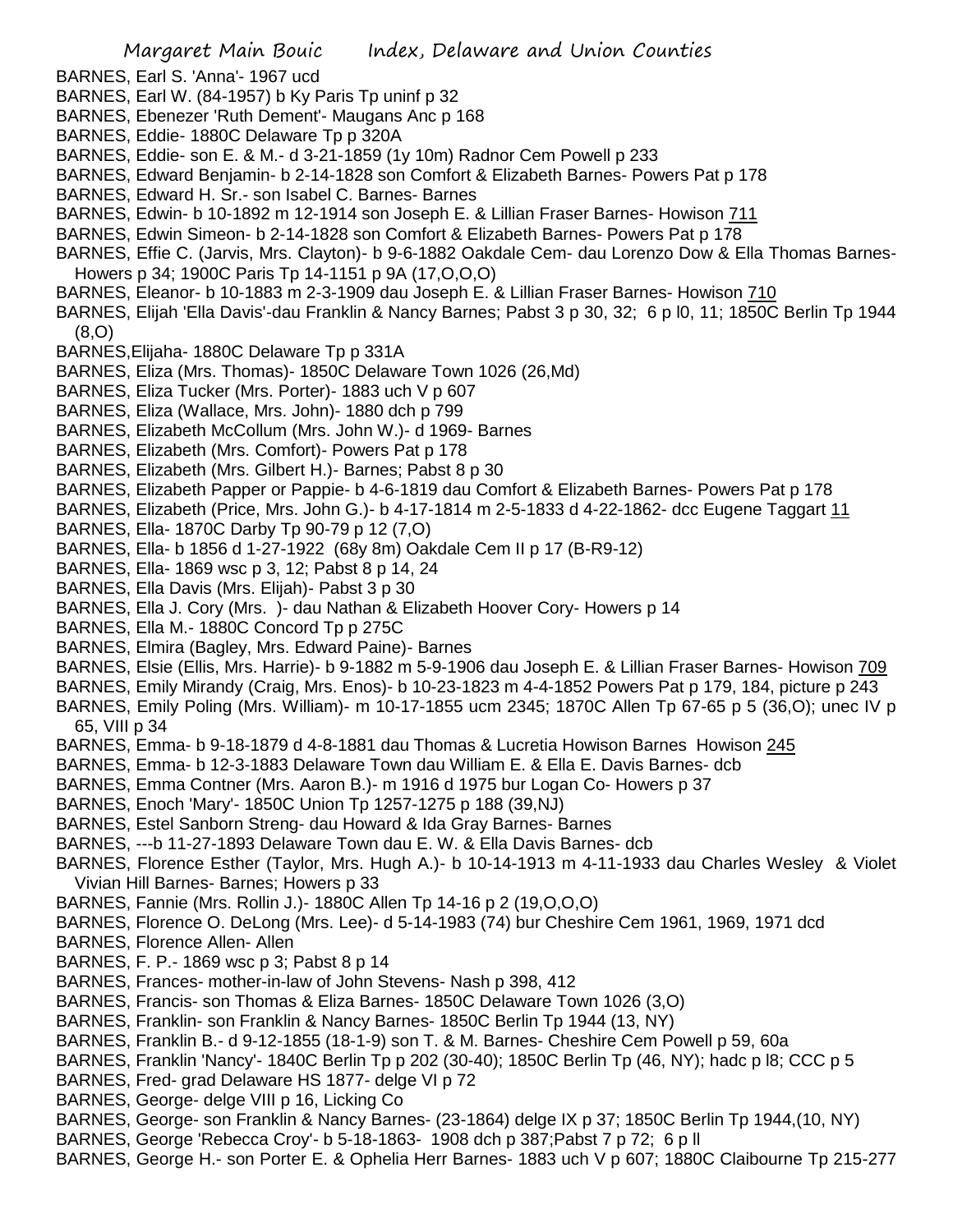BARNES, Earl S. 'Anna'- 1967 ucd
BARNES, Earl W. (84-1957) b Ky Paris Tp uninf p 32
BARNES, Ebenezer 'Ruth Dement'- Maugans Anc p 168
BARNES, Eddie- 1880C Delaware Tp p 320A
BARNES, Eddie- son E. & M.- d 3-21-1859 (1y 10m) Radnor Cem Powell p 233
BARNES, Edward Benjamin- b 2-14-1828 son Comfort & Elizabeth Barnes- Powers Pat p 178
BARNES, Edward H. Sr.- son Isabel C. Barnes- Barnes
BARNES, Edwin- b 10-1892 m 12-1914 son Joseph E. & Lillian Fraser Barnes- Howison 711
BARNES, Edwin Simeon- b 2-14-1828 son Comfort & Elizabeth Barnes- Powers Pat p 178
BARNES, Effie C. (Jarvis, Mrs. Clayton)- b 9-6-1882 Oakdale Cem- dau Lorenzo Dow & Ella Thomas Barnes- Howers p 34; 1900C Paris Tp 14-1151 p 9A (17,O,O,O)
BARNES, Eleanor- b 10-1883 m 2-3-1909 dau Joseph E. & Lillian Fraser Barnes- Howison 710
BARNES, Elijah 'Ella Davis'-dau Franklin & Nancy Barnes; Pabst 3 p 30, 32; 6 p l0, 11; 1850C Berlin Tp 1944 (8,O)
BARNES,Elijaha- 1880C Delaware Tp p 331A
BARNES, Eliza (Mrs. Thomas)- 1850C Delaware Town 1026 (26,Md)
BARNES, Eliza Tucker (Mrs. Porter)- 1883 uch V p 607
BARNES, Eliza (Wallace, Mrs. John)- 1880 dch p 799
BARNES, Elizabeth McCollum (Mrs. John W.)- d 1969- Barnes
BARNES, Elizabeth (Mrs. Comfort)- Powers Pat p 178
BARNES, Elizabeth (Mrs. Gilbert H.)- Barnes; Pabst 8 p 30
BARNES, Elizabeth Papper or Pappie- b 4-6-1819 dau Comfort & Elizabeth Barnes- Powers Pat p 178
BARNES, Elizabeth (Price, Mrs. John G.)- b 4-17-1814 m 2-5-1833 d 4-22-1862- dcc Eugene Taggart 11
BARNES, Ella- 1870C Darby Tp 90-79 p 12 (7,O)
BARNES, Ella- b 1856 d 1-27-1922 (68y 8m) Oakdale Cem II p 17 (B-R9-12)
BARNES, Ella- 1869 wsc p 3, 12; Pabst 8 p 14, 24
BARNES, Ella Davis (Mrs. Elijah)- Pabst 3 p 30
BARNES, Ella J. Cory (Mrs. )- dau Nathan & Elizabeth Hoover Cory- Howers p 14
BARNES, Ella M.- 1880C Concord Tp p 275C
BARNES, Elmira (Bagley, Mrs. Edward Paine)- Barnes
BARNES, Elsie (Ellis, Mrs. Harrie)- b 9-1882 m 5-9-1906 dau Joseph E. & Lillian Fraser Barnes- Howison 709
BARNES, Emily Mirandy (Craig, Mrs. Enos)- b 10-23-1823 m 4-4-1852 Powers Pat p 179, 184, picture p 243
BARNES, Emily Poling (Mrs. William)- m 10-17-1855 ucm 2345; 1870C Allen Tp 67-65 p 5 (36,O); unec IV p 65, VIII p 34
BARNES, Emma- b 9-18-1879 d 4-8-1881 dau Thomas & Lucretia Howison Barnes Howison 245
BARNES, Emma- b 12-3-1883 Delaware Town dau William E. & Ella E. Davis Barnes- dcb
BARNES, Emma Contner (Mrs. Aaron B.)- m 1916 d 1975 bur Logan Co- Howers p 37
BARNES, Enoch 'Mary'- 1850C Union Tp 1257-1275 p 188 (39,NJ)
BARNES, Estel Sanborn Streng- dau Howard & Ida Gray Barnes- Barnes
BARNES, ---b 11-27-1893 Delaware Town dau E. W. & Ella Davis Barnes- dcb
BARNES, Florence Esther (Taylor, Mrs. Hugh A.)- b 10-14-1913 m 4-11-1933 dau Charles Wesley & Violet Vivian Hill Barnes- Barnes; Howers p 33
BARNES, Fannie (Mrs. Rollin J.)- 1880C Allen Tp 14-16 p 2 (19,O,O,O)
BARNES, Florence O. DeLong (Mrs. Lee)- d 5-14-1983 (74) bur Cheshire Cem 1961, 1969, 1971 dcd
BARNES, Florence Allen- Allen
BARNES, F. P.- 1869 wsc p 3; Pabst 8 p 14
BARNES, Frances- mother-in-law of John Stevens- Nash p 398, 412
BARNES, Francis- son Thomas & Eliza Barnes- 1850C Delaware Town 1026 (3,O)
BARNES, Franklin- son Franklin & Nancy Barnes- 1850C Berlin Tp 1944 (13, NY)
BARNES, Franklin B.- d 9-12-1855 (18-1-9) son T. & M. Barnes- Cheshire Cem Powell p 59, 60a
BARNES, Franklin 'Nancy'- 1840C Berlin Tp p 202 (30-40); 1850C Berlin Tp (46, NY); hadc p l8; CCC p 5
BARNES, Fred- grad Delaware HS 1877- delge VI p 72
BARNES, George- delge VIII p 16, Licking Co
BARNES, George- son Franklin & Nancy Barnes- (23-1864) delge IX p 37; 1850C Berlin Tp 1944,(10, NY)
BARNES, George 'Rebecca Croy'- b 5-18-1863- 1908 dch p 387;Pabst 7 p 72; 6 p ll
BARNES, George H.- son Porter E. & Ophelia Herr Barnes- 1883 uch V p 607; 1880C Claibourne Tp 215-277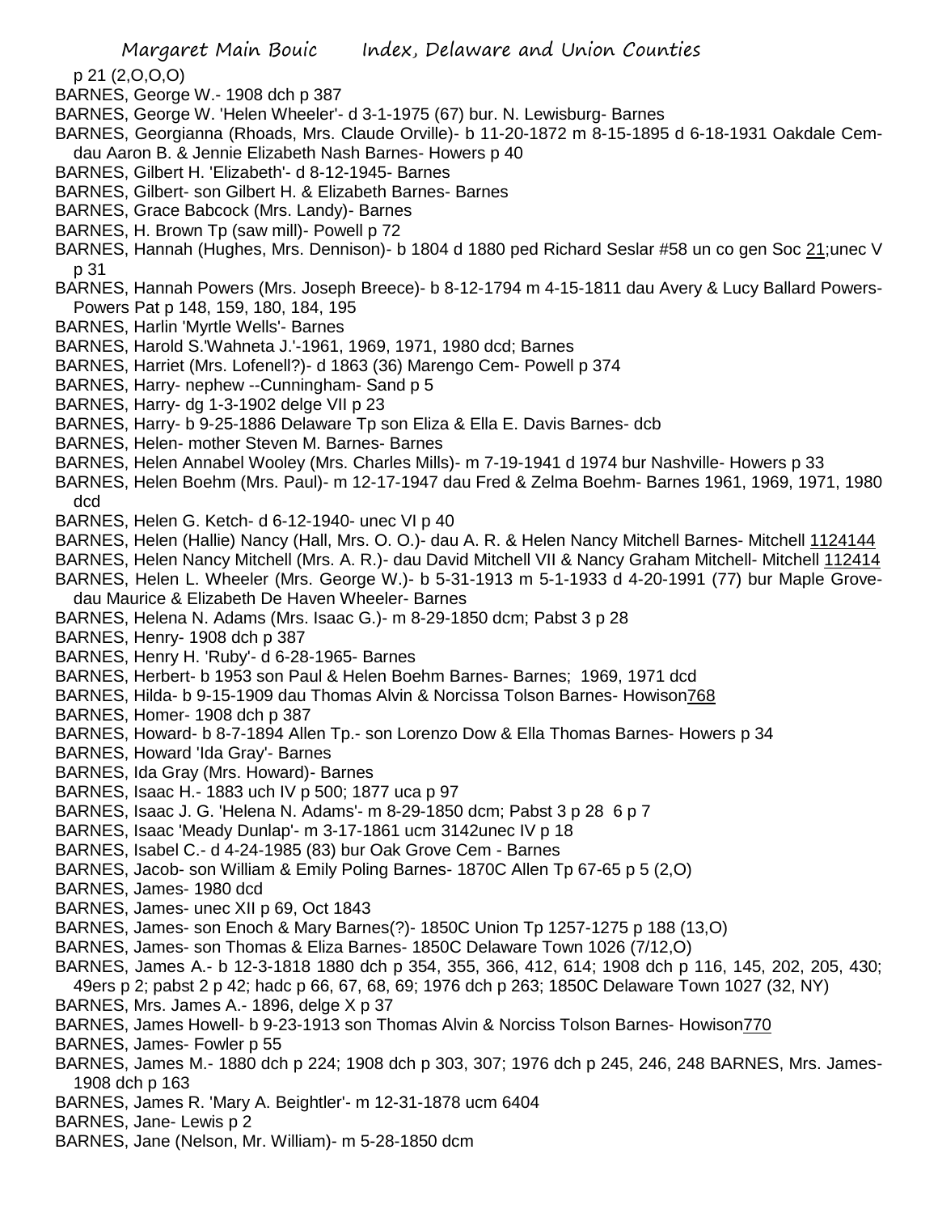p 21 (2,O,O,O)

BARNES, George W.- 1908 dch p 387

BARNES, George W. 'Helen Wheeler'- d 3-1-1975 (67) bur. N. Lewisburg- Barnes

BARNES, Georgianna (Rhoads, Mrs. Claude Orville)- b 11-20-1872 m 8-15-1895 d 6-18-1931 Oakdale Cem- dau Aaron B. & Jennie Elizabeth Nash Barnes- Howers p 40

BARNES, Gilbert H. 'Elizabeth'- d 8-12-1945- Barnes

BARNES, Gilbert- son Gilbert H. & Elizabeth Barnes- Barnes

BARNES, Grace Babcock (Mrs. Landy)- Barnes

BARNES, H. Brown Tp (saw mill)- Powell p 72

BARNES, Hannah (Hughes, Mrs. Dennison)- b 1804 d 1880 ped Richard Seslar #58 un co gen Soc 21;unec V p 31

BARNES, Hannah Powers (Mrs. Joseph Breece)- b 8-12-1794 m 4-15-1811 dau Avery & Lucy Ballard Powers- Powers Pat p 148, 159, 180, 184, 195

BARNES, Harlin 'Myrtle Wells'- Barnes

BARNES, Harold S.'Wahneta J.'-1961, 1969, 1971, 1980 dcd; Barnes

BARNES, Harriet (Mrs. Lofenell?)- d 1863 (36) Marengo Cem- Powell p 374

BARNES, Harry- nephew --Cunningham- Sand p 5

BARNES, Harry- dg 1-3-1902 delge VII p 23

BARNES, Harry- b 9-25-1886 Delaware Tp son Eliza & Ella E. Davis Barnes- dcb

BARNES, Helen- mother Steven M. Barnes- Barnes

BARNES, Helen Annabel Wooley (Mrs. Charles Mills)- m 7-19-1941 d 1974 bur Nashville- Howers p 33

BARNES, Helen Boehm (Mrs. Paul)- m 12-17-1947 dau Fred & Zelma Boehm- Barnes 1961, 1969, 1971, 1980 dcd

BARNES, Helen G. Ketch- d 6-12-1940- unec VI p 40

BARNES, Helen (Hallie) Nancy (Hall, Mrs. O. O.)- dau A. R. & Helen Nancy Mitchell Barnes- Mitchell 1124144

BARNES, Helen Nancy Mitchell (Mrs. A. R.)- dau David Mitchell VII & Nancy Graham Mitchell- Mitchell 112414

BARNES, Helen L. Wheeler (Mrs. George W.)- b 5-31-1913 m 5-1-1933 d 4-20-1991 (77) bur Maple Grove- dau Maurice & Elizabeth De Haven Wheeler- Barnes

BARNES, Helena N. Adams (Mrs. Isaac G.)- m 8-29-1850 dcm; Pabst 3 p 28

BARNES, Henry- 1908 dch p 387

BARNES, Henry H. 'Ruby'- d 6-28-1965- Barnes

BARNES, Herbert- b 1953 son Paul & Helen Boehm Barnes- Barnes; 1969, 1971 dcd

BARNES, Hilda- b 9-15-1909 dau Thomas Alvin & Norcissa Tolson Barnes- Howison768

BARNES, Homer- 1908 dch p 387

BARNES, Howard- b 8-7-1894 Allen Tp.- son Lorenzo Dow & Ella Thomas Barnes- Howers p 34

BARNES, Howard 'Ida Gray'- Barnes

BARNES, Ida Gray (Mrs. Howard)- Barnes

BARNES, Isaac H.- 1883 uch IV p 500; 1877 uca p 97

BARNES, Isaac J. G. 'Helena N. Adams'- m 8-29-1850 dcm; Pabst 3 p 28 6 p 7

BARNES, Isaac 'Meady Dunlap'- m 3-17-1861 ucm 3142unec IV p 18

BARNES, Isabel C.- d 4-24-1985 (83) bur Oak Grove Cem - Barnes

BARNES, Jacob- son William & Emily Poling Barnes- 1870C Allen Tp 67-65 p 5 (2,O)

BARNES, James- 1980 dcd

BARNES, James- unec XII p 69, Oct 1843

BARNES, James- son Enoch & Mary Barnes(?)- 1850C Union Tp 1257-1275 p 188 (13,O)

BARNES, James- son Thomas & Eliza Barnes- 1850C Delaware Town 1026 (7/12,O)

BARNES, James A.- b 12-3-1818 1880 dch p 354, 355, 366, 412, 614; 1908 dch p 116, 145, 202, 205, 430; 49ers p 2; pabst 2 p 42; hadc p 66, 67, 68, 69; 1976 dch p 263; 1850C Delaware Town 1027 (32, NY)

BARNES, Mrs. James A.- 1896, delge X p 37

BARNES, James Howell- b 9-23-1913 son Thomas Alvin & Norciss Tolson Barnes- Howison770

BARNES, James- Fowler p 55

BARNES, James M.- 1880 dch p 224; 1908 dch p 303, 307; 1976 dch p 245, 246, 248 BARNES, Mrs. James- 1908 dch p 163

BARNES, James R. 'Mary A. Beightler'- m 12-31-1878 ucm 6404

BARNES, Jane- Lewis p 2

BARNES, Jane (Nelson, Mr. William)- m 5-28-1850 dcm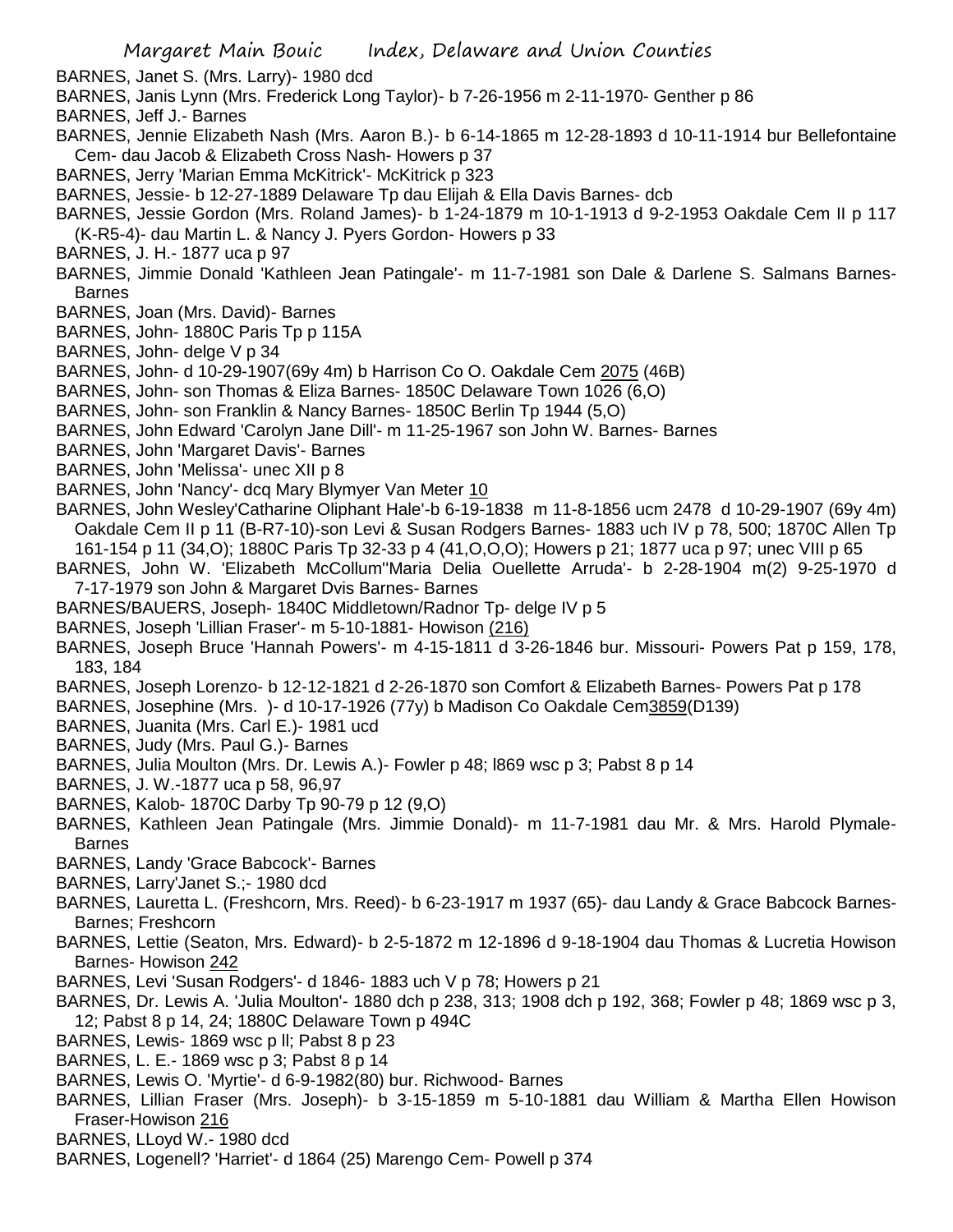BARNES, Janet S. (Mrs. Larry)- 1980 dcd

BARNES, Janis Lynn (Mrs. Frederick Long Taylor)- b 7-26-1956 m 2-11-1970- Genther p 86

BARNES, Jeff J.- Barnes

BARNES, Jennie Elizabeth Nash (Mrs. Aaron B.)- b 6-14-1865 m 12-28-1893 d 10-11-1914 bur Bellefontaine Cem- dau Jacob & Elizabeth Cross Nash- Howers p 37

BARNES, Jerry 'Marian Emma McKitrick'- McKitrick p 323

BARNES, Jessie- b 12-27-1889 Delaware Tp dau Elijah & Ella Davis Barnes- dcb

BARNES, Jessie Gordon (Mrs. Roland James)- b 1-24-1879 m 10-1-1913 d 9-2-1953 Oakdale Cem II p 117 (K-R5-4)- dau Martin L. & Nancy J. Pyers Gordon- Howers p 33

BARNES, J. H.- 1877 uca p 97

BARNES, Jimmie Donald 'Kathleen Jean Patingale'- m 11-7-1981 son Dale & Darlene S. Salmans Barnes- Barnes

BARNES, Joan (Mrs. David)- Barnes

BARNES, John- 1880C Paris Tp p 115A

BARNES, John- delge V p 34

BARNES, John- d 10-29-1907(69y 4m) b Harrison Co O. Oakdale Cem 2075 (46B)

BARNES, John- son Thomas & Eliza Barnes- 1850C Delaware Town 1026 (6,O)

BARNES, John- son Franklin & Nancy Barnes- 1850C Berlin Tp 1944 (5,O)

BARNES, John Edward 'Carolyn Jane Dill'- m 11-25-1967 son John W. Barnes- Barnes

BARNES, John 'Margaret Davis'- Barnes

BARNES, John 'Melissa'- unec XII p 8

BARNES, John 'Nancy'- dcq Mary Blymyer Van Meter 10

BARNES, John Wesley'Catharine Oliphant Hale'-b 6-19-1838 m 11-8-1856 ucm 2478 d 10-29-1907 (69y 4m) Oakdale Cem II p 11 (B-R7-10)-son Levi & Susan Rodgers Barnes- 1883 uch IV p 78, 500; 1870C Allen Tp 161-154 p 11 (34,O); 1880C Paris Tp 32-33 p 4 (41,O,O,O); Howers p 21; 1877 uca p 97; unec VIII p 65

BARNES, John W. 'Elizabeth McCollum''Maria Delia Ouellette Arruda'- b 2-28-1904 m(2) 9-25-1970 d 7-17-1979 son John & Margaret Dvis Barnes- Barnes

BARNES/BAUERS, Joseph- 1840C Middletown/Radnor Tp- delge IV p 5

BARNES, Joseph 'Lillian Fraser'- m 5-10-1881- Howison (216)

BARNES, Joseph Bruce 'Hannah Powers'- m 4-15-1811 d 3-26-1846 bur. Missouri- Powers Pat p 159, 178, 183, 184

BARNES, Joseph Lorenzo- b 12-12-1821 d 2-26-1870 son Comfort & Elizabeth Barnes- Powers Pat p 178

BARNES, Josephine (Mrs. )- d 10-17-1926 (77y) b Madison Co Oakdale Cem3859(D139)

BARNES, Juanita (Mrs. Carl E.)- 1981 ucd

BARNES, Judy (Mrs. Paul G.)- Barnes

BARNES, Julia Moulton (Mrs. Dr. Lewis A.)- Fowler p 48; l869 wsc p 3; Pabst 8 p 14

BARNES, J. W.-1877 uca p 58, 96,97

BARNES, Kalob- 1870C Darby Tp 90-79 p 12 (9,O)

BARNES, Kathleen Jean Patingale (Mrs. Jimmie Donald)- m 11-7-1981 dau Mr. & Mrs. Harold Plymale- Barnes

BARNES, Landy 'Grace Babcock'- Barnes

BARNES, Larry'Janet S.;- 1980 dcd

BARNES, Lauretta L. (Freshcorn, Mrs. Reed)- b 6-23-1917 m 1937 (65)- dau Landy & Grace Babcock Barnes- Barnes; Freshcorn

BARNES, Lettie (Seaton, Mrs. Edward)- b 2-5-1872 m 12-1896 d 9-18-1904 dau Thomas & Lucretia Howison Barnes- Howison 242

BARNES, Levi 'Susan Rodgers'- d 1846- 1883 uch V p 78; Howers p 21

BARNES, Dr. Lewis A. 'Julia Moulton'- 1880 dch p 238, 313; 1908 dch p 192, 368; Fowler p 48; 1869 wsc p 3, 12; Pabst 8 p 14, 24; 1880C Delaware Town p 494C

BARNES, Lewis- 1869 wsc p ll; Pabst 8 p 23

BARNES, L. E.- 1869 wsc p 3; Pabst 8 p 14

BARNES, Lewis O. 'Myrtie'- d 6-9-1982(80) bur. Richwood- Barnes

BARNES, Lillian Fraser (Mrs. Joseph)- b 3-15-1859 m 5-10-1881 dau William & Martha Ellen Howison Fraser-Howison 216

BARNES, LLoyd W.- 1980 dcd

BARNES, Logenell? 'Harriet'- d 1864 (25) Marengo Cem- Powell p 374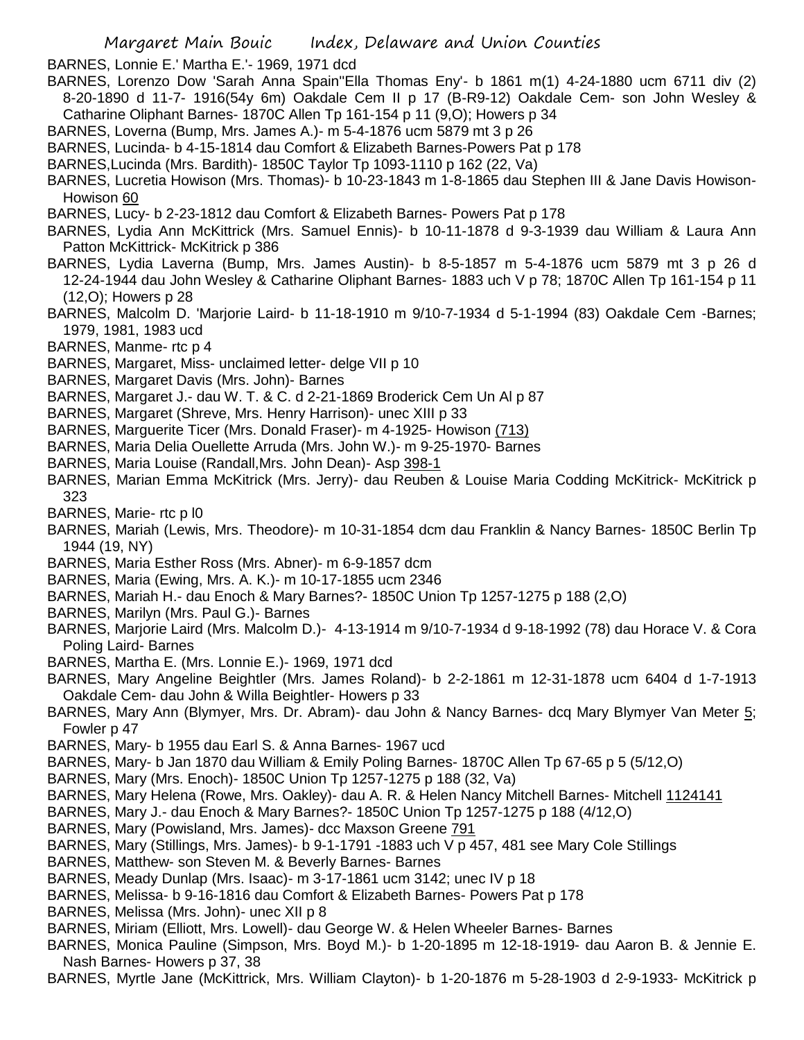BARNES, Lonnie E.' Martha E.'- 1969, 1971 dcd

BARNES, Lorenzo Dow 'Sarah Anna Spain''Ella Thomas Eny'- b 1861 m(1) 4-24-1880 ucm 6711 div (2) 8-20-1890 d 11-7- 1916(54y 6m) Oakdale Cem II p 17 (B-R9-12) Oakdale Cem- son John Wesley & Catharine Oliphant Barnes- 1870C Allen Tp 161-154 p 11 (9,O); Howers p 34

BARNES, Loverna (Bump, Mrs. James A.)- m 5-4-1876 ucm 5879 mt 3 p 26

BARNES, Lucinda- b 4-15-1814 dau Comfort & Elizabeth Barnes-Powers Pat p 178

BARNES,Lucinda (Mrs. Bardith)- 1850C Taylor Tp 1093-1110 p 162 (22, Va)

BARNES, Lucretia Howison (Mrs. Thomas)- b 10-23-1843 m 1-8-1865 dau Stephen III & Jane Davis Howison- Howison 60

BARNES, Lucy- b 2-23-1812 dau Comfort & Elizabeth Barnes- Powers Pat p 178

BARNES, Lydia Ann McKittrick (Mrs. Samuel Ennis)- b 10-11-1878 d 9-3-1939 dau William & Laura Ann Patton McKittrick- McKittrick p 386

BARNES, Lydia Laverna (Bump, Mrs. James Austin)- b 8-5-1857 m 5-4-1876 ucm 5879 mt 3 p 26 d 12-24-1944 dau John Wesley & Catharine Oliphant Barnes- 1883 uch V p 78; 1870C Allen Tp 161-154 p 11 (12,O); Howers p 28

BARNES, Malcolm D. 'Marjorie Laird- b 11-18-1910 m 9/10-7-1934 d 5-1-1994 (83) Oakdale Cem -Barnes; 1979, 1981, 1983 ucd

BARNES, Manme- rtc p 4

BARNES, Margaret, Miss- unclaimed letter- delge VII p 10

BARNES, Margaret Davis (Mrs. John)- Barnes

BARNES, Margaret J.- dau W. T. & C. d 2-21-1869 Broderick Cem Un Al p 87

BARNES, Margaret (Shreve, Mrs. Henry Harrison)- unec XIII p 33

BARNES, Marguerite Ticer (Mrs. Donald Fraser)- m 4-1925- Howison (713)

BARNES, Maria Delia Ouellette Arruda (Mrs. John W.)- m 9-25-1970- Barnes

BARNES, Maria Louise (Randall,Mrs. John Dean)- Asp 398-1

BARNES, Marian Emma McKitrick (Mrs. Jerry)- dau Reuben & Louise Maria Codding McKitrick- McKitrick p 323

BARNES, Marie- rtc p l0

BARNES, Mariah (Lewis, Mrs. Theodore)- m 10-31-1854 dcm dau Franklin & Nancy Barnes- 1850C Berlin Tp 1944 (19, NY)

BARNES, Maria Esther Ross (Mrs. Abner)- m 6-9-1857 dcm

BARNES, Maria (Ewing, Mrs. A. K.)- m 10-17-1855 ucm 2346

BARNES, Mariah H.- dau Enoch & Mary Barnes?- 1850C Union Tp 1257-1275 p 188 (2,O)

BARNES, Marilyn (Mrs. Paul G.)- Barnes

BARNES, Marjorie Laird (Mrs. Malcolm D.)- 4-13-1914 m 9/10-7-1934 d 9-18-1992 (78) dau Horace V. & Cora Poling Laird- Barnes

BARNES, Martha E. (Mrs. Lonnie E.)- 1969, 1971 dcd

BARNES, Mary Angeline Beightler (Mrs. James Roland)- b 2-2-1861 m 12-31-1878 ucm 6404 d 1-7-1913 Oakdale Cem- dau John & Willa Beightler- Howers p 33

BARNES, Mary Ann (Blymyer, Mrs. Dr. Abram)- dau John & Nancy Barnes- dcq Mary Blymyer Van Meter 5; Fowler p 47

BARNES, Mary- b 1955 dau Earl S. & Anna Barnes- 1967 ucd

BARNES, Mary- b Jan 1870 dau William & Emily Poling Barnes- 1870C Allen Tp 67-65 p 5 (5/12,O)

BARNES, Mary (Mrs. Enoch)- 1850C Union Tp 1257-1275 p 188 (32, Va)

BARNES, Mary Helena (Rowe, Mrs. Oakley)- dau A. R. & Helen Nancy Mitchell Barnes- Mitchell 1124141

BARNES, Mary J.- dau Enoch & Mary Barnes?- 1850C Union Tp 1257-1275 p 188 (4/12,O)

BARNES, Mary (Powisland, Mrs. James)- dcc Maxson Greene 791

BARNES, Mary (Stillings, Mrs. James)- b 9-1-1791 -1883 uch V p 457, 481 see Mary Cole Stillings

BARNES, Matthew- son Steven M. & Beverly Barnes- Barnes

BARNES, Meady Dunlap (Mrs. Isaac)- m 3-17-1861 ucm 3142; unec IV p 18

BARNES, Melissa- b 9-16-1816 dau Comfort & Elizabeth Barnes- Powers Pat p 178

BARNES, Melissa (Mrs. John)- unec XII p 8

BARNES, Miriam (Elliott, Mrs. Lowell)- dau George W. & Helen Wheeler Barnes- Barnes

BARNES, Monica Pauline (Simpson, Mrs. Boyd M.)- b 1-20-1895 m 12-18-1919- dau Aaron B. & Jennie E. Nash Barnes- Howers p 37, 38

BARNES, Myrtle Jane (McKittrick, Mrs. William Clayton)- b 1-20-1876 m 5-28-1903 d 2-9-1933- McKittrick p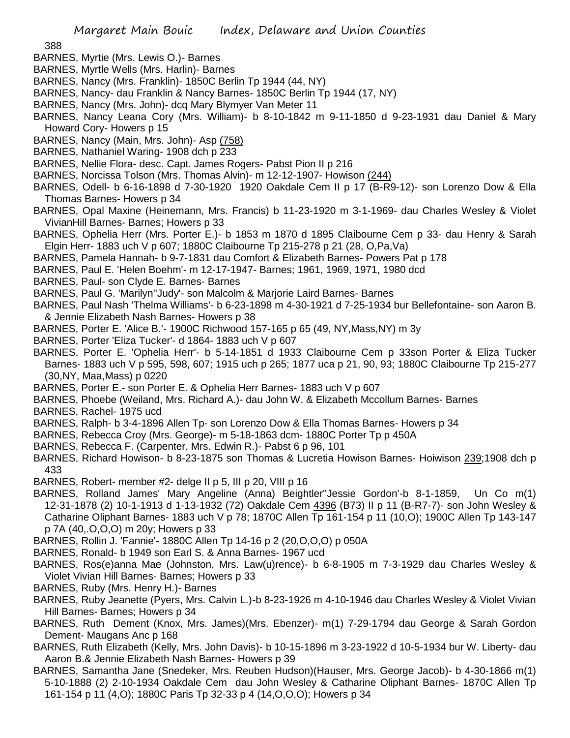BARNES, Myrtie (Mrs. Lewis O.)- Barnes

BARNES, Myrtle Wells (Mrs. Harlin)- Barnes

BARNES, Nancy (Mrs. Franklin)- 1850C Berlin Tp 1944 (44, NY)

BARNES, Nancy- dau Franklin & Nancy Barnes- 1850C Berlin Tp 1944 (17, NY)

BARNES, Nancy (Mrs. John)- dcq Mary Blymyer Van Meter 11

BARNES, Nancy Leana Cory (Mrs. William)- b 8-10-1842 m 9-11-1850 d 9-23-1931 dau Daniel & Mary Howard Cory- Howers p 15

BARNES, Nancy (Main, Mrs. John)- Asp (758)

BARNES, Nathaniel Waring- 1908 dch p 233

BARNES, Nellie Flora- desc. Capt. James Rogers- Pabst Pion II p 216

BARNES, Norcissa Tolson (Mrs. Thomas Alvin)- m 12-12-1907- Howison (244)

BARNES, Odell- b 6-16-1898 d 7-30-1920 1920 Oakdale Cem II p 17 (B-R9-12)- son Lorenzo Dow & Ella Thomas Barnes- Howers p 34

BARNES, Opal Maxine (Heinemann, Mrs. Francis) b 11-23-1920 m 3-1-1969- dau Charles Wesley & Violet VivianHill Barnes- Barnes; Howers p 33

BARNES, Ophelia Herr (Mrs. Porter E.)- b 1853 m 1870 d 1895 Claibourne Cem p 33- dau Henry & Sarah Elgin Herr- 1883 uch V p 607; 1880C Claibourne Tp 215-278 p 21 (28, O,Pa,Va)

BARNES, Pamela Hannah- b 9-7-1831 dau Comfort & Elizabeth Barnes- Powers Pat p 178

BARNES, Paul E. 'Helen Boehm'- m 12-17-1947- Barnes; 1961, 1969, 1971, 1980 dcd

BARNES, Paul- son Clyde E. Barnes- Barnes

BARNES, Paul G. 'Marilyn''Judy'- son Malcolm & Marjorie Laird Barnes- Barnes

BARNES, Paul Nash 'Thelma Williams'- b 6-23-1898 m 4-30-1921 d 7-25-1934 bur Bellefontaine- son Aaron B. & Jennie Elizabeth Nash Barnes- Howers p 38

BARNES, Porter E. 'Alice B.'- 1900C Richwood 157-165 p 65 (49, NY,Mass,NY) m 3y

BARNES, Porter 'Eliza Tucker'- d 1864- 1883 uch V p 607

BARNES, Porter E. 'Ophelia Herr'- b 5-14-1851 d 1933 Claibourne Cem p 33son Porter & Eliza Tucker Barnes- 1883 uch V p 595, 598, 607; 1915 uch p 265; 1877 uca p 21, 90, 93; 1880C Claibourne Tp 215-277 (30,NY, Maa,Mass) p 0220

BARNES, Porter E.- son Porter E. & Ophelia Herr Barnes- 1883 uch V p 607

BARNES, Phoebe (Weiland, Mrs. Richard A.)- dau John W. & Elizabeth Mccollum Barnes- Barnes

BARNES, Rachel- 1975 ucd

BARNES, Ralph- b 3-4-1896 Allen Tp- son Lorenzo Dow & Ella Thomas Barnes- Howers p 34

BARNES, Rebecca Croy (Mrs. George)- m 5-18-1863 dcm- 1880C Porter Tp p 450A

BARNES, Rebecca F. (Carpenter, Mrs. Edwin R.)- Pabst 6 p 96, 101

BARNES, Richard Howison- b 8-23-1875 son Thomas & Lucretia Howison Barnes- Hoiwison 239;1908 dch p 433

BARNES, Robert- member #2- delge II p 5, III p 20, VIII p 16

BARNES, Rolland James' Mary Angeline (Anna) Beightler''Jessie Gordon'-b 8-1-1859, Un Co m(1) 12-31-1878 (2) 10-1-1913 d 1-13-1932 (72) Oakdale Cem 4396 (B73) II p 11 (B-R7-7)- son John Wesley & Catharine Oliphant Barnes- 1883 uch V p 78; 1870C Allen Tp 161-154 p 11 (10,O); 1900C Allen Tp 143-147 p 7A (40,.O,O,O) m 20y; Howers p 33

BARNES, Rollin J. 'Fannie'- 1880C Allen Tp 14-16 p 2 (20,O,O,O) p 050A

BARNES, Ronald- b 1949 son Earl S. & Anna Barnes- 1967 ucd

BARNES, Ros(e)anna Mae (Johnston, Mrs. Law(u)rence)- b 6-8-1905 m 7-3-1929 dau Charles Wesley & Violet Vivian Hill Barnes- Barnes; Howers p 33

BARNES, Ruby (Mrs. Henry H.)- Barnes

BARNES, Ruby Jeanette (Pyers, Mrs. Calvin L.)-b 8-23-1926 m 4-10-1946 dau Charles Wesley & Violet Vivian Hill Barnes- Barnes; Howers p 34

BARNES, Ruth Dement (Knox, Mrs. James)(Mrs. Ebenzer)- m(1) 7-29-1794 dau George & Sarah Gordon Dement- Maugans Anc p 168

BARNES, Ruth Elizabeth (Kelly, Mrs. John Davis)- b 10-15-1896 m 3-23-1922 d 10-5-1934 bur W. Liberty- dau Aaron B.& Jennie Elizabeth Nash Barnes- Howers p 39

BARNES, Samantha Jane (Snedeker, Mrs. Reuben Hudson)(Hauser, Mrs. George Jacob)- b 4-30-1866 m(1) 5-10-1888 (2) 2-10-1934 Oakdale Cem dau John Wesley & Catharine Oliphant Barnes- 1870C Allen Tp 161-154 p 11 (4,O); 1880C Paris Tp 32-33 p 4 (14,O,O,O); Howers p 34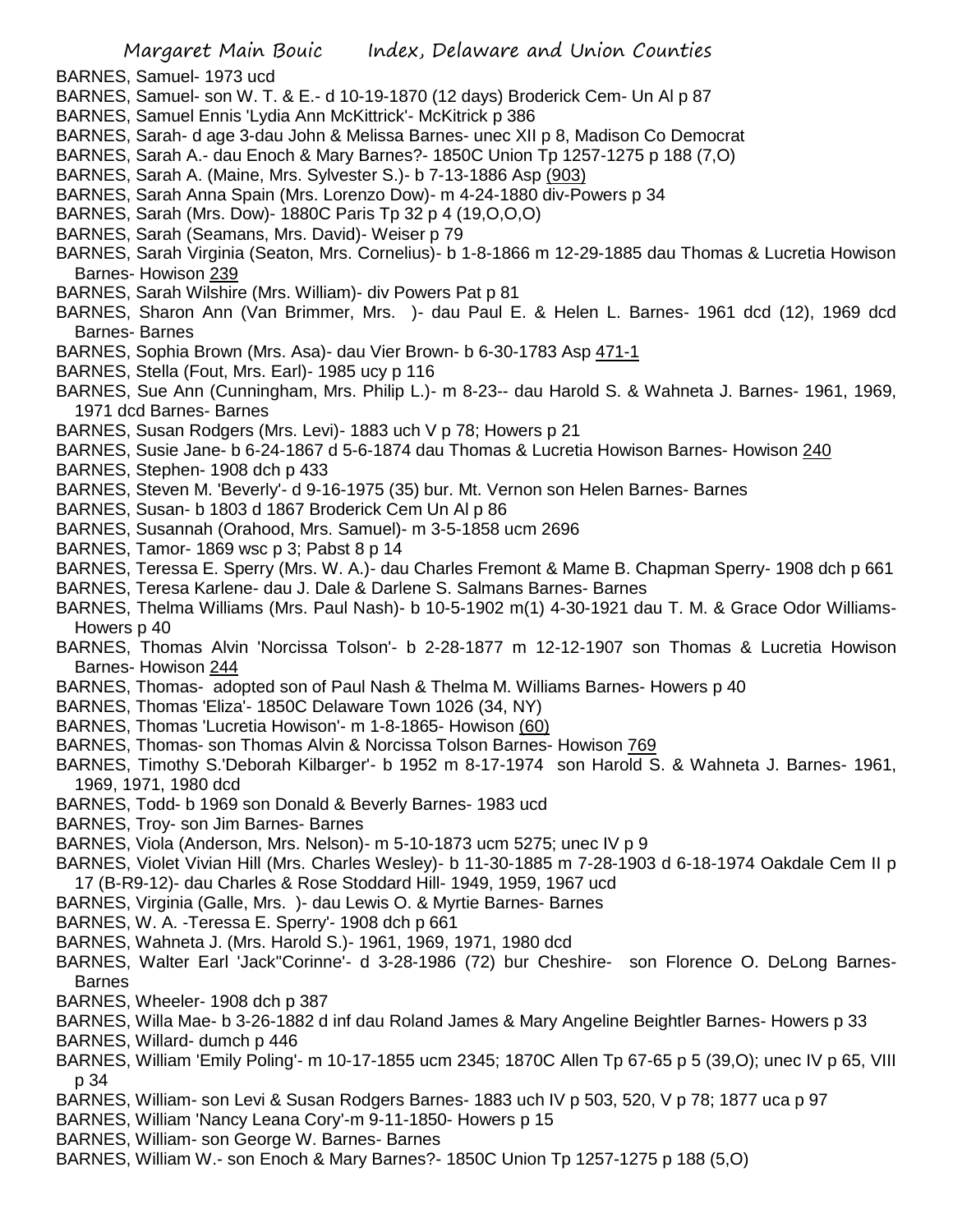BARNES, Samuel- 1973 ucd

BARNES, Samuel- son W. T. & E.- d 10-19-1870 (12 days) Broderick Cem- Un Al p 87

BARNES, Samuel Ennis 'Lydia Ann McKittrick'- McKitrick p 386

BARNES, Sarah- d age 3-dau John & Melissa Barnes- unec XII p 8, Madison Co Democrat

BARNES, Sarah A.- dau Enoch & Mary Barnes?- 1850C Union Tp 1257-1275 p 188 (7,O)

BARNES, Sarah A. (Maine, Mrs. Sylvester S.)- b 7-13-1886 Asp (903)

BARNES, Sarah Anna Spain (Mrs. Lorenzo Dow)- m 4-24-1880 div-Powers p 34

BARNES, Sarah (Mrs. Dow)- 1880C Paris Tp 32 p 4 (19,O,O,O)

BARNES, Sarah (Seamans, Mrs. David)- Weiser p 79

BARNES, Sarah Virginia (Seaton, Mrs. Cornelius)- b 1-8-1866 m 12-29-1885 dau Thomas & Lucretia Howison Barnes- Howison 239

BARNES, Sarah Wilshire (Mrs. William)- div Powers Pat p 81

BARNES, Sharon Ann (Van Brimmer, Mrs. )- dau Paul E. & Helen L. Barnes- 1961 dcd (12), 1969 dcd Barnes- Barnes

BARNES, Sophia Brown (Mrs. Asa)- dau Vier Brown- b 6-30-1783 Asp 471-1

BARNES, Stella (Fout, Mrs. Earl)- 1985 ucy p 116

BARNES, Sue Ann (Cunningham, Mrs. Philip L.)- m 8-23-- dau Harold S. & Wahneta J. Barnes- 1961, 1969, 1971 dcd Barnes- Barnes

BARNES, Susan Rodgers (Mrs. Levi)- 1883 uch V p 78; Howers p 21

BARNES, Susie Jane- b 6-24-1867 d 5-6-1874 dau Thomas & Lucretia Howison Barnes- Howison 240

BARNES, Stephen- 1908 dch p 433

BARNES, Steven M. 'Beverly'- d 9-16-1975 (35) bur. Mt. Vernon son Helen Barnes- Barnes

BARNES, Susan- b 1803 d 1867 Broderick Cem Un Al p 86

BARNES, Susannah (Orahood, Mrs. Samuel)- m 3-5-1858 ucm 2696

BARNES, Tamor- 1869 wsc p 3; Pabst 8 p 14

BARNES, Teressa E. Sperry (Mrs. W. A.)- dau Charles Fremont & Mame B. Chapman Sperry- 1908 dch p 661

BARNES, Teresa Karlene- dau J. Dale & Darlene S. Salmans Barnes- Barnes

BARNES, Thelma Williams (Mrs. Paul Nash)- b 10-5-1902 m(1) 4-30-1921 dau T. M. & Grace Odor Williams- Howers p 40

BARNES, Thomas Alvin 'Norcissa Tolson'- b 2-28-1877 m 12-12-1907 son Thomas & Lucretia Howison Barnes- Howison 244

BARNES, Thomas- adopted son of Paul Nash & Thelma M. Williams Barnes- Howers p 40

BARNES, Thomas 'Eliza'- 1850C Delaware Town 1026 (34, NY)

BARNES, Thomas 'Lucretia Howison'- m 1-8-1865- Howison (60)

BARNES, Thomas- son Thomas Alvin & Norcissa Tolson Barnes- Howison 769

BARNES, Timothy S.'Deborah Kilbarger'- b 1952 m 8-17-1974 son Harold S. & Wahneta J. Barnes- 1961, 1969, 1971, 1980 dcd

BARNES, Todd- b 1969 son Donald & Beverly Barnes- 1983 ucd

BARNES, Troy- son Jim Barnes- Barnes

BARNES, Viola (Anderson, Mrs. Nelson)- m 5-10-1873 ucm 5275; unec IV p 9

BARNES, Violet Vivian Hill (Mrs. Charles Wesley)- b 11-30-1885 m 7-28-1903 d 6-18-1974 Oakdale Cem II p 17 (B-R9-12)- dau Charles & Rose Stoddard Hill- 1949, 1959, 1967 ucd

BARNES, Virginia (Galle, Mrs. )- dau Lewis O. & Myrtie Barnes- Barnes

BARNES, W. A. -Teressa E. Sperry'- 1908 dch p 661

BARNES, Wahneta J. (Mrs. Harold S.)- 1961, 1969, 1971, 1980 dcd

BARNES, Walter Earl 'Jack''Corinne'- d 3-28-1986 (72) bur Cheshire- son Florence O. DeLong Barnes- Barnes

BARNES, Wheeler- 1908 dch p 387

BARNES, Willa Mae- b 3-26-1882 d inf dau Roland James & Mary Angeline Beightler Barnes- Howers p 33

BARNES, Willard- dumch p 446

BARNES, William 'Emily Poling'- m 10-17-1855 ucm 2345; 1870C Allen Tp 67-65 p 5 (39,O); unec IV p 65, VIII p 34

BARNES, William- son Levi & Susan Rodgers Barnes- 1883 uch IV p 503, 520, V p 78; 1877 uca p 97

BARNES, William 'Nancy Leana Cory'-m 9-11-1850- Howers p 15

BARNES, William- son George W. Barnes- Barnes

BARNES, William W.- son Enoch & Mary Barnes?- 1850C Union Tp 1257-1275 p 188 (5,O)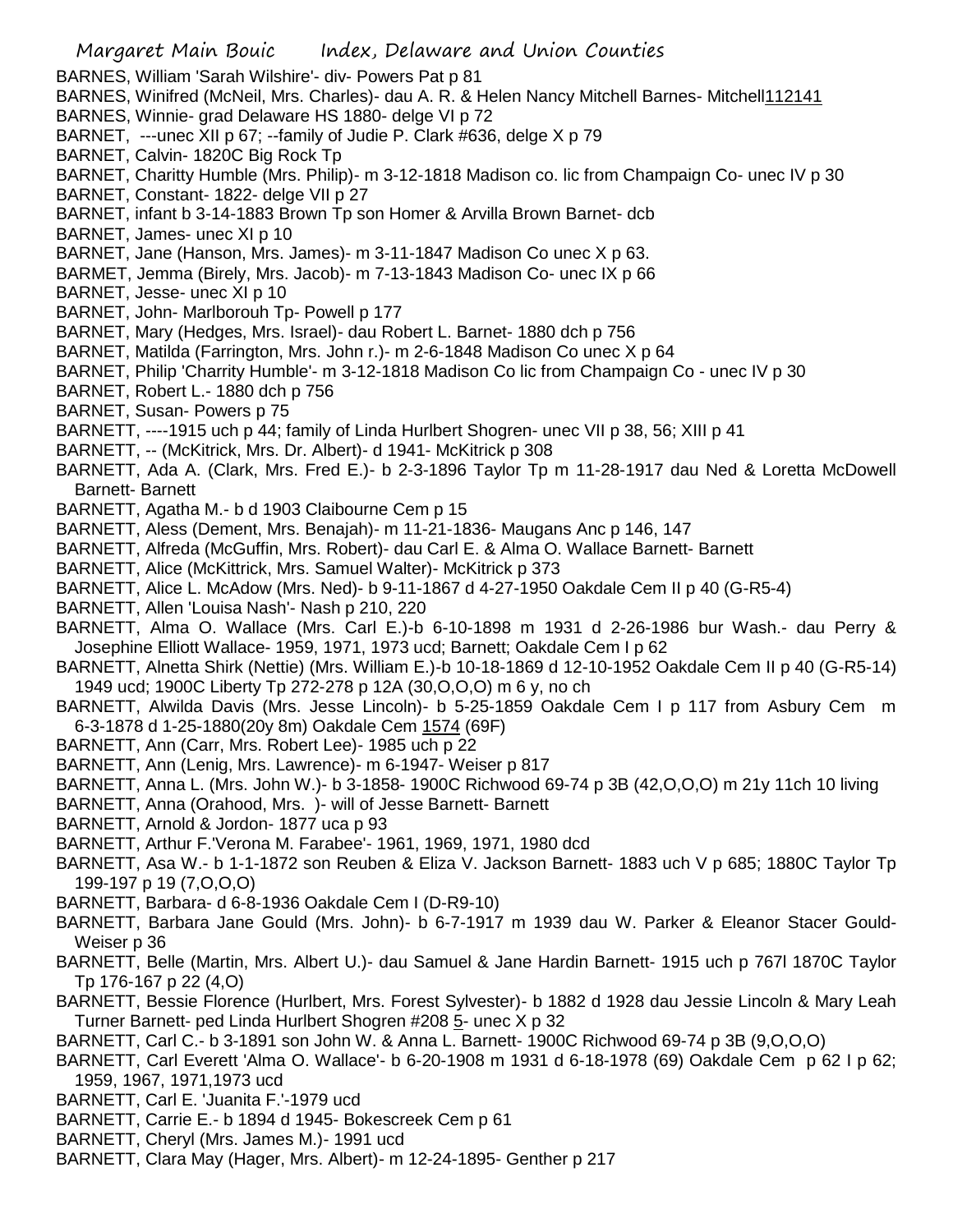BARNES, William 'Sarah Wilshire'- div- Powers Pat p 81

BARNES, Winifred (McNeil, Mrs. Charles)- dau A. R. & Helen Nancy Mitchell Barnes- Mitchell112141

BARNES, Winnie- grad Delaware HS 1880- delge VI p 72

BARNET, ---unec XII p 67; --family of Judie P. Clark #636, delge X p 79

BARNET, Calvin- 1820C Big Rock Tp

BARNET, Charitty Humble (Mrs. Philip)- m 3-12-1818 Madison co. lic from Champaign Co- unec IV p 30

BARNET, Constant- 1822- delge VII p 27

BARNET, infant b 3-14-1883 Brown Tp son Homer & Arvilla Brown Barnet- dcb

BARNET, James- unec XI p 10

BARNET, Jane (Hanson, Mrs. James)- m 3-11-1847 Madison Co unec X p 63.

BARMET, Jemma (Birely, Mrs. Jacob)- m 7-13-1843 Madison Co- unec IX p 66

BARNET, Jesse- unec XI p 10

BARNET, John- Marlborouh Tp- Powell p 177

BARNET, Mary (Hedges, Mrs. Israel)- dau Robert L. Barnet- 1880 dch p 756

BARNET, Matilda (Farrington, Mrs. John r.)- m 2-6-1848 Madison Co unec X p 64

BARNET, Philip 'Charrity Humble'- m 3-12-1818 Madison Co lic from Champaign Co - unec IV p 30

BARNET, Robert L.- 1880 dch p 756

BARNET, Susan- Powers p 75

BARNETT, ----1915 uch p 44; family of Linda Hurlbert Shogren- unec VII p 38, 56; XIII p 41

BARNETT, -- (McKitrick, Mrs. Dr. Albert)- d 1941- McKitrick p 308

BARNETT, Ada A. (Clark, Mrs. Fred E.)- b 2-3-1896 Taylor Tp m 11-28-1917 dau Ned & Loretta McDowell Barnett- Barnett

BARNETT, Agatha M.- b d 1903 Claibourne Cem p 15

BARNETT, Aless (Dement, Mrs. Benajah)- m 11-21-1836- Maugans Anc p 146, 147

BARNETT, Alfreda (McGuffin, Mrs. Robert)- dau Carl E. & Alma O. Wallace Barnett- Barnett

BARNETT, Alice (McKittrick, Mrs. Samuel Walter)- McKitrick p 373

BARNETT, Alice L. McAdow (Mrs. Ned)- b 9-11-1867 d 4-27-1950 Oakdale Cem II p 40 (G-R5-4)

BARNETT, Allen 'Louisa Nash'- Nash p 210, 220

BARNETT, Alma O. Wallace (Mrs. Carl E.)-b 6-10-1898 m 1931 d 2-26-1986 bur Wash.- dau Perry & Josephine Elliott Wallace- 1959, 1971, 1973 ucd; Barnett; Oakdale Cem I p 62

BARNETT, Alnetta Shirk (Nettie) (Mrs. William E.)-b 10-18-1869 d 12-10-1952 Oakdale Cem II p 40 (G-R5-14) 1949 ucd; 1900C Liberty Tp 272-278 p 12A (30,O,O,O) m 6 y, no ch

BARNETT, Alwilda Davis (Mrs. Jesse Lincoln)- b 5-25-1859 Oakdale Cem I p 117 from Asbury Cem m 6-3-1878 d 1-25-1880(20y 8m) Oakdale Cem 1574 (69F)

BARNETT, Ann (Carr, Mrs. Robert Lee)- 1985 uch p 22

BARNETT, Ann (Lenig, Mrs. Lawrence)- m 6-1947- Weiser p 817

BARNETT, Anna L. (Mrs. John W.)- b 3-1858- 1900C Richwood 69-74 p 3B (42,O,O,O) m 21y 11ch 10 living

BARNETT, Anna (Orahood, Mrs. )- will of Jesse Barnett- Barnett

BARNETT, Arnold & Jordon- 1877 uca p 93

BARNETT, Arthur F.'Verona M. Farabee'- 1961, 1969, 1971, 1980 dcd

BARNETT, Asa W.- b 1-1-1872 son Reuben & Eliza V. Jackson Barnett- 1883 uch V p 685; 1880C Taylor Tp 199-197 p 19 (7,O,O,O)

BARNETT, Barbara- d 6-8-1936 Oakdale Cem I (D-R9-10)

BARNETT, Barbara Jane Gould (Mrs. John)- b 6-7-1917 m 1939 dau W. Parker & Eleanor Stacer Gould- Weiser p 36

BARNETT, Belle (Martin, Mrs. Albert U.)- dau Samuel & Jane Hardin Barnett- 1915 uch p 767l 1870C Taylor Tp 176-167 p 22 (4,O)

BARNETT, Bessie Florence (Hurlbert, Mrs. Forest Sylvester)- b 1882 d 1928 dau Jessie Lincoln & Mary Leah Turner Barnett- ped Linda Hurlbert Shogren #208 5- unec X p 32

BARNETT, Carl C.- b 3-1891 son John W. & Anna L. Barnett- 1900C Richwood 69-74 p 3B (9,O,O,O)

BARNETT, Carl Everett 'Alma O. Wallace'- b 6-20-1908 m 1931 d 6-18-1978 (69) Oakdale Cem p 62 I p 62; 1959, 1967, 1971,1973 ucd

BARNETT, Carl E. 'Juanita F.'-1979 ucd

BARNETT, Carrie E.- b 1894 d 1945- Bokescreek Cem p 61

BARNETT, Cheryl (Mrs. James M.)- 1991 ucd

BARNETT, Clara May (Hager, Mrs. Albert)- m 12-24-1895- Genther p 217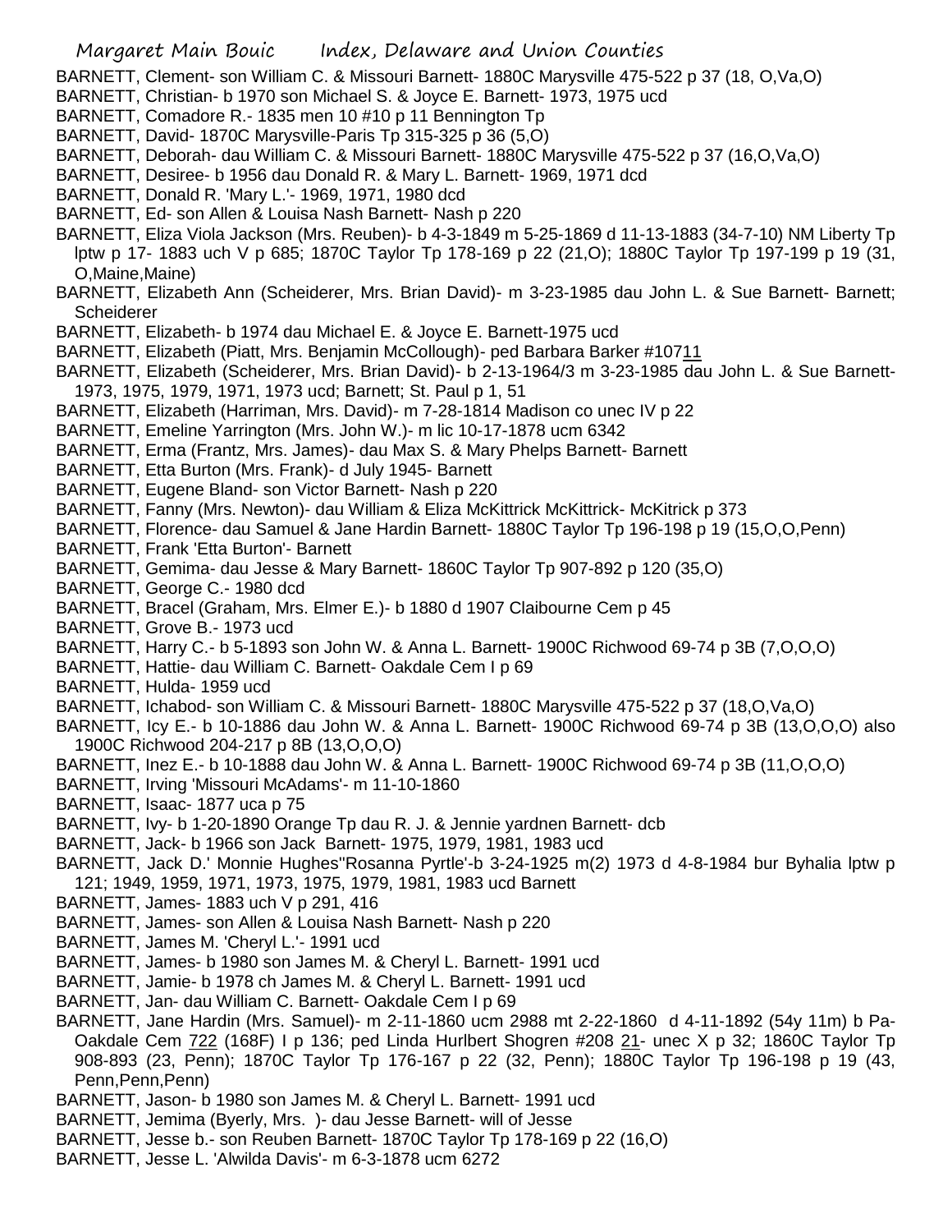BARNETT, Clement- son William C. & Missouri Barnett- 1880C Marysville 475-522 p 37 (18, O,Va,O)
BARNETT, Christian- b 1970 son Michael S. & Joyce E. Barnett- 1973, 1975 ucd
BARNETT, Comadore R.- 1835 men 10 #10 p 11 Bennington Tp
BARNETT, David- 1870C Marysville-Paris Tp 315-325 p 36 (5,O)
BARNETT, Deborah- dau William C. & Missouri Barnett- 1880C Marysville 475-522 p 37 (16,O,Va,O)
BARNETT, Desiree- b 1956 dau Donald R. & Mary L. Barnett- 1969, 1971 dcd
BARNETT, Donald R. 'Mary L.'- 1969, 1971, 1980 dcd
BARNETT, Ed- son Allen & Louisa Nash Barnett- Nash p 220
BARNETT, Eliza Viola Jackson (Mrs. Reuben)- b 4-3-1849 m 5-25-1869 d 11-13-1883 (34-7-10) NM Liberty Tp lptw p 17- 1883 uch V p 685; 1870C Taylor Tp 178-169 p 22 (21,O); 1880C Taylor Tp 197-199 p 19 (31, O,Maine,Maine)
BARNETT, Elizabeth Ann (Scheiderer, Mrs. Brian David)- m 3-23-1985 dau John L. & Sue Barnett- Barnett; Scheiderer
BARNETT, Elizabeth- b 1974 dau Michael E. & Joyce E. Barnett-1975 ucd
BARNETT, Elizabeth (Piatt, Mrs. Benjamin McCollough)- ped Barbara Barker #10711
BARNETT, Elizabeth (Scheiderer, Mrs. Brian David)- b 2-13-1964/3 m 3-23-1985 dau John L. & Sue Barnett- 1973, 1975, 1979, 1971, 1973 ucd; Barnett; St. Paul p 1, 51
BARNETT, Elizabeth (Harriman, Mrs. David)- m 7-28-1814 Madison co unec IV p 22
BARNETT, Emeline Yarrington (Mrs. John W.)- m lic 10-17-1878 ucm 6342
BARNETT, Erma (Frantz, Mrs. James)- dau Max S. & Mary Phelps Barnett- Barnett
BARNETT, Etta Burton (Mrs. Frank)- d July 1945- Barnett
BARNETT, Eugene Bland- son Victor Barnett- Nash p 220
BARNETT, Fanny (Mrs. Newton)- dau William & Eliza McKittrick McKittrick- McKitrick p 373
BARNETT, Florence- dau Samuel & Jane Hardin Barnett- 1880C Taylor Tp 196-198 p 19 (15,O,O,Penn)
BARNETT, Frank 'Etta Burton'- Barnett
BARNETT, Gemima- dau Jesse & Mary Barnett- 1860C Taylor Tp 907-892 p 120 (35,O)
BARNETT, George C.- 1980 dcd
BARNETT, Bracel (Graham, Mrs. Elmer E.)- b 1880 d 1907 Claibourne Cem p 45
BARNETT, Grove B.- 1973 ucd
BARNETT, Harry C.- b 5-1893 son John W. & Anna L. Barnett- 1900C Richwood 69-74 p 3B (7,O,O,O)
BARNETT, Hattie- dau William C. Barnett- Oakdale Cem I p 69
BARNETT, Hulda- 1959 ucd
BARNETT, Ichabod- son William C. & Missouri Barnett- 1880C Marysville 475-522 p 37 (18,O,Va,O)
BARNETT, Icy E.- b 10-1886 dau John W. & Anna L. Barnett- 1900C Richwood 69-74 p 3B (13,O,O,O) also 1900C Richwood 204-217 p 8B (13,O,O,O)
BARNETT, Inez E.- b 10-1888 dau John W. & Anna L. Barnett- 1900C Richwood 69-74 p 3B (11,O,O,O)
BARNETT, Irving 'Missouri McAdams'- m 11-10-1860
BARNETT, Isaac- 1877 uca p 75
BARNETT, Ivy- b 1-20-1890 Orange Tp dau R. J. & Jennie yardnen Barnett- dcb
BARNETT, Jack- b 1966 son Jack Barnett- 1975, 1979, 1981, 1983 ucd
BARNETT, Jack D.' Monnie Hughes''Rosanna Pyrtle'-b 3-24-1925 m(2) 1973 d 4-8-1984 bur Byhalia lptw p 121; 1949, 1959, 1971, 1973, 1975, 1979, 1981, 1983 ucd Barnett
BARNETT, James- 1883 uch V p 291, 416
BARNETT, James- son Allen & Louisa Nash Barnett- Nash p 220
BARNETT, James M. 'Cheryl L.'- 1991 ucd
BARNETT, James- b 1980 son James M. & Cheryl L. Barnett- 1991 ucd
BARNETT, Jamie- b 1978 ch James M. & Cheryl L. Barnett- 1991 ucd
BARNETT, Jan- dau William C. Barnett- Oakdale Cem I p 69
BARNETT, Jane Hardin (Mrs. Samuel)- m 2-11-1860 ucm 2988 mt 2-22-1860 d 4-11-1892 (54y 11m) b Pa- Oakdale Cem 722 (168F) I p 136; ped Linda Hurlbert Shogren #208 21- unec X p 32; 1860C Taylor Tp 908-893 (23, Penn); 1870C Taylor Tp 176-167 p 22 (32, Penn); 1880C Taylor Tp 196-198 p 19 (43, Penn,Penn,Penn)
BARNETT, Jason- b 1980 son James M. & Cheryl L. Barnett- 1991 ucd
BARNETT, Jemima (Byerly, Mrs. )- dau Jesse Barnett- will of Jesse
BARNETT, Jesse b.- son Reuben Barnett- 1870C Taylor Tp 178-169 p 22 (16,O)
BARNETT, Jesse L. 'Alwilda Davis'- m 6-3-1878 ucm 6272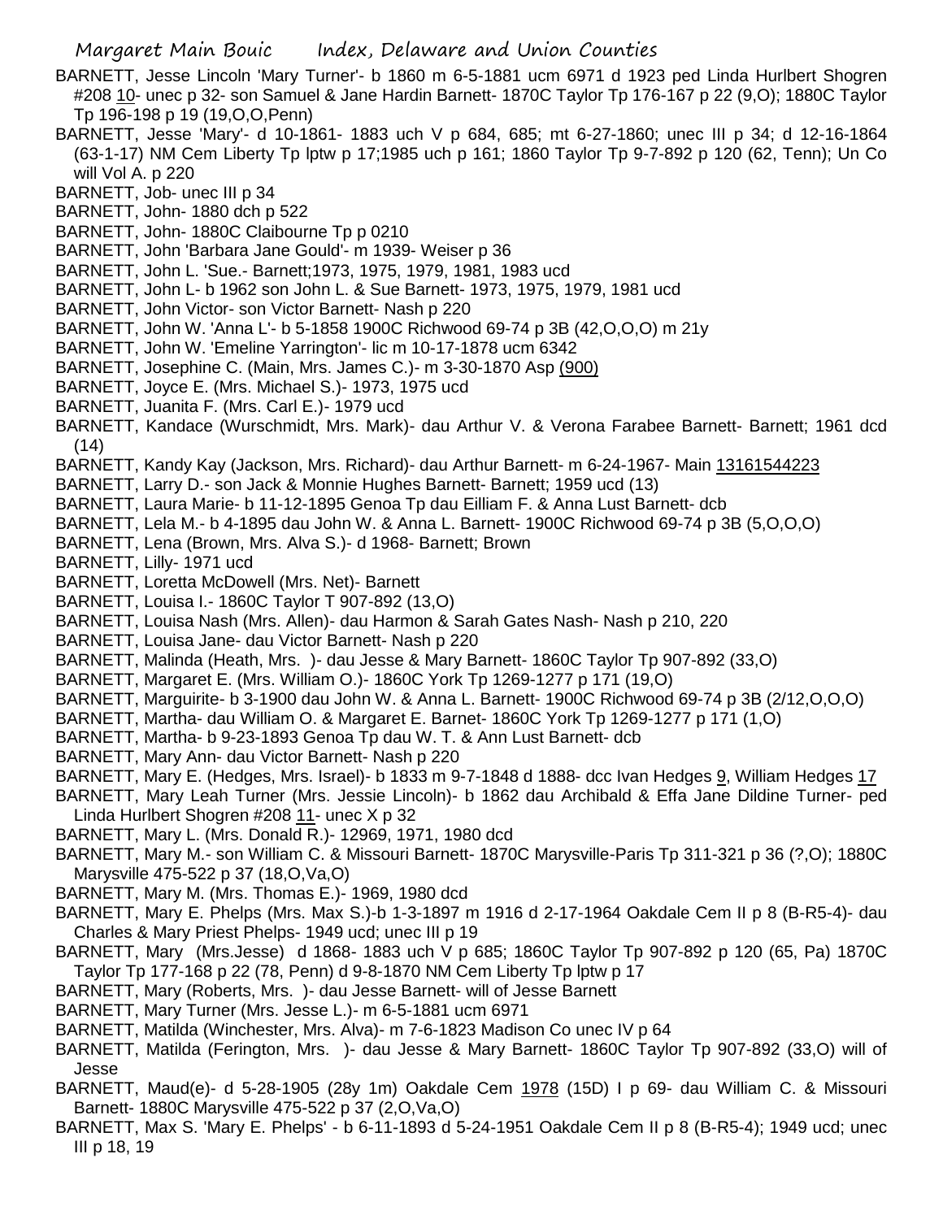BARNETT, Jesse Lincoln 'Mary Turner'- b 1860 m 6-5-1881 ucm 6971 d 1923 ped Linda Hurlbert Shogren #208 10- unec p 32- son Samuel & Jane Hardin Barnett- 1870C Taylor Tp 176-167 p 22 (9,O); 1880C Taylor Tp 196-198 p 19 (19,O,O,Penn)

BARNETT, Jesse 'Mary'- d 10-1861- 1883 uch V p 684, 685; mt 6-27-1860; unec III p 34; d 12-16-1864 (63-1-17) NM Cem Liberty Tp lptw p 17;1985 uch p 161; 1860 Taylor Tp 9-7-892 p 120 (62, Tenn); Un Co will Vol A. p 220

BARNETT, Job- unec III p 34

BARNETT, John- 1880 dch p 522

BARNETT, John- 1880C Claibourne Tp p 0210

BARNETT, John 'Barbara Jane Gould'- m 1939- Weiser p 36

BARNETT, John L. 'Sue.- Barnett;1973, 1975, 1979, 1981, 1983 ucd

BARNETT, John L- b 1962 son John L. & Sue Barnett- 1973, 1975, 1979, 1981 ucd

BARNETT, John Victor- son Victor Barnett- Nash p 220

BARNETT, John W. 'Anna L'- b 5-1858 1900C Richwood 69-74 p 3B (42,O,O,O) m 21y

BARNETT, John W. 'Emeline Yarrington'- lic m 10-17-1878 ucm 6342

BARNETT, Josephine C. (Main, Mrs. James C.)- m 3-30-1870 Asp (900)

BARNETT, Joyce E. (Mrs. Michael S.)- 1973, 1975 ucd

BARNETT, Juanita F. (Mrs. Carl E.)- 1979 ucd

BARNETT, Kandace (Wurschmidt, Mrs. Mark)- dau Arthur V. & Verona Farabee Barnett- Barnett; 1961 dcd (14)

BARNETT, Kandy Kay (Jackson, Mrs. Richard)- dau Arthur Barnett- m 6-24-1967- Main 13161544223

BARNETT, Larry D.- son Jack & Monnie Hughes Barnett- Barnett; 1959 ucd (13)

BARNETT, Laura Marie- b 11-12-1895 Genoa Tp dau Eilliam F. & Anna Lust Barnett- dcb

BARNETT, Lela M.- b 4-1895 dau John W. & Anna L. Barnett- 1900C Richwood 69-74 p 3B (5,O,O,O)

BARNETT, Lena (Brown, Mrs. Alva S.)- d 1968- Barnett; Brown

BARNETT, Lilly- 1971 ucd

BARNETT, Loretta McDowell (Mrs. Net)- Barnett

BARNETT, Louisa I.- 1860C Taylor T 907-892 (13,O)

BARNETT, Louisa Nash (Mrs. Allen)- dau Harmon & Sarah Gates Nash- Nash p 210, 220

BARNETT, Louisa Jane- dau Victor Barnett- Nash p 220

BARNETT, Malinda (Heath, Mrs. )- dau Jesse & Mary Barnett- 1860C Taylor Tp 907-892 (33,O)

BARNETT, Margaret E. (Mrs. William O.)- 1860C York Tp 1269-1277 p 171 (19,O)

BARNETT, Marguirite- b 3-1900 dau John W. & Anna L. Barnett- 1900C Richwood 69-74 p 3B (2/12,O,O,O)

BARNETT, Martha- dau William O. & Margaret E. Barnet- 1860C York Tp 1269-1277 p 171 (1,O)

BARNETT, Martha- b 9-23-1893 Genoa Tp dau W. T. & Ann Lust Barnett- dcb

BARNETT, Mary Ann- dau Victor Barnett- Nash p 220

BARNETT, Mary E. (Hedges, Mrs. Israel)- b 1833 m 9-7-1848 d 1888- dcc Ivan Hedges 9, William Hedges 17

BARNETT, Mary Leah Turner (Mrs. Jessie Lincoln)- b 1862 dau Archibald & Effa Jane Dildine Turner- ped Linda Hurlbert Shogren #208 11- unec X p 32

BARNETT, Mary L. (Mrs. Donald R.)- 12969, 1971, 1980 dcd

BARNETT, Mary M.- son William C. & Missouri Barnett- 1870C Marysville-Paris Tp 311-321 p 36 (?,O); 1880C Marysville 475-522 p 37 (18,O,Va,O)

BARNETT, Mary M. (Mrs. Thomas E.)- 1969, 1980 dcd

BARNETT, Mary E. Phelps (Mrs. Max S.)-b 1-3-1897 m 1916 d 2-17-1964 Oakdale Cem II p 8 (B-R5-4)- dau Charles & Mary Priest Phelps- 1949 ucd; unec III p 19

BARNETT, Mary (Mrs.Jesse) d 1868- 1883 uch V p 685; 1860C Taylor Tp 907-892 p 120 (65, Pa) 1870C Taylor Tp 177-168 p 22 (78, Penn) d 9-8-1870 NM Cem Liberty Tp lptw p 17

BARNETT, Mary (Roberts, Mrs. )- dau Jesse Barnett- will of Jesse Barnett

BARNETT, Mary Turner (Mrs. Jesse L.)- m 6-5-1881 ucm 6971

BARNETT, Matilda (Winchester, Mrs. Alva)- m 7-6-1823 Madison Co unec IV p 64

BARNETT, Matilda (Ferington, Mrs. )- dau Jesse & Mary Barnett- 1860C Taylor Tp 907-892 (33,O) will of Jesse

BARNETT, Maud(e)- d 5-28-1905 (28y 1m) Oakdale Cem 1978 (15D) I p 69- dau William C. & Missouri Barnett- 1880C Marysville 475-522 p 37 (2,O,Va,O)

BARNETT, Max S. 'Mary E. Phelps' - b 6-11-1893 d 5-24-1951 Oakdale Cem II p 8 (B-R5-4); 1949 ucd; unec III p 18, 19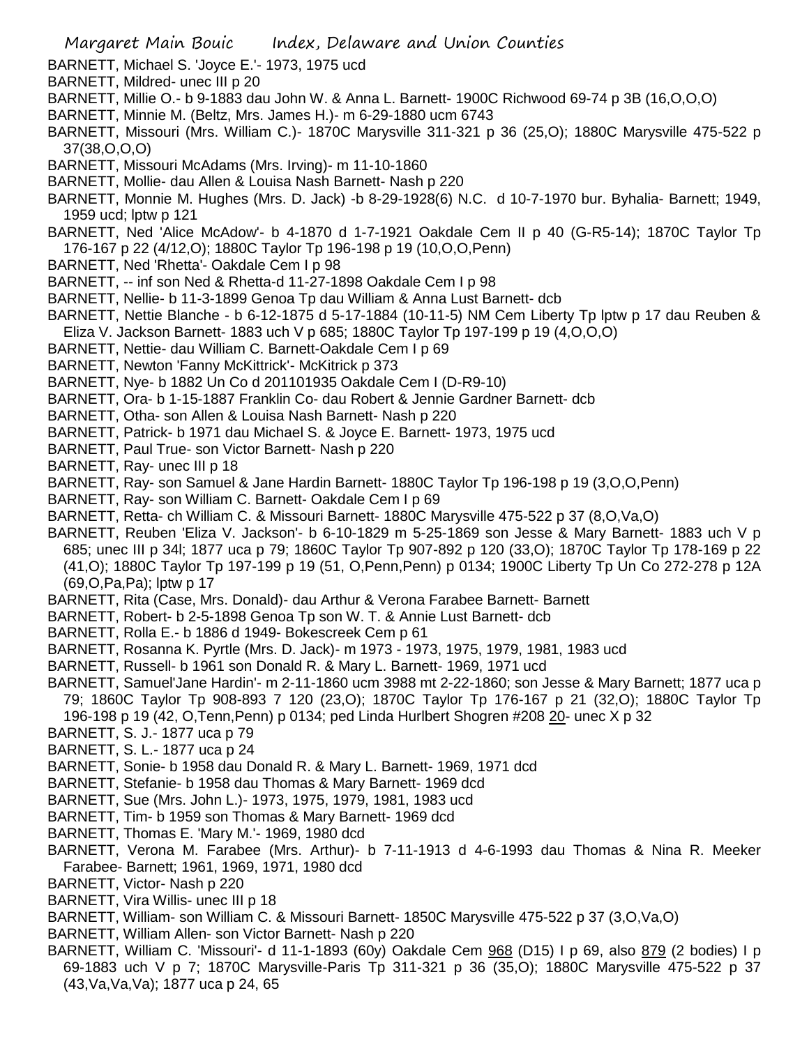BARNETT, Michael S. 'Joyce E.'- 1973, 1975 ucd

BARNETT, Mildred- unec III p 20

BARNETT, Millie O.- b 9-1883 dau John W. & Anna L. Barnett- 1900C Richwood 69-74 p 3B (16,O,O,O)

BARNETT, Minnie M. (Beltz, Mrs. James H.)- m 6-29-1880 ucm 6743

BARNETT, Missouri (Mrs. William C.)- 1870C Marysville 311-321 p 36 (25,O); 1880C Marysville 475-522 p 37(38,O,O,O)

BARNETT, Missouri McAdams (Mrs. Irving)- m 11-10-1860

BARNETT, Mollie- dau Allen & Louisa Nash Barnett- Nash p 220

BARNETT, Monnie M. Hughes (Mrs. D. Jack) -b 8-29-1928(6) N.C. d 10-7-1970 bur. Byhalia- Barnett; 1949, 1959 ucd; lptw p 121

BARNETT, Ned 'Alice McAdow'- b 4-1870 d 1-7-1921 Oakdale Cem II p 40 (G-R5-14); 1870C Taylor Tp 176-167 p 22 (4/12,O); 1880C Taylor Tp 196-198 p 19 (10,O,O,Penn)

BARNETT, Ned 'Rhetta'- Oakdale Cem I p 98

BARNETT, -- inf son Ned & Rhetta-d 11-27-1898 Oakdale Cem I p 98

BARNETT, Nellie- b 11-3-1899 Genoa Tp dau William & Anna Lust Barnett- dcb

BARNETT, Nettie Blanche - b 6-12-1875 d 5-17-1884 (10-11-5) NM Cem Liberty Tp lptw p 17 dau Reuben & Eliza V. Jackson Barnett- 1883 uch V p 685; 1880C Taylor Tp 197-199 p 19 (4,O,O,O)

BARNETT, Nettie- dau William C. Barnett-Oakdale Cem I p 69

BARNETT, Newton 'Fanny McKittrick'- McKitrick p 373

BARNETT, Nye- b 1882 Un Co d 201101935 Oakdale Cem I (D-R9-10)

BARNETT, Ora- b 1-15-1887 Franklin Co- dau Robert & Jennie Gardner Barnett- dcb

BARNETT, Otha- son Allen & Louisa Nash Barnett- Nash p 220

BARNETT, Patrick- b 1971 dau Michael S. & Joyce E. Barnett- 1973, 1975 ucd

BARNETT, Paul True- son Victor Barnett- Nash p 220

BARNETT, Ray- unec III p 18

BARNETT, Ray- son Samuel & Jane Hardin Barnett- 1880C Taylor Tp 196-198 p 19 (3,O,O,Penn)

BARNETT, Ray- son William C. Barnett- Oakdale Cem I p 69

BARNETT, Retta- ch William C. & Missouri Barnett- 1880C Marysville 475-522 p 37 (8,O,Va,O)

BARNETT, Reuben 'Eliza V. Jackson'- b 6-10-1829 m 5-25-1869 son Jesse & Mary Barnett- 1883 uch V p 685; unec III p 34l; 1877 uca p 79; 1860C Taylor Tp 907-892 p 120 (33,O); 1870C Taylor Tp 178-169 p 22 (41,O); 1880C Taylor Tp 197-199 p 19 (51, O,Penn,Penn) p 0134; 1900C Liberty Tp Un Co 272-278 p 12A (69,O,Pa,Pa); lptw p 17

BARNETT, Rita (Case, Mrs. Donald)- dau Arthur & Verona Farabee Barnett- Barnett

BARNETT, Robert- b 2-5-1898 Genoa Tp son W. T. & Annie Lust Barnett- dcb

BARNETT, Rolla E.- b 1886 d 1949- Bokescreek Cem p 61

BARNETT, Rosanna K. Pyrtle (Mrs. D. Jack)- m 1973 - 1973, 1975, 1979, 1981, 1983 ucd

BARNETT, Russell- b 1961 son Donald R. & Mary L. Barnett- 1969, 1971 ucd

BARNETT, Samuel'Jane Hardin'- m 2-11-1860 ucm 3988 mt 2-22-1860; son Jesse & Mary Barnett; 1877 uca p 79; 1860C Taylor Tp 908-893 7 120 (23,O); 1870C Taylor Tp 176-167 p 21 (32,O); 1880C Taylor Tp 196-198 p 19 (42, O,Tenn,Penn) p 0134; ped Linda Hurlbert Shogren #208 20- unec X p 32

BARNETT, S. J.- 1877 uca p 79

BARNETT, S. L.- 1877 uca p 24

BARNETT, Sonie- b 1958 dau Donald R. & Mary L. Barnett- 1969, 1971 dcd

BARNETT, Stefanie- b 1958 dau Thomas & Mary Barnett- 1969 dcd

BARNETT, Sue (Mrs. John L.)- 1973, 1975, 1979, 1981, 1983 ucd

BARNETT, Tim- b 1959 son Thomas & Mary Barnett- 1969 dcd

BARNETT, Thomas E. 'Mary M.'- 1969, 1980 dcd

BARNETT, Verona M. Farabee (Mrs. Arthur)- b 7-11-1913 d 4-6-1993 dau Thomas & Nina R. Meeker Farabee- Barnett; 1961, 1969, 1971, 1980 dcd

BARNETT, Victor- Nash p 220

BARNETT, Vira Willis- unec III p 18

BARNETT, William- son William C. & Missouri Barnett- 1850C Marysville 475-522 p 37 (3,O,Va,O)

BARNETT, William Allen- son Victor Barnett- Nash p 220

BARNETT, William C. 'Missouri'- d 11-1-1893 (60y) Oakdale Cem 968 (D15) I p 69, also 879 (2 bodies) I p 69-1883 uch V p 7; 1870C Marysville-Paris Tp 311-321 p 36 (35,O); 1880C Marysville 475-522 p 37 (43,Va,Va,Va); 1877 uca p 24, 65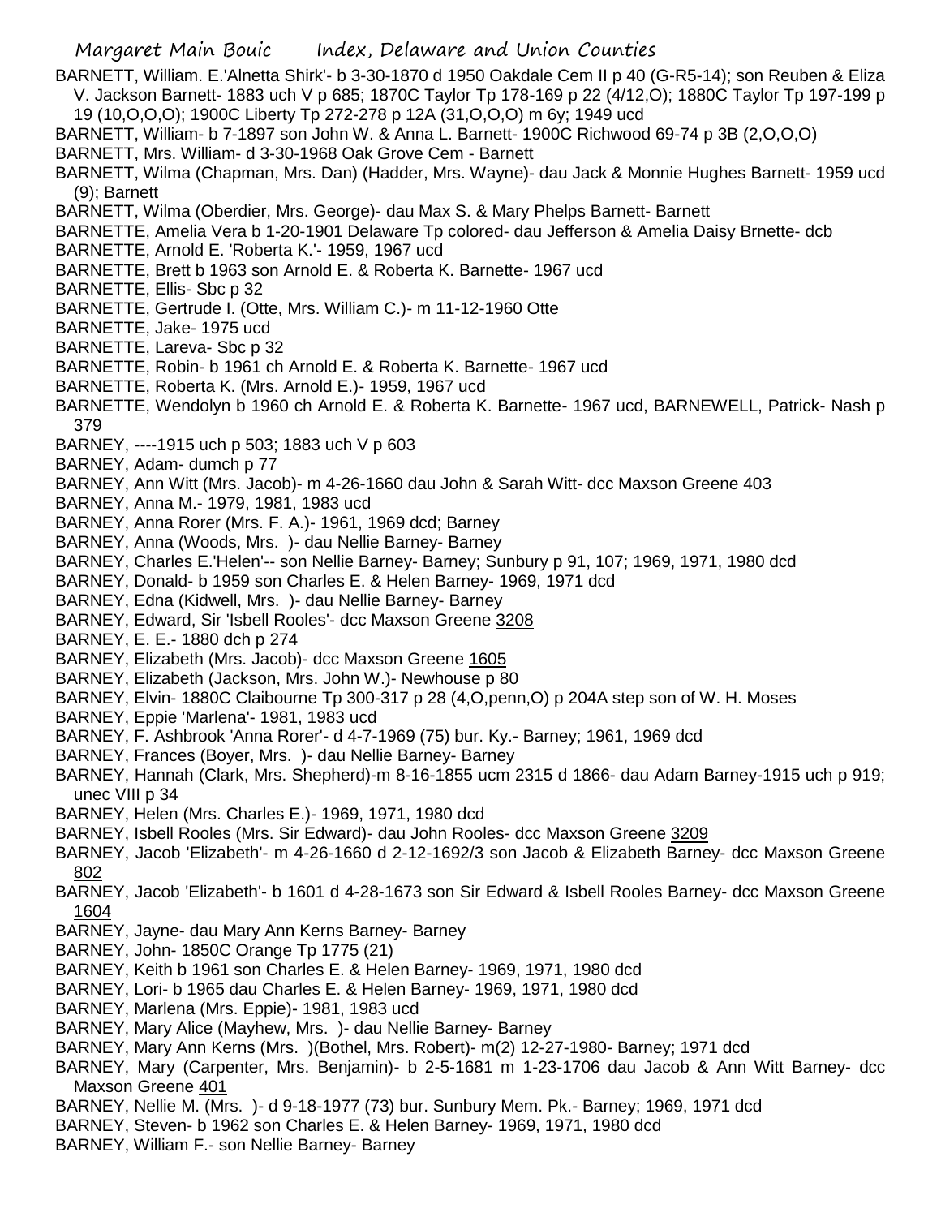BARNETT, William. E.'Alnetta Shirk'- b 3-30-1870 d 1950 Oakdale Cem II p 40 (G-R5-14); son Reuben & Eliza V. Jackson Barnett- 1883 uch V p 685; 1870C Taylor Tp 178-169 p 22 (4/12,O); 1880C Taylor Tp 197-199 p 19 (10,O,O,O); 1900C Liberty Tp 272-278 p 12A (31,O,O,O) m 6y; 1949 ucd

BARNETT, William- b 7-1897 son John W. & Anna L. Barnett- 1900C Richwood 69-74 p 3B (2,O,O,O)

BARNETT, Mrs. William- d 3-30-1968 Oak Grove Cem - Barnett

BARNETT, Wilma (Chapman, Mrs. Dan) (Hadder, Mrs. Wayne)- dau Jack & Monnie Hughes Barnett- 1959 ucd (9); Barnett

BARNETT, Wilma (Oberdier, Mrs. George)- dau Max S. & Mary Phelps Barnett- Barnett

BARNETTE, Amelia Vera b 1-20-1901 Delaware Tp colored- dau Jefferson & Amelia Daisy Brnette- dcb

BARNETTE, Arnold E. 'Roberta K.'- 1959, 1967 ucd

BARNETTE, Brett b 1963 son Arnold E. & Roberta K. Barnette- 1967 ucd

BARNETTE, Ellis- Sbc p 32

BARNETTE, Gertrude I. (Otte, Mrs. William C.)- m 11-12-1960 Otte

BARNETTE, Jake- 1975 ucd

BARNETTE, Lareva- Sbc p 32

BARNETTE, Robin- b 1961 ch Arnold E. & Roberta K. Barnette- 1967 ucd

BARNETTE, Roberta K. (Mrs. Arnold E.)- 1959, 1967 ucd

BARNETTE, Wendolyn b 1960 ch Arnold E. & Roberta K. Barnette- 1967 ucd, BARNEWELL, Patrick- Nash p 379

BARNEY, ----1915 uch p 503; 1883 uch V p 603

BARNEY, Adam- dumch p 77

BARNEY, Ann Witt (Mrs. Jacob)- m 4-26-1660 dau John & Sarah Witt- dcc Maxson Greene 403

BARNEY, Anna M.- 1979, 1981, 1983 ucd

BARNEY, Anna Rorer (Mrs. F. A.)- 1961, 1969 dcd; Barney

BARNEY, Anna (Woods, Mrs. )- dau Nellie Barney- Barney

BARNEY, Charles E.'Helen'-- son Nellie Barney- Barney; Sunbury p 91, 107; 1969, 1971, 1980 dcd

BARNEY, Donald- b 1959 son Charles E. & Helen Barney- 1969, 1971 dcd

BARNEY, Edna (Kidwell, Mrs. )- dau Nellie Barney- Barney

BARNEY, Edward, Sir 'Isbell Rooles'- dcc Maxson Greene 3208

BARNEY, E. E.- 1880 dch p 274

BARNEY, Elizabeth (Mrs. Jacob)- dcc Maxson Greene 1605

BARNEY, Elizabeth (Jackson, Mrs. John W.)- Newhouse p 80

BARNEY, Elvin- 1880C Claibourne Tp 300-317 p 28 (4,O,penn,O) p 204A step son of W. H. Moses

BARNEY, Eppie 'Marlena'- 1981, 1983 ucd

BARNEY, F. Ashbrook 'Anna Rorer'- d 4-7-1969 (75) bur. Ky.- Barney; 1961, 1969 dcd

BARNEY, Frances (Boyer, Mrs. )- dau Nellie Barney- Barney

BARNEY, Hannah (Clark, Mrs. Shepherd)-m 8-16-1855 ucm 2315 d 1866- dau Adam Barney-1915 uch p 919; unec VIII p 34

BARNEY, Helen (Mrs. Charles E.)- 1969, 1971, 1980 dcd

BARNEY, Isbell Rooles (Mrs. Sir Edward)- dau John Rooles- dcc Maxson Greene 3209

BARNEY, Jacob 'Elizabeth'- m 4-26-1660 d 2-12-1692/3 son Jacob & Elizabeth Barney- dcc Maxson Greene 802

BARNEY, Jacob 'Elizabeth'- b 1601 d 4-28-1673 son Sir Edward & Isbell Rooles Barney- dcc Maxson Greene 1604

BARNEY, Jayne- dau Mary Ann Kerns Barney- Barney

BARNEY, John- 1850C Orange Tp 1775 (21)

BARNEY, Keith b 1961 son Charles E. & Helen Barney- 1969, 1971, 1980 dcd

BARNEY, Lori- b 1965 dau Charles E. & Helen Barney- 1969, 1971, 1980 dcd

BARNEY, Marlena (Mrs. Eppie)- 1981, 1983 ucd

BARNEY, Mary Alice (Mayhew, Mrs. )- dau Nellie Barney- Barney

BARNEY, Mary Ann Kerns (Mrs. )(Bothel, Mrs. Robert)- m(2) 12-27-1980- Barney; 1971 dcd

BARNEY, Mary (Carpenter, Mrs. Benjamin)- b 2-5-1681 m 1-23-1706 dau Jacob & Ann Witt Barney- dcc Maxson Greene 401

BARNEY, Nellie M. (Mrs. )- d 9-18-1977 (73) bur. Sunbury Mem. Pk.- Barney; 1969, 1971 dcd

BARNEY, Steven- b 1962 son Charles E. & Helen Barney- 1969, 1971, 1980 dcd

BARNEY, William F.- son Nellie Barney- Barney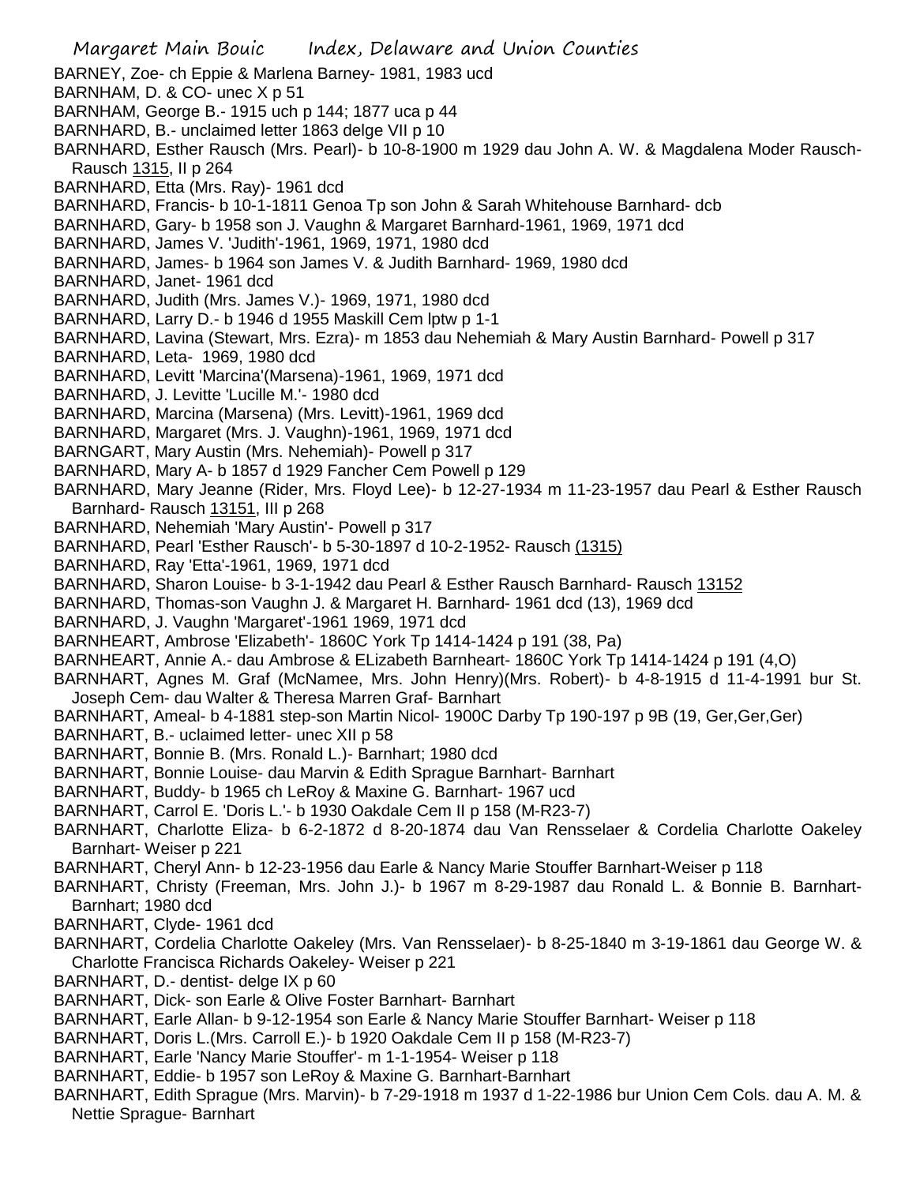BARNEY, Zoe- ch Eppie & Marlena Barney- 1981, 1983 ucd

BARNHAM, D. & CO- unec X p 51

BARNHAM, George B.- 1915 uch p 144; 1877 uca p 44

BARNHARD, B.- unclaimed letter 1863 delge VII p 10

BARNHARD, Esther Rausch (Mrs. Pearl)- b 10-8-1900 m 1929 dau John A. W. & Magdalena Moder Rausch- Rausch 1315, II p 264

BARNHARD, Etta (Mrs. Ray)- 1961 dcd

BARNHARD, Francis- b 10-1-1811 Genoa Tp son John & Sarah Whitehouse Barnhard- dcb

BARNHARD, Gary- b 1958 son J. Vaughn & Margaret Barnhard-1961, 1969, 1971 dcd

BARNHARD, James V. 'Judith'-1961, 1969, 1971, 1980 dcd

BARNHARD, James- b 1964 son James V. & Judith Barnhard- 1969, 1980 dcd

BARNHARD, Janet- 1961 dcd

BARNHARD, Judith (Mrs. James V.)- 1969, 1971, 1980 dcd

BARNHARD, Larry D.- b 1946 d 1955 Maskill Cem lptw p 1-1

BARNHARD, Lavina (Stewart, Mrs. Ezra)- m 1853 dau Nehemiah & Mary Austin Barnhard- Powell p 317

BARNHARD, Leta- 1969, 1980 dcd

BARNHARD, Levitt 'Marcina'(Marsena)-1961, 1969, 1971 dcd

BARNHARD, J. Levitte 'Lucille M.'- 1980 dcd

BARNHARD, Marcina (Marsena) (Mrs. Levitt)-1961, 1969 dcd

BARNHARD, Margaret (Mrs. J. Vaughn)-1961, 1969, 1971 dcd

BARNGART, Mary Austin (Mrs. Nehemiah)- Powell p 317

BARNHARD, Mary A- b 1857 d 1929 Fancher Cem Powell p 129

BARNHARD, Mary Jeanne (Rider, Mrs. Floyd Lee)- b 12-27-1934 m 11-23-1957 dau Pearl & Esther Rausch Barnhard- Rausch 13151, III p 268

BARNHARD, Nehemiah 'Mary Austin'- Powell p 317

BARNHARD, Pearl 'Esther Rausch'- b 5-30-1897 d 10-2-1952- Rausch (1315)

BARNHARD, Ray 'Etta'-1961, 1969, 1971 dcd

BARNHARD, Sharon Louise- b 3-1-1942 dau Pearl & Esther Rausch Barnhard- Rausch 13152

BARNHARD, Thomas-son Vaughn J. & Margaret H. Barnhard- 1961 dcd (13), 1969 dcd

BARNHARD, J. Vaughn 'Margaret'-1961 1969, 1971 dcd

BARNHEART, Ambrose 'Elizabeth'- 1860C York Tp 1414-1424 p 191 (38, Pa)

BARNHEART, Annie A.- dau Ambrose & ELizabeth Barnheart- 1860C York Tp 1414-1424 p 191 (4,O)

BARNHART, Agnes M. Graf (McNamee, Mrs. John Henry)(Mrs. Robert)- b 4-8-1915 d 11-4-1991 bur St. Joseph Cem- dau Walter & Theresa Marren Graf- Barnhart

BARNHART, Ameal- b 4-1881 step-son Martin Nicol- 1900C Darby Tp 190-197 p 9B (19, Ger,Ger,Ger)

BARNHART, B.- uclaimed letter- unec XII p 58

BARNHART, Bonnie B. (Mrs. Ronald L.)- Barnhart; 1980 dcd

BARNHART, Bonnie Louise- dau Marvin & Edith Sprague Barnhart- Barnhart

BARNHART, Buddy- b 1965 ch LeRoy & Maxine G. Barnhart- 1967 ucd

BARNHART, Carrol E. 'Doris L.'- b 1930 Oakdale Cem II p 158 (M-R23-7)

BARNHART, Charlotte Eliza- b 6-2-1872 d 8-20-1874 dau Van Rensselaer & Cordelia Charlotte Oakeley Barnhart- Weiser p 221

BARNHART, Cheryl Ann- b 12-23-1956 dau Earle & Nancy Marie Stouffer Barnhart-Weiser p 118

BARNHART, Christy (Freeman, Mrs. John J.)- b 1967 m 8-29-1987 dau Ronald L. & Bonnie B. Barnhart- Barnhart; 1980 dcd

BARNHART, Clyde- 1961 dcd

BARNHART, Cordelia Charlotte Oakeley (Mrs. Van Rensselaer)- b 8-25-1840 m 3-19-1861 dau George W. & Charlotte Francisca Richards Oakeley- Weiser p 221

BARNHART, D.- dentist- delge IX p 60

BARNHART, Dick- son Earle & Olive Foster Barnhart- Barnhart

BARNHART, Earle Allan- b 9-12-1954 son Earle & Nancy Marie Stouffer Barnhart- Weiser p 118

BARNHART, Doris L.(Mrs. Carroll E.)- b 1920 Oakdale Cem II p 158 (M-R23-7)

BARNHART, Earle 'Nancy Marie Stouffer'- m 1-1-1954- Weiser p 118

BARNHART, Eddie- b 1957 son LeRoy & Maxine G. Barnhart-Barnhart

BARNHART, Edith Sprague (Mrs. Marvin)- b 7-29-1918 m 1937 d 1-22-1986 bur Union Cem Cols. dau A. M. & Nettie Sprague- Barnhart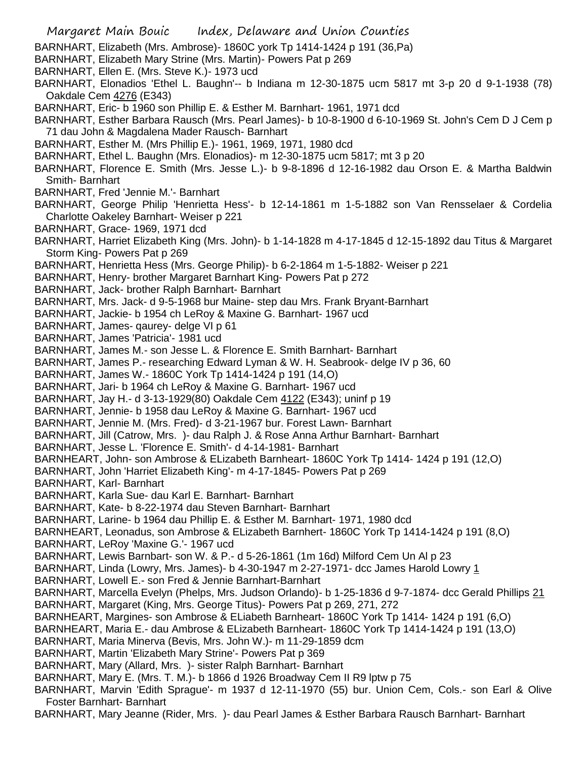BARNHART, Elizabeth (Mrs. Ambrose)- 1860C york Tp 1414-1424 p 191 (36,Pa)
BARNHART, Elizabeth Mary Strine (Mrs. Martin)- Powers Pat p 269
BARNHART, Ellen E. (Mrs. Steve K.)- 1973 ucd
BARNHART, Elonadios 'Ethel L. Baughn'-- b Indiana m 12-30-1875 ucm 5817 mt 3-p 20 d 9-1-1938 (78) Oakdale Cem 4276 (E343)
BARNHART, Eric- b 1960 son Phillip E. & Esther M. Barnhart- 1961, 1971 dcd
BARNHART, Esther Barbara Rausch (Mrs. Pearl James)- b 10-8-1900 d 6-10-1969 St. John's Cem D J Cem p 71 dau John & Magdalena Mader Rausch- Barnhart
BARNHART, Esther M. (Mrs Phillip E.)- 1961, 1969, 1971, 1980 dcd
BARNHART, Ethel L. Baughn (Mrs. Elonadios)- m 12-30-1875 ucm 5817; mt 3 p 20
BARNHART, Florence E. Smith (Mrs. Jesse L.)- b 9-8-1896 d 12-16-1982 dau Orson E. & Martha Baldwin Smith- Barnhart
BARNHART, Fred 'Jennie M.'- Barnhart
BARNHART, George Philip 'Henrietta Hess'- b 12-14-1861 m 1-5-1882 son Van Rensselaer & Cordelia Charlotte Oakeley Barnhart- Weiser p 221
BARNHART, Grace- 1969, 1971 dcd
BARNHART, Harriet Elizabeth King (Mrs. John)- b 1-14-1828 m 4-17-1845 d 12-15-1892 dau Titus & Margaret Storm King- Powers Pat p 269
BARNHART, Henrietta Hess (Mrs. George Philip)- b 6-2-1864 m 1-5-1882- Weiser p 221
BARNHART, Henry- brother Margaret Barnhart King- Powers Pat p 272
BARNHART, Jack- brother Ralph Barnhart- Barnhart
BARNHART, Mrs. Jack- d 9-5-1968 bur Maine- step dau Mrs. Frank Bryant-Barnhart
BARNHART, Jackie- b 1954 ch LeRoy & Maxine G. Barnhart- 1967 ucd
BARNHART, James- qaurey- delge VI p 61
BARNHART, James 'Patricia'- 1981 ucd
BARNHART, James M.- son Jesse L. & Florence E. Smith Barnhart- Barnhart
BARNHART, James P.- researching Edward Lyman & W. H. Seabrook- delge IV p 36, 60
BARNHART, James W.- 1860C York Tp 1414-1424 p 191 (14,O)
BARNHART, Jari- b 1964 ch LeRoy & Maxine G. Barnhart- 1967 ucd
BARNHART, Jay H.- d 3-13-1929(80) Oakdale Cem 4122 (E343); uninf p 19
BARNHART, Jennie- b 1958 dau LeRoy & Maxine G. Barnhart- 1967 ucd
BARNHART, Jennie M. (Mrs. Fred)- d 3-21-1967 bur. Forest Lawn- Barnhart
BARNHART, Jill (Catrow, Mrs. )- dau Ralph J. & Rose Anna Arthur Barnhart- Barnhart
BARNHART, Jesse L. 'Florence E. Smith'- d 4-14-1981- Barnhart
BARNHEART, John- son Ambrose & ELizabeth Barnheart- 1860C York Tp 1414- 1424 p 191 (12,O)
BARNHART, John 'Harriet Elizabeth King'- m 4-17-1845- Powers Pat p 269
BARNHART, Karl- Barnhart
BARNHART, Karla Sue- dau Karl E. Barnhart- Barnhart
BARNHART, Kate- b 8-22-1974 dau Steven Barnhart- Barnhart
BARNHART, Larine- b 1964 dau Phillip E. & Esther M. Barnhart- 1971, 1980 dcd
BARNHEART, Leonadus, son Ambrose & ELizabeth Barnhert- 1860C York Tp 1414-1424 p 191 (8,O)
BARNHART, LeRoy 'Maxine G.'- 1967 ucd
BARNHART, Lewis Barnbart- son W. & P.- d 5-26-1861 (1m 16d) Milford Cem Un Al p 23
BARNHART, Linda (Lowry, Mrs. James)- b 4-30-1947 m 2-27-1971- dcc James Harold Lowry 1
BARNHART, Lowell E.- son Fred & Jennie Barnhart-Barnhart
BARNHART, Marcella Evelyn (Phelps, Mrs. Judson Orlando)- b 1-25-1836 d 9-7-1874- dcc Gerald Phillips 21
BARNHART, Margaret (King, Mrs. George Titus)- Powers Pat p 269, 271, 272
BARNHEART, Margines- son Ambrose & ELiabeth Barnheart- 1860C York Tp 1414- 1424 p 191 (6,O)
BARNHEART, Maria E.- dau Ambrose & ELizabeth Barnheart- 1860C York Tp 1414-1424 p 191 (13,O)
BARNHART, Maria Minerva (Bevis, Mrs. John W.)- m 11-29-1859 dcm
BARNHART, Martin 'Elizabeth Mary Strine'- Powers Pat p 369
BARNHART, Mary (Allard, Mrs. )- sister Ralph Barnhart- Barnhart
BARNHART, Mary E. (Mrs. T. M.)- b 1866 d 1926 Broadway Cem II R9 lptw p 75
BARNHART, Marvin 'Edith Sprague'- m 1937 d 12-11-1970 (55) bur. Union Cem, Cols.- son Earl & Olive Foster Barnhart- Barnhart
BARNHART, Mary Jeanne (Rider, Mrs. )- dau Pearl James & Esther Barbara Rausch Barnhart- Barnhart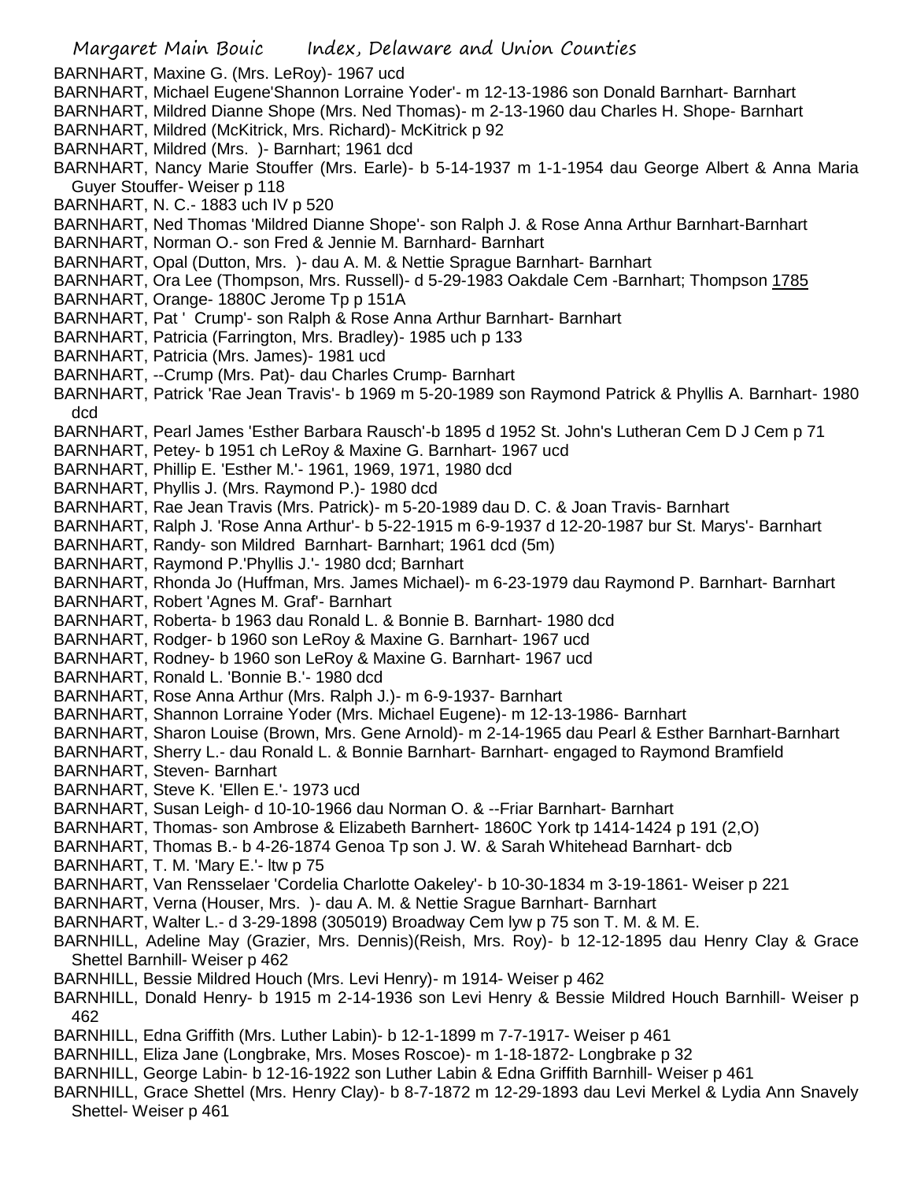BARNHART, Maxine G. (Mrs. LeRoy)- 1967 ucd

BARNHART, Michael Eugene'Shannon Lorraine Yoder'- m 12-13-1986 son Donald Barnhart- Barnhart

BARNHART, Mildred Dianne Shope (Mrs. Ned Thomas)- m 2-13-1960 dau Charles H. Shope- Barnhart

BARNHART, Mildred (McKitrick, Mrs. Richard)- McKitrick p 92

BARNHART, Mildred (Mrs. )- Barnhart; 1961 dcd

BARNHART, Nancy Marie Stouffer (Mrs. Earle)- b 5-14-1937 m 1-1-1954 dau George Albert & Anna Maria Guyer Stouffer- Weiser p 118

BARNHART, N. C.- 1883 uch IV p 520

BARNHART, Ned Thomas 'Mildred Dianne Shope'- son Ralph J. & Rose Anna Arthur Barnhart-Barnhart

BARNHART, Norman O.- son Fred & Jennie M. Barnhard- Barnhart

BARNHART, Opal (Dutton, Mrs. )- dau A. M. & Nettie Sprague Barnhart- Barnhart

BARNHART, Ora Lee (Thompson, Mrs. Russell)- d 5-29-1983 Oakdale Cem -Barnhart; Thompson 1785

BARNHART, Orange- 1880C Jerome Tp p 151A

BARNHART, Pat ' Crump'- son Ralph & Rose Anna Arthur Barnhart- Barnhart

BARNHART, Patricia (Farrington, Mrs. Bradley)- 1985 uch p 133

BARNHART, Patricia (Mrs. James)- 1981 ucd

BARNHART, --Crump (Mrs. Pat)- dau Charles Crump- Barnhart

BARNHART, Patrick 'Rae Jean Travis'- b 1969 m 5-20-1989 son Raymond Patrick & Phyllis A. Barnhart- 1980 dcd

BARNHART, Pearl James 'Esther Barbara Rausch'-b 1895 d 1952 St. John's Lutheran Cem D J Cem p 71

BARNHART, Petey- b 1951 ch LeRoy & Maxine G. Barnhart- 1967 ucd

BARNHART, Phillip E. 'Esther M.'- 1961, 1969, 1971, 1980 dcd

BARNHART, Phyllis J. (Mrs. Raymond P.)- 1980 dcd

BARNHART, Rae Jean Travis (Mrs. Patrick)- m 5-20-1989 dau D. C. & Joan Travis- Barnhart

BARNHART, Ralph J. 'Rose Anna Arthur'- b 5-22-1915 m 6-9-1937 d 12-20-1987 bur St. Marys'- Barnhart

BARNHART, Randy- son Mildred Barnhart- Barnhart; 1961 dcd (5m)

BARNHART, Raymond P.'Phyllis J.'- 1980 dcd; Barnhart

BARNHART, Rhonda Jo (Huffman, Mrs. James Michael)- m 6-23-1979 dau Raymond P. Barnhart- Barnhart

BARNHART, Robert 'Agnes M. Graf'- Barnhart

BARNHART, Roberta- b 1963 dau Ronald L. & Bonnie B. Barnhart- 1980 dcd

BARNHART, Rodger- b 1960 son LeRoy & Maxine G. Barnhart- 1967 ucd

BARNHART, Rodney- b 1960 son LeRoy & Maxine G. Barnhart- 1967 ucd

BARNHART, Ronald L. 'Bonnie B.'- 1980 dcd

BARNHART, Rose Anna Arthur (Mrs. Ralph J.)- m 6-9-1937- Barnhart

BARNHART, Shannon Lorraine Yoder (Mrs. Michael Eugene)- m 12-13-1986- Barnhart

BARNHART, Sharon Louise (Brown, Mrs. Gene Arnold)- m 2-14-1965 dau Pearl & Esther Barnhart-Barnhart

BARNHART, Sherry L.- dau Ronald L. & Bonnie Barnhart- Barnhart- engaged to Raymond Bramfield

BARNHART, Steven- Barnhart

BARNHART, Steve K. 'Ellen E.'- 1973 ucd

BARNHART, Susan Leigh- d 10-10-1966 dau Norman O. & --Friar Barnhart- Barnhart

BARNHART, Thomas- son Ambrose & Elizabeth Barnhert- 1860C York tp 1414-1424 p 191 (2,O)

BARNHART, Thomas B.- b 4-26-1874 Genoa Tp son J. W. & Sarah Whitehead Barnhart- dcb

BARNHART, T. M. 'Mary E.'- ltw p 75

BARNHART, Van Rensselaer 'Cordelia Charlotte Oakeley'- b 10-30-1834 m 3-19-1861- Weiser p 221

BARNHART, Verna (Houser, Mrs. )- dau A. M. & Nettie Srague Barnhart- Barnhart

BARNHART, Walter L.- d 3-29-1898 (305019) Broadway Cem lyw p 75 son T. M. & M. E.

BARNHILL, Adeline May (Grazier, Mrs. Dennis)(Reish, Mrs. Roy)- b 12-12-1895 dau Henry Clay & Grace Shettel Barnhill- Weiser p 462

BARNHILL, Bessie Mildred Houch (Mrs. Levi Henry)- m 1914- Weiser p 462

BARNHILL, Donald Henry- b 1915 m 2-14-1936 son Levi Henry & Bessie Mildred Houch Barnhill- Weiser p 462

BARNHILL, Edna Griffith (Mrs. Luther Labin)- b 12-1-1899 m 7-7-1917- Weiser p 461

BARNHILL, Eliza Jane (Longbrake, Mrs. Moses Roscoe)- m 1-18-1872- Longbrake p 32

BARNHILL, George Labin- b 12-16-1922 son Luther Labin & Edna Griffith Barnhill- Weiser p 461

BARNHILL, Grace Shettel (Mrs. Henry Clay)- b 8-7-1872 m 12-29-1893 dau Levi Merkel & Lydia Ann Snavely Shettel- Weiser p 461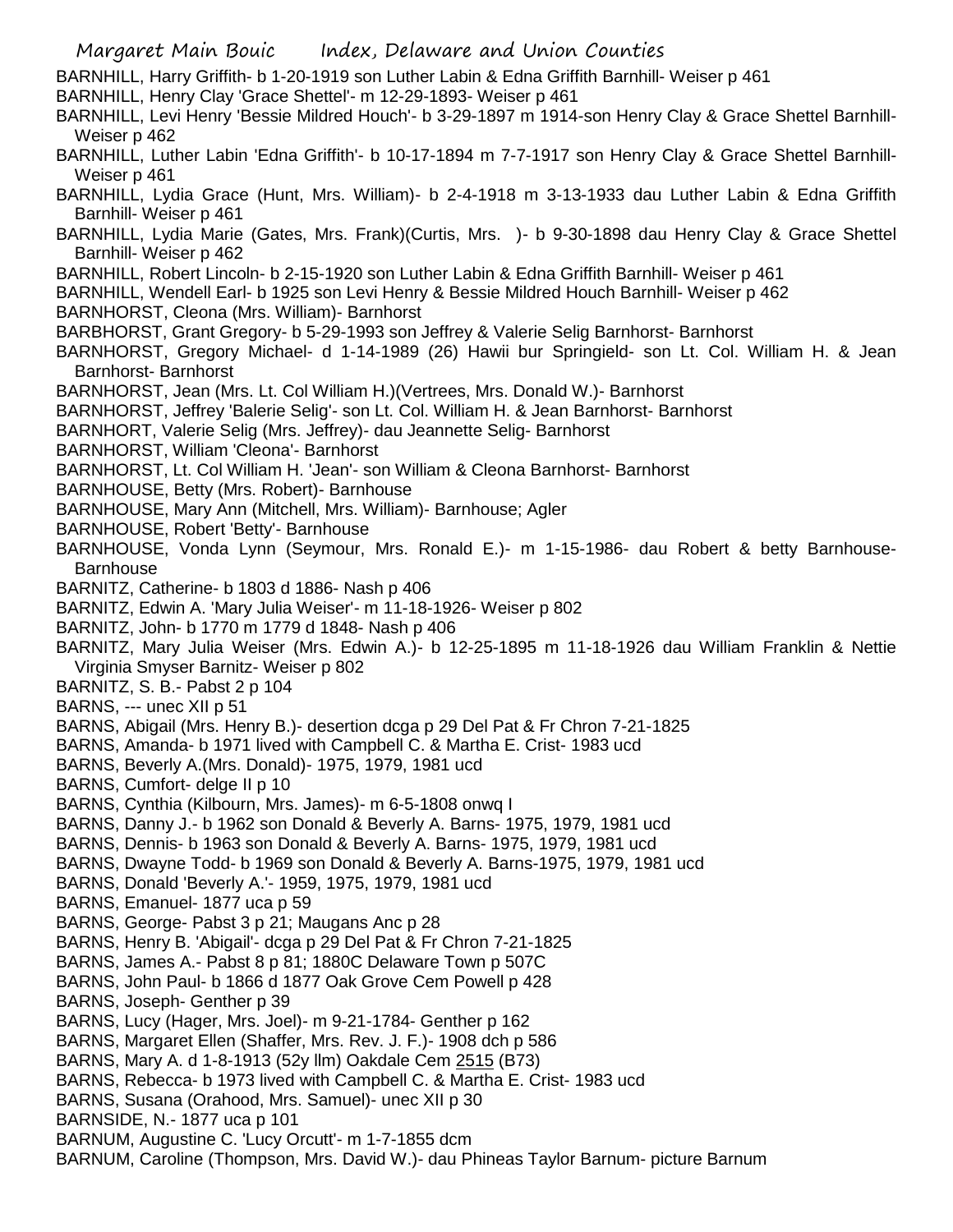BARNHILL, Harry Griffith- b 1-20-1919 son Luther Labin & Edna Griffith Barnhill- Weiser p 461

BARNHILL, Henry Clay 'Grace Shettel'- m 12-29-1893- Weiser p 461

BARNHILL, Levi Henry 'Bessie Mildred Houch'- b 3-29-1897 m 1914-son Henry Clay & Grace Shettel Barnhill- Weiser p 462

BARNHILL, Luther Labin 'Edna Griffith'- b 10-17-1894 m 7-7-1917 son Henry Clay & Grace Shettel Barnhill- Weiser p 461

BARNHILL, Lydia Grace (Hunt, Mrs. William)- b 2-4-1918 m 3-13-1933 dau Luther Labin & Edna Griffith Barnhill- Weiser p 461

BARNHILL, Lydia Marie (Gates, Mrs. Frank)(Curtis, Mrs. )- b 9-30-1898 dau Henry Clay & Grace Shettel Barnhill- Weiser p 462

BARNHILL, Robert Lincoln- b 2-15-1920 son Luther Labin & Edna Griffith Barnhill- Weiser p 461

BARNHILL, Wendell Earl- b 1925 son Levi Henry & Bessie Mildred Houch Barnhill- Weiser p 462

BARNHORST, Cleona (Mrs. William)- Barnhorst

BARBHORST, Grant Gregory- b 5-29-1993 son Jeffrey & Valerie Selig Barnhorst- Barnhorst

BARNHORST, Gregory Michael- d 1-14-1989 (26) Hawii bur Springielde- son Lt. Col. William H. & Jean Barnhorst- Barnhorst

BARNHORST, Jean (Mrs. Lt. Col William H.)(Vertrees, Mrs. Donald W.)- Barnhorst

BARNHORST, Jeffrey 'Balerie Selig'- son Lt. Col. William H. & Jean Barnhorst- Barnhorst

BARNHORT, Valerie Selig (Mrs. Jeffrey)- dau Jeannette Selig- Barnhorst

BARNHORST, William 'Cleona'- Barnhorst

BARNHORST, Lt. Col William H. 'Jean'- son William & Cleona Barnhorst- Barnhorst

BARNHOUSE, Betty (Mrs. Robert)- Barnhouse

BARNHOUSE, Mary Ann (Mitchell, Mrs. William)- Barnhouse; Agler

BARNHOUSE, Robert 'Betty'- Barnhouse

BARNHOUSE, Vonda Lynn (Seymour, Mrs. Ronald E.)- m 1-15-1986- dau Robert & betty Barnhouse- Barnhouse

BARNITZ, Catherine- b 1803 d 1886- Nash p 406

BARNITZ, Edwin A. 'Mary Julia Weiser'- m 11-18-1926- Weiser p 802

BARNITZ, John- b 1770 m 1779 d 1848- Nash p 406

BARNITZ, Mary Julia Weiser (Mrs. Edwin A.)- b 12-25-1895 m 11-18-1926 dau William Franklin & Nettie Virginia Smyser Barnitz- Weiser p 802

BARNITZ, S. B.- Pabst 2 p 104

BARNS, --- unec XII p 51

BARNS, Abigail (Mrs. Henry B.)- desertion dcga p 29 Del Pat & Fr Chron 7-21-1825

BARNS, Amanda- b 1971 lived with Campbell C. & Martha E. Crist- 1983 ucd

BARNS, Beverly A.(Mrs. Donald)- 1975, 1979, 1981 ucd

BARNS, Cumfort- delge II p 10

BARNS, Cynthia (Kilbourn, Mrs. James)- m 6-5-1808 onwq I

BARNS, Danny J.- b 1962 son Donald & Beverly A. Barns- 1975, 1979, 1981 ucd

BARNS, Dennis- b 1963 son Donald & Beverly A. Barns- 1975, 1979, 1981 ucd

BARNS, Dwayne Todd- b 1969 son Donald & Beverly A. Barns-1975, 1979, 1981 ucd

BARNS, Donald 'Beverly A.'- 1959, 1975, 1979, 1981 ucd

BARNS, Emanuel- 1877 uca p 59

BARNS, George- Pabst 3 p 21; Maugans Anc p 28

BARNS, Henry B. 'Abigail'- dcga p 29 Del Pat & Fr Chron 7-21-1825

BARNS, James A.- Pabst 8 p 81; 1880C Delaware Town p 507C

BARNS, John Paul- b 1866 d 1877 Oak Grove Cem Powell p 428

BARNS, Joseph- Genther p 39

BARNS, Lucy (Hager, Mrs. Joel)- m 9-21-1784- Genther p 162

BARNS, Margaret Ellen (Shaffer, Mrs. Rev. J. F.)- 1908 dch p 586

BARNS, Mary A. d 1-8-1913 (52y llm) Oakdale Cem 2515 (B73)

BARNS, Rebecca- b 1973 lived with Campbell C. & Martha E. Crist- 1983 ucd

BARNS, Susana (Orahood, Mrs. Samuel)- unec XII p 30

BARNSIDE, N.- 1877 uca p 101

BARNUM, Augustine C. 'Lucy Orcutt'- m 1-7-1855 dcm

BARNUM, Caroline (Thompson, Mrs. David W.)- dau Phineas Taylor Barnum- picture Barnum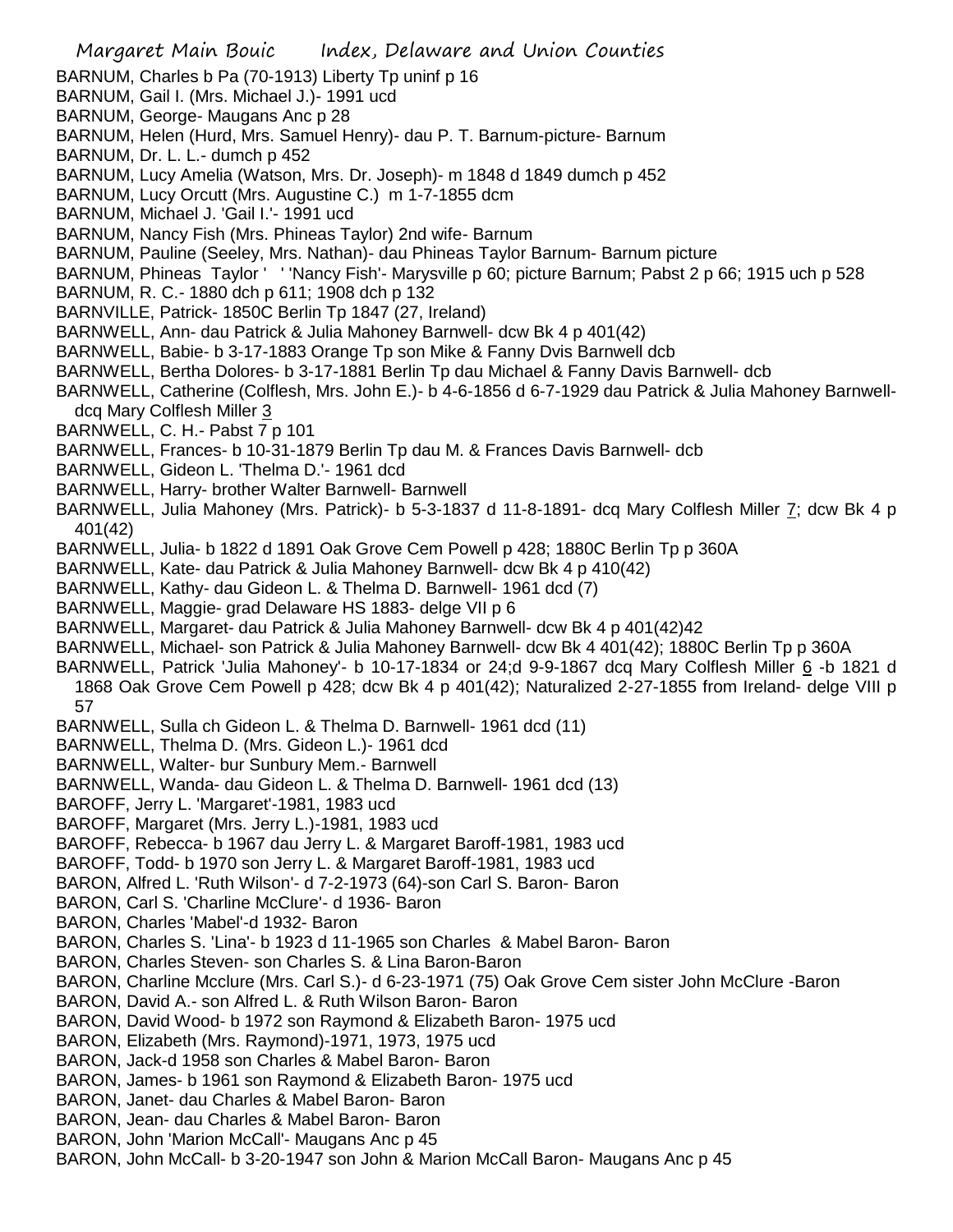BARNUM, Charles b Pa (70-1913) Liberty Tp uninf p 16
BARNUM, Gail I. (Mrs. Michael J.)- 1991 ucd
BARNUM, George- Maugans Anc p 28
BARNUM, Helen (Hurd, Mrs. Samuel Henry)- dau P. T. Barnum-picture- Barnum
BARNUM, Dr. L. L.- dumch p 452
BARNUM, Lucy Amelia (Watson, Mrs. Dr. Joseph)- m 1848 d 1849 dumch p 452
BARNUM, Lucy Orcutt (Mrs. Augustine C.) m 1-7-1855 dcm
BARNUM, Michael J. 'Gail I.'- 1991 ucd
BARNUM, Nancy Fish (Mrs. Phineas Taylor) 2nd wife- Barnum
BARNUM, Pauline (Seeley, Mrs. Nathan)- dau Phineas Taylor Barnum- Barnum picture
BARNUM, Phineas Taylor ' ' 'Nancy Fish'- Marysville p 60; picture Barnum; Pabst 2 p 66; 1915 uch p 528
BARNUM, R. C.- 1880 dch p 611; 1908 dch p 132
BARNVILLE, Patrick- 1850C Berlin Tp 1847 (27, Ireland)
BARNWELL, Ann- dau Patrick & Julia Mahoney Barnwell- dcw Bk 4 p 401(42)
BARNWELL, Babie- b 3-17-1883 Orange Tp son Mike & Fanny Dvis Barnwell dcb
BARNWELL, Bertha Dolores- b 3-17-1881 Berlin Tp dau Michael & Fanny Davis Barnwell- dcb
BARNWELL, Catherine (Colflesh, Mrs. John E.)- b 4-6-1856 d 6-7-1929 dau Patrick & Julia Mahoney Barnwell- dcq Mary Colflesh Miller 3
BARNWELL, C. H.- Pabst 7 p 101
BARNWELL, Frances- b 10-31-1879 Berlin Tp dau M. & Frances Davis Barnwell- dcb
BARNWELL, Gideon L. 'Thelma D.'- 1961 dcd
BARNWELL, Harry- brother Walter Barnwell- Barnwell
BARNWELL, Julia Mahoney (Mrs. Patrick)- b 5-3-1837 d 11-8-1891- dcq Mary Colflesh Miller 7; dcw Bk 4 p 401(42)
BARNWELL, Julia- b 1822 d 1891 Oak Grove Cem Powell p 428; 1880C Berlin Tp p 360A
BARNWELL, Kate- dau Patrick & Julia Mahoney Barnwell- dcw Bk 4 p 410(42)
BARNWELL, Kathy- dau Gideon L. & Thelma D. Barnwell- 1961 dcd (7)
BARNWELL, Maggie- grad Delaware HS 1883- delge VII p 6
BARNWELL, Margaret- dau Patrick & Julia Mahoney Barnwell- dcw Bk 4 p 401(42)42
BARNWELL, Michael- son Patrick & Julia Mahoney Barnwell- dcw Bk 4 401(42); 1880C Berlin Tp p 360A
BARNWELL, Patrick 'Julia Mahoney'- b 10-17-1834 or 24;d 9-9-1867 dcq Mary Colflesh Miller 6 -b 1821 d 1868 Oak Grove Cem Powell p 428; dcw Bk 4 p 401(42); Naturalized 2-27-1855 from Ireland- delge VIII p 57
BARNWELL, Sulla ch Gideon L. & Thelma D. Barnwell- 1961 dcd (11)
BARNWELL, Thelma D. (Mrs. Gideon L.)- 1961 dcd
BARNWELL, Walter- bur Sunbury Mem.- Barnwell
BARNWELL, Wanda- dau Gideon L. & Thelma D. Barnwell- 1961 dcd (13)
BAROFF, Jerry L. 'Margaret'-1981, 1983 ucd
BAROFF, Margaret (Mrs. Jerry L.)-1981, 1983 ucd
BAROFF, Rebecca- b 1967 dau Jerry L. & Margaret Baroff-1981, 1983 ucd
BAROFF, Todd- b 1970 son Jerry L. & Margaret Baroff-1981, 1983 ucd
BARON, Alfred L. 'Ruth Wilson'- d 7-2-1973 (64)-son Carl S. Baron- Baron
BARON, Carl S. 'Charline McClure'- d 1936- Baron
BARON, Charles 'Mabel'-d 1932- Baron
BARON, Charles S. 'Lina'- b 1923 d 11-1965 son Charles & Mabel Baron- Baron
BARON, Charles Steven- son Charles S. & Lina Baron-Baron
BARON, Charline Mcclure (Mrs. Carl S.)- d 6-23-1971 (75) Oak Grove Cem sister John McClure -Baron
BARON, David A.- son Alfred L. & Ruth Wilson Baron- Baron
BARON, David Wood- b 1972 son Raymond & Elizabeth Baron- 1975 ucd
BARON, Elizabeth (Mrs. Raymond)-1971, 1973, 1975 ucd
BARON, Jack-d 1958 son Charles & Mabel Baron- Baron
BARON, James- b 1961 son Raymond & Elizabeth Baron- 1975 ucd
BARON, Janet- dau Charles & Mabel Baron- Baron
BARON, Jean- dau Charles & Mabel Baron- Baron
BARON, John 'Marion McCall'- Maugans Anc p 45
BARON, John McCall- b 3-20-1947 son John & Marion McCall Baron- Maugans Anc p 45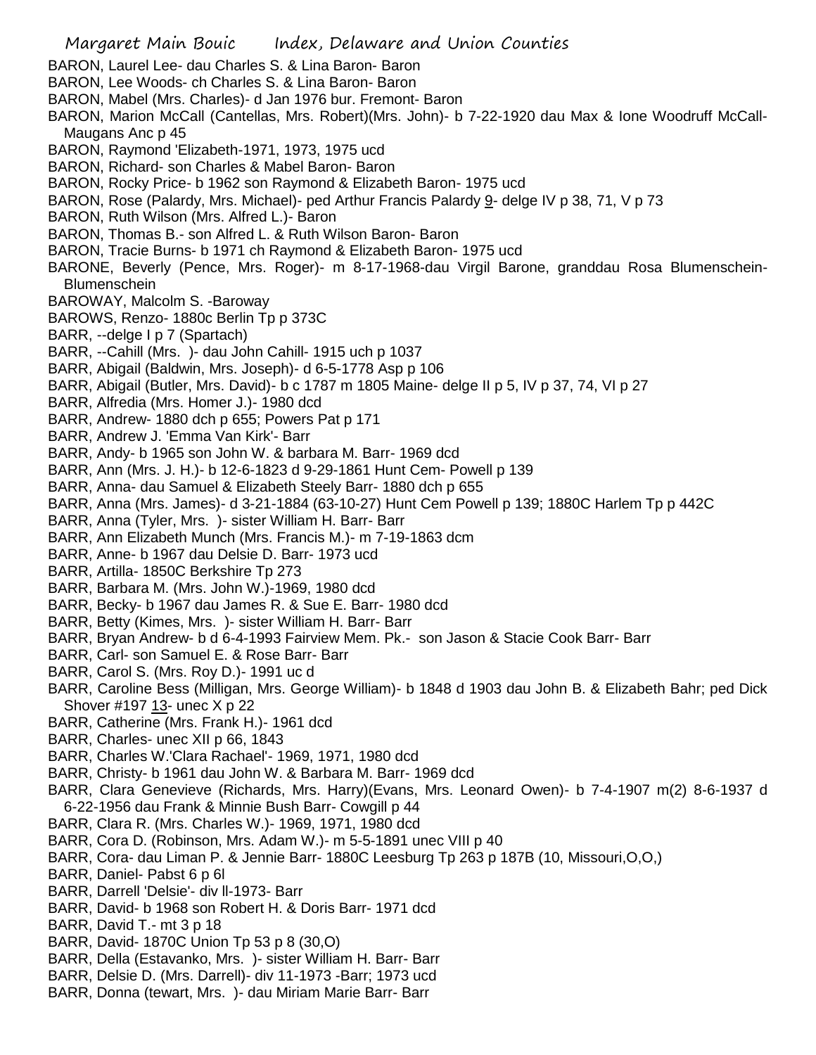BARON, Laurel Lee- dau Charles S. & Lina Baron- Baron
BARON, Lee Woods- ch Charles S. & Lina Baron- Baron
BARON, Mabel (Mrs. Charles)- d Jan 1976 bur. Fremont- Baron
BARON, Marion McCall (Cantellas, Mrs. Robert)(Mrs. John)- b 7-22-1920 dau Max & Ione Woodruff McCall- Maugans Anc p 45
BARON, Raymond 'Elizabeth-1971, 1973, 1975 ucd
BARON, Richard- son Charles & Mabel Baron- Baron
BARON, Rocky Price- b 1962 son Raymond & Elizabeth Baron- 1975 ucd
BARON, Rose (Palardy, Mrs. Michael)- ped Arthur Francis Palardy 9- delge IV p 38, 71, V p 73
BARON, Ruth Wilson (Mrs. Alfred L.)- Baron
BARON, Thomas B.- son Alfred L. & Ruth Wilson Baron- Baron
BARON, Tracie Burns- b 1971 ch Raymond & Elizabeth Baron- 1975 ucd
BARONE, Beverly (Pence, Mrs. Roger)- m 8-17-1968-dau Virgil Barone, granddau Rosa Blumenschein- Blumenschein
BAROWAY, Malcolm S. -Baroway
BAROWS, Renzo- 1880c Berlin Tp p 373C
BARR, --delge I p 7 (Spartach)
BARR, --Cahill (Mrs. )- dau John Cahill- 1915 uch p 1037
BARR, Abigail (Baldwin, Mrs. Joseph)- d 6-5-1778 Asp p 106
BARR, Abigail (Butler, Mrs. David)- b c 1787 m 1805 Maine- delge II p 5, IV p 37, 74, VI p 27
BARR, Alfredia (Mrs. Homer J.)- 1980 dcd
BARR, Andrew- 1880 dch p 655; Powers Pat p 171
BARR, Andrew J. 'Emma Van Kirk'- Barr
BARR, Andy- b 1965 son John W. & barbara M. Barr- 1969 dcd
BARR, Ann (Mrs. J. H.)- b 12-6-1823 d 9-29-1861 Hunt Cem- Powell p 139
BARR, Anna- dau Samuel & Elizabeth Steely Barr- 1880 dch p 655
BARR, Anna (Mrs. James)- d 3-21-1884 (63-10-27) Hunt Cem Powell p 139; 1880C Harlem Tp p 442C
BARR, Anna (Tyler, Mrs. )- sister William H. Barr- Barr
BARR, Ann Elizabeth Munch (Mrs. Francis M.)- m 7-19-1863 dcm
BARR, Anne- b 1967 dau Delsie D. Barr- 1973 ucd
BARR, Artilla- 1850C Berkshire Tp 273
BARR, Barbara M. (Mrs. John W.)-1969, 1980 dcd
BARR, Becky- b 1967 dau James R. & Sue E. Barr- 1980 dcd
BARR, Betty (Kimes, Mrs. )- sister William H. Barr- Barr
BARR, Bryan Andrew- b d 6-4-1993 Fairview Mem. Pk.- son Jason & Stacie Cook Barr- Barr
BARR, Carl- son Samuel E. & Rose Barr- Barr
BARR, Carol S. (Mrs. Roy D.)- 1991 uc d
BARR, Caroline Bess (Milligan, Mrs. George William)- b 1848 d 1903 dau John B. & Elizabeth Bahr; ped Dick Shover #197 13- unec X p 22
BARR, Catherine (Mrs. Frank H.)- 1961 dcd
BARR, Charles- unec XII p 66, 1843
BARR, Charles W.'Clara Rachael'- 1969, 1971, 1980 dcd
BARR, Christy- b 1961 dau John W. & Barbara M. Barr- 1969 dcd
BARR, Clara Genevieve (Richards, Mrs. Harry)(Evans, Mrs. Leonard Owen)- b 7-4-1907 m(2) 8-6-1937 d 6-22-1956 dau Frank & Minnie Bush Barr- Cowgill p 44
BARR, Clara R. (Mrs. Charles W.)- 1969, 1971, 1980 dcd
BARR, Cora D. (Robinson, Mrs. Adam W.)- m 5-5-1891 unec VIII p 40
BARR, Cora- dau Liman P. & Jennie Barr- 1880C Leesburg Tp 263 p 187B (10, Missouri,O,O,)
BARR, Daniel- Pabst 6 p 6l
BARR, Darrell 'Delsie'- div ll-1973- Barr
BARR, David- b 1968 son Robert H. & Doris Barr- 1971 dcd
BARR, David T.- mt 3 p 18
BARR, David- 1870C Union Tp 53 p 8 (30,O)
BARR, Della (Estavanko, Mrs. )- sister William H. Barr- Barr
BARR, Delsie D. (Mrs. Darrell)- div 11-1973 -Barr; 1973 ucd
BARR, Donna (tewart, Mrs. )- dau Miriam Marie Barr- Barr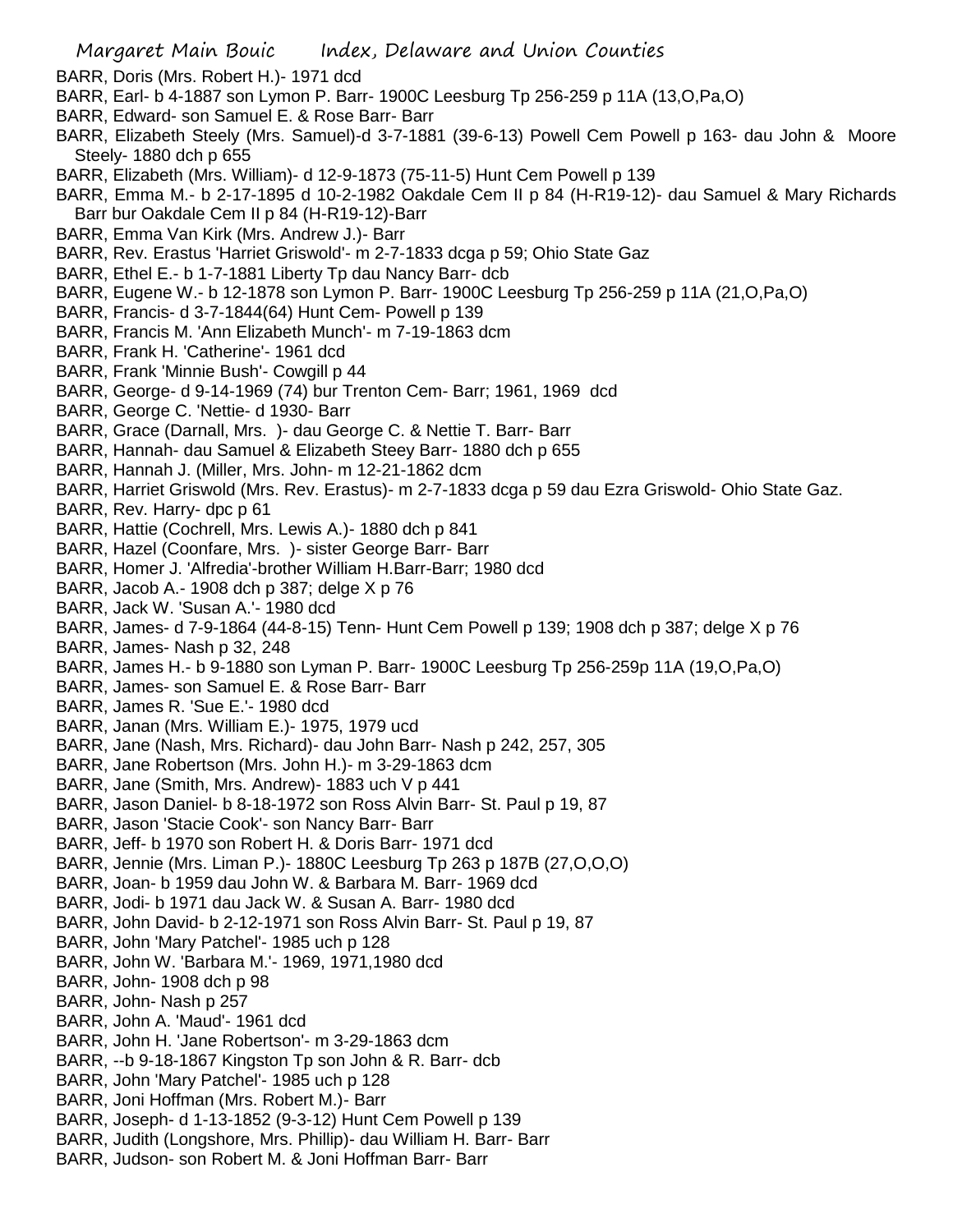BARR, Doris (Mrs. Robert H.)- 1971 dcd
BARR, Earl- b 4-1887 son Lymon P. Barr- 1900C Leesburg Tp 256-259 p 11A (13,O,Pa,O)
BARR, Edward- son Samuel E. & Rose Barr- Barr
BARR, Elizabeth Steely (Mrs. Samuel)-d 3-7-1881 (39-6-13) Powell Cem Powell p 163- dau John & Moore Steely- 1880 dch p 655
BARR, Elizabeth (Mrs. William)- d 12-9-1873 (75-11-5) Hunt Cem Powell p 139
BARR, Emma M.- b 2-17-1895 d 10-2-1982 Oakdale Cem II p 84 (H-R19-12)- dau Samuel & Mary Richards Barr bur Oakdale Cem II p 84 (H-R19-12)-Barr
BARR, Emma Van Kirk (Mrs. Andrew J.)- Barr
BARR, Rev. Erastus 'Harriet Griswold'- m 2-7-1833 dcga p 59; Ohio State Gaz
BARR, Ethel E.- b 1-7-1881 Liberty Tp dau Nancy Barr- dcb
BARR, Eugene W.- b 12-1878 son Lymon P. Barr- 1900C Leesburg Tp 256-259 p 11A (21,O,Pa,O)
BARR, Francis- d 3-7-1844(64) Hunt Cem- Powell p 139
BARR, Francis M. 'Ann Elizabeth Munch'- m 7-19-1863 dcm
BARR, Frank H. 'Catherine'- 1961 dcd
BARR, Frank 'Minnie Bush'- Cowgill p 44
BARR, George- d 9-14-1969 (74) bur Trenton Cem- Barr; 1961, 1969 dcd
BARR, George C. 'Nettie- d 1930- Barr
BARR, Grace (Darnall, Mrs. )- dau George C. & Nettie T. Barr- Barr
BARR, Hannah- dau Samuel & Elizabeth Steey Barr- 1880 dch p 655
BARR, Hannah J. (Miller, Mrs. John- m 12-21-1862 dcm
BARR, Harriet Griswold (Mrs. Rev. Erastus)- m 2-7-1833 dcga p 59 dau Ezra Griswold- Ohio State Gaz.
BARR, Rev. Harry- dpc p 61
BARR, Hattie (Cochrell, Mrs. Lewis A.)- 1880 dch p 841
BARR, Hazel (Coonfare, Mrs. )- sister George Barr- Barr
BARR, Homer J. 'Alfredia'-brother William H.Barr-Barr; 1980 dcd
BARR, Jacob A.- 1908 dch p 387; delge X p 76
BARR, Jack W. 'Susan A.'- 1980 dcd
BARR, James- d 7-9-1864 (44-8-15) Tenn- Hunt Cem Powell p 139; 1908 dch p 387; delge X p 76
BARR, James- Nash p 32, 248
BARR, James H.- b 9-1880 son Lyman P. Barr- 1900C Leesburg Tp 256-259p 11A (19,O,Pa,O)
BARR, James- son Samuel E. & Rose Barr- Barr
BARR, James R. 'Sue E.'- 1980 dcd
BARR, Janan (Mrs. William E.)- 1975, 1979 ucd
BARR, Jane (Nash, Mrs. Richard)- dau John Barr- Nash p 242, 257, 305
BARR, Jane Robertson (Mrs. John H.)- m 3-29-1863 dcm
BARR, Jane (Smith, Mrs. Andrew)- 1883 uch V p 441
BARR, Jason Daniel- b 8-18-1972 son Ross Alvin Barr- St. Paul p 19, 87
BARR, Jason 'Stacie Cook'- son Nancy Barr- Barr
BARR, Jeff- b 1970 son Robert H. & Doris Barr- 1971 dcd
BARR, Jennie (Mrs. Liman P.)- 1880C Leesburg Tp 263 p 187B (27,O,O,O)
BARR, Joan- b 1959 dau John W. & Barbara M. Barr- 1969 dcd
BARR, Jodi- b 1971 dau Jack W. & Susan A. Barr- 1980 dcd
BARR, John David- b 2-12-1971 son Ross Alvin Barr- St. Paul p 19, 87
BARR, John 'Mary Patchel'- 1985 uch p 128
BARR, John W. 'Barbara M.'- 1969, 1971,1980 dcd
BARR, John- 1908 dch p 98
BARR, John- Nash p 257
BARR, John A. 'Maud'- 1961 dcd
BARR, John H. 'Jane Robertson'- m 3-29-1863 dcm
BARR, --b 9-18-1867 Kingston Tp son John & R. Barr- dcb
BARR, John 'Mary Patchel'- 1985 uch p 128
BARR, Joni Hoffman (Mrs. Robert M.)- Barr
BARR, Joseph- d 1-13-1852 (9-3-12) Hunt Cem Powell p 139
BARR, Judith (Longshore, Mrs. Phillip)- dau William H. Barr- Barr
BARR, Judson- son Robert M. & Joni Hoffman Barr- Barr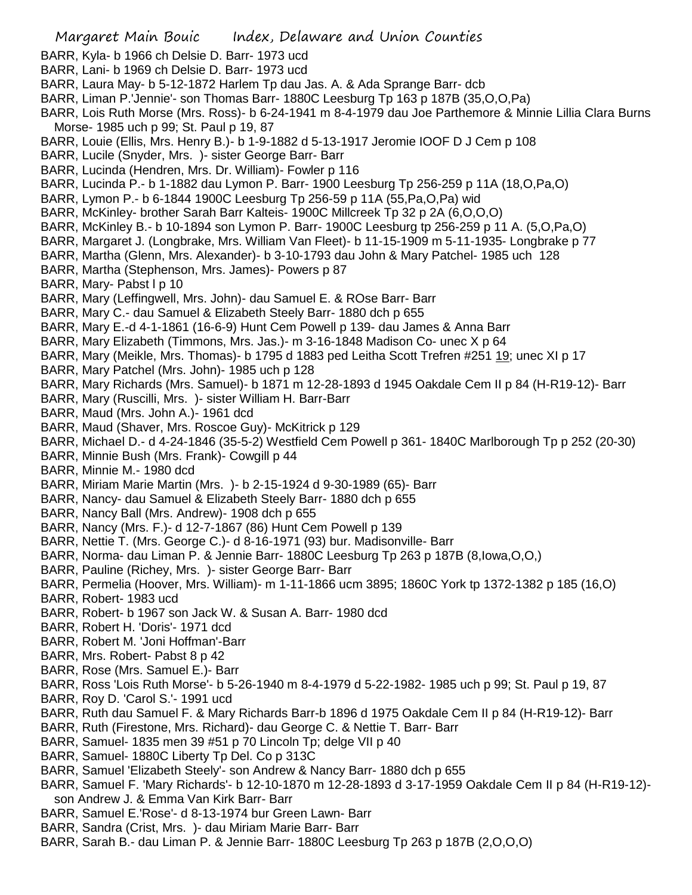BARR, Kyla- b 1966 ch Delsie D. Barr- 1973 ucd
BARR, Lani- b 1969 ch Delsie D. Barr- 1973 ucd
BARR, Laura May- b 5-12-1872 Harlem Tp dau Jas. A. & Ada Sprange Barr- dcb
BARR, Liman P.'Jennie'- son Thomas Barr- 1880C Leesburg Tp 163 p 187B (35,O,O,Pa)
BARR, Lois Ruth Morse (Mrs. Ross)- b 6-24-1941 m 8-4-1979 dau Joe Parthemore & Minnie Lillia Clara Burns Morse- 1985 uch p 99; St. Paul p 19, 87
BARR, Louie (Ellis, Mrs. Henry B.)- b 1-9-1882 d 5-13-1917 Jeromie IOOF D J Cem p 108
BARR, Lucile (Snyder, Mrs. )- sister George Barr- Barr
BARR, Lucinda (Hendren, Mrs. Dr. William)- Fowler p 116
BARR, Lucinda P.- b 1-1882 dau Lymon P. Barr- 1900 Leesburg Tp 256-259 p 11A (18,O,Pa,O)
BARR, Lymon P.- b 6-1844 1900C Leesburg Tp 256-59 p 11A (55,Pa,O,Pa) wid
BARR, McKinley- brother Sarah Barr Kalteis- 1900C Millcreek Tp 32 p 2A (6,O,O,O)
BARR, McKinley B.- b 10-1894 son Lymon P. Barr- 1900C Leesburg tp 256-259 p 11 A. (5,O,Pa,O)
BARR, Margaret J. (Longbrake, Mrs. William Van Fleet)- b 11-15-1909 m 5-11-1935- Longbrake p 77
BARR, Martha (Glenn, Mrs. Alexander)- b 3-10-1793 dau John & Mary Patchel- 1985 uch 128
BARR, Martha (Stephenson, Mrs. James)- Powers p 87
BARR, Mary- Pabst I p 10
BARR, Mary (Leffingwell, Mrs. John)- dau Samuel E. & ROse Barr- Barr
BARR, Mary C.- dau Samuel & Elizabeth Steely Barr- 1880 dch p 655
BARR, Mary E.-d 4-1-1861 (16-6-9) Hunt Cem Powell p 139- dau James & Anna Barr
BARR, Mary Elizabeth (Timmons, Mrs. Jas.)- m 3-16-1848 Madison Co- unec X p 64
BARR, Mary (Meikle, Mrs. Thomas)- b 1795 d 1883 ped Leitha Scott Trefren #251 19; unec XI p 17
BARR, Mary Patchel (Mrs. John)- 1985 uch p 128
BARR, Mary Richards (Mrs. Samuel)- b 1871 m 12-28-1893 d 1945 Oakdale Cem II p 84 (H-R19-12)- Barr
BARR, Mary (Ruscilli, Mrs. )- sister William H. Barr-Barr
BARR, Maud (Mrs. John A.)- 1961 dcd
BARR, Maud (Shaver, Mrs. Roscoe Guy)- McKitrick p 129
BARR, Michael D.- d 4-24-1846 (35-5-2) Westfield Cem Powell p 361- 1840C Marlborough Tp p 252 (20-30)
BARR, Minnie Bush (Mrs. Frank)- Cowgill p 44
BARR, Minnie M.- 1980 dcd
BARR, Miriam Marie Martin (Mrs. )- b 2-15-1924 d 9-30-1989 (65)- Barr
BARR, Nancy- dau Samuel & Elizabeth Steely Barr- 1880 dch p 655
BARR, Nancy Ball (Mrs. Andrew)- 1908 dch p 655
BARR, Nancy (Mrs. F.)- d 12-7-1867 (86) Hunt Cem Powell p 139
BARR, Nettie T. (Mrs. George C.)- d 8-16-1971 (93) bur. Madisonville- Barr
BARR, Norma- dau Liman P. & Jennie Barr- 1880C Leesburg Tp 263 p 187B (8,Iowa,O,O,)
BARR, Pauline (Richey, Mrs. )- sister George Barr- Barr
BARR, Permelia (Hoover, Mrs. William)- m 1-11-1866 ucm 3895; 1860C York tp 1372-1382 p 185 (16,O)
BARR, Robert- 1983 ucd
BARR, Robert- b 1967 son Jack W. & Susan A. Barr- 1980 dcd
BARR, Robert H. 'Doris'- 1971 dcd
BARR, Robert M. 'Joni Hoffman'-Barr
BARR, Mrs. Robert- Pabst 8 p 42
BARR, Rose (Mrs. Samuel E.)- Barr
BARR, Ross 'Lois Ruth Morse'- b 5-26-1940 m 8-4-1979 d 5-22-1982- 1985 uch p 99; St. Paul p 19, 87
BARR, Roy D. 'Carol S.'- 1991 ucd
BARR, Ruth dau Samuel F. & Mary Richards Barr-b 1896 d 1975 Oakdale Cem II p 84 (H-R19-12)- Barr
BARR, Ruth (Firestone, Mrs. Richard)- dau George C. & Nettie T. Barr- Barr
BARR, Samuel- 1835 men 39 #51 p 70 Lincoln Tp; delge VII p 40
BARR, Samuel- 1880C Liberty Tp Del. Co p 313C
BARR, Samuel 'Elizabeth Steely'- son Andrew & Nancy Barr- 1880 dch p 655
BARR, Samuel F. 'Mary Richards'- b 12-10-1870 m 12-28-1893 d 3-17-1959 Oakdale Cem II p 84 (H-R19-12)- son Andrew J. & Emma Van Kirk Barr- Barr
BARR, Samuel E.'Rose'- d 8-13-1974 bur Green Lawn- Barr
BARR, Sandra (Crist, Mrs. )- dau Miriam Marie Barr- Barr
BARR, Sarah B.- dau Liman P. & Jennie Barr- 1880C Leesburg Tp 263 p 187B (2,O,O,O)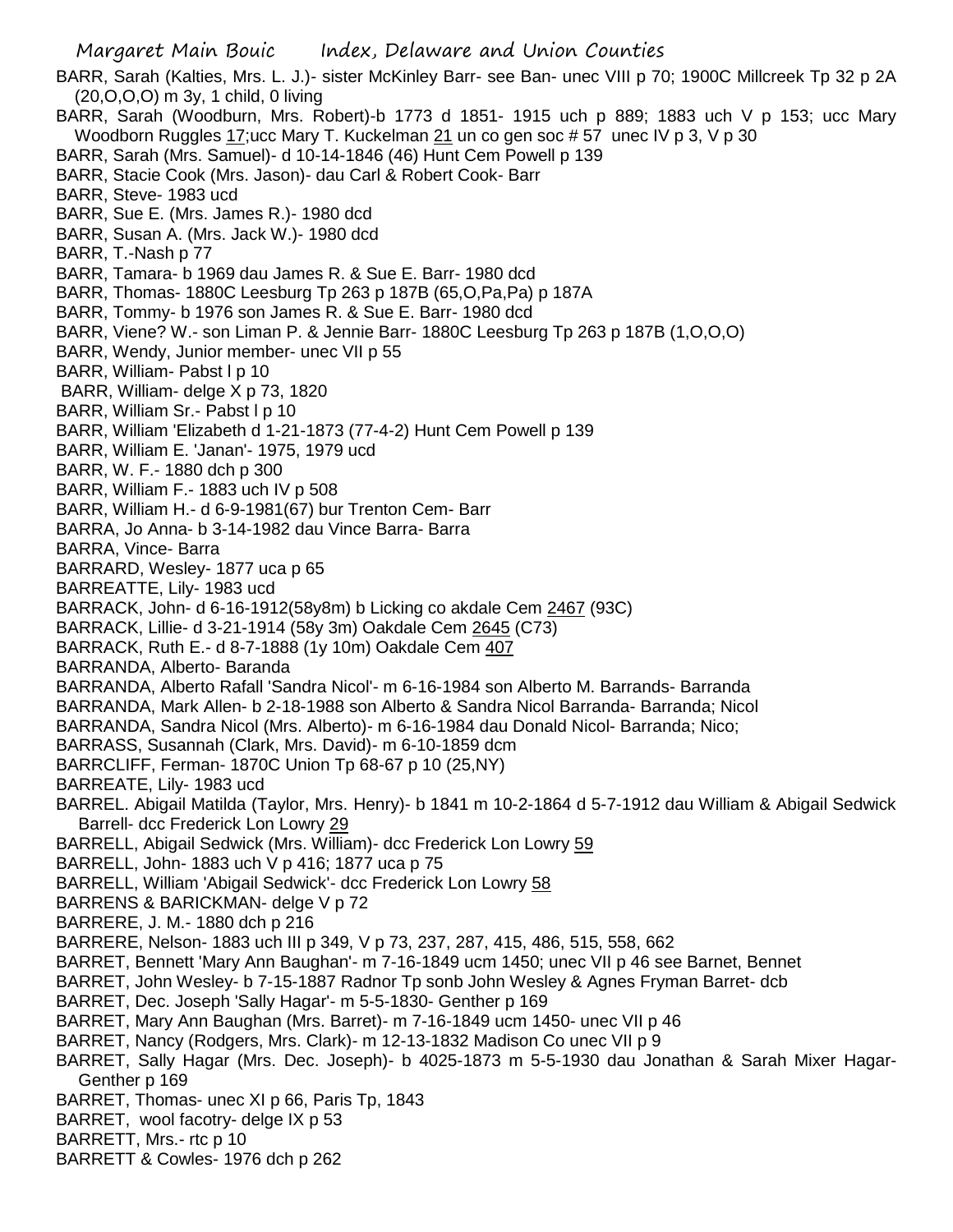BARR, Sarah (Kalties, Mrs. L. J.)- sister McKinley Barr- see Ban- unec VIII p 70; 1900C Millcreek Tp 32 p 2A (20,O,O,O) m 3y, 1 child, 0 living

BARR, Sarah (Woodburn, Mrs. Robert)-b 1773 d 1851- 1915 uch p 889; 1883 uch V p 153; ucc Mary Woodborn Ruggles 17;ucc Mary T. Kuckelman 21 un co gen soc # 57 unec IV p 3, V p 30

BARR, Sarah (Mrs. Samuel)- d 10-14-1846 (46) Hunt Cem Powell p 139

BARR, Stacie Cook (Mrs. Jason)- dau Carl & Robert Cook- Barr

BARR, Steve- 1983 ucd

BARR, Sue E. (Mrs. James R.)- 1980 dcd

BARR, Susan A. (Mrs. Jack W.)- 1980 dcd

BARR, T.-Nash p 77

BARR, Tamara- b 1969 dau James R. & Sue E. Barr- 1980 dcd

BARR, Thomas- 1880C Leesburg Tp 263 p 187B (65,O,Pa,Pa) p 187A

BARR, Tommy- b 1976 son James R. & Sue E. Barr- 1980 dcd

BARR, Viene? W.- son Liman P. & Jennie Barr- 1880C Leesburg Tp 263 p 187B (1,O,O,O)

BARR, Wendy, Junior member- unec VII p 55

BARR, William- Pabst I p 10

BARR, William- delge X p 73, 1820

BARR, William Sr.- Pabst I p 10

BARR, William 'Elizabeth d 1-21-1873 (77-4-2) Hunt Cem Powell p 139

BARR, William E. 'Janan'- 1975, 1979 ucd

BARR, W. F.- 1880 dch p 300

BARR, William F.- 1883 uch IV p 508

BARR, William H.- d 6-9-1981(67) bur Trenton Cem- Barr

BARRA, Jo Anna- b 3-14-1982 dau Vince Barra- Barra

BARRA, Vince- Barra

BARRARD, Wesley- 1877 uca p 65

BARREATTE, Lily- 1983 ucd

BARRACK, John- d 6-16-1912(58y8m) b Licking co akdale Cem 2467 (93C)

BARRACK, Lillie- d 3-21-1914 (58y 3m) Oakdale Cem 2645 (C73)

BARRACK, Ruth E.- d 8-7-1888 (1y 10m) Oakdale Cem 407

BARRANDA, Alberto- Baranda

BARRANDA, Alberto Rafall 'Sandra Nicol'- m 6-16-1984 son Alberto M. Barrands- Barranda

BARRANDA, Mark Allen- b 2-18-1988 son Alberto & Sandra Nicol Barranda- Barranda; Nicol

BARRANDA, Sandra Nicol (Mrs. Alberto)- m 6-16-1984 dau Donald Nicol- Barranda; Nico;

BARRASS, Susannah (Clark, Mrs. David)- m 6-10-1859 dcm

BARRCLIFF, Ferman- 1870C Union Tp 68-67 p 10 (25,NY)

BARREATE, Lily- 1983 ucd

BARREL. Abigail Matilda (Taylor, Mrs. Henry)- b 1841 m 10-2-1864 d 5-7-1912 dau William & Abigail Sedwick Barrell- dcc Frederick Lon Lowry 29

BARRELL, Abigail Sedwick (Mrs. William)- dcc Frederick Lon Lowry 59

BARRELL, John- 1883 uch V p 416; 1877 uca p 75

BARRELL, William 'Abigail Sedwick'- dcc Frederick Lon Lowry 58

BARRENS & BARICKMAN- delge V p 72

BARRERE, J. M.- 1880 dch p 216

BARRERE, Nelson- 1883 uch III p 349, V p 73, 237, 287, 415, 486, 515, 558, 662

BARRET, Bennett 'Mary Ann Baughan'- m 7-16-1849 ucm 1450; unec VII p 46 see Barnet, Bennet

BARRET, John Wesley- b 7-15-1887 Radnor Tp sonb John Wesley & Agnes Fryman Barret- dcb

BARRET, Dec. Joseph 'Sally Hagar'- m 5-5-1830- Genther p 169

BARRET, Mary Ann Baughan (Mrs. Barret)- m 7-16-1849 ucm 1450- unec VII p 46

BARRET, Nancy (Rodgers, Mrs. Clark)- m 12-13-1832 Madison Co unec VII p 9

BARRET, Sally Hagar (Mrs. Dec. Joseph)- b 4025-1873 m 5-5-1930 dau Jonathan & Sarah Mixer Hagar- Genther p 169

BARRET, Thomas- unec XI p 66, Paris Tp, 1843

BARRET, wool facotry- delge IX p 53

BARRETT, Mrs.- rtc p 10

BARRETT & Cowles- 1976 dch p 262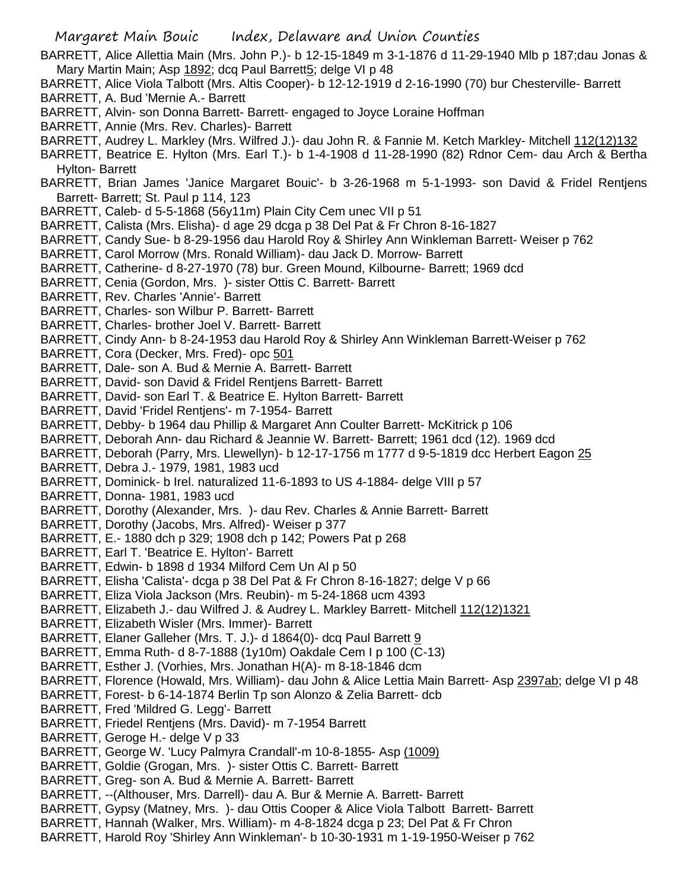BARRETT, Alice Allettia Main (Mrs. John P.)- b 12-15-1849 m 3-1-1876 d 11-29-1940 Mlb p 187;dau Jonas & Mary Martin Main; Asp 1892; dcq Paul Barrett5; delge VI p 48

BARRETT, Alice Viola Talbott (Mrs. Altis Cooper)- b 12-12-1919 d 2-16-1990 (70) bur Chesterville- Barrett

BARRETT, A. Bud 'Mernie A.- Barrett

BARRETT, Alvin- son Donna Barrett- Barrett- engaged to Joyce Loraine Hoffman

BARRETT, Annie (Mrs. Rev. Charles)- Barrett

BARRETT, Audrey L. Markley (Mrs. Wilfred J.)- dau John R. & Fannie M. Ketch Markley- Mitchell 112(12)132

BARRETT, Beatrice E. Hylton (Mrs. Earl T.)- b 1-4-1908 d 11-28-1990 (82) Rdnor Cem- dau Arch & Bertha Hylton- Barrett

BARRETT, Brian James 'Janice Margaret Bouic'- b 3-26-1968 m 5-1-1993- son David & Fridel Rentjens Barrett- Barrett; St. Paul p 114, 123

BARRETT, Caleb- d 5-5-1868 (56y11m) Plain City Cem unec VII p 51

BARRETT, Calista (Mrs. Elisha)- d age 29 dcga p 38 Del Pat & Fr Chron 8-16-1827

BARRETT, Candy Sue- b 8-29-1956 dau Harold Roy & Shirley Ann Winkleman Barrett- Weiser p 762

BARRETT, Carol Morrow (Mrs. Ronald William)- dau Jack D. Morrow- Barrett

BARRETT, Catherine- d 8-27-1970 (78) bur. Green Mound, Kilbourne- Barrett; 1969 dcd

BARRETT, Cenia (Gordon, Mrs. )- sister Ottis C. Barrett- Barrett

BARRETT, Rev. Charles 'Annie'- Barrett

BARRETT, Charles- son Wilbur P. Barrett- Barrett

BARRETT, Charles- brother Joel V. Barrett- Barrett

BARRETT, Cindy Ann- b 8-24-1953 dau Harold Roy & Shirley Ann Winkleman Barrett-Weiser p 762

BARRETT, Cora (Decker, Mrs. Fred)- opc 501

BARRETT, Dale- son A. Bud & Mernie A. Barrett- Barrett

BARRETT, David- son David & Fridel Rentjens Barrett- Barrett

BARRETT, David- son Earl T. & Beatrice E. Hylton Barrett- Barrett

BARRETT, David 'Fridel Rentjens'- m 7-1954- Barrett

BARRETT, Debby- b 1964 dau Phillip & Margaret Ann Coulter Barrett- McKitrick p 106

BARRETT, Deborah Ann- dau Richard & Jeannie W. Barrett- Barrett; 1961 dcd (12). 1969 dcd

BARRETT, Deborah (Parry, Mrs. Llewellyn)- b 12-17-1756 m 1777 d 9-5-1819 dcc Herbert Eagon 25

BARRETT, Debra J.- 1979, 1981, 1983 ucd

BARRETT, Dominick- b Irel. naturalized 11-6-1893 to US 4-1884- delge VIII p 57

BARRETT, Donna- 1981, 1983 ucd

BARRETT, Dorothy (Alexander, Mrs. )- dau Rev. Charles & Annie Barrett- Barrett

BARRETT, Dorothy (Jacobs, Mrs. Alfred)- Weiser p 377

BARRETT, E.- 1880 dch p 329; 1908 dch p 142; Powers Pat p 268

BARRETT, Earl T. 'Beatrice E. Hylton'- Barrett

BARRETT, Edwin- b 1898 d 1934 Milford Cem Un Al p 50

BARRETT, Elisha 'Calista'- dcga p 38 Del Pat & Fr Chron 8-16-1827; delge V p 66

BARRETT, Eliza Viola Jackson (Mrs. Reubin)- m 5-24-1868 ucm 4393

BARRETT, Elizabeth J.- dau Wilfred J. & Audrey L. Markley Barrett- Mitchell 112(12)1321

BARRETT, Elizabeth Wisler (Mrs. Immer)- Barrett

BARRETT, Elaner Galleher (Mrs. T. J.)- d 1864(0)- dcq Paul Barrett 9

BARRETT, Emma Ruth- d 8-7-1888 (1y10m) Oakdale Cem I p 100 (C-13)

BARRETT, Esther J. (Vorhies, Mrs. Jonathan H(A)- m 8-18-1846 dcm

BARRETT, Florence (Howald, Mrs. William)- dau John & Alice Lettia Main Barrett- Asp 2397ab; delge VI p 48

BARRETT, Forest- b 6-14-1874 Berlin Tp son Alonzo & Zelia Barrett- dcb

BARRETT, Fred 'Mildred G. Legg'- Barrett

BARRETT, Friedel Rentjens (Mrs. David)- m 7-1954 Barrett

BARRETT, Geroge H.- delge V p 33

BARRETT, George W. 'Lucy Palmyra Crandall'-m 10-8-1855- Asp (1009)

BARRETT, Goldie (Grogan, Mrs. )- sister Ottis C. Barrett- Barrett

BARRETT, Greg- son A. Bud & Mernie A. Barrett- Barrett

BARRETT, --(Althouser, Mrs. Darrell)- dau A. Bur & Mernie A. Barrett- Barrett

BARRETT, Gypsy (Matney, Mrs. )- dau Ottis Cooper & Alice Viola Talbott Barrett- Barrett

BARRETT, Hannah (Walker, Mrs. William)- m 4-8-1824 dcga p 23; Del Pat & Fr Chron

BARRETT, Harold Roy 'Shirley Ann Winkleman'- b 10-30-1931 m 1-19-1950-Weiser p 762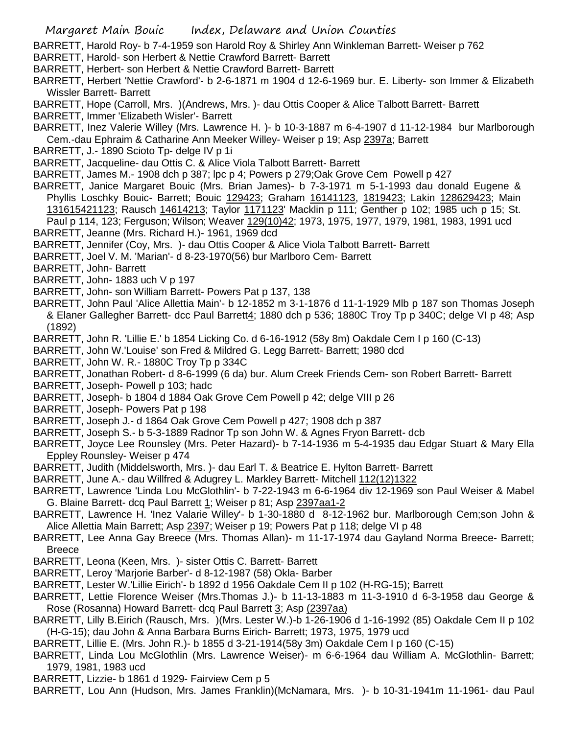BARRETT, Harold Roy- b 7-4-1959 son Harold Roy & Shirley Ann Winkleman Barrett- Weiser p 762

BARRETT, Harold- son Herbert & Nettie Crawford Barrett- Barrett

BARRETT, Herbert- son Herbert & Nettie Crawford Barrett- Barrett

BARRETT, Herbert 'Nettie Crawford'- b 2-6-1871 m 1904 d 12-6-1969 bur. E. Liberty- son Immer & Elizabeth Wissler Barrett- Barrett

BARRETT, Hope (Carroll, Mrs. )(Andrews, Mrs. )- dau Ottis Cooper & Alice Talbott Barrett- Barrett

BARRETT, Immer 'Elizabeth Wisler'- Barrett

BARRETT, Inez Valerie Willey (Mrs. Lawrence H. )- b 10-3-1887 m 6-4-1907 d 11-12-1984 bur Marlborough Cem.-dau Ephraim & Catharine Ann Meeker Willey- Weiser p 19; Asp 2397a; Barrett

BARRETT, J.- 1890 Scioto Tp- delge IV p 1i

BARRETT, Jacqueline- dau Ottis C. & Alice Viola Talbott Barrett- Barrett

BARRETT, James M.- 1908 dch p 387; lpc p 4; Powers p 279;Oak Grove Cem Powell p 427

BARRETT, Janice Margaret Bouic (Mrs. Brian James)- b 7-3-1971 m 5-1-1993 dau donald Eugene & Phyllis Loschky Bouic- Barrett; Bouic 129423; Graham 16141123, 1819423; Lakin 128629423; Main 131615421123; Rausch 14614213; Taylor 1171123' Macklin p 111; Genther p 102; 1985 uch p 15; St. Paul p 114, 123; Ferguson; Wilson; Weaver 129(10)42; 1973, 1975, 1977, 1979, 1981, 1983, 1991 ucd

BARRETT, Jeanne (Mrs. Richard H.)- 1961, 1969 dcd

BARRETT, Jennifer (Coy, Mrs. )- dau Ottis Cooper & Alice Viola Talbott Barrett- Barrett

BARRETT, Joel V. M. 'Marian'- d 8-23-1970(56) bur Marlboro Cem- Barrett

BARRETT, John- Barrett

BARRETT, John- 1883 uch V p 197

BARRETT, John- son William Barrett- Powers Pat p 137, 138

BARRETT, John Paul 'Alice Allettia Main'- b 12-1852 m 3-1-1876 d 11-1-1929 Mlb p 187 son Thomas Joseph & Elaner Gallegher Barrett- dcc Paul Barrett4; 1880 dch p 536; 1880C Troy Tp p 340C; delge VI p 48; Asp (1892)

BARRETT, John R. 'Lillie E.' b 1854 Licking Co. d 6-16-1912 (58y 8m) Oakdale Cem I p 160 (C-13)

BARRETT, John W.'Louise' son Fred & Mildred G. Legg Barrett- Barrett; 1980 dcd

BARRETT, John W. R.- 1880C Troy Tp p 334C

BARRETT, Jonathan Robert- d 8-6-1999 (6 da) bur. Alum Creek Friends Cem- son Robert Barrett- Barrett

BARRETT, Joseph- Powell p 103; hadc

BARRETT, Joseph- b 1804 d 1884 Oak Grove Cem Powell p 42; delge VIII p 26

BARRETT, Joseph- Powers Pat p 198

BARRETT, Joseph J.- d 1864 Oak Grove Cem Powell p 427; 1908 dch p 387

BARRETT, Joseph S.- b 5-3-1889 Radnor Tp son John W. & Agnes Fryon Barrett- dcb

BARRETT, Joyce Lee Rounsley (Mrs. Peter Hazard)- b 7-14-1936 m 5-4-1935 dau Edgar Stuart & Mary Ella Eppley Rounsley- Weiser p 474

BARRETT, Judith (Middelsworth, Mrs. )- dau Earl T. & Beatrice E. Hylton Barrett- Barrett

BARRETT, June A.- dau Willfred & Adugrey L. Markley Barrett- Mitchell 112(12)1322

BARRETT, Lawrence 'Linda Lou McGlothlin'- b 7-22-1943 m 6-6-1964 div 12-1969 son Paul Weiser & Mabel G. Blaine Barrett- dcq Paul Barrett 1; Weiser p 81; Asp 2397aa1-2

BARRETT, Lawrence H. 'Inez Valarie Willey'- b 1-30-1880 d 8-12-1962 bur. Marlborough Cem;son John & Alice Allettia Main Barrett; Asp 2397; Weiser p 19; Powers Pat p 118; delge VI p 48

BARRETT, Lee Anna Gay Breece (Mrs. Thomas Allan)- m 11-17-1974 dau Gayland Norma Breece- Barrett; Breece

BARRETT, Leona (Keen, Mrs. )- sister Ottis C. Barrett- Barrett

BARRETT, Leroy 'Marjorie Barber'- d 8-12-1987 (58) Okla- Barber

BARRETT, Lester W.'Lillie Eirich'- b 1892 d 1956 Oakdale Cem II p 102 (H-RG-15); Barrett

BARRETT, Lettie Florence Weiser (Mrs.Thomas J.)- b 11-13-1883 m 11-3-1910 d 6-3-1958 dau George & Rose (Rosanna) Howard Barrett- dcq Paul Barrett 3; Asp (2397aa)

BARRETT, Lilly B.Eirich (Rausch, Mrs. )(Mrs. Lester W.)-b 1-26-1906 d 1-16-1992 (85) Oakdale Cem II p 102 (H-G-15); dau John & Anna Barbara Burns Eirich- Barrett; 1973, 1975, 1979 ucd

BARRETT, Lillie E. (Mrs. John R.)- b 1855 d 3-21-1914(58y 3m) Oakdale Cem I p 160 (C-15)

BARRETT, Linda Lou McGlothlin (Mrs. Lawrence Weiser)- m 6-6-1964 dau William A. McGlothlin- Barrett; 1979, 1981, 1983 ucd

BARRETT, Lizzie- b 1861 d 1929- Fairview Cem p 5

BARRETT, Lou Ann (Hudson, Mrs. James Franklin)(McNamara, Mrs. )- b 10-31-1941m 11-1961- dau Paul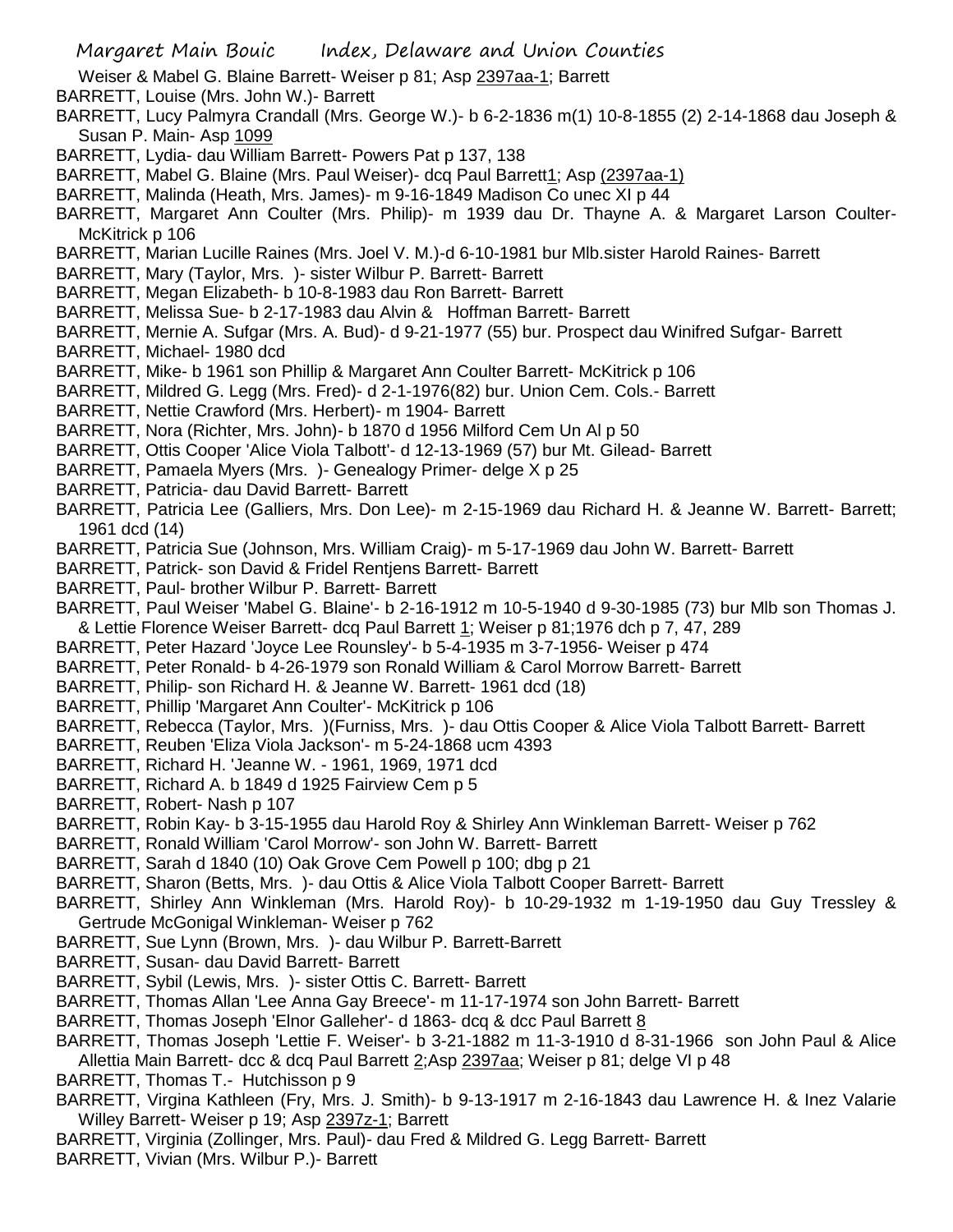Weiser & Mabel G. Blaine Barrett- Weiser p 81; Asp 2397aa-1; Barrett

BARRETT, Louise (Mrs. John W.)- Barrett

BARRETT, Lucy Palmyra Crandall (Mrs. George W.)- b 6-2-1836 m(1) 10-8-1855 (2) 2-14-1868 dau Joseph & Susan P. Main- Asp 1099

BARRETT, Lydia- dau William Barrett- Powers Pat p 137, 138

BARRETT, Mabel G. Blaine (Mrs. Paul Weiser)- dcq Paul Barrett1; Asp (2397aa-1)

BARRETT, Malinda (Heath, Mrs. James)- m 9-16-1849 Madison Co unec XI p 44

BARRETT, Margaret Ann Coulter (Mrs. Philip)- m 1939 dau Dr. Thayne A. & Margaret Larson Coulter- McKitrick p 106

BARRETT, Marian Lucille Raines (Mrs. Joel V. M.)-d 6-10-1981 bur Mlb.sister Harold Raines- Barrett

BARRETT, Mary (Taylor, Mrs. )- sister Wilbur P. Barrett- Barrett

BARRETT, Megan Elizabeth- b 10-8-1983 dau Ron Barrett- Barrett

BARRETT, Melissa Sue- b 2-17-1983 dau Alvin & Hoffman Barrett- Barrett

BARRETT, Mernie A. Sufgar (Mrs. A. Bud)- d 9-21-1977 (55) bur. Prospect dau Winifred Sufgar- Barrett

BARRETT, Michael- 1980 dcd

BARRETT, Mike- b 1961 son Phillip & Margaret Ann Coulter Barrett- McKitrick p 106

BARRETT, Mildred G. Legg (Mrs. Fred)- d 2-1-1976(82) bur. Union Cem. Cols.- Barrett

BARRETT, Nettie Crawford (Mrs. Herbert)- m 1904- Barrett

BARRETT, Nora (Richter, Mrs. John)- b 1870 d 1956 Milford Cem Un Al p 50

BARRETT, Ottis Cooper 'Alice Viola Talbott'- d 12-13-1969 (57) bur Mt. Gilead- Barrett

BARRETT, Pamaela Myers (Mrs. )- Genealogy Primer- delge X p 25

BARRETT, Patricia- dau David Barrett- Barrett

BARRETT, Patricia Lee (Galliers, Mrs. Don Lee)- m 2-15-1969 dau Richard H. & Jeanne W. Barrett- Barrett; 1961 dcd (14)

BARRETT, Patricia Sue (Johnson, Mrs. William Craig)- m 5-17-1969 dau John W. Barrett- Barrett

BARRETT, Patrick- son David & Fridel Rentjens Barrett- Barrett

BARRETT, Paul- brother Wilbur P. Barrett- Barrett

BARRETT, Paul Weiser 'Mabel G. Blaine'- b 2-16-1912 m 10-5-1940 d 9-30-1985 (73) bur Mlb son Thomas J. & Lettie Florence Weiser Barrett- dcq Paul Barrett 1; Weiser p 81;1976 dch p 7, 47, 289

BARRETT, Peter Hazard 'Joyce Lee Rounsley'- b 5-4-1935 m 3-7-1956- Weiser p 474

BARRETT, Peter Ronald- b 4-26-1979 son Ronald William & Carol Morrow Barrett- Barrett

BARRETT, Philip- son Richard H. & Jeanne W. Barrett- 1961 dcd (18)

BARRETT, Phillip 'Margaret Ann Coulter'- McKitrick p 106

BARRETT, Rebecca (Taylor, Mrs. )(Furniss, Mrs. )- dau Ottis Cooper & Alice Viola Talbott Barrett- Barrett

BARRETT, Reuben 'Eliza Viola Jackson'- m 5-24-1868 ucm 4393

BARRETT, Richard H. 'Jeanne W. - 1961, 1969, 1971 dcd

BARRETT, Richard A. b 1849 d 1925 Fairview Cem p 5

BARRETT, Robert- Nash p 107

BARRETT, Robin Kay- b 3-15-1955 dau Harold Roy & Shirley Ann Winkleman Barrett- Weiser p 762

BARRETT, Ronald William 'Carol Morrow'- son John W. Barrett- Barrett

BARRETT, Sarah d 1840 (10) Oak Grove Cem Powell p 100; dbg p 21

BARRETT, Sharon (Betts, Mrs. )- dau Ottis & Alice Viola Talbott Cooper Barrett- Barrett

BARRETT, Shirley Ann Winkleman (Mrs. Harold Roy)- b 10-29-1932 m 1-19-1950 dau Guy Tressley & Gertrude McGonigal Winkleman- Weiser p 762

BARRETT, Sue Lynn (Brown, Mrs. )- dau Wilbur P. Barrett-Barrett

BARRETT, Susan- dau David Barrett- Barrett

BARRETT, Sybil (Lewis, Mrs. )- sister Ottis C. Barrett- Barrett

BARRETT, Thomas Allan 'Lee Anna Gay Breece'- m 11-17-1974 son John Barrett- Barrett

BARRETT, Thomas Joseph 'Elnor Galleher'- d 1863- dcq & dcc Paul Barrett 8

BARRETT, Thomas Joseph 'Lettie F. Weiser'- b 3-21-1882 m 11-3-1910 d 8-31-1966 son John Paul & Alice Allettia Main Barrett- dcc & dcq Paul Barrett 2;Asp 2397aa; Weiser p 81; delge VI p 48

BARRETT, Thomas T.- Hutchisson p 9

BARRETT, Virgina Kathleen (Fry, Mrs. J. Smith)- b 9-13-1917 m 2-16-1843 dau Lawrence H. & Inez Valarie Willey Barrett- Weiser p 19; Asp 2397z-1; Barrett

BARRETT, Virginia (Zollinger, Mrs. Paul)- dau Fred & Mildred G. Legg Barrett- Barrett

BARRETT, Vivian (Mrs. Wilbur P.)- Barrett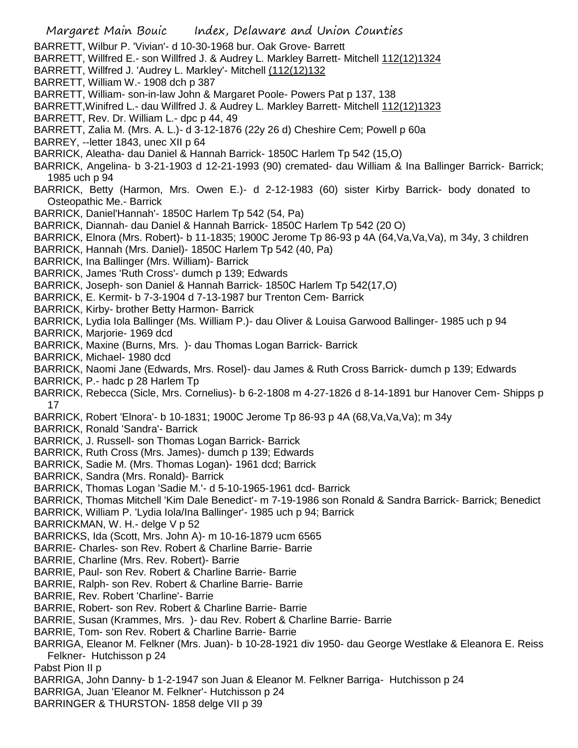BARRETT, Wilbur P. 'Vivian'- d 10-30-1968 bur. Oak Grove- Barrett
BARRETT, Willfred E.- son Willfred J. & Audrey L. Markley Barrett- Mitchell 112(12)1324
BARRETT, Willfred J. 'Audrey L. Markley'- Mitchell (112(12)132
BARRETT, William W.- 1908 dch p 387
BARRETT, William- son-in-law John & Margaret Poole- Powers Pat p 137, 138
BARRETT,Winifred L.- dau Willfred J. & Audrey L. Markley Barrett- Mitchell 112(12)1323
BARRETT, Rev. Dr. William L.- dpc p 44, 49
BARRETT, Zalia M. (Mrs. A. L.)- d 3-12-1876 (22y 26 d) Cheshire Cem; Powell p 60a
BARREY, --letter 1843, unec XII p 64
BARRICK, Aleatha- dau Daniel & Hannah Barrick- 1850C Harlem Tp 542 (15,O)
BARRICK, Angelina- b 3-21-1903 d 12-21-1993 (90) cremated- dau William & Ina Ballinger Barrick- Barrick; 1985 uch p 94
BARRICK, Betty (Harmon, Mrs. Owen E.)- d 2-12-1983 (60) sister Kirby Barrick- body donated to Osteopathic Me.- Barrick
BARRICK, Daniel'Hannah'- 1850C Harlem Tp 542 (54, Pa)
BARRICK, Diannah- dau Daniel & Hannah Barrick- 1850C Harlem Tp 542 (20 O)
BARRICK, Elnora (Mrs. Robert)- b 11-1835; 1900C Jerome Tp 86-93 p 4A (64,Va,Va,Va), m 34y, 3 children
BARRICK, Hannah (Mrs. Daniel)- 1850C Harlem Tp 542 (40, Pa)
BARRICK, Ina Ballinger (Mrs. William)- Barrick
BARRICK, James 'Ruth Cross'- dumch p 139; Edwards
BARRICK, Joseph- son Daniel & Hannah Barrick- 1850C Harlem Tp 542(17,O)
BARRICK, E. Kermit- b 7-3-1904 d 7-13-1987 bur Trenton Cem- Barrick
BARRICK, Kirby- brother Betty Harmon- Barrick
BARRICK, Lydia Iola Ballinger (Ms. William P.)- dau Oliver & Louisa Garwood Ballinger- 1985 uch p 94
BARRICK, Marjorie- 1969 dcd
BARRICK, Maxine (Burns, Mrs. )- dau Thomas Logan Barrick- Barrick
BARRICK, Michael- 1980 dcd
BARRICK, Naomi Jane (Edwards, Mrs. Rosel)- dau James & Ruth Cross Barrick- dumch p 139; Edwards
BARRICK, P.- hadc p 28 Harlem Tp
BARRICK, Rebecca (Sicle, Mrs. Cornelius)- b 6-2-1808 m 4-27-1826 d 8-14-1891 bur Hanover Cem- Shipps p 17
BARRICK, Robert 'Elnora'- b 10-1831; 1900C Jerome Tp 86-93 p 4A (68,Va,Va,Va); m 34y
BARRICK, Ronald 'Sandra'- Barrick
BARRICK, J. Russell- son Thomas Logan Barrick- Barrick
BARRICK, Ruth Cross (Mrs. James)- dumch p 139; Edwards
BARRICK, Sadie M. (Mrs. Thomas Logan)- 1961 dcd; Barrick
BARRICK, Sandra (Mrs. Ronald)- Barrick
BARRICK, Thomas Logan 'Sadie M.'- d 5-10-1965-1961 dcd- Barrick
BARRICK, Thomas Mitchell 'Kim Dale Benedict'- m 7-19-1986 son Ronald & Sandra Barrick- Barrick; Benedict
BARRICK, William P. 'Lydia Iola/Ina Ballinger'- 1985 uch p 94; Barrick
BARRICKMAN, W. H.- delge V p 52
BARRICKS, Ida (Scott, Mrs. John A)- m 10-16-1879 ucm 6565
BARRIE- Charles- son Rev. Robert & Charline Barrie- Barrie
BARRIE, Charline (Mrs. Rev. Robert)- Barrie
BARRIE, Paul- son Rev. Robert & Charline Barrie- Barrie
BARRIE, Ralph- son Rev. Robert & Charline Barrie- Barrie
BARRIE, Rev. Robert 'Charline'- Barrie
BARRIE, Robert- son Rev. Robert & Charline Barrie- Barrie
BARRIE, Susan (Krammes, Mrs. )- dau Rev. Robert & Charline Barrie- Barrie
BARRIE, Tom- son Rev. Robert & Charline Barrie- Barrie
BARRIGA, Eleanor M. Felkner (Mrs. Juan)- b 10-28-1921 div 1950- dau George Westlake & Eleanora E. Reiss Felkner- Hutchisson p 24
Pabst Pion II p
BARRIGA, John Danny- b 1-2-1947 son Juan & Eleanor M. Felkner Barriga- Hutchisson p 24
BARRIGA, Juan 'Eleanor M. Felkner'- Hutchisson p 24
BARRINGER & THURSTON- 1858 delge VII p 39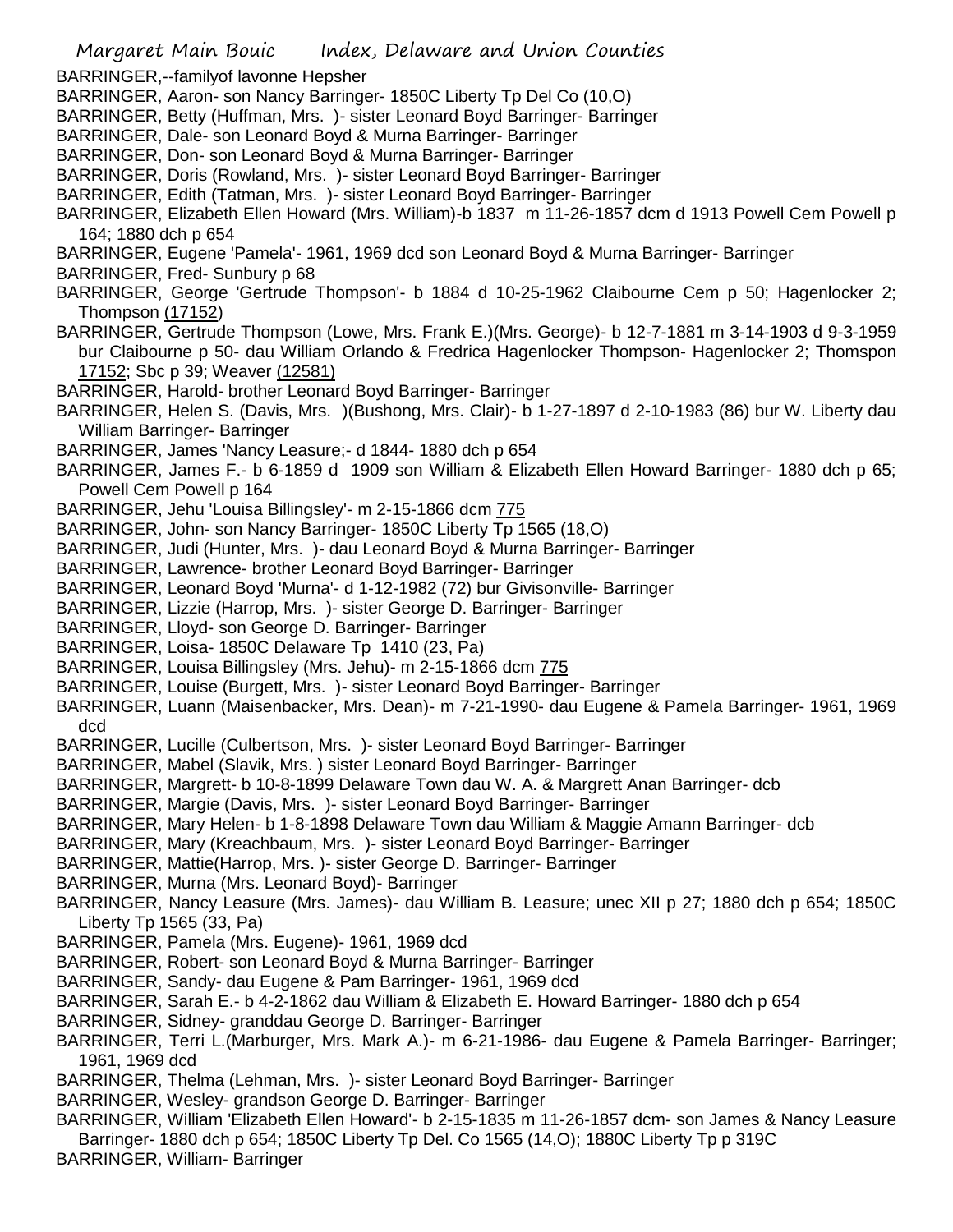BARRINGER,--familyof lavonne Hepsher

BARRINGER, Aaron- son Nancy Barringer- 1850C Liberty Tp Del Co (10,O)

BARRINGER, Betty (Huffman, Mrs. )- sister Leonard Boyd Barringer- Barringer

BARRINGER, Dale- son Leonard Boyd & Murna Barringer- Barringer

BARRINGER, Don- son Leonard Boyd & Murna Barringer- Barringer

BARRINGER, Doris (Rowland, Mrs. )- sister Leonard Boyd Barringer- Barringer

BARRINGER, Edith (Tatman, Mrs. )- sister Leonard Boyd Barringer- Barringer

BARRINGER, Elizabeth Ellen Howard (Mrs. William)-b 1837 m 11-26-1857 dcm d 1913 Powell Cem Powell p 164; 1880 dch p 654

BARRINGER, Eugene 'Pamela'- 1961, 1969 dcd son Leonard Boyd & Murna Barringer- Barringer

BARRINGER, Fred- Sunbury p 68

BARRINGER, George 'Gertrude Thompson'- b 1884 d 10-25-1962 Claibourne Cem p 50; Hagenlocker 2; Thompson (17152)

BARRINGER, Gertrude Thompson (Lowe, Mrs. Frank E.)(Mrs. George)- b 12-7-1881 m 3-14-1903 d 9-3-1959 bur Claibourne p 50- dau William Orlando & Fredrica Hagenlocker Thompson- Hagenlocker 2; Thomspon 17152; Sbc p 39; Weaver (12581)

BARRINGER, Harold- brother Leonard Boyd Barringer- Barringer

BARRINGER, Helen S. (Davis, Mrs. )(Bushong, Mrs. Clair)- b 1-27-1897 d 2-10-1983 (86) bur W. Liberty dau William Barringer- Barringer

BARRINGER, James 'Nancy Leasure;- d 1844- 1880 dch p 654

BARRINGER, James F.- b 6-1859 d 1909 son William & Elizabeth Ellen Howard Barringer- 1880 dch p 65; Powell Cem Powell p 164

BARRINGER, Jehu 'Louisa Billingsley'- m 2-15-1866 dcm 775

BARRINGER, John- son Nancy Barringer- 1850C Liberty Tp 1565 (18,O)

BARRINGER, Judi (Hunter, Mrs. )- dau Leonard Boyd & Murna Barringer- Barringer

BARRINGER, Lawrence- brother Leonard Boyd Barringer- Barringer

BARRINGER, Leonard Boyd 'Murna'- d 1-12-1982 (72) bur Givisonville- Barringer

BARRINGER, Lizzie (Harrop, Mrs. )- sister George D. Barringer- Barringer

BARRINGER, Lloyd- son George D. Barringer- Barringer

BARRINGER, Loisa- 1850C Delaware Tp 1410 (23, Pa)

BARRINGER, Louisa Billingsley (Mrs. Jehu)- m 2-15-1866 dcm 775

BARRINGER, Louise (Burgett, Mrs. )- sister Leonard Boyd Barringer- Barringer

BARRINGER, Luann (Maisenbacker, Mrs. Dean)- m 7-21-1990- dau Eugene & Pamela Barringer- 1961, 1969 dcd

BARRINGER, Lucille (Culbertson, Mrs. )- sister Leonard Boyd Barringer- Barringer

BARRINGER, Mabel (Slavik, Mrs. ) sister Leonard Boyd Barringer- Barringer

BARRINGER, Margrett- b 10-8-1899 Delaware Town dau W. A. & Margrett Anan Barringer- dcb

BARRINGER, Margie (Davis, Mrs. )- sister Leonard Boyd Barringer- Barringer

BARRINGER, Mary Helen- b 1-8-1898 Delaware Town dau William & Maggie Amann Barringer- dcb

BARRINGER, Mary (Kreachbaum, Mrs. )- sister Leonard Boyd Barringer- Barringer

BARRINGER, Mattie(Harrop, Mrs. )- sister George D. Barringer- Barringer

BARRINGER, Murna (Mrs. Leonard Boyd)- Barringer

BARRINGER, Nancy Leasure (Mrs. James)- dau William B. Leasure; unec XII p 27; 1880 dch p 654; 1850C Liberty Tp 1565 (33, Pa)

BARRINGER, Pamela (Mrs. Eugene)- 1961, 1969 dcd

BARRINGER, Robert- son Leonard Boyd & Murna Barringer- Barringer

BARRINGER, Sandy- dau Eugene & Pam Barringer- 1961, 1969 dcd

BARRINGER, Sarah E.- b 4-2-1862 dau William & Elizabeth E. Howard Barringer- 1880 dch p 654

BARRINGER, Sidney- granddau George D. Barringer- Barringer

BARRINGER, Terri L.(Marburger, Mrs. Mark A.)- m 6-21-1986- dau Eugene & Pamela Barringer- Barringer; 1961, 1969 dcd

BARRINGER, Thelma (Lehman, Mrs. )- sister Leonard Boyd Barringer- Barringer

BARRINGER, Wesley- grandson George D. Barringer- Barringer

BARRINGER, William 'Elizabeth Ellen Howard'- b 2-15-1835 m 11-26-1857 dcm- son James & Nancy Leasure Barringer- 1880 dch p 654; 1850C Liberty Tp Del. Co 1565 (14,O); 1880C Liberty Tp p 319C

BARRINGER, William- Barringer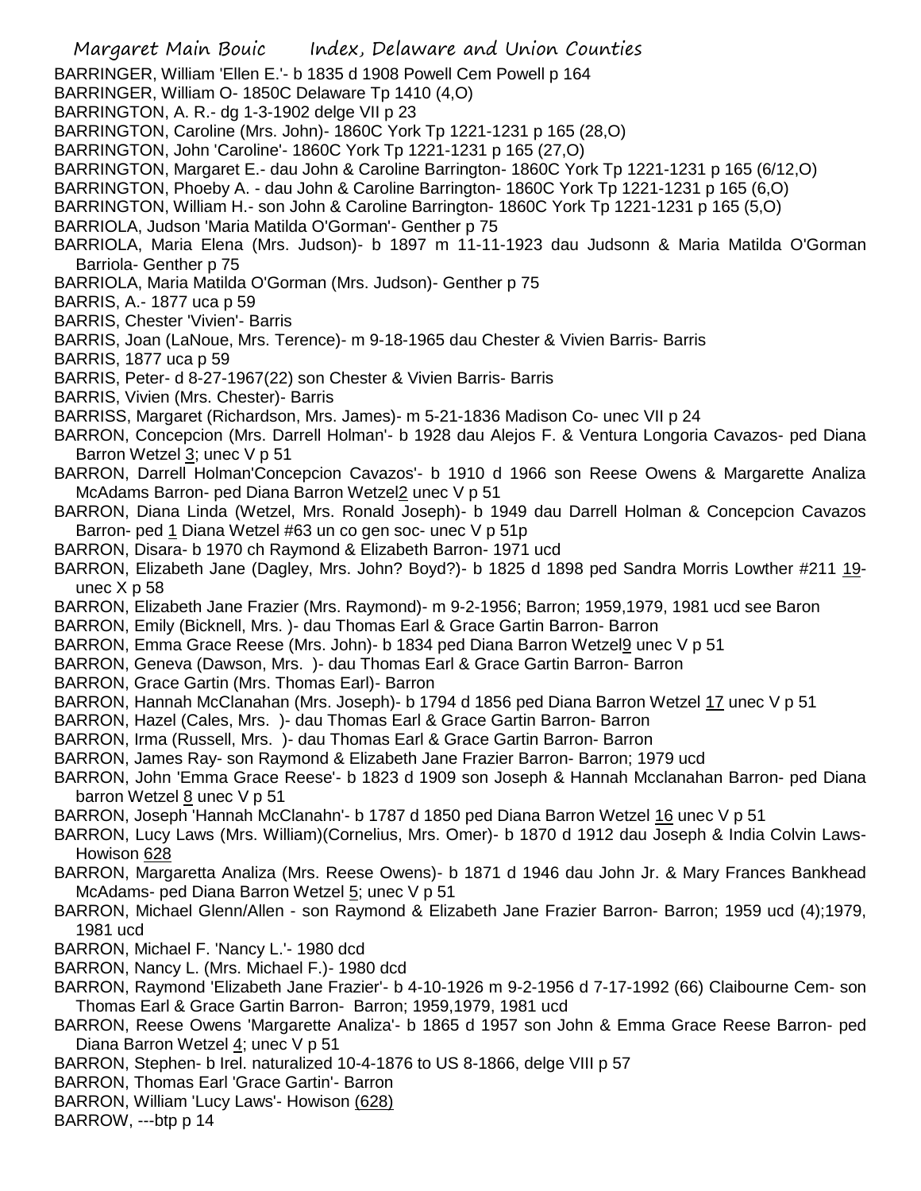BARRINGER, William 'Ellen E.'- b 1835 d 1908 Powell Cem Powell p 164

BARRINGER, William O- 1850C Delaware Tp 1410 (4,O)

BARRINGTON, A. R.- dg 1-3-1902 delge VII p 23

BARRINGTON, Caroline (Mrs. John)- 1860C York Tp 1221-1231 p 165 (28,O)

BARRINGTON, John 'Caroline'- 1860C York Tp 1221-1231 p 165 (27,O)

BARRINGTON, Margaret E.- dau John & Caroline Barrington- 1860C York Tp 1221-1231 p 165 (6/12,O)

BARRINGTON, Phoeby A. - dau John & Caroline Barrington- 1860C York Tp 1221-1231 p 165 (6,O)

BARRINGTON, William H.- son John & Caroline Barrington- 1860C York Tp 1221-1231 p 165 (5,O)

BARRIOLA, Judson 'Maria Matilda O'Gorman'- Genther p 75

BARRIOLA, Maria Elena (Mrs. Judson)- b 1897 m 11-11-1923 dau Judsonn & Maria Matilda O'Gorman Barriola- Genther p 75

BARRIOLA, Maria Matilda O'Gorman (Mrs. Judson)- Genther p 75

BARRIS, A.- 1877 uca p 59

BARRIS, Chester 'Vivien'- Barris

BARRIS, Joan (LaNoue, Mrs. Terence)- m 9-18-1965 dau Chester & Vivien Barris- Barris

BARRIS, 1877 uca p 59

BARRIS, Peter- d 8-27-1967(22) son Chester & Vivien Barris- Barris

BARRIS, Vivien (Mrs. Chester)- Barris

BARRISS, Margaret (Richardson, Mrs. James)- m 5-21-1836 Madison Co- unec VII p 24

BARRON, Concepcion (Mrs. Darrell Holman'- b 1928 dau Alejos F. & Ventura Longoria Cavazos- ped Diana Barron Wetzel 3; unec V p 51

BARRON, Darrell Holman'Concepcion Cavazos'- b 1910 d 1966 son Reese Owens & Margarette Analiza McAdams Barron- ped Diana Barron Wetzel2 unec V p 51

BARRON, Diana Linda (Wetzel, Mrs. Ronald Joseph)- b 1949 dau Darrell Holman & Concepcion Cavazos Barron- ped 1 Diana Wetzel #63 un co gen soc- unec V p 51p

BARRON, Disara- b 1970 ch Raymond & Elizabeth Barron- 1971 ucd

BARRON, Elizabeth Jane (Dagley, Mrs. John? Boyd?)- b 1825 d 1898 ped Sandra Morris Lowther #211 19- unec X p 58

BARRON, Elizabeth Jane Frazier (Mrs. Raymond)- m 9-2-1956; Barron; 1959,1979, 1981 ucd see Baron

BARRON, Emily (Bicknell, Mrs. )- dau Thomas Earl & Grace Gartin Barron- Barron

BARRON, Emma Grace Reese (Mrs. John)- b 1834 ped Diana Barron Wetzel9 unec V p 51

BARRON, Geneva (Dawson, Mrs. )- dau Thomas Earl & Grace Gartin Barron- Barron

BARRON, Grace Gartin (Mrs. Thomas Earl)- Barron

BARRON, Hannah McClanahan (Mrs. Joseph)- b 1794 d 1856 ped Diana Barron Wetzel 17 unec V p 51

BARRON, Hazel (Cales, Mrs. )- dau Thomas Earl & Grace Gartin Barron- Barron

BARRON, Irma (Russell, Mrs. )- dau Thomas Earl & Grace Gartin Barron- Barron

BARRON, James Ray- son Raymond & Elizabeth Jane Frazier Barron- Barron; 1979 ucd

BARRON, John 'Emma Grace Reese'- b 1823 d 1909 son Joseph & Hannah Mcclanahan Barron- ped Diana barron Wetzel 8 unec V p 51

BARRON, Joseph 'Hannah McClanahn'- b 1787 d 1850 ped Diana Barron Wetzel 16 unec V p 51

BARRON, Lucy Laws (Mrs. William)(Cornelius, Mrs. Omer)- b 1870 d 1912 dau Joseph & India Colvin Laws- Howison 628

BARRON, Margaretta Analiza (Mrs. Reese Owens)- b 1871 d 1946 dau John Jr. & Mary Frances Bankhead McAdams- ped Diana Barron Wetzel 5; unec V p 51

BARRON, Michael Glenn/Allen - son Raymond & Elizabeth Jane Frazier Barron- Barron; 1959 ucd (4);1979, 1981 ucd

BARRON, Michael F. 'Nancy L.'- 1980 dcd

BARRON, Nancy L. (Mrs. Michael F.)- 1980 dcd

BARRON, Raymond 'Elizabeth Jane Frazier'- b 4-10-1926 m 9-2-1956 d 7-17-1992 (66) Claibourne Cem- son Thomas Earl & Grace Gartin Barron- Barron; 1959,1979, 1981 ucd

BARRON, Reese Owens 'Margarette Analiza'- b 1865 d 1957 son John & Emma Grace Reese Barron- ped Diana Barron Wetzel 4; unec V p 51

BARRON, Stephen- b Irel. naturalized 10-4-1876 to US 8-1866, delge VIII p 57

BARRON, Thomas Earl 'Grace Gartin'- Barron

BARRON, William 'Lucy Laws'- Howison (628)

BARROW, ---btp p 14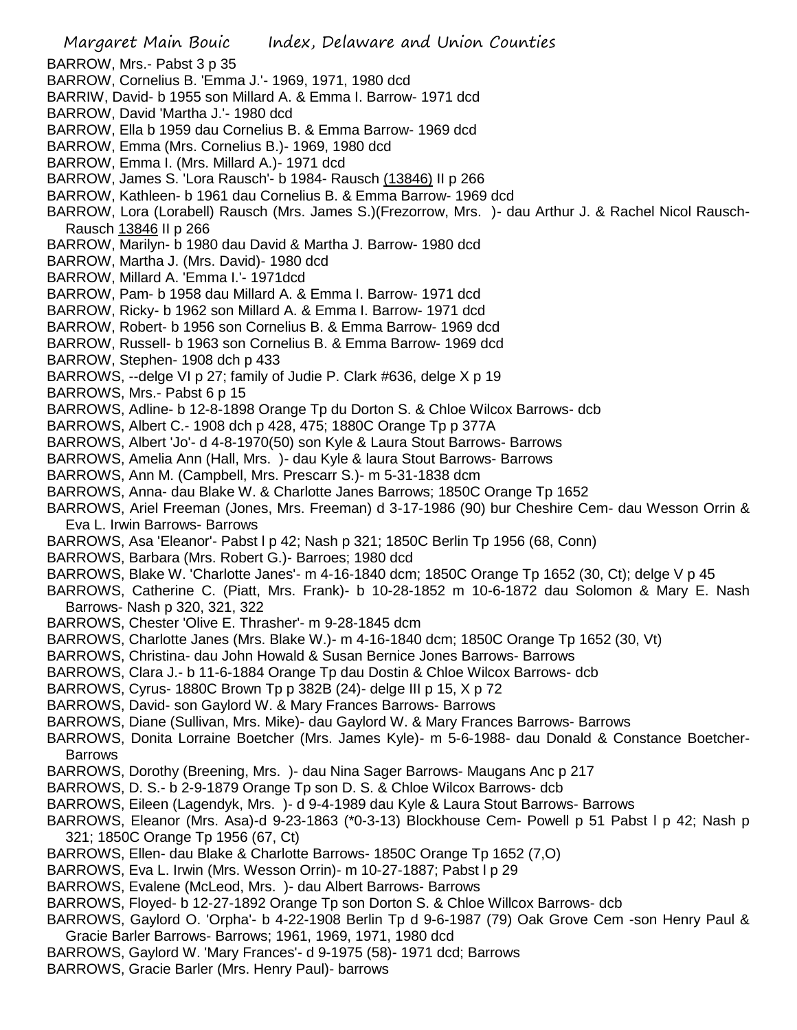BARROW, Mrs.- Pabst 3 p 35

BARROW, Cornelius B. 'Emma J.'- 1969, 1971, 1980 dcd

BARRIW, David- b 1955 son Millard A. & Emma I. Barrow- 1971 dcd

BARROW, David 'Martha J.'- 1980 dcd

BARROW, Ella b 1959 dau Cornelius B. & Emma Barrow- 1969 dcd

BARROW, Emma (Mrs. Cornelius B.)- 1969, 1980 dcd

BARROW, Emma I. (Mrs. Millard A.)- 1971 dcd

BARROW, James S. 'Lora Rausch'- b 1984- Rausch (13846) II p 266

BARROW, Kathleen- b 1961 dau Cornelius B. & Emma Barrow- 1969 dcd

BARROW, Lora (Lorabell) Rausch (Mrs. James S.)(Frezorrow, Mrs. )- dau Arthur J. & Rachel Nicol Rausch- Rausch 13846 II p 266

BARROW, Marilyn- b 1980 dau David & Martha J. Barrow- 1980 dcd

BARROW, Martha J. (Mrs. David)- 1980 dcd

BARROW, Millard A. 'Emma I.'- 1971dcd

BARROW, Pam- b 1958 dau Millard A. & Emma I. Barrow- 1971 dcd

BARROW, Ricky- b 1962 son Millard A. & Emma I. Barrow- 1971 dcd

BARROW, Robert- b 1956 son Cornelius B. & Emma Barrow- 1969 dcd

BARROW, Russell- b 1963 son Cornelius B. & Emma Barrow- 1969 dcd

BARROW, Stephen- 1908 dch p 433

BARROWS, --delge VI p 27; family of Judie P. Clark #636, delge X p 19

BARROWS, Mrs.- Pabst 6 p 15

BARROWS, Adline- b 12-8-1898 Orange Tp du Dorton S. & Chloe Wilcox Barrows- dcb

BARROWS, Albert C.- 1908 dch p 428, 475; 1880C Orange Tp p 377A

BARROWS, Albert 'Jo'- d 4-8-1970(50) son Kyle & Laura Stout Barrows- Barrows

BARROWS, Amelia Ann (Hall, Mrs. )- dau Kyle & laura Stout Barrows- Barrows

BARROWS, Ann M. (Campbell, Mrs. Prescarr S.)- m 5-31-1838 dcm

BARROWS, Anna- dau Blake W. & Charlotte Janes Barrows; 1850C Orange Tp 1652

BARROWS, Ariel Freeman (Jones, Mrs. Freeman) d 3-17-1986 (90) bur Cheshire Cem- dau Wesson Orrin & Eva L. Irwin Barrows- Barrows

BARROWS, Asa 'Eleanor'- Pabst l p 42; Nash p 321; 1850C Berlin Tp 1956 (68, Conn)

BARROWS, Barbara (Mrs. Robert G.)- Barroes; 1980 dcd

BARROWS, Blake W. 'Charlotte Janes'- m 4-16-1840 dcm; 1850C Orange Tp 1652 (30, Ct); delge V p 45

BARROWS, Catherine C. (Piatt, Mrs. Frank)- b 10-28-1852 m 10-6-1872 dau Solomon & Mary E. Nash Barrows- Nash p 320, 321, 322

BARROWS, Chester 'Olive E. Thrasher'- m 9-28-1845 dcm

BARROWS, Charlotte Janes (Mrs. Blake W.)- m 4-16-1840 dcm; 1850C Orange Tp 1652 (30, Vt)

BARROWS, Christina- dau John Howald & Susan Bernice Jones Barrows- Barrows

BARROWS, Clara J.- b 11-6-1884 Orange Tp dau Dostin & Chloe Wilcox Barrows- dcb

BARROWS, Cyrus- 1880C Brown Tp p 382B (24)- delge III p 15, X p 72

BARROWS, David- son Gaylord W. & Mary Frances Barrows- Barrows

BARROWS, Diane (Sullivan, Mrs. Mike)- dau Gaylord W. & Mary Frances Barrows- Barrows

BARROWS, Donita Lorraine Boetcher (Mrs. James Kyle)- m 5-6-1988- dau Donald & Constance Boetcher- Barrows

BARROWS, Dorothy (Breening, Mrs. )- dau Nina Sager Barrows- Maugans Anc p 217

BARROWS, D. S.- b 2-9-1879 Orange Tp son D. S. & Chloe Wilcox Barrows- dcb

BARROWS, Eileen (Lagendyk, Mrs. )- d 9-4-1989 dau Kyle & Laura Stout Barrows- Barrows

BARROWS, Eleanor (Mrs. Asa)-d 9-23-1863 (*0-3-13) Blockhouse Cem- Powell p 51 Pabst l p 42; Nash p 321; 1850C Orange Tp 1956 (67, Ct)

BARROWS, Ellen- dau Blake & Charlotte Barrows- 1850C Orange Tp 1652 (7,O)

BARROWS, Eva L. Irwin (Mrs. Wesson Orrin)- m 10-27-1887; Pabst l p 29

BARROWS, Evalene (McLeod, Mrs. )- dau Albert Barrows- Barrows

BARROWS, Floyed- b 12-27-1892 Orange Tp son Dorton S. & Chloe Willcox Barrows- dcb

BARROWS, Gaylord O. 'Orpha'- b 4-22-1908 Berlin Tp d 9-6-1987 (79) Oak Grove Cem -son Henry Paul & Gracie Barler Barrows- Barrows; 1961, 1969, 1971, 1980 dcd

BARROWS, Gaylord W. 'Mary Frances'- d 9-1975 (58)- 1971 dcd; Barrows

BARROWS, Gracie Barler (Mrs. Henry Paul)- barrows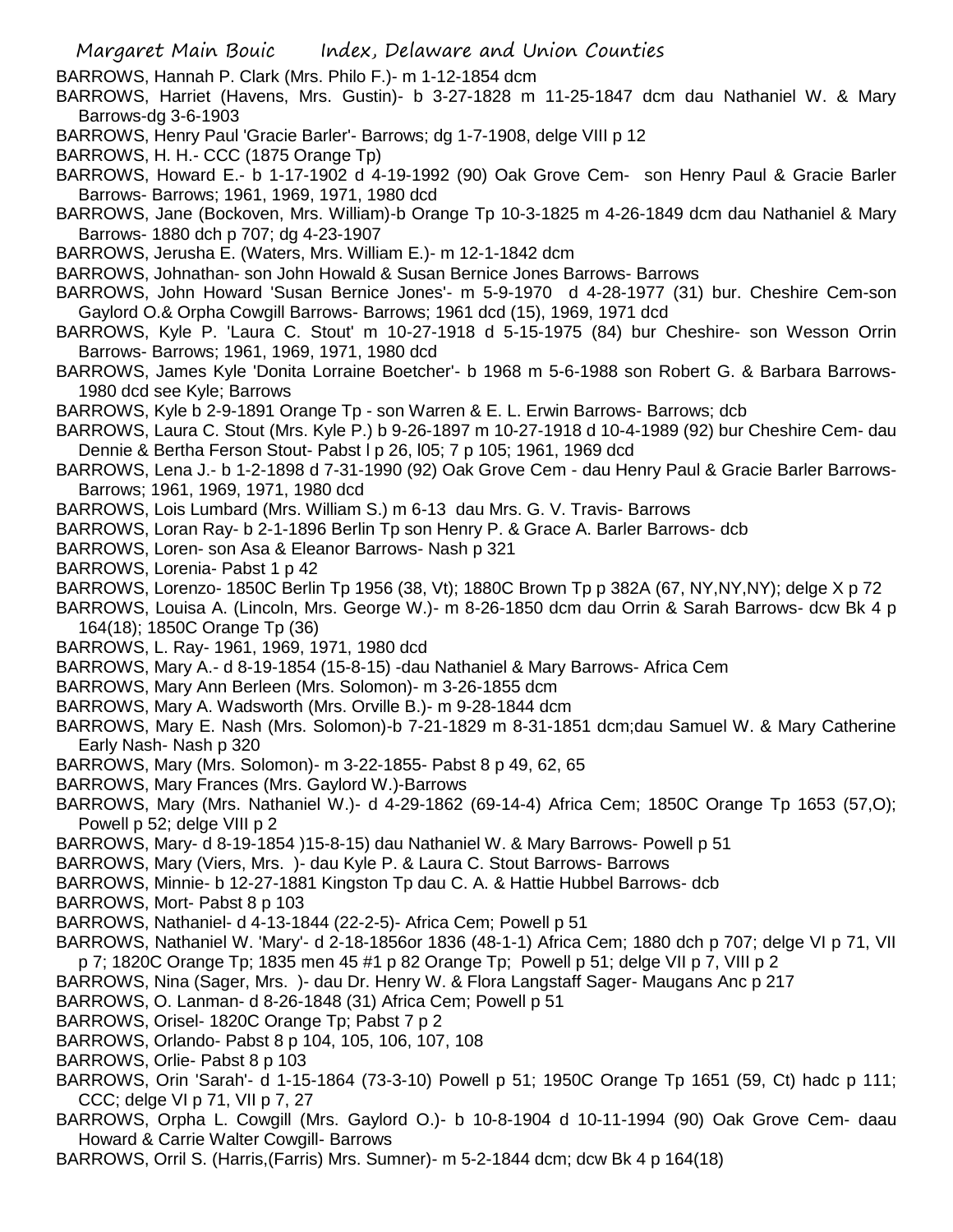BARROWS, Hannah P. Clark (Mrs. Philo F.)- m 1-12-1854 dcm

BARROWS, Harriet (Havens, Mrs. Gustin)- b 3-27-1828 m 11-25-1847 dcm dau Nathaniel W. & Mary Barrows-dg 3-6-1903

BARROWS, Henry Paul 'Gracie Barler'- Barrows; dg 1-7-1908, delge VIII p 12

BARROWS, H. H.- CCC (1875 Orange Tp)

BARROWS, Howard E.- b 1-17-1902 d 4-19-1992 (90) Oak Grove Cem- son Henry Paul & Gracie Barler Barrows- Barrows; 1961, 1969, 1971, 1980 dcd

BARROWS, Jane (Bockoven, Mrs. William)-b Orange Tp 10-3-1825 m 4-26-1849 dcm dau Nathaniel & Mary Barrows- 1880 dch p 707; dg 4-23-1907

BARROWS, Jerusha E. (Waters, Mrs. William E.)- m 12-1-1842 dcm

BARROWS, Johnathan- son John Howald & Susan Bernice Jones Barrows- Barrows

BARROWS, John Howard 'Susan Bernice Jones'- m 5-9-1970 d 4-28-1977 (31) bur. Cheshire Cem-son Gaylord O.& Orpha Cowgill Barrows- Barrows; 1961 dcd (15), 1969, 1971 dcd

BARROWS, Kyle P. 'Laura C. Stout' m 10-27-1918 d 5-15-1975 (84) bur Cheshire- son Wesson Orrin Barrows- Barrows; 1961, 1969, 1971, 1980 dcd

BARROWS, James Kyle 'Donita Lorraine Boetcher'- b 1968 m 5-6-1988 son Robert G. & Barbara Barrows- 1980 dcd see Kyle; Barrows

BARROWS, Kyle b 2-9-1891 Orange Tp - son Warren & E. L. Erwin Barrows- Barrows; dcb

BARROWS, Laura C. Stout (Mrs. Kyle P.) b 9-26-1897 m 10-27-1918 d 10-4-1989 (92) bur Cheshire Cem- dau Dennie & Bertha Ferson Stout- Pabst l p 26, l05; 7 p 105; 1961, 1969 dcd

BARROWS, Lena J.- b 1-2-1898 d 7-31-1990 (92) Oak Grove Cem - dau Henry Paul & Gracie Barler Barrows- Barrows; 1961, 1969, 1971, 1980 dcd

BARROWS, Lois Lumbard (Mrs. William S.) m 6-13 dau Mrs. G. V. Travis- Barrows

BARROWS, Loran Ray- b 2-1-1896 Berlin Tp son Henry P. & Grace A. Barler Barrows- dcb

BARROWS, Loren- son Asa & Eleanor Barrows- Nash p 321

BARROWS, Lorenia- Pabst 1 p 42

BARROWS, Lorenzo- 1850C Berlin Tp 1956 (38, Vt); 1880C Brown Tp p 382A (67, NY,NY,NY); delge X p 72

BARROWS, Louisa A. (Lincoln, Mrs. George W.)- m 8-26-1850 dcm dau Orrin & Sarah Barrows- dcw Bk 4 p 164(18); 1850C Orange Tp (36)

BARROWS, L. Ray- 1961, 1969, 1971, 1980 dcd

BARROWS, Mary A.- d 8-19-1854 (15-8-15) -dau Nathaniel & Mary Barrows- Africa Cem

BARROWS, Mary Ann Berleen (Mrs. Solomon)- m 3-26-1855 dcm

BARROWS, Mary A. Wadsworth (Mrs. Orville B.)- m 9-28-1844 dcm

BARROWS, Mary E. Nash (Mrs. Solomon)-b 7-21-1829 m 8-31-1851 dcm;dau Samuel W. & Mary Catherine Early Nash- Nash p 320

BARROWS, Mary (Mrs. Solomon)- m 3-22-1855- Pabst 8 p 49, 62, 65

BARROWS, Mary Frances (Mrs. Gaylord W.)-Barrows

BARROWS, Mary (Mrs. Nathaniel W.)- d 4-29-1862 (69-14-4) Africa Cem; 1850C Orange Tp 1653 (57,O); Powell p 52; delge VIII p 2

BARROWS, Mary- d 8-19-1854 )15-8-15) dau Nathaniel W. & Mary Barrows- Powell p 51

BARROWS, Mary (Viers, Mrs. )- dau Kyle P. & Laura C. Stout Barrows- Barrows

BARROWS, Minnie- b 12-27-1881 Kingston Tp dau C. A. & Hattie Hubbel Barrows- dcb

BARROWS, Mort- Pabst 8 p 103

BARROWS, Nathaniel- d 4-13-1844 (22-2-5)- Africa Cem; Powell p 51

BARROWS, Nathaniel W. 'Mary'- d 2-18-1856or 1836 (48-1-1) Africa Cem; 1880 dch p 707; delge VI p 71, VII p 7; 1820C Orange Tp; 1835 men 45 #1 p 82 Orange Tp; Powell p 51; delge VII p 7, VIII p 2

BARROWS, Nina (Sager, Mrs. )- dau Dr. Henry W. & Flora Langstaff Sager- Maugans Anc p 217

BARROWS, O. Lanman- d 8-26-1848 (31) Africa Cem; Powell p 51

BARROWS, Orisel- 1820C Orange Tp; Pabst 7 p 2

BARROWS, Orlando- Pabst 8 p 104, 105, 106, 107, 108

BARROWS, Orlie- Pabst 8 p 103

BARROWS, Orin 'Sarah'- d 1-15-1864 (73-3-10) Powell p 51; 1950C Orange Tp 1651 (59, Ct) hadc p 111; CCC; delge VI p 71, VII p 7, 27

BARROWS, Orpha L. Cowgill (Mrs. Gaylord O.)- b 10-8-1904 d 10-11-1994 (90) Oak Grove Cem- daau Howard & Carrie Walter Cowgill- Barrows

BARROWS, Orril S. (Harris,(Farris) Mrs. Sumner)- m 5-2-1844 dcm; dcw Bk 4 p 164(18)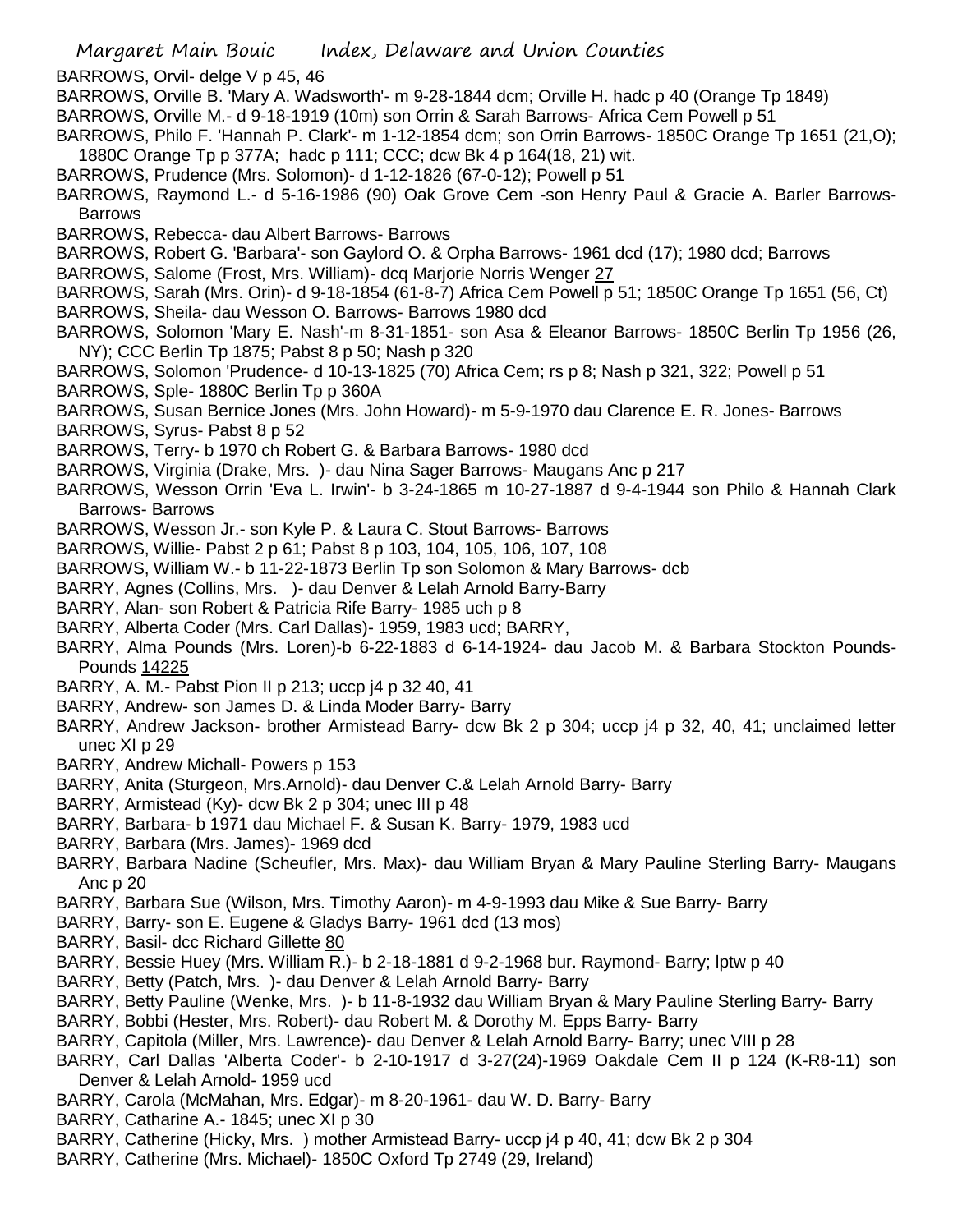BARROWS, Orvil- delge V p 45, 46

BARROWS, Orville B. 'Mary A. Wadsworth'- m 9-28-1844 dcm; Orville H. hadc p 40 (Orange Tp 1849)

BARROWS, Orville M.- d 9-18-1919 (10m) son Orrin & Sarah Barrows- Africa Cem Powell p 51

BARROWS, Philo F. 'Hannah P. Clark'- m 1-12-1854 dcm; son Orrin Barrows- 1850C Orange Tp 1651 (21,O); 1880C Orange Tp p 377A; hadc p 111; CCC; dcw Bk 4 p 164(18, 21) wit.

BARROWS, Prudence (Mrs. Solomon)- d 1-12-1826 (67-0-12); Powell p 51

BARROWS, Raymond L.- d 5-16-1986 (90) Oak Grove Cem -son Henry Paul & Gracie A. Barler Barrows- Barrows

BARROWS, Rebecca- dau Albert Barrows- Barrows

BARROWS, Robert G. 'Barbara'- son Gaylord O. & Orpha Barrows- 1961 dcd (17); 1980 dcd; Barrows

BARROWS, Salome (Frost, Mrs. William)- dcq Marjorie Norris Wenger 27

BARROWS, Sarah (Mrs. Orin)- d 9-18-1854 (61-8-7) Africa Cem Powell p 51; 1850C Orange Tp 1651 (56, Ct)

BARROWS, Sheila- dau Wesson O. Barrows- Barrows 1980 dcd

BARROWS, Solomon 'Mary E. Nash'-m 8-31-1851- son Asa & Eleanor Barrows- 1850C Berlin Tp 1956 (26, NY); CCC Berlin Tp 1875; Pabst 8 p 50; Nash p 320

BARROWS, Solomon 'Prudence- d 10-13-1825 (70) Africa Cem; rs p 8; Nash p 321, 322; Powell p 51

BARROWS, Sple- 1880C Berlin Tp p 360A

BARROWS, Susan Bernice Jones (Mrs. John Howard)- m 5-9-1970 dau Clarence E. R. Jones- Barrows

BARROWS, Syrus- Pabst 8 p 52

BARROWS, Terry- b 1970 ch Robert G. & Barbara Barrows- 1980 dcd

BARROWS, Virginia (Drake, Mrs. )- dau Nina Sager Barrows- Maugans Anc p 217

BARROWS, Wesson Orrin 'Eva L. Irwin'- b 3-24-1865 m 10-27-1887 d 9-4-1944 son Philo & Hannah Clark Barrows- Barrows

BARROWS, Wesson Jr.- son Kyle P. & Laura C. Stout Barrows- Barrows

BARROWS, Willie- Pabst 2 p 61; Pabst 8 p 103, 104, 105, 106, 107, 108

BARROWS, William W.- b 11-22-1873 Berlin Tp son Solomon & Mary Barrows- dcb

BARRY, Agnes (Collins, Mrs. )- dau Denver & Lelah Arnold Barry-Barry

BARRY, Alan- son Robert & Patricia Rife Barry- 1985 uch p 8

BARRY, Alberta Coder (Mrs. Carl Dallas)- 1959, 1983 ucd; BARRY,

BARRY, Alma Pounds (Mrs. Loren)-b 6-22-1883 d 6-14-1924- dau Jacob M. & Barbara Stockton Pounds- Pounds 14225

BARRY, A. M.- Pabst Pion II p 213; uccp j4 p 32 40, 41

BARRY, Andrew- son James D. & Linda Moder Barry- Barry

BARRY, Andrew Jackson- brother Armistead Barry- dcw Bk 2 p 304; uccp j4 p 32, 40, 41; unclaimed letter unec XI p 29

BARRY, Andrew Michall- Powers p 153

BARRY, Anita (Sturgeon, Mrs.Arnold)- dau Denver C.& Lelah Arnold Barry- Barry

BARRY, Armistead (Ky)- dcw Bk 2 p 304; unec III p 48

BARRY, Barbara- b 1971 dau Michael F. & Susan K. Barry- 1979, 1983 ucd

BARRY, Barbara (Mrs. James)- 1969 dcd

BARRY, Barbara Nadine (Scheufler, Mrs. Max)- dau William Bryan & Mary Pauline Sterling Barry- Maugans Anc p 20

BARRY, Barbara Sue (Wilson, Mrs. Timothy Aaron)- m 4-9-1993 dau Mike & Sue Barry- Barry

BARRY, Barry- son E. Eugene & Gladys Barry- 1961 dcd (13 mos)

BARRY, Basil- dcc Richard Gillette 80

BARRY, Bessie Huey (Mrs. William R.)- b 2-18-1881 d 9-2-1968 bur. Raymond- Barry; lptw p 40

BARRY, Betty (Patch, Mrs. )- dau Denver & Lelah Arnold Barry- Barry

BARRY, Betty Pauline (Wenke, Mrs. )- b 11-8-1932 dau William Bryan & Mary Pauline Sterling Barry- Barry

BARRY, Bobbi (Hester, Mrs. Robert)- dau Robert M. & Dorothy M. Epps Barry- Barry

BARRY, Capitola (Miller, Mrs. Lawrence)- dau Denver & Lelah Arnold Barry- Barry; unec VIII p 28

BARRY, Carl Dallas 'Alberta Coder'- b 2-10-1917 d 3-27(24)-1969 Oakdale Cem II p 124 (K-R8-11) son Denver & Lelah Arnold- 1959 ucd

BARRY, Carola (McMahan, Mrs. Edgar)- m 8-20-1961- dau W. D. Barry- Barry

BARRY, Catharine A.- 1845; unec XI p 30

BARRY, Catherine (Hicky, Mrs. ) mother Armistead Barry- uccp j4 p 40, 41; dcw Bk 2 p 304

BARRY, Catherine (Mrs. Michael)- 1850C Oxford Tp 2749 (29, Ireland)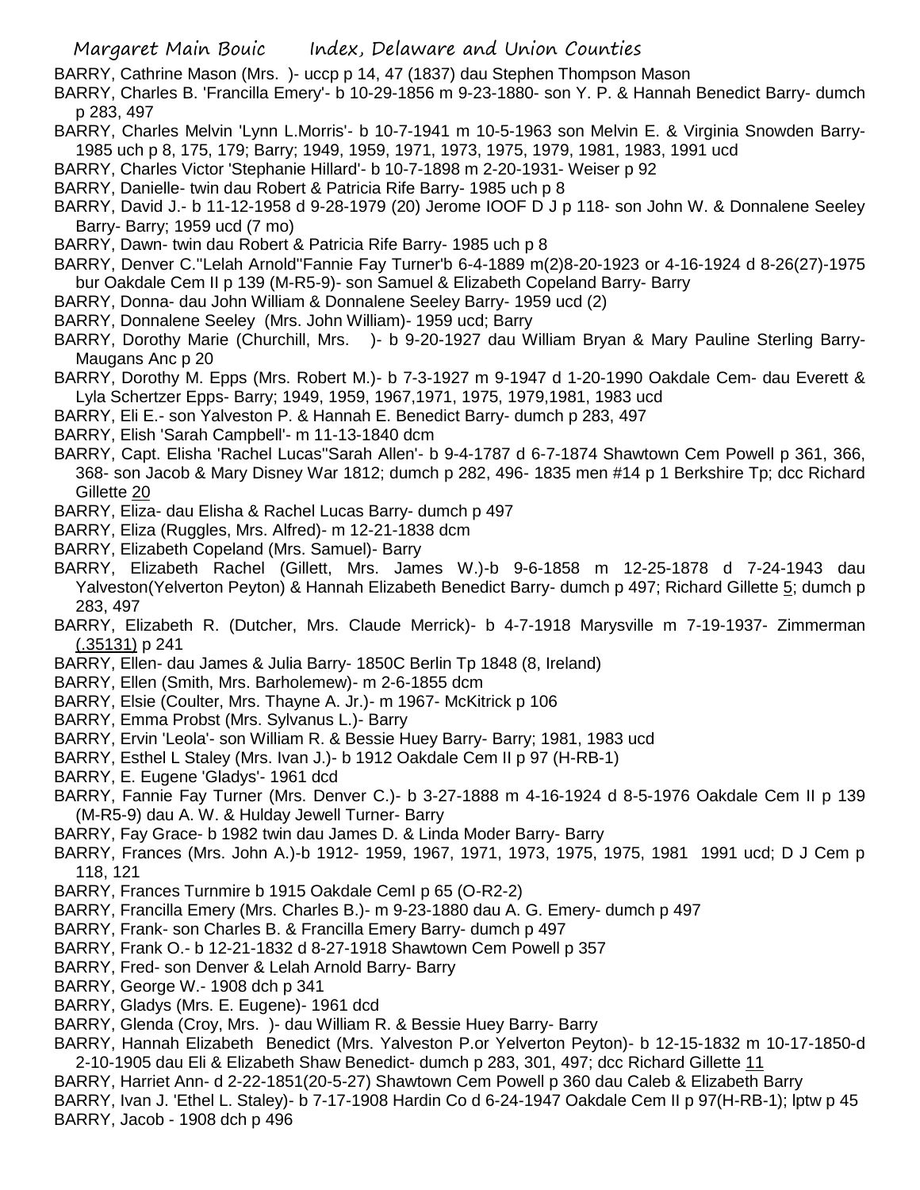BARRY, Cathrine Mason (Mrs. )- uccp p 14, 47 (1837) dau Stephen Thompson Mason

BARRY, Charles B. 'Francilla Emery'- b 10-29-1856 m 9-23-1880- son Y. P. & Hannah Benedict Barry- dumch p 283, 497

BARRY, Charles Melvin 'Lynn L.Morris'- b 10-7-1941 m 10-5-1963 son Melvin E. & Virginia Snowden Barry- 1985 uch p 8, 175, 179; Barry; 1949, 1959, 1971, 1973, 1975, 1979, 1981, 1983, 1991 ucd

BARRY, Charles Victor 'Stephanie Hillard'- b 10-7-1898 m 2-20-1931- Weiser p 92

BARRY, Danielle- twin dau Robert & Patricia Rife Barry- 1985 uch p 8

BARRY, David J.- b 11-12-1958 d 9-28-1979 (20) Jerome IOOF D J p 118- son John W. & Donnalene Seeley Barry- Barry; 1959 ucd (7 mo)

BARRY, Dawn- twin dau Robert & Patricia Rife Barry- 1985 uch p 8

BARRY, Denver C.''Lelah Arnold''Fannie Fay Turner'b 6-4-1889 m(2)8-20-1923 or 4-16-1924 d 8-26(27)-1975 bur Oakdale Cem II p 139 (M-R5-9)- son Samuel & Elizabeth Copeland Barry- Barry

BARRY, Donna- dau John William & Donnalene Seeley Barry- 1959 ucd (2)

BARRY, Donnalene Seeley (Mrs. John William)- 1959 ucd; Barry

BARRY, Dorothy Marie (Churchill, Mrs. )- b 9-20-1927 dau William Bryan & Mary Pauline Sterling Barry- Maugans Anc p 20

BARRY, Dorothy M. Epps (Mrs. Robert M.)- b 7-3-1927 m 9-1947 d 1-20-1990 Oakdale Cem- dau Everett & Lyla Schertzer Epps- Barry; 1949, 1959, 1967,1971, 1975, 1979,1981, 1983 ucd

BARRY, Eli E.- son Yalveston P. & Hannah E. Benedict Barry- dumch p 283, 497

BARRY, Elish 'Sarah Campbell'- m 11-13-1840 dcm

BARRY, Capt. Elisha 'Rachel Lucas''Sarah Allen'- b 9-4-1787 d 6-7-1874 Shawtown Cem Powell p 361, 366, 368- son Jacob & Mary Disney War 1812; dumch p 282, 496- 1835 men #14 p 1 Berkshire Tp; dcc Richard Gillette 20

BARRY, Eliza- dau Elisha & Rachel Lucas Barry- dumch p 497

BARRY, Eliza (Ruggles, Mrs. Alfred)- m 12-21-1838 dcm

BARRY, Elizabeth Copeland (Mrs. Samuel)- Barry

BARRY, Elizabeth Rachel (Gillett, Mrs. James W.)-b 9-6-1858 m 12-25-1878 d 7-24-1943 dau Yalveston(Yelverton Peyton) & Hannah Elizabeth Benedict Barry- dumch p 497; Richard Gillette 5; dumch p 283, 497

BARRY, Elizabeth R. (Dutcher, Mrs. Claude Merrick)- b 4-7-1918 Marysville m 7-19-1937- Zimmerman (.35131) p 241

BARRY, Ellen- dau James & Julia Barry- 1850C Berlin Tp 1848 (8, Ireland)

BARRY, Ellen (Smith, Mrs. Barholemew)- m 2-6-1855 dcm

BARRY, Elsie (Coulter, Mrs. Thayne A. Jr.)- m 1967- McKitrick p 106

BARRY, Emma Probst (Mrs. Sylvanus L.)- Barry

BARRY, Ervin 'Leola'- son William R. & Bessie Huey Barry- Barry; 1981, 1983 ucd

BARRY, Esthel L Staley (Mrs. Ivan J.)- b 1912 Oakdale Cem II p 97 (H-RB-1)

BARRY, E. Eugene 'Gladys'- 1961 dcd

BARRY, Fannie Fay Turner (Mrs. Denver C.)- b 3-27-1888 m 4-16-1924 d 8-5-1976 Oakdale Cem II p 139 (M-R5-9) dau A. W. & Hulday Jewell Turner- Barry

BARRY, Fay Grace- b 1982 twin dau James D. & Linda Moder Barry- Barry

BARRY, Frances (Mrs. John A.)-b 1912- 1959, 1967, 1971, 1973, 1975, 1975, 1981 1991 ucd; D J Cem p 118, 121

BARRY, Frances Turnmire b 1915 Oakdale CemI p 65 (O-R2-2)

BARRY, Francilla Emery (Mrs. Charles B.)- m 9-23-1880 dau A. G. Emery- dumch p 497

BARRY, Frank- son Charles B. & Francilla Emery Barry- dumch p 497

BARRY, Frank O.- b 12-21-1832 d 8-27-1918 Shawtown Cem Powell p 357

BARRY, Fred- son Denver & Lelah Arnold Barry- Barry

BARRY, George W.- 1908 dch p 341

BARRY, Gladys (Mrs. E. Eugene)- 1961 dcd

BARRY, Glenda (Croy, Mrs. )- dau William R. & Bessie Huey Barry- Barry

BARRY, Hannah Elizabeth Benedict (Mrs. Yalveston P.or Yelverton Peyton)- b 12-15-1832 m 10-17-1850-d 2-10-1905 dau Eli & Elizabeth Shaw Benedict- dumch p 283, 301, 497; dcc Richard Gillette 11

BARRY, Harriet Ann- d 2-22-1851(20-5-27) Shawtown Cem Powell p 360 dau Caleb & Elizabeth Barry

BARRY, Ivan J. 'Ethel L. Staley)- b 7-17-1908 Hardin Co d 6-24-1947 Oakdale Cem II p 97(H-RB-1); lptw p 45

BARRY, Jacob - 1908 dch p 496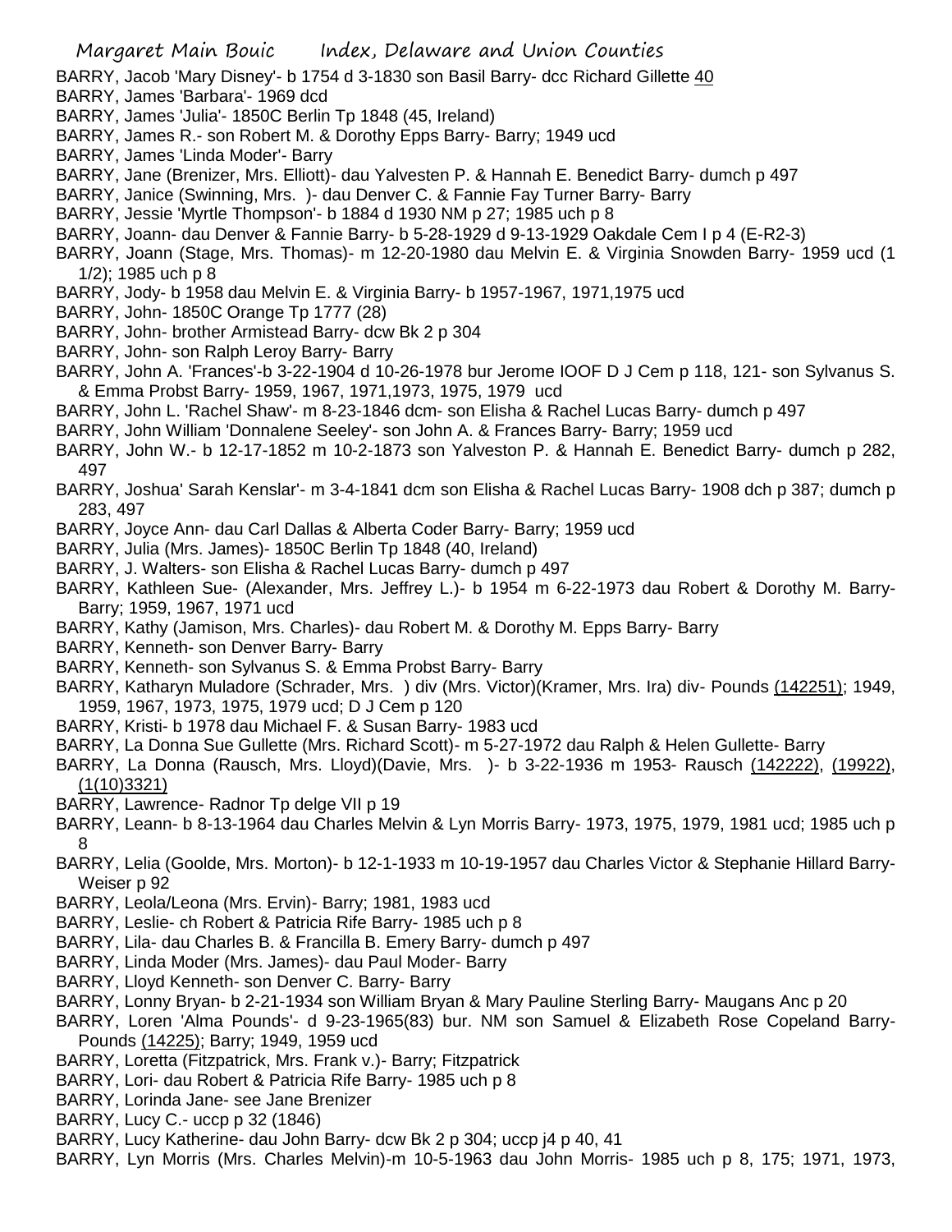BARRY, Jacob 'Mary Disney'- b 1754 d 3-1830 son Basil Barry- dcc Richard Gillette 40

BARRY, James 'Barbara'- 1969 dcd

BARRY, James 'Julia'- 1850C Berlin Tp 1848 (45, Ireland)

BARRY, James R.- son Robert M. & Dorothy Epps Barry- Barry; 1949 ucd

BARRY, James 'Linda Moder'- Barry

BARRY, Jane (Brenizer, Mrs. Elliott)- dau Yalvesten P. & Hannah E. Benedict Barry- dumch p 497

BARRY, Janice (Swinning, Mrs. )- dau Denver C. & Fannie Fay Turner Barry- Barry

BARRY, Jessie 'Myrtle Thompson'- b 1884 d 1930 NM p 27; 1985 uch p 8

BARRY, Joann- dau Denver & Fannie Barry- b 5-28-1929 d 9-13-1929 Oakdale Cem I p 4 (E-R2-3)

BARRY, Joann (Stage, Mrs. Thomas)- m 12-20-1980 dau Melvin E. & Virginia Snowden Barry- 1959 ucd (1 1/2); 1985 uch p 8

BARRY, Jody- b 1958 dau Melvin E. & Virginia Barry- b 1957-1967, 1971,1975 ucd

BARRY, John- 1850C Orange Tp 1777 (28)

BARRY, John- brother Armistead Barry- dcw Bk 2 p 304

BARRY, John- son Ralph Leroy Barry- Barry

BARRY, John A. 'Frances'-b 3-22-1904 d 10-26-1978 bur Jerome IOOF D J Cem p 118, 121- son Sylvanus S. & Emma Probst Barry- 1959, 1967, 1971,1973, 1975, 1979 ucd

BARRY, John L. 'Rachel Shaw'- m 8-23-1846 dcm- son Elisha & Rachel Lucas Barry- dumch p 497

BARRY, John William 'Donnalene Seeley'- son John A. & Frances Barry- Barry; 1959 ucd

BARRY, John W.- b 12-17-1852 m 10-2-1873 son Yalveston P. & Hannah E. Benedict Barry- dumch p 282, 497

BARRY, Joshua' Sarah Kenslar'- m 3-4-1841 dcm son Elisha & Rachel Lucas Barry- 1908 dch p 387; dumch p 283, 497

BARRY, Joyce Ann- dau Carl Dallas & Alberta Coder Barry- Barry; 1959 ucd

BARRY, Julia (Mrs. James)- 1850C Berlin Tp 1848 (40, Ireland)

BARRY, J. Walters- son Elisha & Rachel Lucas Barry- dumch p 497

BARRY, Kathleen Sue- (Alexander, Mrs. Jeffrey L.)- b 1954 m 6-22-1973 dau Robert & Dorothy M. Barry- Barry; 1959, 1967, 1971 ucd

BARRY, Kathy (Jamison, Mrs. Charles)- dau Robert M. & Dorothy M. Epps Barry- Barry

BARRY, Kenneth- son Denver Barry- Barry

BARRY, Kenneth- son Sylvanus S. & Emma Probst Barry- Barry

BARRY, Katharyn Muladore (Schrader, Mrs. ) div (Mrs. Victor)(Kramer, Mrs. Ira) div- Pounds (142251); 1949, 1959, 1967, 1973, 1975, 1979 ucd; D J Cem p 120

BARRY, Kristi- b 1978 dau Michael F. & Susan Barry- 1983 ucd

BARRY, La Donna Sue Gullette (Mrs. Richard Scott)- m 5-27-1972 dau Ralph & Helen Gullette- Barry

BARRY, La Donna (Rausch, Mrs. Lloyd)(Davie, Mrs. )- b 3-22-1936 m 1953- Rausch (142222), (19922), (1(10)3321)

BARRY, Lawrence- Radnor Tp delge VII p 19

BARRY, Leann- b 8-13-1964 dau Charles Melvin & Lyn Morris Barry- 1973, 1975, 1979, 1981 ucd; 1985 uch p 8

BARRY, Lelia (Goolde, Mrs. Morton)- b 12-1-1933 m 10-19-1957 dau Charles Victor & Stephanie Hillard Barry- Weiser p 92

BARRY, Leola/Leona (Mrs. Ervin)- Barry; 1981, 1983 ucd

BARRY, Leslie- ch Robert & Patricia Rife Barry- 1985 uch p 8

BARRY, Lila- dau Charles B. & Francilla B. Emery Barry- dumch p 497

BARRY, Linda Moder (Mrs. James)- dau Paul Moder- Barry

BARRY, Lloyd Kenneth- son Denver C. Barry- Barry

BARRY, Lonny Bryan- b 2-21-1934 son William Bryan & Mary Pauline Sterling Barry- Maugans Anc p 20

BARRY, Loren 'Alma Pounds'- d 9-23-1965(83) bur. NM son Samuel & Elizabeth Rose Copeland Barry- Pounds (14225); Barry; 1949, 1959 ucd

BARRY, Loretta (Fitzpatrick, Mrs. Frank v.)- Barry; Fitzpatrick

BARRY, Lori- dau Robert & Patricia Rife Barry- 1985 uch p 8

BARRY, Lorinda Jane- see Jane Brenizer

BARRY, Lucy C.- uccp p 32 (1846)

BARRY, Lucy Katherine- dau John Barry- dcw Bk 2 p 304; uccp j4 p 40, 41

BARRY, Lyn Morris (Mrs. Charles Melvin)-m 10-5-1963 dau John Morris- 1985 uch p 8, 175; 1971, 1973,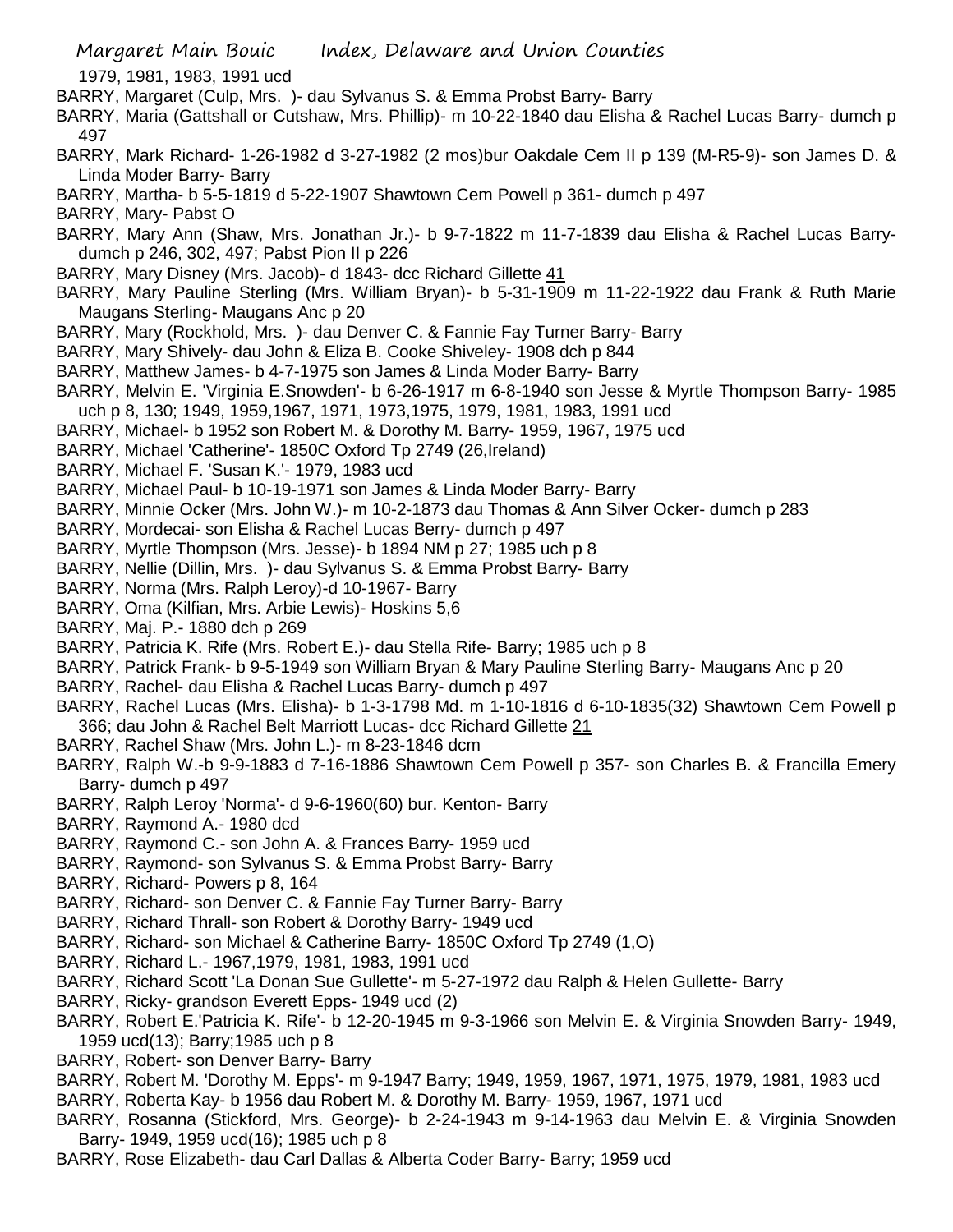1979, 1981, 1983, 1991 ucd

BARRY, Margaret (Culp, Mrs. )- dau Sylvanus S. & Emma Probst Barry- Barry

BARRY, Maria (Gattshall or Cutshaw, Mrs. Phillip)- m 10-22-1840 dau Elisha & Rachel Lucas Barry- dumch p 497

BARRY, Mark Richard- 1-26-1982 d 3-27-1982 (2 mos)bur Oakdale Cem II p 139 (M-R5-9)- son James D. & Linda Moder Barry- Barry

BARRY, Martha- b 5-5-1819 d 5-22-1907 Shawtown Cem Powell p 361- dumch p 497

BARRY, Mary- Pabst O

BARRY, Mary Ann (Shaw, Mrs. Jonathan Jr.)- b 9-7-1822 m 11-7-1839 dau Elisha & Rachel Lucas Barry- dumch p 246, 302, 497; Pabst Pion II p 226

BARRY, Mary Disney (Mrs. Jacob)- d 1843- dcc Richard Gillette 41

BARRY, Mary Pauline Sterling (Mrs. William Bryan)- b 5-31-1909 m 11-22-1922 dau Frank & Ruth Marie Maugans Sterling- Maugans Anc p 20

BARRY, Mary (Rockhold, Mrs. )- dau Denver C. & Fannie Fay Turner Barry- Barry

BARRY, Mary Shively- dau John & Eliza B. Cooke Shiveley- 1908 dch p 844

BARRY, Matthew James- b 4-7-1975 son James & Linda Moder Barry- Barry

BARRY, Melvin E. 'Virginia E.Snowden'- b 6-26-1917 m 6-8-1940 son Jesse & Myrtle Thompson Barry- 1985 uch p 8, 130; 1949, 1959,1967, 1971, 1973,1975, 1979, 1981, 1983, 1991 ucd

BARRY, Michael- b 1952 son Robert M. & Dorothy M. Barry- 1959, 1967, 1975 ucd

BARRY, Michael 'Catherine'- 1850C Oxford Tp 2749 (26,Ireland)

BARRY, Michael F. 'Susan K.'- 1979, 1983 ucd

BARRY, Michael Paul- b 10-19-1971 son James & Linda Moder Barry- Barry

BARRY, Minnie Ocker (Mrs. John W.)- m 10-2-1873 dau Thomas & Ann Silver Ocker- dumch p 283

BARRY, Mordecai- son Elisha & Rachel Lucas Berry- dumch p 497

BARRY, Myrtle Thompson (Mrs. Jesse)- b 1894 NM p 27; 1985 uch p 8

BARRY, Nellie (Dillin, Mrs. )- dau Sylvanus S. & Emma Probst Barry- Barry

BARRY, Norma (Mrs. Ralph Leroy)-d 10-1967- Barry

BARRY, Oma (Kilfian, Mrs. Arbie Lewis)- Hoskins 5,6

BARRY, Maj. P.- 1880 dch p 269

BARRY, Patricia K. Rife (Mrs. Robert E.)- dau Stella Rife- Barry; 1985 uch p 8

BARRY, Patrick Frank- b 9-5-1949 son William Bryan & Mary Pauline Sterling Barry- Maugans Anc p 20

BARRY, Rachel- dau Elisha & Rachel Lucas Barry- dumch p 497

BARRY, Rachel Lucas (Mrs. Elisha)- b 1-3-1798 Md. m 1-10-1816 d 6-10-1835(32) Shawtown Cem Powell p 366; dau John & Rachel Belt Marriott Lucas- dcc Richard Gillette 21

BARRY, Rachel Shaw (Mrs. John L.)- m 8-23-1846 dcm

BARRY, Ralph W.-b 9-9-1883 d 7-16-1886 Shawtown Cem Powell p 357- son Charles B. & Francilla Emery Barry- dumch p 497

BARRY, Ralph Leroy 'Norma'- d 9-6-1960(60) bur. Kenton- Barry

BARRY, Raymond A.- 1980 dcd

BARRY, Raymond C.- son John A. & Frances Barry- 1959 ucd

BARRY, Raymond- son Sylvanus S. & Emma Probst Barry- Barry

BARRY, Richard- Powers p 8, 164

BARRY, Richard- son Denver C. & Fannie Fay Turner Barry- Barry

BARRY, Richard Thrall- son Robert & Dorothy Barry- 1949 ucd

BARRY, Richard- son Michael & Catherine Barry- 1850C Oxford Tp 2749 (1,O)

BARRY, Richard L.- 1967,1979, 1981, 1983, 1991 ucd

BARRY, Richard Scott 'La Donan Sue Gullette'- m 5-27-1972 dau Ralph & Helen Gullette- Barry

BARRY, Ricky- grandson Everett Epps- 1949 ucd (2)

BARRY, Robert E.'Patricia K. Rife'- b 12-20-1945 m 9-3-1966 son Melvin E. & Virginia Snowden Barry- 1949, 1959 ucd(13); Barry;1985 uch p 8

BARRY, Robert- son Denver Barry- Barry

BARRY, Robert M. 'Dorothy M. Epps'- m 9-1947 Barry; 1949, 1959, 1967, 1971, 1975, 1979, 1981, 1983 ucd

BARRY, Roberta Kay- b 1956 dau Robert M. & Dorothy M. Barry- 1959, 1967, 1971 ucd

BARRY, Rosanna (Stickford, Mrs. George)- b 2-24-1943 m 9-14-1963 dau Melvin E. & Virginia Snowden Barry- 1949, 1959 ucd(16); 1985 uch p 8

BARRY, Rose Elizabeth- dau Carl Dallas & Alberta Coder Barry- Barry; 1959 ucd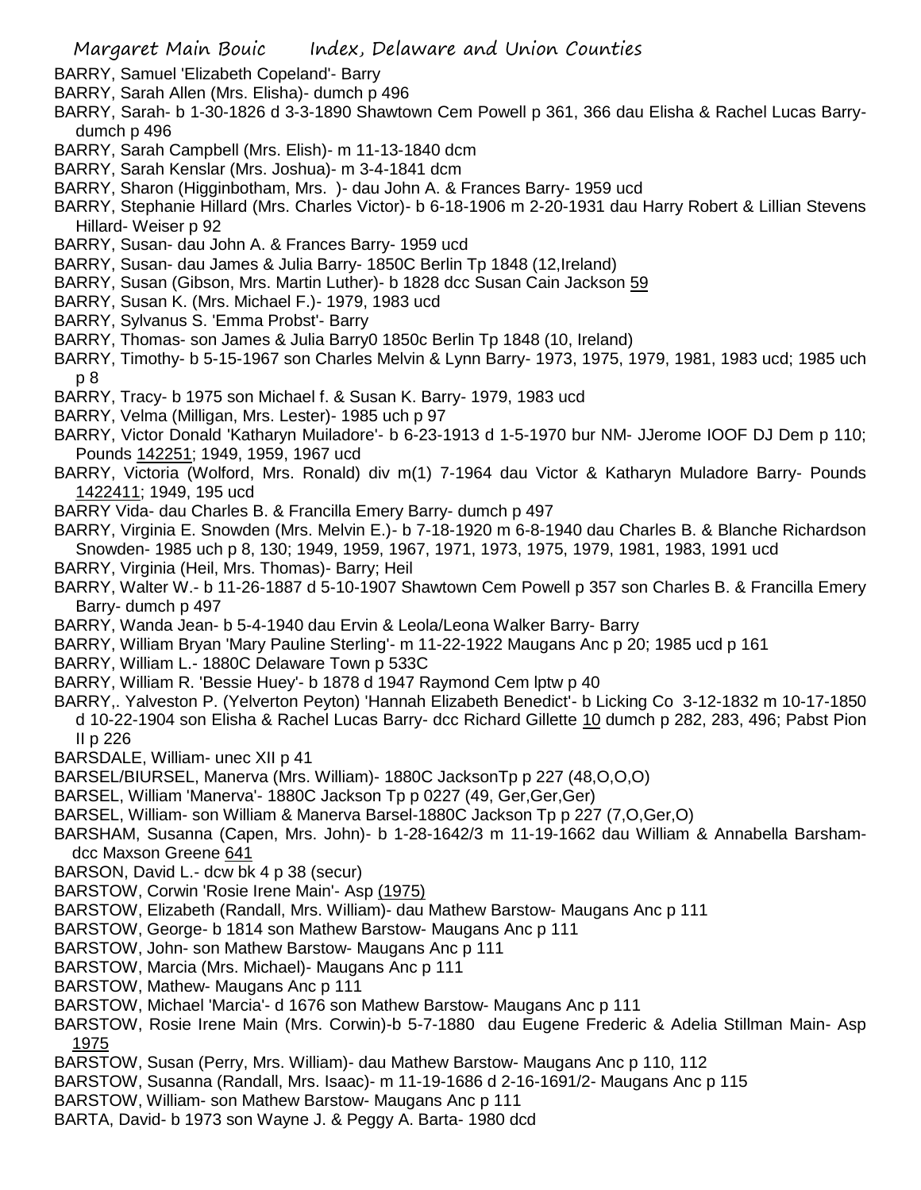BARRY, Samuel 'Elizabeth Copeland'- Barry
BARRY, Sarah Allen (Mrs. Elisha)- dumch p 496
BARRY, Sarah- b 1-30-1826 d 3-3-1890 Shawtown Cem Powell p 361, 366 dau Elisha & Rachel Lucas Barry- dumch p 496
BARRY, Sarah Campbell (Mrs. Elish)- m 11-13-1840 dcm
BARRY, Sarah Kenslar (Mrs. Joshua)- m 3-4-1841 dcm
BARRY, Sharon (Higginbotham, Mrs. )- dau John A. & Frances Barry- 1959 ucd
BARRY, Stephanie Hillard (Mrs. Charles Victor)- b 6-18-1906 m 2-20-1931 dau Harry Robert & Lillian Stevens Hillard- Weiser p 92
BARRY, Susan- dau John A. & Frances Barry- 1959 ucd
BARRY, Susan- dau James & Julia Barry- 1850C Berlin Tp 1848 (12,Ireland)
BARRY, Susan (Gibson, Mrs. Martin Luther)- b 1828 dcc Susan Cain Jackson 59
BARRY, Susan K. (Mrs. Michael F.)- 1979, 1983 ucd
BARRY, Sylvanus S. 'Emma Probst'- Barry
BARRY, Thomas- son James & Julia Barry0 1850c Berlin Tp 1848 (10, Ireland)
BARRY, Timothy- b 5-15-1967 son Charles Melvin & Lynn Barry- 1973, 1975, 1979, 1981, 1983 ucd; 1985 uch p 8
BARRY, Tracy- b 1975 son Michael f. & Susan K. Barry- 1979, 1983 ucd
BARRY, Velma (Milligan, Mrs. Lester)- 1985 uch p 97
BARRY, Victor Donald 'Katharyn Muiladore'- b 6-23-1913 d 1-5-1970 bur NM- JJerome IOOF DJ Dem p 110; Pounds 142251; 1949, 1959, 1967 ucd
BARRY, Victoria (Wolford, Mrs. Ronald) div m(1) 7-1964 dau Victor & Katharyn Muladore Barry- Pounds 1422411; 1949, 195 ucd
BARRY Vida- dau Charles B. & Francilla Emery Barry- dumch p 497
BARRY, Virginia E. Snowden (Mrs. Melvin E.)- b 7-18-1920 m 6-8-1940 dau Charles B. & Blanche Richardson Snowden- 1985 uch p 8, 130; 1949, 1959, 1967, 1971, 1973, 1975, 1979, 1981, 1983, 1991 ucd
BARRY, Virginia (Heil, Mrs. Thomas)- Barry; Heil
BARRY, Walter W.- b 11-26-1887 d 5-10-1907 Shawtown Cem Powell p 357 son Charles B. & Francilla Emery Barry- dumch p 497
BARRY, Wanda Jean- b 5-4-1940 dau Ervin & Leola/Leona Walker Barry- Barry
BARRY, William Bryan 'Mary Pauline Sterling'- m 11-22-1922 Maugans Anc p 20; 1985 ucd p 161
BARRY, William L.- 1880C Delaware Town p 533C
BARRY, William R. 'Bessie Huey'- b 1878 d 1947 Raymond Cem lptw p 40
BARRY,. Yalveston P. (Yelverton Peyton) 'Hannah Elizabeth Benedict'- b Licking Co 3-12-1832 m 10-17-1850 d 10-22-1904 son Elisha & Rachel Lucas Barry- dcc Richard Gillette 10 dumch p 282, 283, 496; Pabst Pion II p 226
BARSDALE, William- unec XII p 41
BARSEL/BIURSEL, Manerva (Mrs. William)- 1880C JacksonTp p 227 (48,O,O,O)
BARSEL, William 'Manerva'- 1880C Jackson Tp p 0227 (49, Ger,Ger,Ger)
BARSEL, William- son William & Manerva Barsel-1880C Jackson Tp p 227 (7,O,Ger,O)
BARSHAM, Susanna (Capen, Mrs. John)- b 1-28-1642/3 m 11-19-1662 dau William & Annabella Barsham- dcc Maxson Greene 641
BARSON, David L.- dcw bk 4 p 38 (secur)
BARSTOW, Corwin 'Rosie Irene Main'- Asp (1975)
BARSTOW, Elizabeth (Randall, Mrs. William)- dau Mathew Barstow- Maugans Anc p 111
BARSTOW, George- b 1814 son Mathew Barstow- Maugans Anc p 111
BARSTOW, John- son Mathew Barstow- Maugans Anc p 111
BARSTOW, Marcia (Mrs. Michael)- Maugans Anc p 111
BARSTOW, Mathew- Maugans Anc p 111
BARSTOW, Michael 'Marcia'- d 1676 son Mathew Barstow- Maugans Anc p 111
BARSTOW, Rosie Irene Main (Mrs. Corwin)-b 5-7-1880 dau Eugene Frederic & Adelia Stillman Main- Asp 1975
BARSTOW, Susan (Perry, Mrs. William)- dau Mathew Barstow- Maugans Anc p 110, 112
BARSTOW, Susanna (Randall, Mrs. Isaac)- m 11-19-1686 d 2-16-1691/2- Maugans Anc p 115
BARSTOW, William- son Mathew Barstow- Maugans Anc p 111
BARTA, David- b 1973 son Wayne J. & Peggy A. Barta- 1980 dcd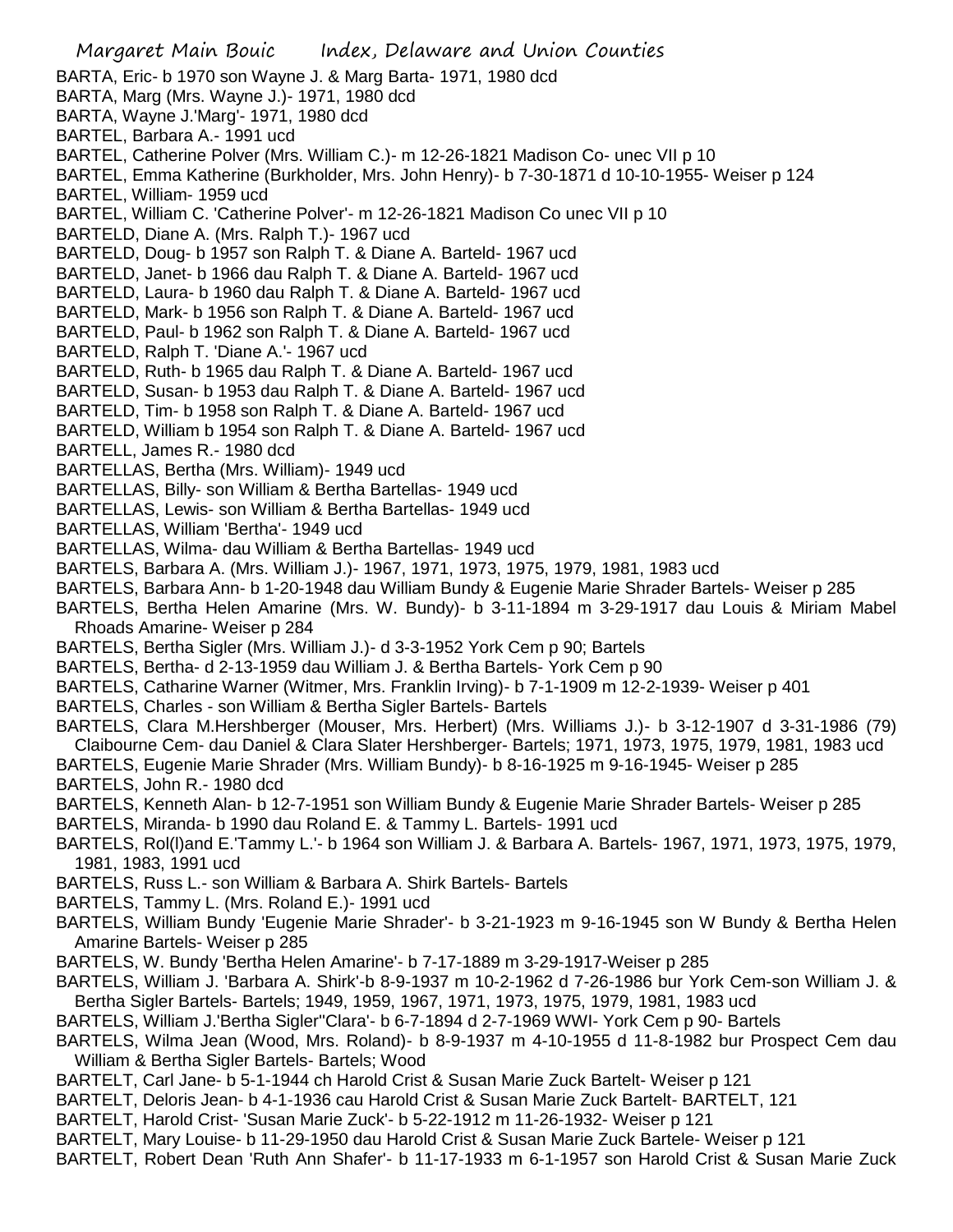BARTA, Eric- b 1970 son Wayne J. & Marg Barta- 1971, 1980 dcd
BARTA, Marg (Mrs. Wayne J.)- 1971, 1980 dcd
BARTA, Wayne J.'Marg'- 1971, 1980 dcd
BARTEL, Barbara A.- 1991 ucd
BARTEL, Catherine Polver (Mrs. William C.)- m 12-26-1821 Madison Co- unec VII p 10
BARTEL, Emma Katherine (Burkholder, Mrs. John Henry)- b 7-30-1871 d 10-10-1955- Weiser p 124
BARTEL, William- 1959 ucd
BARTEL, William C. 'Catherine Polver'- m 12-26-1821 Madison Co unec VII p 10
BARTELD, Diane A. (Mrs. Ralph T.)- 1967 ucd
BARTELD, Doug- b 1957 son Ralph T. & Diane A. Barteld- 1967 ucd
BARTELD, Janet- b 1966 dau Ralph T. & Diane A. Barteld- 1967 ucd
BARTELD, Laura- b 1960 dau Ralph T. & Diane A. Barteld- 1967 ucd
BARTELD, Mark- b 1956 son Ralph T. & Diane A. Barteld- 1967 ucd
BARTELD, Paul- b 1962 son Ralph T. & Diane A. Barteld- 1967 ucd
BARTELD, Ralph T. 'Diane A.'- 1967 ucd
BARTELD, Ruth- b 1965 dau Ralph T. & Diane A. Barteld- 1967 ucd
BARTELD, Susan- b 1953 dau Ralph T. & Diane A. Barteld- 1967 ucd
BARTELD, Tim- b 1958 son Ralph T. & Diane A. Barteld- 1967 ucd
BARTELD, William b 1954 son Ralph T. & Diane A. Barteld- 1967 ucd
BARTELL, James R.- 1980 dcd
BARTELLAS, Bertha (Mrs. William)- 1949 ucd
BARTELLAS, Billy- son William & Bertha Bartellas- 1949 ucd
BARTELLAS, Lewis- son William & Bertha Bartellas- 1949 ucd
BARTELLAS, William 'Bertha'- 1949 ucd
BARTELLAS, Wilma- dau William & Bertha Bartellas- 1949 ucd
BARTELS, Barbara A. (Mrs. William J.)- 1967, 1971, 1973, 1975, 1979, 1981, 1983 ucd
BARTELS, Barbara Ann- b 1-20-1948 dau William Bundy & Eugenie Marie Shrader Bartels- Weiser p 285
BARTELS, Bertha Helen Amarine (Mrs. W. Bundy)- b 3-11-1894 m 3-29-1917 dau Louis & Miriam Mabel Rhoads Amarine- Weiser p 284
BARTELS, Bertha Sigler (Mrs. William J.)- d 3-3-1952 York Cem p 90; Bartels
BARTELS, Bertha- d 2-13-1959 dau William J. & Bertha Bartels- York Cem p 90
BARTELS, Catharine Warner (Witmer, Mrs. Franklin Irving)- b 7-1-1909 m 12-2-1939- Weiser p 401
BARTELS, Charles - son William & Bertha Sigler Bartels- Bartels
BARTELS, Clara M.Hershberger (Mouser, Mrs. Herbert) (Mrs. Williams J.)- b 3-12-1907 d 3-31-1986 (79) Claibourne Cem- dau Daniel & Clara Slater Hershberger- Bartels; 1971, 1973, 1975, 1979, 1981, 1983 ucd
BARTELS, Eugenie Marie Shrader (Mrs. William Bundy)- b 8-16-1925 m 9-16-1945- Weiser p 285
BARTELS, John R.- 1980 dcd
BARTELS, Kenneth Alan- b 12-7-1951 son William Bundy & Eugenie Marie Shrader Bartels- Weiser p 285
BARTELS, Miranda- b 1990 dau Roland E. & Tammy L. Bartels- 1991 ucd
BARTELS, Rol(l)and E.'Tammy L.'- b 1964 son William J. & Barbara A. Bartels- 1967, 1971, 1973, 1975, 1979, 1981, 1983, 1991 ucd
BARTELS, Russ L.- son William & Barbara A. Shirk Bartels- Bartels
BARTELS, Tammy L. (Mrs. Roland E.)- 1991 ucd
BARTELS, William Bundy 'Eugenie Marie Shrader'- b 3-21-1923 m 9-16-1945 son W Bundy & Bertha Helen Amarine Bartels- Weiser p 285
BARTELS, W. Bundy 'Bertha Helen Amarine'- b 7-17-1889 m 3-29-1917-Weiser p 285
BARTELS, William J. 'Barbara A. Shirk'-b 8-9-1937 m 10-2-1962 d 7-26-1986 bur York Cem-son William J. & Bertha Sigler Bartels- Bartels; 1949, 1959, 1967, 1971, 1973, 1975, 1979, 1981, 1983 ucd
BARTELS, William J.'Bertha Sigler''Clara'- b 6-7-1894 d 2-7-1969 WWI- York Cem p 90- Bartels
BARTELS, Wilma Jean (Wood, Mrs. Roland)- b 8-9-1937 m 4-10-1955 d 11-8-1982 bur Prospect Cem dau William & Bertha Sigler Bartels- Bartels; Wood
BARTELT, Carl Jane- b 5-1-1944 ch Harold Crist & Susan Marie Zuck Bartelt- Weiser p 121
BARTELT, Deloris Jean- b 4-1-1936 cau Harold Crist & Susan Marie Zuck Bartelt- BARTELT, 121
BARTELT, Harold Crist- 'Susan Marie Zuck'- b 5-22-1912 m 11-26-1932- Weiser p 121
BARTELT, Mary Louise- b 11-29-1950 dau Harold Crist & Susan Marie Zuck Bartele- Weiser p 121
BARTELT, Robert Dean 'Ruth Ann Shafer'- b 11-17-1933 m 6-1-1957 son Harold Crist & Susan Marie Zuck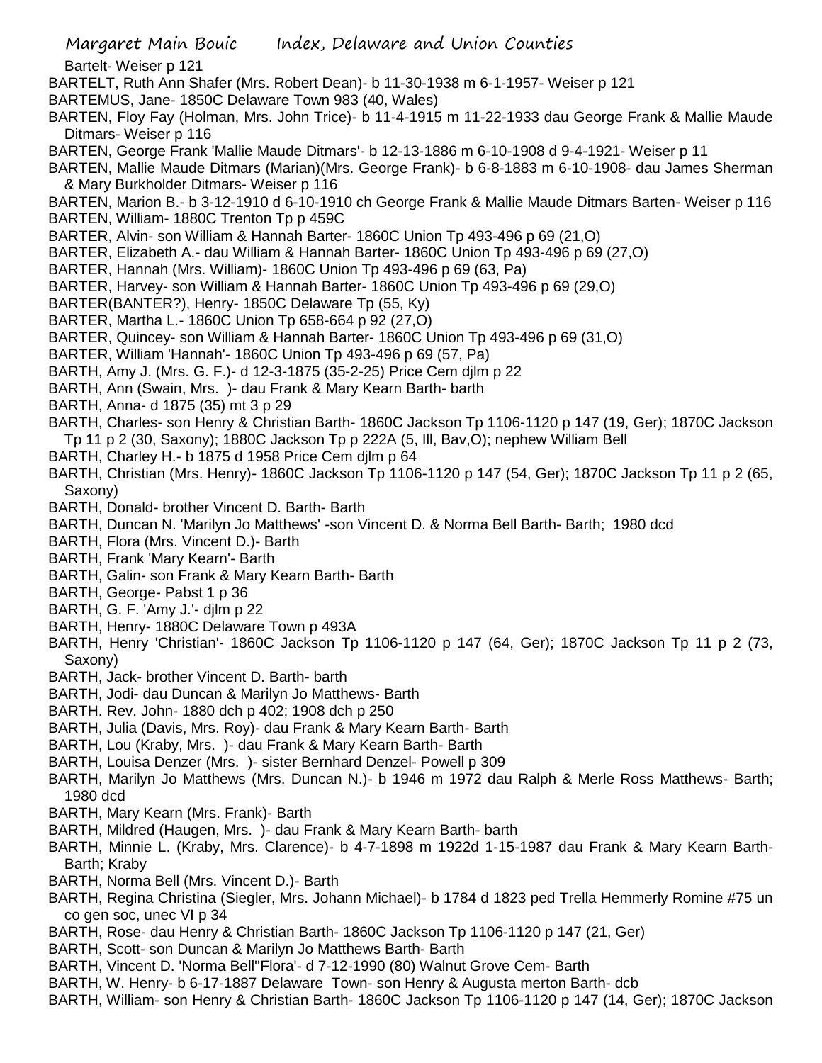Bartelt- Weiser p 121

BARTELT, Ruth Ann Shafer (Mrs. Robert Dean)- b 11-30-1938 m 6-1-1957- Weiser p 121

BARTEMUS, Jane- 1850C Delaware Town 983 (40, Wales)

BARTEN, Floy Fay (Holman, Mrs. John Trice)- b 11-4-1915 m 11-22-1933 dau George Frank & Mallie Maude Ditmars- Weiser p 116

BARTEN, George Frank 'Mallie Maude Ditmars'- b 12-13-1886 m 6-10-1908 d 9-4-1921- Weiser p 11

BARTEN, Mallie Maude Ditmars (Marian)(Mrs. George Frank)- b 6-8-1883 m 6-10-1908- dau James Sherman & Mary Burkholder Ditmars- Weiser p 116

BARTEN, Marion B.- b 3-12-1910 d 6-10-1910 ch George Frank & Mallie Maude Ditmars Barten- Weiser p 116

BARTEN, William- 1880C Trenton Tp p 459C

BARTER, Alvin- son William & Hannah Barter- 1860C Union Tp 493-496 p 69 (21,O)

BARTER, Elizabeth A.- dau William & Hannah Barter- 1860C Union Tp 493-496 p 69 (27,O)

BARTER, Hannah (Mrs. William)- 1860C Union Tp 493-496 p 69 (63, Pa)

BARTER, Harvey- son William & Hannah Barter- 1860C Union Tp 493-496 p 69 (29,O)

BARTER(BANTER?), Henry- 1850C Delaware Tp (55, Ky)

BARTER, Martha L.- 1860C Union Tp 658-664 p 92 (27,O)

BARTER, Quincey- son William & Hannah Barter- 1860C Union Tp 493-496 p 69 (31,O)

BARTER, William 'Hannah'- 1860C Union Tp 493-496 p 69 (57, Pa)

BARTH, Amy J. (Mrs. G. F.)- d 12-3-1875 (35-2-25) Price Cem djlm p 22

BARTH, Ann (Swain, Mrs. )- dau Frank & Mary Kearn Barth- barth

BARTH, Anna- d 1875 (35) mt 3 p 29

BARTH, Charles- son Henry & Christian Barth- 1860C Jackson Tp 1106-1120 p 147 (19, Ger); 1870C Jackson Tp 11 p 2 (30, Saxony); 1880C Jackson Tp p 222A (5, Ill, Bav,O); nephew William Bell

BARTH, Charley H.- b 1875 d 1958 Price Cem djlm p 64

BARTH, Christian (Mrs. Henry)- 1860C Jackson Tp 1106-1120 p 147 (54, Ger); 1870C Jackson Tp 11 p 2 (65, Saxony)

BARTH, Donald- brother Vincent D. Barth- Barth

BARTH, Duncan N. 'Marilyn Jo Matthews' -son Vincent D. & Norma Bell Barth- Barth; 1980 dcd

BARTH, Flora (Mrs. Vincent D.)- Barth

BARTH, Frank 'Mary Kearn'- Barth

BARTH, Galin- son Frank & Mary Kearn Barth- Barth

BARTH, George- Pabst 1 p 36

BARTH, G. F. 'Amy J.'- djlm p 22

BARTH, Henry- 1880C Delaware Town p 493A

BARTH, Henry 'Christian'- 1860C Jackson Tp 1106-1120 p 147 (64, Ger); 1870C Jackson Tp 11 p 2 (73, Saxony)

BARTH, Jack- brother Vincent D. Barth- barth

BARTH, Jodi- dau Duncan & Marilyn Jo Matthews- Barth

BARTH. Rev. John- 1880 dch p 402; 1908 dch p 250

BARTH, Julia (Davis, Mrs. Roy)- dau Frank & Mary Kearn Barth- Barth

BARTH, Lou (Kraby, Mrs. )- dau Frank & Mary Kearn Barth- Barth

BARTH, Louisa Denzer (Mrs. )- sister Bernhard Denzel- Powell p 309

BARTH, Marilyn Jo Matthews (Mrs. Duncan N.)- b 1946 m 1972 dau Ralph & Merle Ross Matthews- Barth; 1980 dcd

BARTH, Mary Kearn (Mrs. Frank)- Barth

BARTH, Mildred (Haugen, Mrs. )- dau Frank & Mary Kearn Barth- barth

BARTH, Minnie L. (Kraby, Mrs. Clarence)- b 4-7-1898 m 1922d 1-15-1987 dau Frank & Mary Kearn Barth- Barth; Kraby

BARTH, Norma Bell (Mrs. Vincent D.)- Barth

BARTH, Regina Christina (Siegler, Mrs. Johann Michael)- b 1784 d 1823 ped Trella Hemmerly Romine #75 un co gen soc, unec VI p 34

BARTH, Rose- dau Henry & Christian Barth- 1860C Jackson Tp 1106-1120 p 147 (21, Ger)

BARTH, Scott- son Duncan & Marilyn Jo Matthews Barth- Barth

BARTH, Vincent D. 'Norma Bell''Flora'- d 7-12-1990 (80) Walnut Grove Cem- Barth

BARTH, W. Henry- b 6-17-1887 Delaware Town- son Henry & Augusta merton Barth- dcb

BARTH, William- son Henry & Christian Barth- 1860C Jackson Tp 1106-1120 p 147 (14, Ger); 1870C Jackson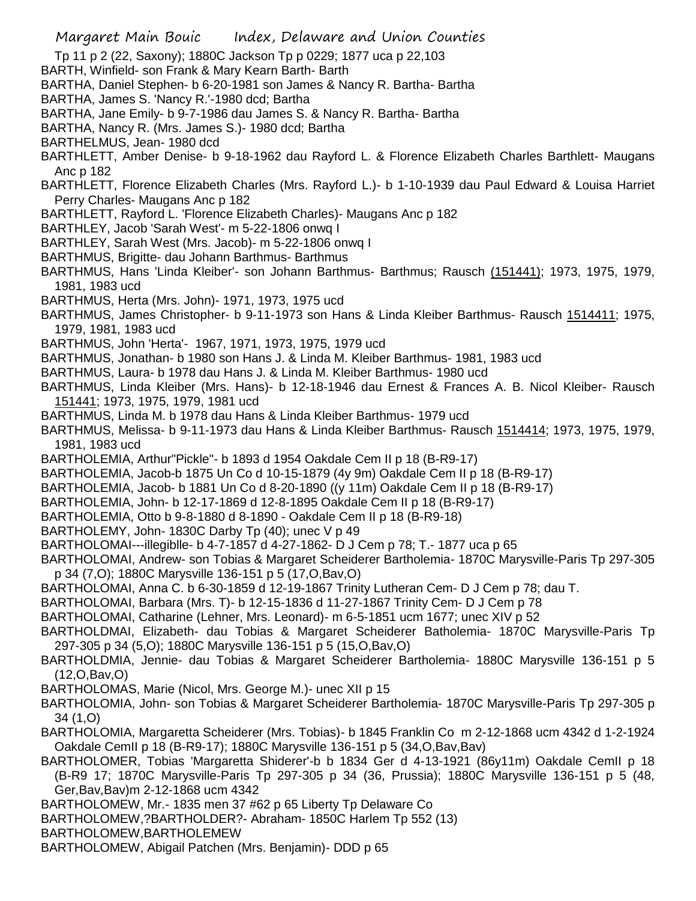Tp 11 p 2 (22, Saxony); 1880C Jackson Tp p 0229; 1877 uca p 22,103

BARTH, Winfield- son Frank & Mary Kearn Barth- Barth

BARTHA, Daniel Stephen- b 6-20-1981 son James & Nancy R. Bartha- Bartha

BARTHA, James S. 'Nancy R.'-1980 dcd; Bartha

BARTHA, Jane Emily- b 9-7-1986 dau James S. & Nancy R. Bartha- Bartha

BARTHA, Nancy R. (Mrs. James S.)- 1980 dcd; Bartha

BARTHELMUS, Jean- 1980 dcd

BARTHLETT, Amber Denise- b 9-18-1962 dau Rayford L. & Florence Elizabeth Charles Barthlett- Maugans Anc p 182

BARTHLETT, Florence Elizabeth Charles (Mrs. Rayford L.)- b 1-10-1939 dau Paul Edward & Louisa Harriet Perry Charles- Maugans Anc p 182

BARTHLETT, Rayford L. 'Florence Elizabeth Charles)- Maugans Anc p 182

BARTHLEY, Jacob 'Sarah West'- m 5-22-1806 onwq I

BARTHLEY, Sarah West (Mrs. Jacob)- m 5-22-1806 onwq I

BARTHMUS, Brigitte- dau Johann Barthmus- Barthmus

BARTHMUS, Hans 'Linda Kleiber'- son Johann Barthmus- Barthmus; Rausch (151441); 1973, 1975, 1979, 1981, 1983 ucd

BARTHMUS, Herta (Mrs. John)- 1971, 1973, 1975 ucd

BARTHMUS, James Christopher- b 9-11-1973 son Hans & Linda Kleiber Barthmus- Rausch 1514411; 1975, 1979, 1981, 1983 ucd

BARTHMUS, John 'Herta'- 1967, 1971, 1973, 1975, 1979 ucd

BARTHMUS, Jonathan- b 1980 son Hans J. & Linda M. Kleiber Barthmus- 1981, 1983 ucd

BARTHMUS, Laura- b 1978 dau Hans J. & Linda M. Kleiber Barthmus- 1980 ucd

BARTHMUS, Linda Kleiber (Mrs. Hans)- b 12-18-1946 dau Ernest & Frances A. B. Nicol Kleiber- Rausch 151441; 1973, 1975, 1979, 1981 ucd

BARTHMUS, Linda M. b 1978 dau Hans & Linda Kleiber Barthmus- 1979 ucd

BARTHMUS, Melissa- b 9-11-1973 dau Hans & Linda Kleiber Barthmus- Rausch 1514414; 1973, 1975, 1979, 1981, 1983 ucd

BARTHOLEMIA, Arthur"Pickle"- b 1893 d 1954 Oakdale Cem II p 18 (B-R9-17)

BARTHOLEMIA, Jacob-b 1875 Un Co d 10-15-1879 (4y 9m) Oakdale Cem II p 18 (B-R9-17)

BARTHOLEMIA, Jacob- b 1881 Un Co d 8-20-1890 ((y 11m) Oakdale Cem II p 18 (B-R9-17)

BARTHOLEMIA, John- b 12-17-1869 d 12-8-1895 Oakdale Cem II p 18 (B-R9-17)

BARTHOLEMIA, Otto b 9-8-1880 d 8-1890 - Oakdale Cem II p 18 (B-R9-18)

BARTHOLEMY, John- 1830C Darby Tp (40); unec V p 49

BARTHOLOMAI---illegiblle- b 4-7-1857 d 4-27-1862- D J Cem p 78; T.- 1877 uca p 65

BARTHOLOMAI, Andrew- son Tobias & Margaret Scheiderer Bartholemia- 1870C Marysville-Paris Tp 297-305 p 34 (7,O); 1880C Marysville 136-151 p 5 (17,O,Bav,O)

BARTHOLOMAI, Anna C. b 6-30-1859 d 12-19-1867 Trinity Lutheran Cem- D J Cem p 78; dau T.

BARTHOLOMAI, Barbara (Mrs. T)- b 12-15-1836 d 11-27-1867 Trinity Cem- D J Cem p 78

BARTHOLOMAI, Catharine (Lehner, Mrs. Leonard)- m 6-5-1851 ucm 1677; unec XIV p 52

BARTHOLDMAI, Elizabeth- dau Tobias & Margaret Scheiderer Batholemia- 1870C Marysville-Paris Tp 297-305 p 34 (5,O); 1880C Marysville 136-151 p 5 (15,O,Bav,O)

BARTHOLDMIA, Jennie- dau Tobias & Margaret Scheiderer Bartholemia- 1880C Marysville 136-151 p 5 (12,O,Bav,O)

BARTHOLOMAS, Marie (Nicol, Mrs. George M.)- unec XII p 15

BARTHOLOMIA, John- son Tobias & Margaret Scheiderer Bartholemia- 1870C Marysville-Paris Tp 297-305 p 34 (1,O)

BARTHOLOMIA, Margaretta Scheiderer (Mrs. Tobias)- b 1845 Franklin Co m 2-12-1868 ucm 4342 d 1-2-1924 Oakdale CemII p 18 (B-R9-17); 1880C Marysville 136-151 p 5 (34,O,Bav,Bav)

BARTHOLOMER, Tobias 'Margaretta Shiderer'-b b 1834 Ger d 4-13-1921 (86y11m) Oakdale CemII p 18 (B-R9 17; 1870C Marysville-Paris Tp 297-305 p 34 (36, Prussia); 1880C Marysville 136-151 p 5 (48, Ger,Bav,Bav)m 2-12-1868 ucm 4342

BARTHOLOMEW, Mr.- 1835 men 37 #62 p 65 Liberty Tp Delaware Co

BARTHOLOMEW,?BARTHOLDER?- Abraham- 1850C Harlem Tp 552 (13)

BARTHOLOMEW,BARTHOLEMEW

BARTHOLOMEW, Abigail Patchen (Mrs. Benjamin)- DDD p 65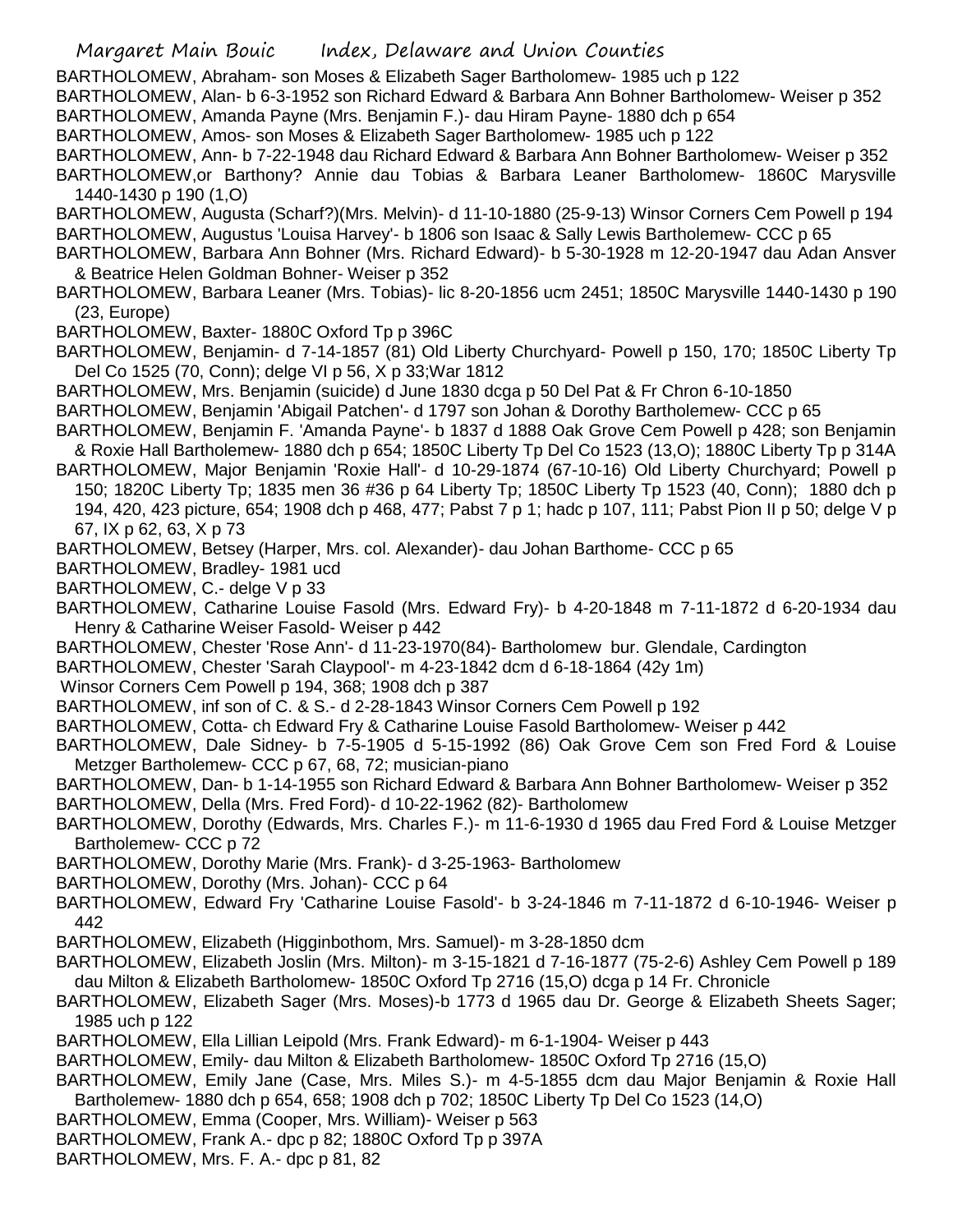BARTHOLOMEW, Abraham- son Moses & Elizabeth Sager Bartholomew- 1985 uch p 122

BARTHOLOMEW, Alan- b 6-3-1952 son Richard Edward & Barbara Ann Bohner Bartholomew- Weiser p 352

BARTHOLOMEW, Amanda Payne (Mrs. Benjamin F.)- dau Hiram Payne- 1880 dch p 654

BARTHOLOMEW, Amos- son Moses & Elizabeth Sager Bartholomew- 1985 uch p 122

BARTHOLOMEW, Ann- b 7-22-1948 dau Richard Edward & Barbara Ann Bohner Bartholomew- Weiser p 352

BARTHOLOMEW,or Barthony? Annie dau Tobias & Barbara Leaner Bartholomew- 1860C Marysville 1440-1430 p 190 (1,O)

BARTHOLOMEW, Augusta (Scharf?)(Mrs. Melvin)- d 11-10-1880 (25-9-13) Winsor Corners Cem Powell p 194

BARTHOLOMEW, Augustus 'Louisa Harvey'- b 1806 son Isaac & Sally Lewis Bartholemew- CCC p 65

BARTHOLOMEW, Barbara Ann Bohner (Mrs. Richard Edward)- b 5-30-1928 m 12-20-1947 dau Adan Ansver & Beatrice Helen Goldman Bohner- Weiser p 352

BARTHOLOMEW, Barbara Leaner (Mrs. Tobias)- lic 8-20-1856 ucm 2451; 1850C Marysville 1440-1430 p 190 (23, Europe)

BARTHOLOMEW, Baxter- 1880C Oxford Tp p 396C

BARTHOLOMEW, Benjamin- d 7-14-1857 (81) Old Liberty Churchyard- Powell p 150, 170; 1850C Liberty Tp Del Co 1525 (70, Conn); delge VI p 56, X p 33;War 1812

BARTHOLOMEW, Mrs. Benjamin (suicide) d June 1830 dcga p 50 Del Pat & Fr Chron 6-10-1850

BARTHOLOMEW, Benjamin 'Abigail Patchen'- d 1797 son Johan & Dorothy Bartholemew- CCC p 65

BARTHOLOMEW, Benjamin F. 'Amanda Payne'- b 1837 d 1888 Oak Grove Cem Powell p 428; son Benjamin & Roxie Hall Bartholemew- 1880 dch p 654; 1850C Liberty Tp Del Co 1523 (13,O); 1880C Liberty Tp p 314A

BARTHOLOMEW, Major Benjamin 'Roxie Hall'- d 10-29-1874 (67-10-16) Old Liberty Churchyard; Powell p 150; 1820C Liberty Tp; 1835 men 36 #36 p 64 Liberty Tp; 1850C Liberty Tp 1523 (40, Conn); 1880 dch p 194, 420, 423 picture, 654; 1908 dch p 468, 477; Pabst 7 p 1; hadc p 107, 111; Pabst Pion II p 50; delge V p 67, IX p 62, 63, X p 73

BARTHOLOMEW, Betsey (Harper, Mrs. col. Alexander)- dau Johan Barthome- CCC p 65

BARTHOLOMEW, Bradley- 1981 ucd

BARTHOLOMEW, C.- delge V p 33

BARTHOLOMEW, Catharine Louise Fasold (Mrs. Edward Fry)- b 4-20-1848 m 7-11-1872 d 6-20-1934 dau Henry & Catharine Weiser Fasold- Weiser p 442

BARTHOLOMEW, Chester 'Rose Ann'- d 11-23-1970(84)- Bartholomew bur. Glendale, Cardington

BARTHOLOMEW, Chester 'Sarah Claypool'- m 4-23-1842 dcm d 6-18-1864 (42y 1m) Winsor Corners Cem Powell p 194, 368; 1908 dch p 387

BARTHOLOMEW, inf son of C. & S.- d 2-28-1843 Winsor Corners Cem Powell p 192

BARTHOLOMEW, Cotta- ch Edward Fry & Catharine Louise Fasold Bartholomew- Weiser p 442

BARTHOLOMEW, Dale Sidney- b 7-5-1905 d 5-15-1992 (86) Oak Grove Cem son Fred Ford & Louise Metzger Bartholemew- CCC p 67, 68, 72; musician-piano

BARTHOLOMEW, Dan- b 1-14-1955 son Richard Edward & Barbara Ann Bohner Bartholomew- Weiser p 352

BARTHOLOMEW, Della (Mrs. Fred Ford)- d 10-22-1962 (82)- Bartholomew

BARTHOLOMEW, Dorothy (Edwards, Mrs. Charles F.)- m 11-6-1930 d 1965 dau Fred Ford & Louise Metzger Bartholemew- CCC p 72

BARTHOLOMEW, Dorothy Marie (Mrs. Frank)- d 3-25-1963- Bartholomew

BARTHOLOMEW, Dorothy (Mrs. Johan)- CCC p 64

BARTHOLOMEW, Edward Fry 'Catharine Louise Fasold'- b 3-24-1846 m 7-11-1872 d 6-10-1946- Weiser p 442

BARTHOLOMEW, Elizabeth (Higginbothom, Mrs. Samuel)- m 3-28-1850 dcm

BARTHOLOMEW, Elizabeth Joslin (Mrs. Milton)- m 3-15-1821 d 7-16-1877 (75-2-6) Ashley Cem Powell p 189 dau Milton & Elizabeth Bartholomew- 1850C Oxford Tp 2716 (15,O) dcga p 14 Fr. Chronicle

BARTHOLOMEW, Elizabeth Sager (Mrs. Moses)-b 1773 d 1965 dau Dr. George & Elizabeth Sheets Sager; 1985 uch p 122

BARTHOLOMEW, Ella Lillian Leipold (Mrs. Frank Edward)- m 6-1-1904- Weiser p 443

BARTHOLOMEW, Emily- dau Milton & Elizabeth Bartholomew- 1850C Oxford Tp 2716 (15,O)

BARTHOLOMEW, Emily Jane (Case, Mrs. Miles S.)- m 4-5-1855 dcm dau Major Benjamin & Roxie Hall Bartholemew- 1880 dch p 654, 658; 1908 dch p 702; 1850C Liberty Tp Del Co 1523 (14,O)

BARTHOLOMEW, Emma (Cooper, Mrs. William)- Weiser p 563

BARTHOLOMEW, Frank A.- dpc p 82; 1880C Oxford Tp p 397A

BARTHOLOMEW, Mrs. F. A.- dpc p 81, 82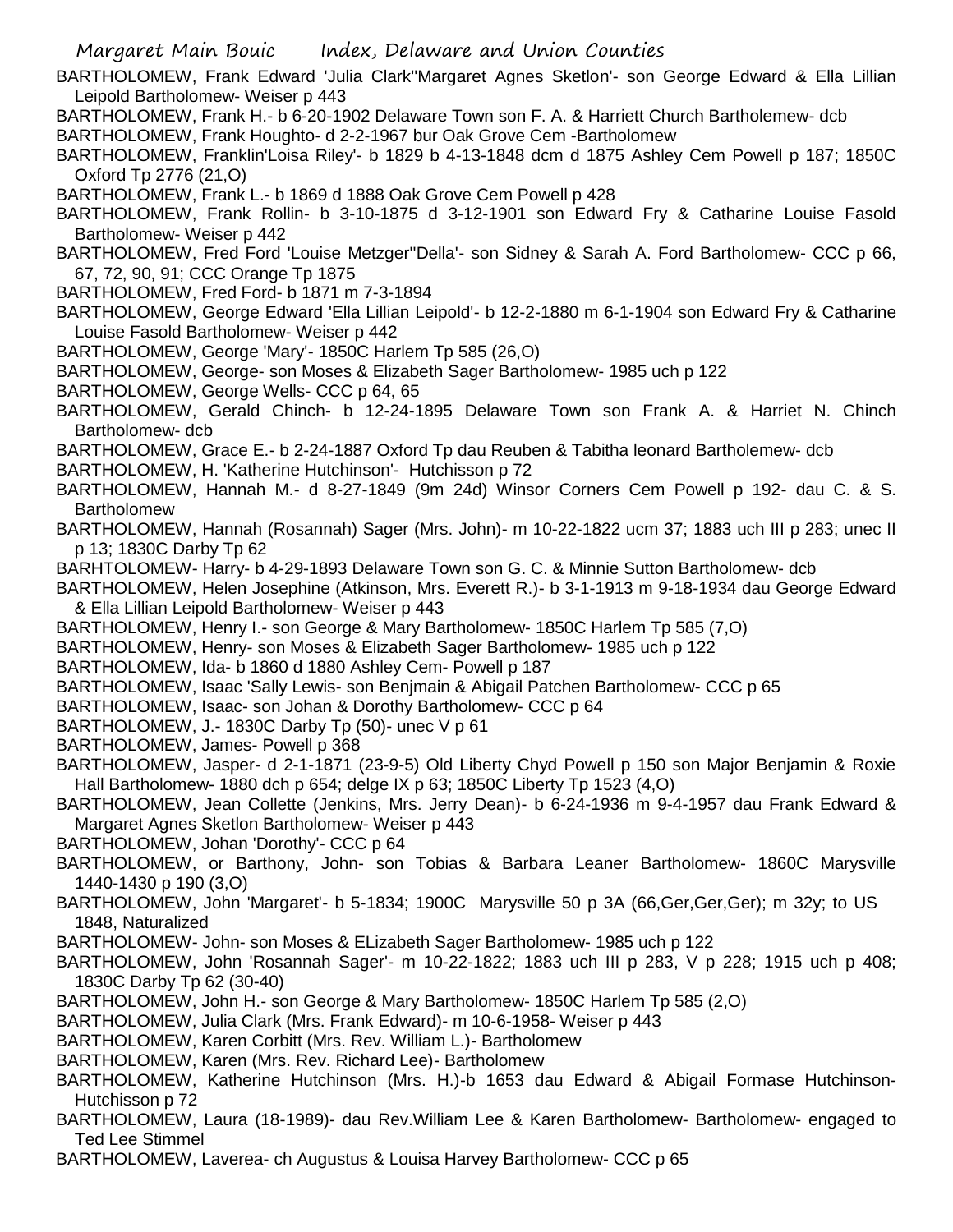BARTHOLOMEW, Frank Edward 'Julia Clark''Margaret Agnes Sketlon'- son George Edward & Ella Lillian Leipold Bartholomew- Weiser p 443

BARTHOLOMEW, Frank H.- b 6-20-1902 Delaware Town son F. A. & Harriett Church Bartholemew- dcb

BARTHOLOMEW, Frank Houghto- d 2-2-1967 bur Oak Grove Cem -Bartholomew

BARTHOLOMEW, Franklin'Loisa Riley'- b 1829 b 4-13-1848 dcm d 1875 Ashley Cem Powell p 187; 1850C Oxford Tp 2776 (21,O)

BARTHOLOMEW, Frank L.- b 1869 d 1888 Oak Grove Cem Powell p 428

BARTHOLOMEW, Frank Rollin- b 3-10-1875 d 3-12-1901 son Edward Fry & Catharine Louise Fasold Bartholomew- Weiser p 442

BARTHOLOMEW, Fred Ford 'Louise Metzger''Della'- son Sidney & Sarah A. Ford Bartholomew- CCC p 66, 67, 72, 90, 91; CCC Orange Tp 1875

BARTHOLOMEW, Fred Ford- b 1871 m 7-3-1894

BARTHOLOMEW, George Edward 'Ella Lillian Leipold'- b 12-2-1880 m 6-1-1904 son Edward Fry & Catharine Louise Fasold Bartholomew- Weiser p 442

BARTHOLOMEW, George 'Mary'- 1850C Harlem Tp 585 (26,O)

BARTHOLOMEW, George- son Moses & Elizabeth Sager Bartholomew- 1985 uch p 122

BARTHOLOMEW, George Wells- CCC p 64, 65

BARTHOLOMEW, Gerald Chinch- b 12-24-1895 Delaware Town son Frank A. & Harriet N. Chinch Bartholomew- dcb

BARTHOLOMEW, Grace E.- b 2-24-1887 Oxford Tp dau Reuben & Tabitha leonard Bartholemew- dcb

BARTHOLOMEW, H. 'Katherine Hutchinson'- Hutchisson p 72

BARTHOLOMEW, Hannah M.- d 8-27-1849 (9m 24d) Winsor Corners Cem Powell p 192- dau C. & S. Bartholomew

BARTHOLOMEW, Hannah (Rosannah) Sager (Mrs. John)- m 10-22-1822 ucm 37; 1883 uch III p 283; unec II p 13; 1830C Darby Tp 62

BARHTOLOMEW- Harry- b 4-29-1893 Delaware Town son G. C. & Minnie Sutton Bartholomew- dcb

BARTHOLOMEW, Helen Josephine (Atkinson, Mrs. Everett R.)- b 3-1-1913 m 9-18-1934 dau George Edward & Ella Lillian Leipold Bartholomew- Weiser p 443

BARTHOLOMEW, Henry I.- son George & Mary Bartholomew- 1850C Harlem Tp 585 (7,O)

BARTHOLOMEW, Henry- son Moses & Elizabeth Sager Bartholomew- 1985 uch p 122

BARTHOLOMEW, Ida- b 1860 d 1880 Ashley Cem- Powell p 187

BARTHOLOMEW, Isaac 'Sally Lewis- son Benjmain & Abigail Patchen Bartholomew- CCC p 65

BARTHOLOMEW, Isaac- son Johan & Dorothy Bartholomew- CCC p 64

BARTHOLOMEW, J.- 1830C Darby Tp (50)- unec V p 61

BARTHOLOMEW, James- Powell p 368

BARTHOLOMEW, Jasper- d 2-1-1871 (23-9-5) Old Liberty Chyd Powell p 150 son Major Benjamin & Roxie Hall Bartholomew- 1880 dch p 654; delge IX p 63; 1850C Liberty Tp 1523 (4,O)

BARTHOLOMEW, Jean Collette (Jenkins, Mrs. Jerry Dean)- b 6-24-1936 m 9-4-1957 dau Frank Edward & Margaret Agnes Sketlon Bartholomew- Weiser p 443

BARTHOLOMEW, Johan 'Dorothy'- CCC p 64

BARTHOLOMEW, or Barthony, John- son Tobias & Barbara Leaner Bartholomew- 1860C Marysville 1440-1430 p 190 (3,O)

BARTHOLOMEW, John 'Margaret'- b 5-1834; 1900C Marysville 50 p 3A (66,Ger,Ger,Ger); m 32y; to US 1848, Naturalized

BARTHOLOMEW- John- son Moses & ELizabeth Sager Bartholomew- 1985 uch p 122

BARTHOLOMEW, John 'Rosannah Sager'- m 10-22-1822; 1883 uch III p 283, V p 228; 1915 uch p 408; 1830C Darby Tp 62 (30-40)

BARTHOLOMEW, John H.- son George & Mary Bartholomew- 1850C Harlem Tp 585 (2,O)

BARTHOLOMEW, Julia Clark (Mrs. Frank Edward)- m 10-6-1958- Weiser p 443

BARTHOLOMEW, Karen Corbitt (Mrs. Rev. William L.)- Bartholomew

BARTHOLOMEW, Karen (Mrs. Rev. Richard Lee)- Bartholomew

BARTHOLOMEW, Katherine Hutchinson (Mrs. H.)-b 1653 dau Edward & Abigail Formase Hutchinson- Hutchisson p 72

BARTHOLOMEW, Laura (18-1989)- dau Rev.William Lee & Karen Bartholomew- Bartholomew- engaged to Ted Lee Stimmel

BARTHOLOMEW, Laverea- ch Augustus & Louisa Harvey Bartholomew- CCC p 65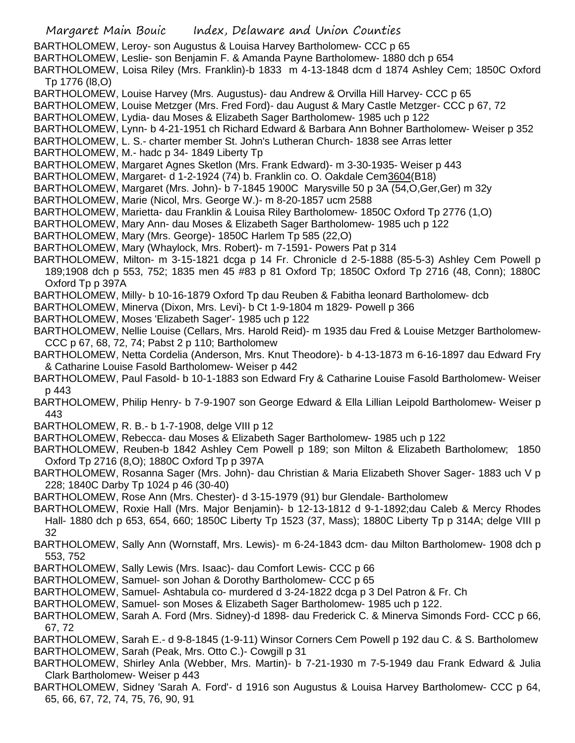BARTHOLOMEW, Leroy- son Augustus & Louisa Harvey Bartholomew- CCC p 65

BARTHOLOMEW, Leslie- son Benjamin F. & Amanda Payne Bartholomew- 1880 dch p 654

BARTHOLOMEW, Loisa Riley (Mrs. Franklin)-b 1833 m 4-13-1848 dcm d 1874 Ashley Cem; 1850C Oxford Tp 1776 (l8,O)

BARTHOLOMEW, Louise Harvey (Mrs. Augustus)- dau Andrew & Orvilla Hill Harvey- CCC p 65

BARTHOLOMEW, Louise Metzger (Mrs. Fred Ford)- dau August & Mary Castle Metzger- CCC p 67, 72

BARTHOLOMEW, Lydia- dau Moses & Elizabeth Sager Bartholomew- 1985 uch p 122

BARTHOLOMEW, Lynn- b 4-21-1951 ch Richard Edward & Barbara Ann Bohner Bartholomew- Weiser p 352

BARTHOLOMEW, L. S.- charter member St. John's Lutheran Church- 1838 see Arras letter

BARTHOLOMEW, M.- hadc p 34- 1849 Liberty Tp

BARTHOLOMEW, Margaret Agnes Sketlon (Mrs. Frank Edward)- m 3-30-1935- Weiser p 443

BARTHOLOMEW, Margaret- d 1-2-1924 (74) b. Franklin co. O. Oakdale Cem3604(B18)

BARTHOLOMEW, Margaret (Mrs. John)- b 7-1845 1900C Marysville 50 p 3A (54,O,Ger,Ger) m 32y

BARTHOLOMEW, Marie (Nicol, Mrs. George W.)- m 8-20-1857 ucm 2588

BARTHOLOMEW, Marietta- dau Franklin & Louisa Riley Bartholomew- 1850C Oxford Tp 2776 (1,O)

BARTHOLOMEW, Mary Ann- dau Moses & Elizabeth Sager Bartholomew- 1985 uch p 122

BARTHOLOMEW, Mary (Mrs. George)- 1850C Harlem Tp 585 (22,O)

BARTHOLOMEW, Mary (Whaylock, Mrs. Robert)- m 7-1591- Powers Pat p 314

BARTHOLOMEW, Milton- m 3-15-1821 dcga p 14 Fr. Chronicle d 2-5-1888 (85-5-3) Ashley Cem Powell p 189;1908 dch p 553, 752; 1835 men 45 #83 p 81 Oxford Tp; 1850C Oxford Tp 2716 (48, Conn); 1880C Oxford Tp p 397A

BARTHOLOMEW, Milly- b 10-16-1879 Oxford Tp dau Reuben & Fabitha leonard Bartholomew- dcb

BARTHOLOMEW, Minerva (Dixon, Mrs. Levi)- b Ct 1-9-1804 m 1829- Powell p 366

BARTHOLOMEW, Moses 'Elizabeth Sager'- 1985 uch p 122

BARTHOLOMEW, Nellie Louise (Cellars, Mrs. Harold Reid)- m 1935 dau Fred & Louise Metzger Bartholomew- CCC p 67, 68, 72, 74; Pabst 2 p 110; Bartholomew

BARTHOLOMEW, Netta Cordelia (Anderson, Mrs. Knut Theodore)- b 4-13-1873 m 6-16-1897 dau Edward Fry & Catharine Louise Fasold Bartholomew- Weiser p 442

BARTHOLOMEW, Paul Fasold- b 10-1-1883 son Edward Fry & Catharine Louise Fasold Bartholomew- Weiser p 443

BARTHOLOMEW, Philip Henry- b 7-9-1907 son George Edward & Ella Lillian Leipold Bartholomew- Weiser p 443

BARTHOLOMEW, R. B.- b 1-7-1908, delge VIII p 12

BARTHOLOMEW, Rebecca- dau Moses & Elizabeth Sager Bartholomew- 1985 uch p 122

BARTHOLOMEW, Reuben-b 1842 Ashley Cem Powell p 189; son Milton & Elizabeth Bartholomew; 1850 Oxford Tp 2716 (8,O); 1880C Oxford Tp p 397A

BARTHOLOMEW, Rosanna Sager (Mrs. John)- dau Christian & Maria Elizabeth Shover Sager- 1883 uch V p 228; 1840C Darby Tp 1024 p 46 (30-40)

BARTHOLOMEW, Rose Ann (Mrs. Chester)- d 3-15-1979 (91) bur Glendale- Bartholomew

BARTHOLOMEW, Roxie Hall (Mrs. Major Benjamin)- b 12-13-1812 d 9-1-1892;dau Caleb & Mercy Rhodes Hall- 1880 dch p 653, 654, 660; 1850C Liberty Tp 1523 (37, Mass); 1880C Liberty Tp p 314A; delge VIII p 32

BARTHOLOMEW, Sally Ann (Wornstaff, Mrs. Lewis)- m 6-24-1843 dcm- dau Milton Bartholomew- 1908 dch p 553, 752

BARTHOLOMEW, Sally Lewis (Mrs. Isaac)- dau Comfort Lewis- CCC p 66

BARTHOLOMEW, Samuel- son Johan & Dorothy Bartholomew- CCC p 65

BARTHOLOMEW, Samuel- Ashtabula co- murdered d 3-24-1822 dcga p 3 Del Patron & Fr. Ch

BARTHOLOMEW, Samuel- son Moses & Elizabeth Sager Bartholomew- 1985 uch p 122.

BARTHOLOMEW, Sarah A. Ford (Mrs. Sidney)-d 1898- dau Frederick C. & Minerva Simonds Ford- CCC p 66, 67, 72

BARTHOLOMEW, Sarah E.- d 9-8-1845 (1-9-11) Winsor Corners Cem Powell p 192 dau C. & S. Bartholomew

BARTHOLOMEW, Sarah (Peak, Mrs. Otto C.)- Cowgill p 31

BARTHOLOMEW, Shirley Anla (Webber, Mrs. Martin)- b 7-21-1930 m 7-5-1949 dau Frank Edward & Julia Clark Bartholomew- Weiser p 443

BARTHOLOMEW, Sidney 'Sarah A. Ford'- d 1916 son Augustus & Louisa Harvey Bartholomew- CCC p 64, 65, 66, 67, 72, 74, 75, 76, 90, 91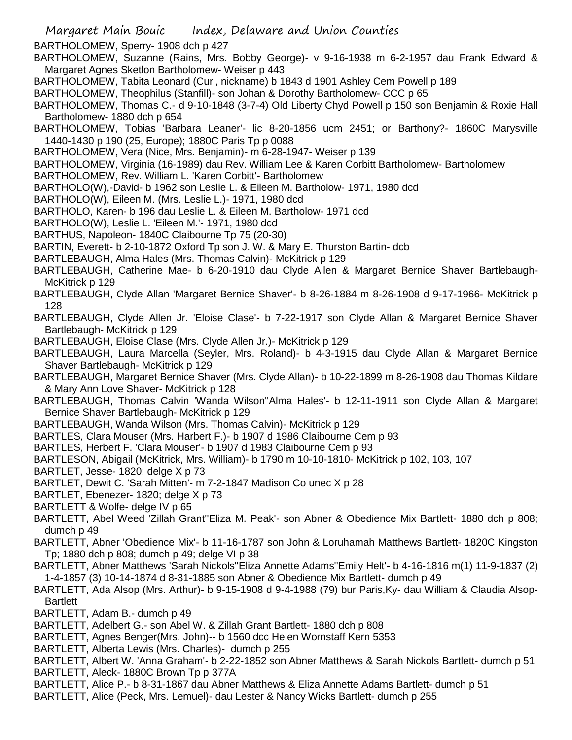BARTHOLOMEW, Sperry- 1908 dch p 427

BARTHOLOMEW, Suzanne (Rains, Mrs. Bobby George)- v 9-16-1938 m 6-2-1957 dau Frank Edward & Margaret Agnes Sketlon Bartholomew- Weiser p 443

BARTHOLOMEW, Tabita Leonard (Curl, nickname) b 1843 d 1901 Ashley Cem Powell p 189

BARTHOLOMEW, Theophilus (Stanfill)- son Johan & Dorothy Bartholomew- CCC p 65

BARTHOLOMEW, Thomas C.- d 9-10-1848 (3-7-4) Old Liberty Chyd Powell p 150 son Benjamin & Roxie Hall Bartholomew- 1880 dch p 654

BARTHOLOMEW, Tobias 'Barbara Leaner'- lic 8-20-1856 ucm 2451; or Barthony?- 1860C Marysville 1440-1430 p 190 (25, Europe); 1880C Paris Tp p 0088

BARTHOLOMEW, Vera (Nice, Mrs. Benjamin)- m 6-28-1947- Weiser p 139

BARTHOLOMEW, Virginia (16-1989) dau Rev. William Lee & Karen Corbitt Bartholomew- Bartholomew

BARTHOLOMEW, Rev. William L. 'Karen Corbitt'- Bartholomew

BARTHOLO(W),-David- b 1962 son Leslie L. & Eileen M. Bartholow- 1971, 1980 dcd

BARTHOLO(W), Eileen M. (Mrs. Leslie L.)- 1971, 1980 dcd

BARTHOLO, Karen- b 196 dau Leslie L. & Eileen M. Bartholow- 1971 dcd

BARTHOLO(W), Leslie L. 'Eileen M.'- 1971, 1980 dcd

BARTHUS, Napoleon- 1840C Claibourne Tp 75 (20-30)

BARTIN, Everett- b 2-10-1872 Oxford Tp son J. W. & Mary E. Thurston Bartin- dcb

BARTLEBAUGH, Alma Hales (Mrs. Thomas Calvin)- McKitrick p 129

BARTLEBAUGH, Catherine Mae- b 6-20-1910 dau Clyde Allen & Margaret Bernice Shaver Bartlebaugh- McKitrick p 129

BARTLEBAUGH, Clyde Allan 'Margaret Bernice Shaver'- b 8-26-1884 m 8-26-1908 d 9-17-1966- McKitrick p 128

BARTLEBAUGH, Clyde Allen Jr. 'Eloise Clase'- b 7-22-1917 son Clyde Allan & Margaret Bernice Shaver Bartlebaugh- McKitrick p 129

BARTLEBAUGH, Eloise Clase (Mrs. Clyde Allen Jr.)- McKitrick p 129

BARTLEBAUGH, Laura Marcella (Seyler, Mrs. Roland)- b 4-3-1915 dau Clyde Allan & Margaret Bernice Shaver Bartlebaugh- McKitrick p 129

BARTLEBAUGH, Margaret Bernice Shaver (Mrs. Clyde Allan)- b 10-22-1899 m 8-26-1908 dau Thomas Kildare & Mary Ann Love Shaver- McKitrick p 128

BARTLEBAUGH, Thomas Calvin 'Wanda Wilson''Alma Hales'- b 12-11-1911 son Clyde Allan & Margaret Bernice Shaver Bartlebaugh- McKitrick p 129

BARTLEBAUGH, Wanda Wilson (Mrs. Thomas Calvin)- McKitrick p 129

BARTLES, Clara Mouser (Mrs. Harbert F.)- b 1907 d 1986 Claibourne Cem p 93

BARTLES, Herbert F. 'Clara Mouser'- b 1907 d 1983 Claibourne Cem p 93

BARTLESON, Abigail (McKitrick, Mrs. William)- b 1790 m 10-10-1810- McKitrick p 102, 103, 107

BARTLET, Jesse- 1820; delge X p 73

BARTLET, Dewit C. 'Sarah Mitten'- m 7-2-1847 Madison Co unec X p 28

BARTLET, Ebenezer- 1820; delge X p 73

BARTLETT & Wolfe- delge IV p 65

BARTLETT, Abel Weed 'Zillah Grant''Eliza M. Peak'- son Abner & Obedience Mix Bartlett- 1880 dch p 808; dumch p 49

BARTLETT, Abner 'Obedience Mix'- b 11-16-1787 son John & Loruhamah Matthews Bartlett- 1820C Kingston Tp; 1880 dch p 808; dumch p 49; delge VI p 38

BARTLETT, Abner Matthews 'Sarah Nickols''Eliza Annette Adams''Emily Helt'- b 4-16-1816 m(1) 11-9-1837 (2) 1-4-1857 (3) 10-14-1874 d 8-31-1885 son Abner & Obedience Mix Bartlett- dumch p 49

BARTLETT, Ada Alsop (Mrs. Arthur)- b 9-15-1908 d 9-4-1988 (79) bur Paris,Ky- dau William & Claudia Alsop-Bartlett

BARTLETT, Adam B.- dumch p 49

BARTLETT, Adelbert G.- son Abel W. & Zillah Grant Bartlett- 1880 dch p 808

BARTLETT, Agnes Benger(Mrs. John)-- b 1560 dcc Helen Wornstaff Kern 5353

BARTLETT, Alberta Lewis (Mrs. Charles)- dumch p 255

BARTLETT, Albert W. 'Anna Graham'- b 2-22-1852 son Abner Matthews & Sarah Nickols Bartlett- dumch p 51

BARTLETT, Aleck- 1880C Brown Tp p 377A

BARTLETT, Alice P.- b 8-31-1867 dau Abner Matthews & Eliza Annette Adams Bartlett- dumch p 51

BARTLETT, Alice (Peck, Mrs. Lemuel)- dau Lester & Nancy Wicks Bartlett- dumch p 255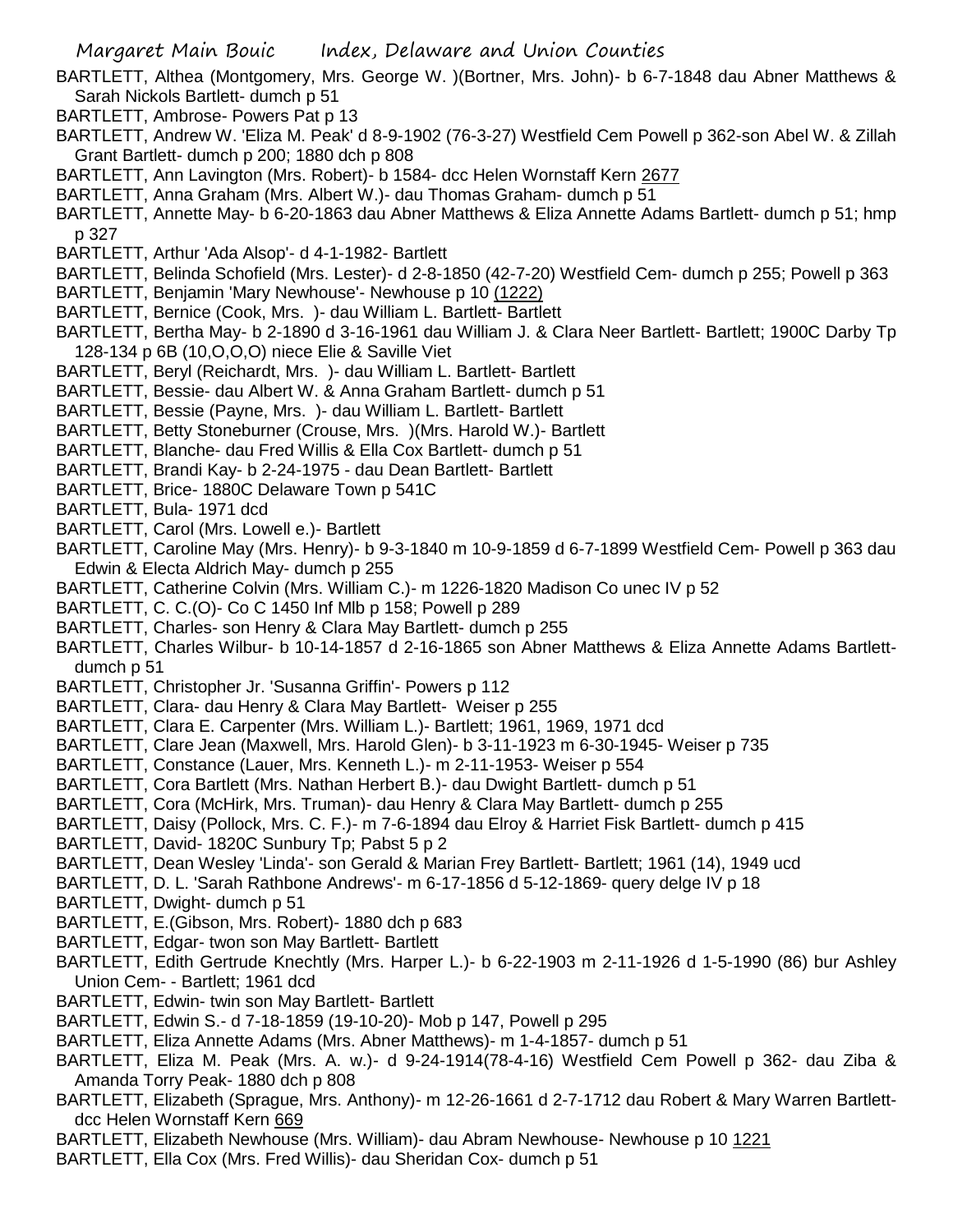BARTLETT, Althea (Montgomery, Mrs. George W. )(Bortner, Mrs. John)- b 6-7-1848 dau Abner Matthews & Sarah Nickols Bartlett- dumch p 51

BARTLETT, Ambrose- Powers Pat p 13

BARTLETT, Andrew W. 'Eliza M. Peak' d 8-9-1902 (76-3-27) Westfield Cem Powell p 362-son Abel W. & Zillah Grant Bartlett- dumch p 200; 1880 dch p 808

BARTLETT, Ann Lavington (Mrs. Robert)- b 1584- dcc Helen Wornstaff Kern 2677

BARTLETT, Anna Graham (Mrs. Albert W.)- dau Thomas Graham- dumch p 51

BARTLETT, Annette May- b 6-20-1863 dau Abner Matthews & Eliza Annette Adams Bartlett- dumch p 51; hmp p 327

BARTLETT, Arthur 'Ada Alsop'- d 4-1-1982- Bartlett

BARTLETT, Belinda Schofield (Mrs. Lester)- d 2-8-1850 (42-7-20) Westfield Cem- dumch p 255; Powell p 363

BARTLETT, Benjamin 'Mary Newhouse'- Newhouse p 10 (1222)

BARTLETT, Bernice (Cook, Mrs. )- dau William L. Bartlett- Bartlett

BARTLETT, Bertha May- b 2-1890 d 3-16-1961 dau William J. & Clara Neer Bartlett- Bartlett; 1900C Darby Tp 128-134 p 6B (10,O,O,O) niece Elie & Saville Viet

BARTLETT, Beryl (Reichardt, Mrs. )- dau William L. Bartlett- Bartlett

BARTLETT, Bessie- dau Albert W. & Anna Graham Bartlett- dumch p 51

BARTLETT, Bessie (Payne, Mrs. )- dau William L. Bartlett- Bartlett

BARTLETT, Betty Stoneburner (Crouse, Mrs. )(Mrs. Harold W.)- Bartlett

BARTLETT, Blanche- dau Fred Willis & Ella Cox Bartlett- dumch p 51

BARTLETT, Brandi Kay- b 2-24-1975 - dau Dean Bartlett- Bartlett

BARTLETT, Brice- 1880C Delaware Town p 541C

BARTLETT, Bula- 1971 dcd

BARTLETT, Carol (Mrs. Lowell e.)- Bartlett

BARTLETT, Caroline May (Mrs. Henry)- b 9-3-1840 m 10-9-1859 d 6-7-1899 Westfield Cem- Powell p 363 dau Edwin & Electa Aldrich May- dumch p 255

BARTLETT, Catherine Colvin (Mrs. William C.)- m 1226-1820 Madison Co unec IV p 52

BARTLETT, C. C.(O)- Co C 1450 Inf Mlb p 158; Powell p 289

BARTLETT, Charles- son Henry & Clara May Bartlett- dumch p 255

BARTLETT, Charles Wilbur- b 10-14-1857 d 2-16-1865 son Abner Matthews & Eliza Annette Adams Bartlett- dumch p 51

BARTLETT, Christopher Jr. 'Susanna Griffin'- Powers p 112

BARTLETT, Clara- dau Henry & Clara May Bartlett- Weiser p 255

BARTLETT, Clara E. Carpenter (Mrs. William L.)- Bartlett; 1961, 1969, 1971 dcd

BARTLETT, Clare Jean (Maxwell, Mrs. Harold Glen)- b 3-11-1923 m 6-30-1945- Weiser p 735

BARTLETT, Constance (Lauer, Mrs. Kenneth L.)- m 2-11-1953- Weiser p 554

BARTLETT, Cora Bartlett (Mrs. Nathan Herbert B.)- dau Dwight Bartlett- dumch p 51

BARTLETT, Cora (McHirk, Mrs. Truman)- dau Henry & Clara May Bartlett- dumch p 255

BARTLETT, Daisy (Pollock, Mrs. C. F.)- m 7-6-1894 dau Elroy & Harriet Fisk Bartlett- dumch p 415

BARTLETT, David- 1820C Sunbury Tp; Pabst 5 p 2

BARTLETT, Dean Wesley 'Linda'- son Gerald & Marian Frey Bartlett- Bartlett; 1961 (14), 1949 ucd

BARTLETT, D. L. 'Sarah Rathbone Andrews'- m 6-17-1856 d 5-12-1869- query delge IV p 18

BARTLETT, Dwight- dumch p 51

BARTLETT, E.(Gibson, Mrs. Robert)- 1880 dch p 683

BARTLETT, Edgar- twon son May Bartlett- Bartlett

BARTLETT, Edith Gertrude Knechtly (Mrs. Harper L.)- b 6-22-1903 m 2-11-1926 d 1-5-1990 (86) bur Ashley Union Cem- - Bartlett; 1961 dcd

BARTLETT, Edwin- twin son May Bartlett- Bartlett

BARTLETT, Edwin S.- d 7-18-1859 (19-10-20)- Mob p 147, Powell p 295

BARTLETT, Eliza Annette Adams (Mrs. Abner Matthews)- m 1-4-1857- dumch p 51

BARTLETT, Eliza M. Peak (Mrs. A. w.)- d 9-24-1914(78-4-16) Westfield Cem Powell p 362- dau Ziba & Amanda Torry Peak- 1880 dch p 808

BARTLETT, Elizabeth (Sprague, Mrs. Anthony)- m 12-26-1661 d 2-7-1712 dau Robert & Mary Warren Bartlett- dcc Helen Wornstaff Kern 669

BARTLETT, Elizabeth Newhouse (Mrs. William)- dau Abram Newhouse- Newhouse p 10 1221

BARTLETT, Ella Cox (Mrs. Fred Willis)- dau Sheridan Cox- dumch p 51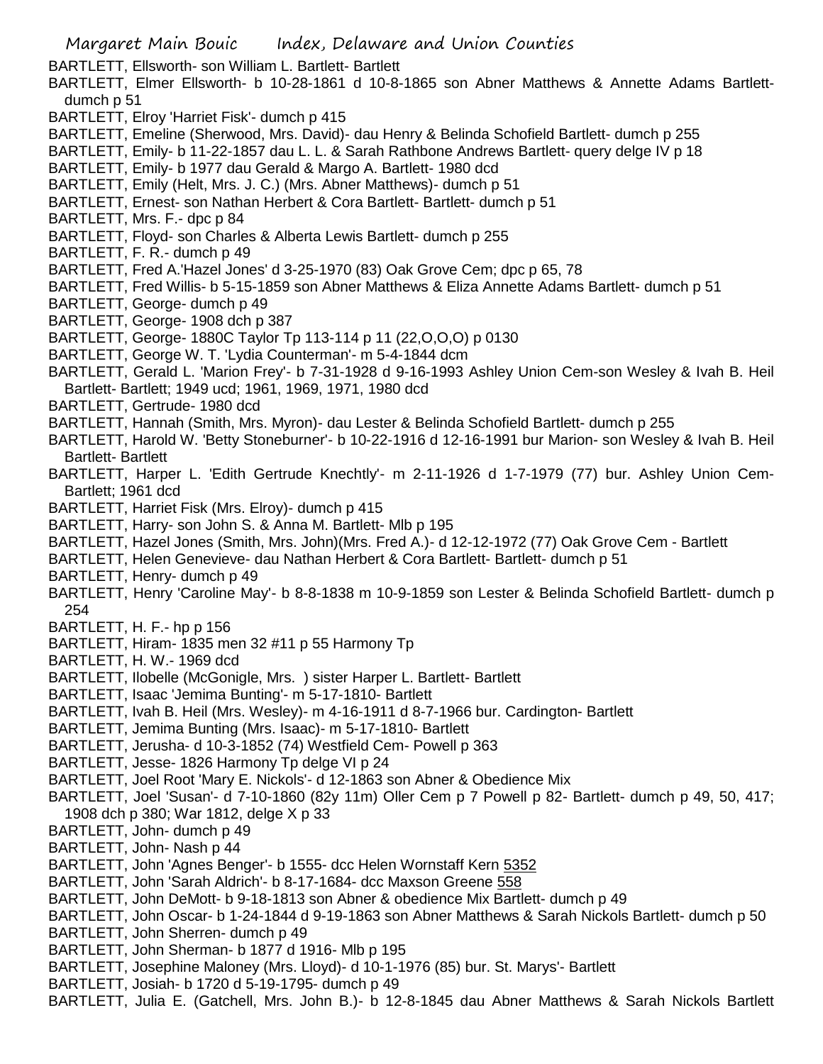BARTLETT, Ellsworth- son William L. Bartlett- Bartlett

BARTLETT, Elmer Ellsworth- b 10-28-1861 d 10-8-1865 son Abner Matthews & Annette Adams Bartlett- dumch p 51

BARTLETT, Elroy 'Harriet Fisk'- dumch p 415

BARTLETT, Emeline (Sherwood, Mrs. David)- dau Henry & Belinda Schofield Bartlett- dumch p 255

BARTLETT, Emily- b 11-22-1857 dau L. L. & Sarah Rathbone Andrews Bartlett- query delge IV p 18

BARTLETT, Emily- b 1977 dau Gerald & Margo A. Bartlett- 1980 dcd

BARTLETT, Emily (Helt, Mrs. J. C.) (Mrs. Abner Matthews)- dumch p 51

BARTLETT, Ernest- son Nathan Herbert & Cora Bartlett- Bartlett- dumch p 51

BARTLETT, Mrs. F.- dpc p 84

BARTLETT, Floyd- son Charles & Alberta Lewis Bartlett- dumch p 255

BARTLETT, F. R.- dumch p 49

BARTLETT, Fred A.'Hazel Jones' d 3-25-1970 (83) Oak Grove Cem; dpc p 65, 78

BARTLETT, Fred Willis- b 5-15-1859 son Abner Matthews & Eliza Annette Adams Bartlett- dumch p 51

BARTLETT, George- dumch p 49

BARTLETT, George- 1908 dch p 387

BARTLETT, George- 1880C Taylor Tp 113-114 p 11 (22,O,O,O) p 0130

BARTLETT, George W. T. 'Lydia Counterman'- m 5-4-1844 dcm

BARTLETT, Gerald L. 'Marion Frey'- b 7-31-1928 d 9-16-1993 Ashley Union Cem-son Wesley & Ivah B. Heil Bartlett- Bartlett; 1949 ucd; 1961, 1969, 1971, 1980 dcd

BARTLETT, Gertrude- 1980 dcd

BARTLETT, Hannah (Smith, Mrs. Myron)- dau Lester & Belinda Schofield Bartlett- dumch p 255

BARTLETT, Harold W. 'Betty Stoneburner'- b 10-22-1916 d 12-16-1991 bur Marion- son Wesley & Ivah B. Heil Bartlett- Bartlett

BARTLETT, Harper L. 'Edith Gertrude Knechtly'- m 2-11-1926 d 1-7-1979 (77) bur. Ashley Union Cem- Bartlett; 1961 dcd

BARTLETT, Harriet Fisk (Mrs. Elroy)- dumch p 415

BARTLETT, Harry- son John S. & Anna M. Bartlett- Mlb p 195

BARTLETT, Hazel Jones (Smith, Mrs. John)(Mrs. Fred A.)- d 12-12-1972 (77) Oak Grove Cem - Bartlett

BARTLETT, Helen Genevieve- dau Nathan Herbert & Cora Bartlett- Bartlett- dumch p 51

BARTLETT, Henry- dumch p 49

BARTLETT, Henry 'Caroline May'- b 8-8-1838 m 10-9-1859 son Lester & Belinda Schofield Bartlett- dumch p 254

BARTLETT, H. F.- hp p 156

BARTLETT, Hiram- 1835 men 32 #11 p 55 Harmony Tp

BARTLETT, H. W.- 1969 dcd

BARTLETT, Ilobelle (McGonigle, Mrs. ) sister Harper L. Bartlett- Bartlett

BARTLETT, Isaac 'Jemima Bunting'- m 5-17-1810- Bartlett

BARTLETT, Ivah B. Heil (Mrs. Wesley)- m 4-16-1911 d 8-7-1966 bur. Cardington- Bartlett

BARTLETT, Jemima Bunting (Mrs. Isaac)- m 5-17-1810- Bartlett

BARTLETT, Jerusha- d 10-3-1852 (74) Westfield Cem- Powell p 363

BARTLETT, Jesse- 1826 Harmony Tp delge VI p 24

BARTLETT, Joel Root 'Mary E. Nickols'- d 12-1863 son Abner & Obedience Mix

BARTLETT, Joel 'Susan'- d 7-10-1860 (82y 11m) Oller Cem p 7 Powell p 82- Bartlett- dumch p 49, 50, 417; 1908 dch p 380; War 1812, delge X p 33

BARTLETT, John- dumch p 49

BARTLETT, John- Nash p 44

BARTLETT, John 'Agnes Benger'- b 1555- dcc Helen Wornstaff Kern 5352

BARTLETT, John 'Sarah Aldrich'- b 8-17-1684- dcc Maxson Greene 558

BARTLETT, John DeMott- b 9-18-1813 son Abner & obedience Mix Bartlett- dumch p 49

BARTLETT, John Oscar- b 1-24-1844 d 9-19-1863 son Abner Matthews & Sarah Nickols Bartlett- dumch p 50

BARTLETT, John Sherren- dumch p 49

BARTLETT, John Sherman- b 1877 d 1916- Mlb p 195

BARTLETT, Josephine Maloney (Mrs. Lloyd)- d 10-1-1976 (85) bur. St. Marys'- Bartlett

BARTLETT, Josiah- b 1720 d 5-19-1795- dumch p 49

BARTLETT, Julia E. (Gatchell, Mrs. John B.)- b 12-8-1845 dau Abner Matthews & Sarah Nickols Bartlett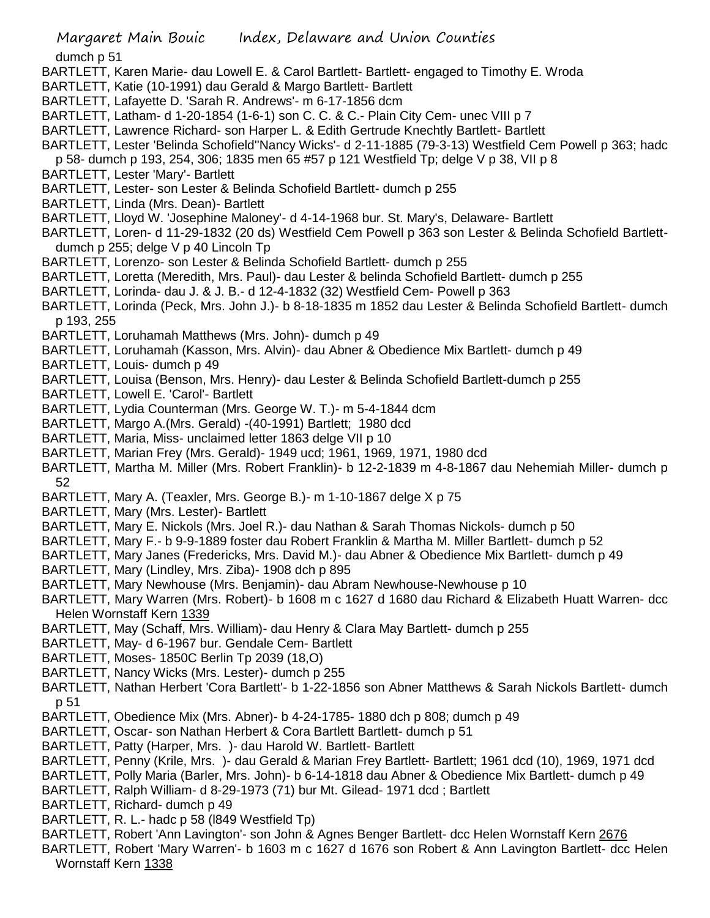dumch p 51

BARTLETT, Karen Marie- dau Lowell E. & Carol Bartlett- Bartlett- engaged to Timothy E. Wroda

BARTLETT, Katie (10-1991) dau Gerald & Margo Bartlett- Bartlett

BARTLETT, Lafayette D. 'Sarah R. Andrews'- m 6-17-1856 dcm

BARTLETT, Latham- d 1-20-1854 (1-6-1) son C. C. & C.- Plain City Cem- unec VIII p 7

BARTLETT, Lawrence Richard- son Harper L. & Edith Gertrude Knechtly Bartlett- Bartlett

BARTLETT, Lester 'Belinda Schofield''Nancy Wicks'- d 2-11-1885 (79-3-13) Westfield Cem Powell p 363; hadc p 58- dumch p 193, 254, 306; 1835 men 65 #57 p 121 Westfield Tp; delge V p 38, VII p 8

BARTLETT, Lester 'Mary'- Bartlett

BARTLETT, Lester- son Lester & Belinda Schofield Bartlett- dumch p 255

BARTLETT, Linda (Mrs. Dean)- Bartlett

BARTLETT, Lloyd W. 'Josephine Maloney'- d 4-14-1968 bur. St. Mary's, Delaware- Bartlett

BARTLETT, Loren- d 11-29-1832 (20 ds) Westfield Cem Powell p 363 son Lester & Belinda Schofield Bartlett- dumch p 255; delge V p 40 Lincoln Tp

BARTLETT, Lorenzo- son Lester & Belinda Schofield Bartlett- dumch p 255

BARTLETT, Loretta (Meredith, Mrs. Paul)- dau Lester & belinda Schofield Bartlett- dumch p 255

BARTLETT, Lorinda- dau J. & J. B.- d 12-4-1832 (32) Westfield Cem- Powell p 363

BARTLETT, Lorinda (Peck, Mrs. John J.)- b 8-18-1835 m 1852 dau Lester & Belinda Schofield Bartlett- dumch p 193, 255

BARTLETT, Loruhamah Matthews (Mrs. John)- dumch p 49

BARTLETT, Loruhamah (Kasson, Mrs. Alvin)- dau Abner & Obedience Mix Bartlett- dumch p 49

BARTLETT, Louis- dumch p 49

BARTLETT, Louisa (Benson, Mrs. Henry)- dau Lester & Belinda Schofield Bartlett-dumch p 255

BARTLETT, Lowell E. 'Carol'- Bartlett

BARTLETT, Lydia Counterman (Mrs. George W. T.)- m 5-4-1844 dcm

BARTLETT, Margo A.(Mrs. Gerald) -(40-1991) Bartlett; 1980 dcd

BARTLETT, Maria, Miss- unclaimed letter 1863 delge VII p 10

BARTLETT, Marian Frey (Mrs. Gerald)- 1949 ucd; 1961, 1969, 1971, 1980 dcd

BARTLETT, Martha M. Miller (Mrs. Robert Franklin)- b 12-2-1839 m 4-8-1867 dau Nehemiah Miller- dumch p 52

BARTLETT, Mary A. (Teaxler, Mrs. George B.)- m 1-10-1867 delge X p 75

BARTLETT, Mary (Mrs. Lester)- Bartlett

BARTLETT, Mary E. Nickols (Mrs. Joel R.)- dau Nathan & Sarah Thomas Nickols- dumch p 50

BARTLETT, Mary F.- b 9-9-1889 foster dau Robert Franklin & Martha M. Miller Bartlett- dumch p 52

BARTLETT, Mary Janes (Fredericks, Mrs. David M.)- dau Abner & Obedience Mix Bartlett- dumch p 49

BARTLETT, Mary (Lindley, Mrs. Ziba)- 1908 dch p 895

BARTLETT, Mary Newhouse (Mrs. Benjamin)- dau Abram Newhouse-Newhouse p 10

BARTLETT, Mary Warren (Mrs. Robert)- b 1608 m c 1627 d 1680 dau Richard & Elizabeth Huatt Warren- dcc Helen Wornstaff Kern 1339

BARTLETT, May (Schaff, Mrs. William)- dau Henry & Clara May Bartlett- dumch p 255

BARTLETT, May- d 6-1967 bur. Gendale Cem- Bartlett

BARTLETT, Moses- 1850C Berlin Tp 2039 (18,O)

BARTLETT, Nancy Wicks (Mrs. Lester)- dumch p 255

BARTLETT, Nathan Herbert 'Cora Bartlett'- b 1-22-1856 son Abner Matthews & Sarah Nickols Bartlett- dumch p 51

BARTLETT, Obedience Mix (Mrs. Abner)- b 4-24-1785- 1880 dch p 808; dumch p 49

BARTLETT, Oscar- son Nathan Herbert & Cora Bartlett Bartlett- dumch p 51

BARTLETT, Patty (Harper, Mrs. )- dau Harold W. Bartlett- Bartlett

BARTLETT, Penny (Krile, Mrs. )- dau Gerald & Marian Frey Bartlett- Bartlett; 1961 dcd (10), 1969, 1971 dcd

BARTLETT, Polly Maria (Barler, Mrs. John)- b 6-14-1818 dau Abner & Obedience Mix Bartlett- dumch p 49

BARTLETT, Ralph William- d 8-29-1973 (71) bur Mt. Gilead- 1971 dcd ; Bartlett

BARTLETT, Richard- dumch p 49

BARTLETT, R. L.- hadc p 58 (l849 Westfield Tp)

BARTLETT, Robert 'Ann Lavington'- son John & Agnes Benger Bartlett- dcc Helen Wornstaff Kern 2676

BARTLETT, Robert 'Mary Warren'- b 1603 m c 1627 d 1676 son Robert & Ann Lavington Bartlett- dcc Helen Wornstaff Kern 1338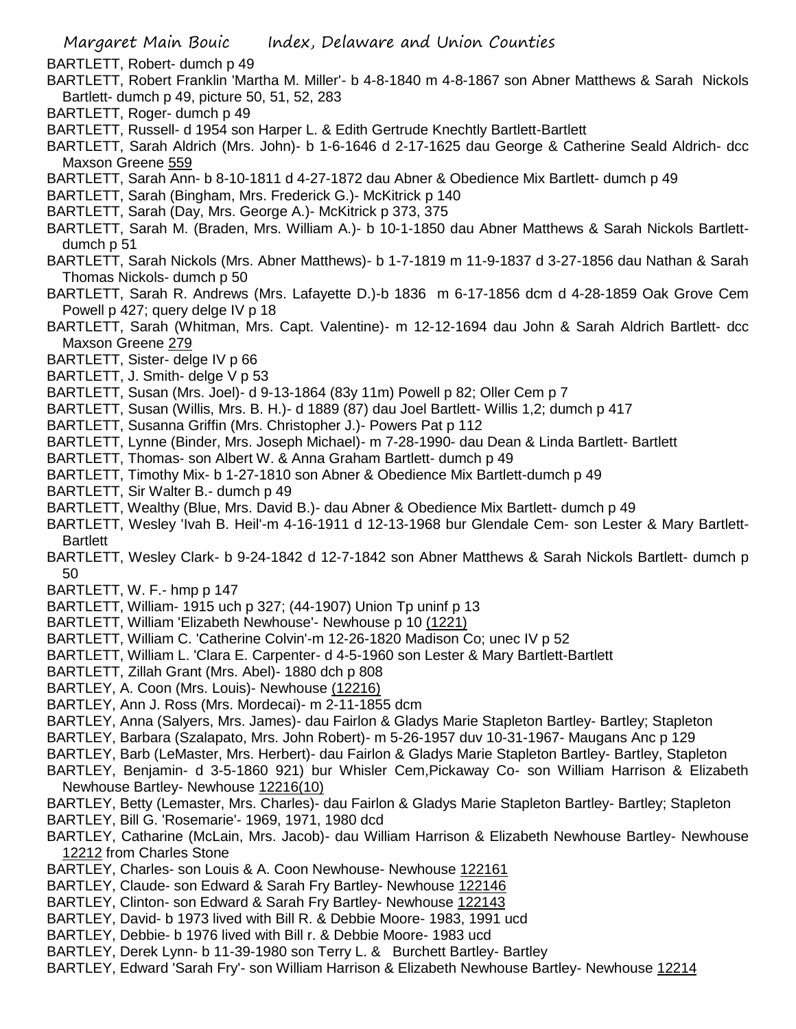BARTLETT, Robert- dumch p 49

BARTLETT, Robert Franklin 'Martha M. Miller'- b 4-8-1840 m 4-8-1867 son Abner Matthews & Sarah Nickols Bartlett- dumch p 49, picture 50, 51, 52, 283

BARTLETT, Roger- dumch p 49

BARTLETT, Russell- d 1954 son Harper L. & Edith Gertrude Knechtly Bartlett-Bartlett

BARTLETT, Sarah Aldrich (Mrs. John)- b 1-6-1646 d 2-17-1625 dau George & Catherine Seald Aldrich- dcc Maxson Greene 559

BARTLETT, Sarah Ann- b 8-10-1811 d 4-27-1872 dau Abner & Obedience Mix Bartlett- dumch p 49

BARTLETT, Sarah (Bingham, Mrs. Frederick G.)- McKitrick p 140

BARTLETT, Sarah (Day, Mrs. George A.)- McKitrick p 373, 375

BARTLETT, Sarah M. (Braden, Mrs. William A.)- b 10-1-1850 dau Abner Matthews & Sarah Nickols Bartlett- dumch p 51

BARTLETT, Sarah Nickols (Mrs. Abner Matthews)- b 1-7-1819 m 11-9-1837 d 3-27-1856 dau Nathan & Sarah Thomas Nickols- dumch p 50

BARTLETT, Sarah R. Andrews (Mrs. Lafayette D.)-b 1836 m 6-17-1856 dcm d 4-28-1859 Oak Grove Cem Powell p 427; query delge IV p 18

BARTLETT, Sarah (Whitman, Mrs. Capt. Valentine)- m 12-12-1694 dau John & Sarah Aldrich Bartlett- dcc Maxson Greene 279

BARTLETT, Sister- delge IV p 66

BARTLETT, J. Smith- delge V p 53

BARTLETT, Susan (Mrs. Joel)- d 9-13-1864 (83y 11m) Powell p 82; Oller Cem p 7

BARTLETT, Susan (Willis, Mrs. B. H.)- d 1889 (87) dau Joel Bartlett- Willis 1,2; dumch p 417

BARTLETT, Susanna Griffin (Mrs. Christopher J.)- Powers Pat p 112

BARTLETT, Lynne (Binder, Mrs. Joseph Michael)- m 7-28-1990- dau Dean & Linda Bartlett- Bartlett

BARTLETT, Thomas- son Albert W. & Anna Graham Bartlett- dumch p 49

BARTLETT, Timothy Mix- b 1-27-1810 son Abner & Obedience Mix Bartlett-dumch p 49

BARTLETT, Sir Walter B.- dumch p 49

BARTLETT, Wealthy (Blue, Mrs. David B.)- dau Abner & Obedience Mix Bartlett- dumch p 49

BARTLETT, Wesley 'Ivah B. Heil'-m 4-16-1911 d 12-13-1968 bur Glendale Cem- son Lester & Mary Bartlett-Bartlett

BARTLETT, Wesley Clark- b 9-24-1842 d 12-7-1842 son Abner Matthews & Sarah Nickols Bartlett- dumch p 50

BARTLETT, W. F.- hmp p 147

BARTLETT, William- 1915 uch p 327; (44-1907) Union Tp uninf p 13

BARTLETT, William 'Elizabeth Newhouse'- Newhouse p 10 (1221)

BARTLETT, William C. 'Catherine Colvin'-m 12-26-1820 Madison Co; unec IV p 52

BARTLETT, William L. 'Clara E. Carpenter- d 4-5-1960 son Lester & Mary Bartlett-Bartlett

BARTLETT, Zillah Grant (Mrs. Abel)- 1880 dch p 808

BARTLEY, A. Coon (Mrs. Louis)- Newhouse (12216)

BARTLEY, Ann J. Ross (Mrs. Mordecai)- m 2-11-1855 dcm

BARTLEY, Anna (Salyers, Mrs. James)- dau Fairlon & Gladys Marie Stapleton Bartley- Bartley; Stapleton

BARTLEY, Barbara (Szalapato, Mrs. John Robert)- m 5-26-1957 duv 10-31-1967- Maugans Anc p 129

BARTLEY, Barb (LeMaster, Mrs. Herbert)- dau Fairlon & Gladys Marie Stapleton Bartley- Bartley, Stapleton

BARTLEY, Benjamin- d 3-5-1860 921) bur Whisler Cem,Pickaway Co- son William Harrison & Elizabeth Newhouse Bartley- Newhouse 12216(10)

BARTLEY, Betty (Lemaster, Mrs. Charles)- dau Fairlon & Gladys Marie Stapleton Bartley- Bartley; Stapleton

BARTLEY, Bill G. 'Rosemarie'- 1969, 1971, 1980 dcd

BARTLEY, Catharine (McLain, Mrs. Jacob)- dau William Harrison & Elizabeth Newhouse Bartley- Newhouse 12212 from Charles Stone

BARTLEY, Charles- son Louis & A. Coon Newhouse- Newhouse 122161

BARTLEY, Claude- son Edward & Sarah Fry Bartley- Newhouse 122146

BARTLEY, Clinton- son Edward & Sarah Fry Bartley- Newhouse 122143

BARTLEY, David- b 1973 lived with Bill R. & Debbie Moore- 1983, 1991 ucd

BARTLEY, Debbie- b 1976 lived with Bill r. & Debbie Moore- 1983 ucd

BARTLEY, Derek Lynn- b 11-39-1980 son Terry L. & Burchett Bartley- Bartley

BARTLEY, Edward 'Sarah Fry'- son William Harrison & Elizabeth Newhouse Bartley- Newhouse 12214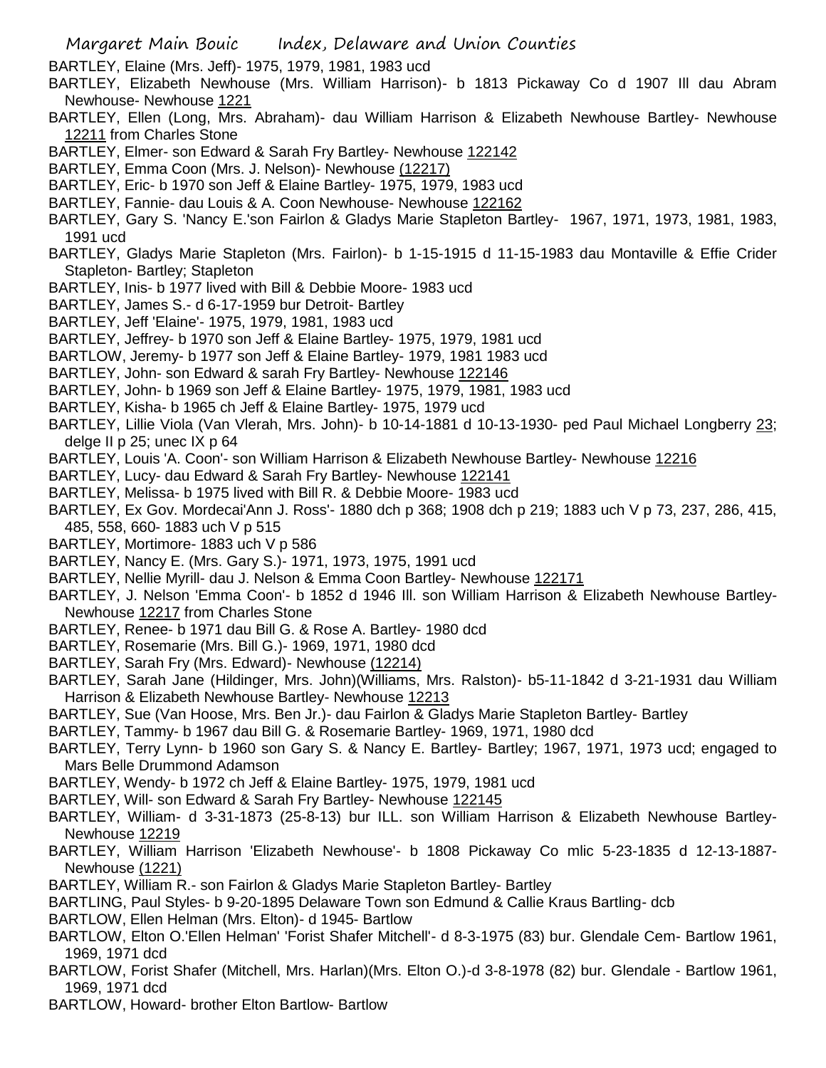BARTLEY, Elaine (Mrs. Jeff)- 1975, 1979, 1981, 1983 ucd

BARTLEY, Elizabeth Newhouse (Mrs. William Harrison)- b 1813 Pickaway Co d 1907 Ill dau Abram Newhouse- Newhouse 1221

BARTLEY, Ellen (Long, Mrs. Abraham)- dau William Harrison & Elizabeth Newhouse Bartley- Newhouse 12211 from Charles Stone

BARTLEY, Elmer- son Edward & Sarah Fry Bartley- Newhouse 122142

BARTLEY, Emma Coon (Mrs. J. Nelson)- Newhouse (12217)

BARTLEY, Eric- b 1970 son Jeff & Elaine Bartley- 1975, 1979, 1983 ucd

BARTLEY, Fannie- dau Louis & A. Coon Newhouse- Newhouse 122162

BARTLEY, Gary S. 'Nancy E.'son Fairlon & Gladys Marie Stapleton Bartley- 1967, 1971, 1973, 1981, 1983, 1991 ucd

BARTLEY, Gladys Marie Stapleton (Mrs. Fairlon)- b 1-15-1915 d 11-15-1983 dau Montaville & Effie Crider Stapleton- Bartley; Stapleton

BARTLEY, Inis- b 1977 lived with Bill & Debbie Moore- 1983 ucd

BARTLEY, James S.- d 6-17-1959 bur Detroit- Bartley

BARTLEY, Jeff 'Elaine'- 1975, 1979, 1981, 1983 ucd

BARTLEY, Jeffrey- b 1970 son Jeff & Elaine Bartley- 1975, 1979, 1981 ucd

BARTLOW, Jeremy- b 1977 son Jeff & Elaine Bartley- 1979, 1981 1983 ucd

BARTLEY, John- son Edward & sarah Fry Bartley- Newhouse 122146

BARTLEY, John- b 1969 son Jeff & Elaine Bartley- 1975, 1979, 1981, 1983 ucd

BARTLEY, Kisha- b 1965 ch Jeff & Elaine Bartley- 1975, 1979 ucd

BARTLEY, Lillie Viola (Van Vlerah, Mrs. John)- b 10-14-1881 d 10-13-1930- ped Paul Michael Longberry 23; delge II p 25; unec IX p 64

BARTLEY, Louis 'A. Coon'- son William Harrison & Elizabeth Newhouse Bartley- Newhouse 12216

BARTLEY, Lucy- dau Edward & Sarah Fry Bartley- Newhouse 122141

BARTLEY, Melissa- b 1975 lived with Bill R. & Debbie Moore- 1983 ucd

BARTLEY, Ex Gov. Mordecai'Ann J. Ross'- 1880 dch p 368; 1908 dch p 219; 1883 uch V p 73, 237, 286, 415, 485, 558, 660- 1883 uch V p 515

BARTLEY, Mortimore- 1883 uch V p 586

BARTLEY, Nancy E. (Mrs. Gary S.)- 1971, 1973, 1975, 1991 ucd

BARTLEY, Nellie Myrill- dau J. Nelson & Emma Coon Bartley- Newhouse 122171

BARTLEY, J. Nelson 'Emma Coon'- b 1852 d 1946 Ill. son William Harrison & Elizabeth Newhouse Bartley- Newhouse 12217 from Charles Stone

BARTLEY, Renee- b 1971 dau Bill G. & Rose A. Bartley- 1980 dcd

BARTLEY, Rosemarie (Mrs. Bill G.)- 1969, 1971, 1980 dcd

BARTLEY, Sarah Fry (Mrs. Edward)- Newhouse (12214)

BARTLEY, Sarah Jane (Hildinger, Mrs. John)(Williams, Mrs. Ralston)- b5-11-1842 d 3-21-1931 dau William Harrison & Elizabeth Newhouse Bartley- Newhouse 12213

BARTLEY, Sue (Van Hoose, Mrs. Ben Jr.)- dau Fairlon & Gladys Marie Stapleton Bartley- Bartley

BARTLEY, Tammy- b 1967 dau Bill G. & Rosemarie Bartley- 1969, 1971, 1980 dcd

BARTLEY, Terry Lynn- b 1960 son Gary S. & Nancy E. Bartley- Bartley; 1967, 1971, 1973 ucd; engaged to Mars Belle Drummond Adamson

BARTLEY, Wendy- b 1972 ch Jeff & Elaine Bartley- 1975, 1979, 1981 ucd

BARTLEY, Will- son Edward & Sarah Fry Bartley- Newhouse 122145

BARTLEY, William- d 3-31-1873 (25-8-13) bur ILL. son William Harrison & Elizabeth Newhouse Bartley- Newhouse 12219

BARTLEY, William Harrison 'Elizabeth Newhouse'- b 1808 Pickaway Co mlic 5-23-1835 d 12-13-1887- Newhouse (1221)

BARTLEY, William R.- son Fairlon & Gladys Marie Stapleton Bartley- Bartley

BARTLING, Paul Styles- b 9-20-1895 Delaware Town son Edmund & Callie Kraus Bartling- dcb

BARTLOW, Ellen Helman (Mrs. Elton)- d 1945- Bartlow

BARTLOW, Elton O.'Ellen Helman' 'Forist Shafer Mitchell'- d 8-3-1975 (83) bur. Glendale Cem- Bartlow 1961, 1969, 1971 dcd

BARTLOW, Forist Shafer (Mitchell, Mrs. Harlan)(Mrs. Elton O.)-d 3-8-1978 (82) bur. Glendale - Bartlow 1961, 1969, 1971 dcd

BARTLOW, Howard- brother Elton Bartlow- Bartlow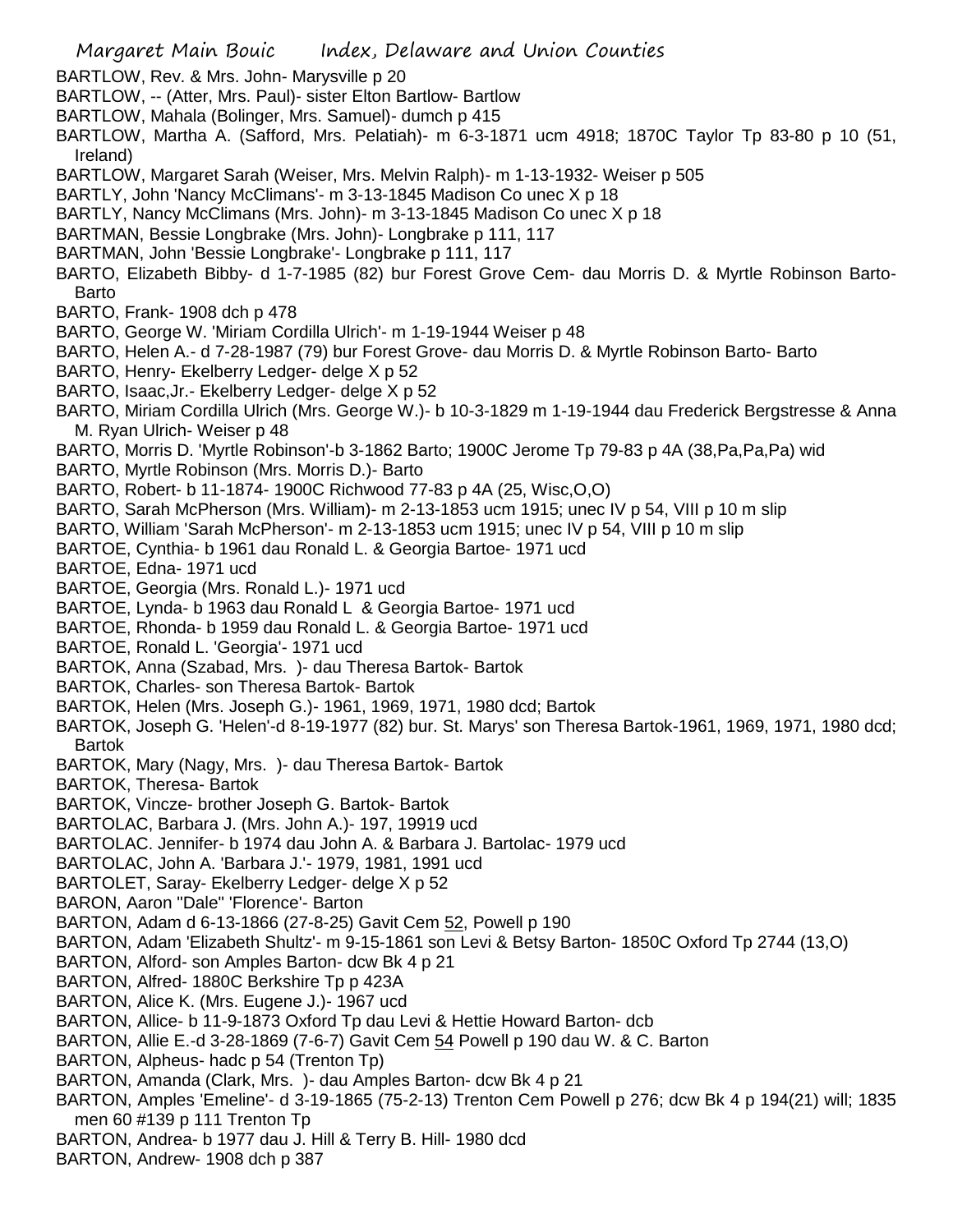BARTLOW, Rev. & Mrs. John- Marysville p 20
BARTLOW, -- (Atter, Mrs. Paul)- sister Elton Bartlow- Bartlow
BARTLOW, Mahala (Bolinger, Mrs. Samuel)- dumch p 415
BARTLOW, Martha A. (Safford, Mrs. Pelatiah)- m 6-3-1871 ucm 4918; 1870C Taylor Tp 83-80 p 10 (51, Ireland)
BARTLOW, Margaret Sarah (Weiser, Mrs. Melvin Ralph)- m 1-13-1932- Weiser p 505
BARTLY, John 'Nancy McClimans'- m 3-13-1845 Madison Co unec X p 18
BARTLY, Nancy McClimans (Mrs. John)- m 3-13-1845 Madison Co unec X p 18
BARTMAN, Bessie Longbrake (Mrs. John)- Longbrake p 111, 117
BARTMAN, John 'Bessie Longbrake'- Longbrake p 111, 117
BARTO, Elizabeth Bibby- d 1-7-1985 (82) bur Forest Grove Cem- dau Morris D. & Myrtle Robinson Barto- Barto
BARTO, Frank- 1908 dch p 478
BARTO, George W. 'Miriam Cordilla Ulrich'- m 1-19-1944 Weiser p 48
BARTO, Helen A.- d 7-28-1987 (79) bur Forest Grove- dau Morris D. & Myrtle Robinson Barto- Barto
BARTO, Henry- Ekelberry Ledger- delge X p 52
BARTO, Isaac,Jr.- Ekelberry Ledger- delge X p 52
BARTO, Miriam Cordilla Ulrich (Mrs. George W.)- b 10-3-1829 m 1-19-1944 dau Frederick Bergstresse & Anna M. Ryan Ulrich- Weiser p 48
BARTO, Morris D. 'Myrtle Robinson'-b 3-1862 Barto; 1900C Jerome Tp 79-83 p 4A (38,Pa,Pa,Pa) wid
BARTO, Myrtle Robinson (Mrs. Morris D.)- Barto
BARTO, Robert- b 11-1874- 1900C Richwood 77-83 p 4A (25, Wisc,O,O)
BARTO, Sarah McPherson (Mrs. William)- m 2-13-1853 ucm 1915; unec IV p 54, VIII p 10 m slip
BARTO, William 'Sarah McPherson'- m 2-13-1853 ucm 1915; unec IV p 54, VIII p 10 m slip
BARTOE, Cynthia- b 1961 dau Ronald L. & Georgia Bartoe- 1971 ucd
BARTOE, Edna- 1971 ucd
BARTOE, Georgia (Mrs. Ronald L.)- 1971 ucd
BARTOE, Lynda- b 1963 dau Ronald L & Georgia Bartoe- 1971 ucd
BARTOE, Rhonda- b 1959 dau Ronald L. & Georgia Bartoe- 1971 ucd
BARTOE, Ronald L. 'Georgia'- 1971 ucd
BARTOK, Anna (Szabad, Mrs. )- dau Theresa Bartok- Bartok
BARTOK, Charles- son Theresa Bartok- Bartok
BARTOK, Helen (Mrs. Joseph G.)- 1961, 1969, 1971, 1980 dcd; Bartok
BARTOK, Joseph G. 'Helen'-d 8-19-1977 (82) bur. St. Marys' son Theresa Bartok-1961, 1969, 1971, 1980 dcd; Bartok
BARTOK, Mary (Nagy, Mrs. )- dau Theresa Bartok- Bartok
BARTOK, Theresa- Bartok
BARTOK, Vincze- brother Joseph G. Bartok- Bartok
BARTOLAC, Barbara J. (Mrs. John A.)- 197, 19919 ucd
BARTOLAC. Jennifer- b 1974 dau John A. & Barbara J. Bartolac- 1979 ucd
BARTOLAC, John A. 'Barbara J.'- 1979, 1981, 1991 ucd
BARTOLET, Saray- Ekelberry Ledger- delge X p 52
BARON, Aaron "Dale" 'Florence'- Barton
BARTON, Adam d 6-13-1866 (27-8-25) Gavit Cem 52, Powell p 190
BARTON, Adam 'Elizabeth Shultz'- m 9-15-1861 son Levi & Betsy Barton- 1850C Oxford Tp 2744 (13,O)
BARTON, Alford- son Amples Barton- dcw Bk 4 p 21
BARTON, Alfred- 1880C Berkshire Tp p 423A
BARTON, Alice K. (Mrs. Eugene J.)- 1967 ucd
BARTON, Allice- b 11-9-1873 Oxford Tp dau Levi & Hettie Howard Barton- dcb
BARTON, Allie E.-d 3-28-1869 (7-6-7) Gavit Cem 54 Powell p 190 dau W. & C. Barton
BARTON, Alpheus- hadc p 54 (Trenton Tp)
BARTON, Amanda (Clark, Mrs. )- dau Amples Barton- dcw Bk 4 p 21
BARTON, Amples 'Emeline'- d 3-19-1865 (75-2-13) Trenton Cem Powell p 276; dcw Bk 4 p 194(21) will; 1835 men 60 #139 p 111 Trenton Tp
BARTON, Andrea- b 1977 dau J. Hill & Terry B. Hill- 1980 dcd
BARTON, Andrew- 1908 dch p 387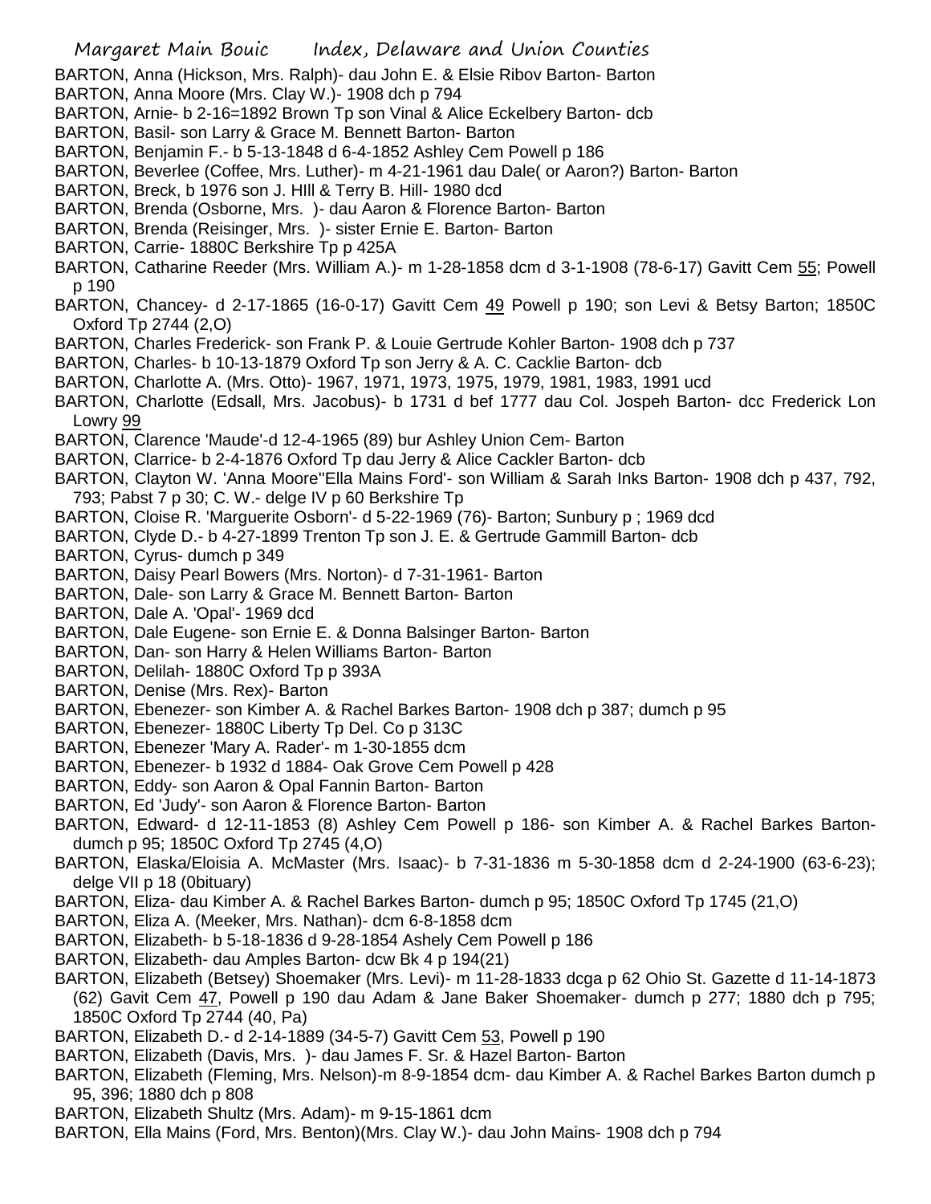BARTON, Anna (Hickson, Mrs. Ralph)- dau John E. & Elsie Ribov Barton- Barton
BARTON, Anna Moore (Mrs. Clay W.)- 1908 dch p 794
BARTON, Arnie- b 2-16=1892 Brown Tp son Vinal & Alice Eckelbery Barton- dcb
BARTON, Basil- son Larry & Grace M. Bennett Barton- Barton
BARTON, Benjamin F.- b 5-13-1848 d 6-4-1852 Ashley Cem Powell p 186
BARTON, Beverlee (Coffee, Mrs. Luther)- m 4-21-1961 dau Dale( or Aaron?) Barton- Barton
BARTON, Breck, b 1976 son J. HIll & Terry B. Hill- 1980 dcd
BARTON, Brenda (Osborne, Mrs. )- dau Aaron & Florence Barton- Barton
BARTON, Brenda (Reisinger, Mrs. )- sister Ernie E. Barton- Barton
BARTON, Carrie- 1880C Berkshire Tp p 425A
BARTON, Catharine Reeder (Mrs. William A.)- m 1-28-1858 dcm d 3-1-1908 (78-6-17) Gavitt Cem 55; Powell p 190
BARTON, Chancey- d 2-17-1865 (16-0-17) Gavitt Cem 49 Powell p 190; son Levi & Betsy Barton; 1850C Oxford Tp 2744 (2,O)
BARTON, Charles Frederick- son Frank P. & Louie Gertrude Kohler Barton- 1908 dch p 737
BARTON, Charles- b 10-13-1879 Oxford Tp son Jerry & A. C. Cacklie Barton- dcb
BARTON, Charlotte A. (Mrs. Otto)- 1967, 1971, 1973, 1975, 1979, 1981, 1983, 1991 ucd
BARTON, Charlotte (Edsall, Mrs. Jacobus)- b 1731 d bef 1777 dau Col. Jospeh Barton- dcc Frederick Lon Lowry 99
BARTON, Clarence 'Maude'-d 12-4-1965 (89) bur Ashley Union Cem- Barton
BARTON, Clarrice- b 2-4-1876 Oxford Tp dau Jerry & Alice Cackler Barton- dcb
BARTON, Clayton W. 'Anna Moore''Ella Mains Ford'- son William & Sarah Inks Barton- 1908 dch p 437, 792, 793; Pabst 7 p 30; C. W.- delge IV p 60 Berkshire Tp
BARTON, Cloise R. 'Marguerite Osborn'- d 5-22-1969 (76)- Barton; Sunbury p ; 1969 dcd
BARTON, Clyde D.- b 4-27-1899 Trenton Tp son J. E. & Gertrude Gammill Barton- dcb
BARTON, Cyrus- dumch p 349
BARTON, Daisy Pearl Bowers (Mrs. Norton)- d 7-31-1961- Barton
BARTON, Dale- son Larry & Grace M. Bennett Barton- Barton
BARTON, Dale A. 'Opal'- 1969 dcd
BARTON, Dale Eugene- son Ernie E. & Donna Balsinger Barton- Barton
BARTON, Dan- son Harry & Helen Williams Barton- Barton
BARTON, Delilah- 1880C Oxford Tp p 393A
BARTON, Denise (Mrs. Rex)- Barton
BARTON, Ebenezer- son Kimber A. & Rachel Barkes Barton- 1908 dch p 387; dumch p 95
BARTON, Ebenezer- 1880C Liberty Tp Del. Co p 313C
BARTON, Ebenezer 'Mary A. Rader'- m 1-30-1855 dcm
BARTON, Ebenezer- b 1932 d 1884- Oak Grove Cem Powell p 428
BARTON, Eddy- son Aaron & Opal Fannin Barton- Barton
BARTON, Ed 'Judy'- son Aaron & Florence Barton- Barton
BARTON, Edward- d 12-11-1853 (8) Ashley Cem Powell p 186- son Kimber A. & Rachel Barkes Barton- dumch p 95; 1850C Oxford Tp 2745 (4,O)
BARTON, Elaska/Eloisia A. McMaster (Mrs. Isaac)- b 7-31-1836 m 5-30-1858 dcm d 2-24-1900 (63-6-23); delge VII p 18 (0bituary)
BARTON, Eliza- dau Kimber A. & Rachel Barkes Barton- dumch p 95; 1850C Oxford Tp 1745 (21,O)
BARTON, Eliza A. (Meeker, Mrs. Nathan)- dcm 6-8-1858 dcm
BARTON, Elizabeth- b 5-18-1836 d 9-28-1854 Ashely Cem Powell p 186
BARTON, Elizabeth- dau Amples Barton- dcw Bk 4 p 194(21)
BARTON, Elizabeth (Betsey) Shoemaker (Mrs. Levi)- m 11-28-1833 dcga p 62 Ohio St. Gazette d 11-14-1873 (62) Gavit Cem 47, Powell p 190 dau Adam & Jane Baker Shoemaker- dumch p 277; 1880 dch p 795; 1850C Oxford Tp 2744 (40, Pa)
BARTON, Elizabeth D.- d 2-14-1889 (34-5-7) Gavitt Cem 53, Powell p 190
BARTON, Elizabeth (Davis, Mrs. )- dau James F. Sr. & Hazel Barton- Barton
BARTON, Elizabeth (Fleming, Mrs. Nelson)-m 8-9-1854 dcm- dau Kimber A. & Rachel Barkes Barton dumch p 95, 396; 1880 dch p 808
BARTON, Elizabeth Shultz (Mrs. Adam)- m 9-15-1861 dcm
BARTON, Ella Mains (Ford, Mrs. Benton)(Mrs. Clay W.)- dau John Mains- 1908 dch p 794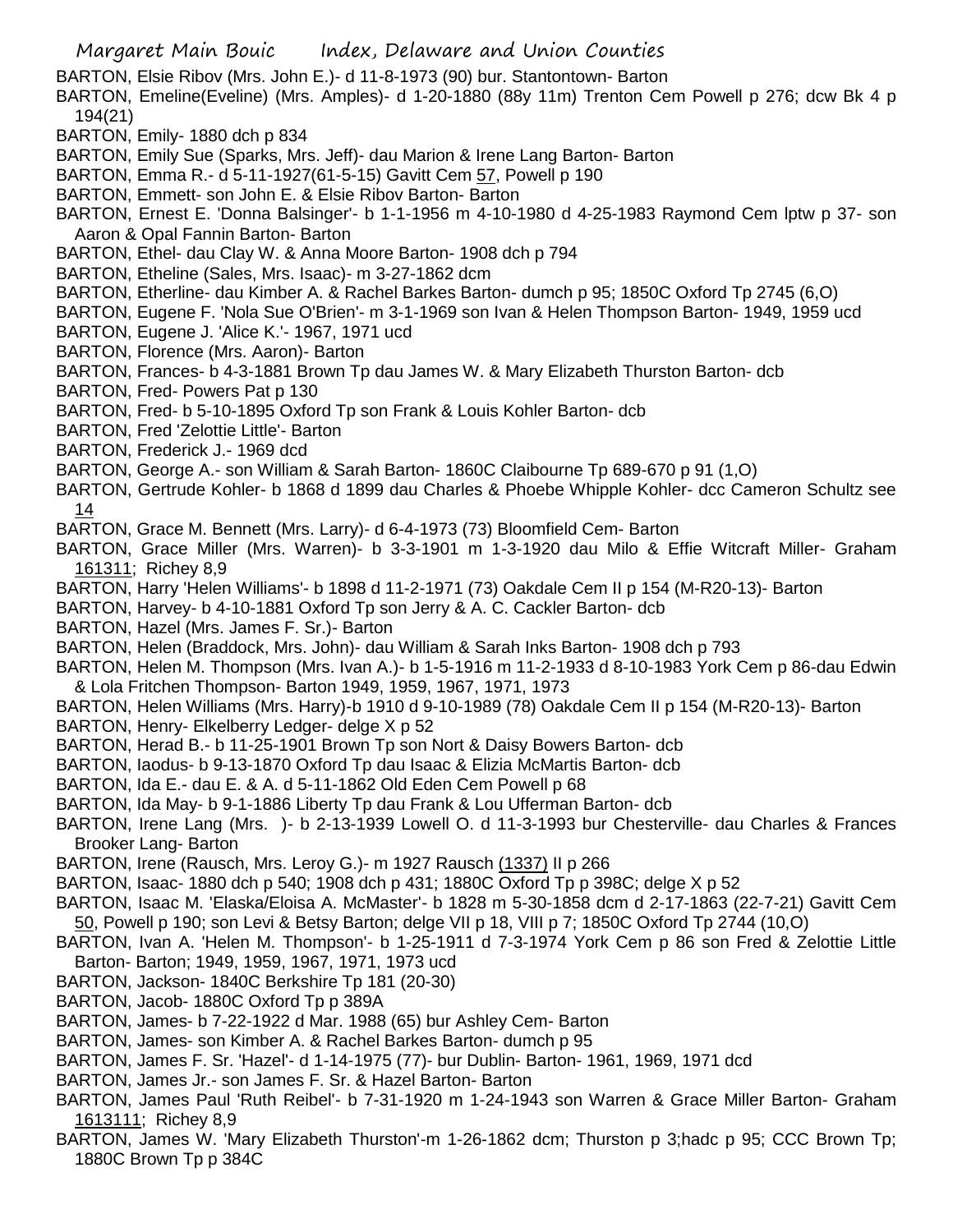BARTON, Elsie Ribov (Mrs. John E.)- d 11-8-1973 (90) bur. Stantontown- Barton

BARTON, Emeline(Eveline) (Mrs. Amples)- d 1-20-1880 (88y 11m) Trenton Cem Powell p 276; dcw Bk 4 p 194(21)

BARTON, Emily- 1880 dch p 834

BARTON, Emily Sue (Sparks, Mrs. Jeff)- dau Marion & Irene Lang Barton- Barton

BARTON, Emma R.- d 5-11-1927(61-5-15) Gavitt Cem 57, Powell p 190

BARTON, Emmett- son John E. & Elsie Ribov Barton- Barton

BARTON, Ernest E. 'Donna Balsinger'- b 1-1-1956 m 4-10-1980 d 4-25-1983 Raymond Cem lptw p 37- son Aaron & Opal Fannin Barton- Barton

BARTON, Ethel- dau Clay W. & Anna Moore Barton- 1908 dch p 794

BARTON, Etheline (Sales, Mrs. Isaac)- m 3-27-1862 dcm

BARTON, Etherline- dau Kimber A. & Rachel Barkes Barton- dumch p 95; 1850C Oxford Tp 2745 (6,O)

BARTON, Eugene F. 'Nola Sue O'Brien'- m 3-1-1969 son Ivan & Helen Thompson Barton- 1949, 1959 ucd

BARTON, Eugene J. 'Alice K.'- 1967, 1971 ucd

BARTON, Florence (Mrs. Aaron)- Barton

BARTON, Frances- b 4-3-1881 Brown Tp dau James W. & Mary Elizabeth Thurston Barton- dcb

BARTON, Fred- Powers Pat p 130

BARTON, Fred- b 5-10-1895 Oxford Tp son Frank & Louis Kohler Barton- dcb

BARTON, Fred 'Zelottie Little'- Barton

BARTON, Frederick J.- 1969 dcd

BARTON, George A.- son William & Sarah Barton- 1860C Claibourne Tp 689-670 p 91 (1,O)

BARTON, Gertrude Kohler- b 1868 d 1899 dau Charles & Phoebe Whipple Kohler- dcc Cameron Schultz see 14

BARTON, Grace M. Bennett (Mrs. Larry)- d 6-4-1973 (73) Bloomfield Cem- Barton

BARTON, Grace Miller (Mrs. Warren)- b 3-3-1901 m 1-3-1920 dau Milo & Effie Witcraft Miller- Graham 161311; Richey 8,9

BARTON, Harry 'Helen Williams'- b 1898 d 11-2-1971 (73) Oakdale Cem II p 154 (M-R20-13)- Barton

BARTON, Harvey- b 4-10-1881 Oxford Tp son Jerry & A. C. Cackler Barton- dcb

BARTON, Hazel (Mrs. James F. Sr.)- Barton

BARTON, Helen (Braddock, Mrs. John)- dau William & Sarah Inks Barton- 1908 dch p 793

BARTON, Helen M. Thompson (Mrs. Ivan A.)- b 1-5-1916 m 11-2-1933 d 8-10-1983 York Cem p 86-dau Edwin & Lola Fritchen Thompson- Barton 1949, 1959, 1967, 1971, 1973

BARTON, Helen Williams (Mrs. Harry)-b 1910 d 9-10-1989 (78) Oakdale Cem II p 154 (M-R20-13)- Barton

BARTON, Henry- Elkelberry Ledger- delge X p 52

BARTON, Herad B.- b 11-25-1901 Brown Tp son Nort & Daisy Bowers Barton- dcb

BARTON, Iaodus- b 9-13-1870 Oxford Tp dau Isaac & Elizia McMartis Barton- dcb

BARTON, Ida E.- dau E. & A. d 5-11-1862 Old Eden Cem Powell p 68

BARTON, Ida May- b 9-1-1886 Liberty Tp dau Frank & Lou Ufferman Barton- dcb

BARTON, Irene Lang (Mrs. )- b 2-13-1939 Lowell O. d 11-3-1993 bur Chesterville- dau Charles & Frances Brooker Lang- Barton

BARTON, Irene (Rausch, Mrs. Leroy G.)- m 1927 Rausch (1337) II p 266

BARTON, Isaac- 1880 dch p 540; 1908 dch p 431; 1880C Oxford Tp p 398C; delge X p 52

BARTON, Isaac M. 'Elaska/Eloisa A. McMaster'- b 1828 m 5-30-1858 dcm d 2-17-1863 (22-7-21) Gavitt Cem 50, Powell p 190; son Levi & Betsy Barton; delge VII p 18, VIII p 7; 1850C Oxford Tp 2744 (10,O)

BARTON, Ivan A. 'Helen M. Thompson'- b 1-25-1911 d 7-3-1974 York Cem p 86 son Fred & Zelottie Little Barton- Barton; 1949, 1959, 1967, 1971, 1973 ucd

BARTON, Jackson- 1840C Berkshire Tp 181 (20-30)

BARTON, Jacob- 1880C Oxford Tp p 389A

BARTON, James- b 7-22-1922 d Mar. 1988 (65) bur Ashley Cem- Barton

BARTON, James- son Kimber A. & Rachel Barkes Barton- dumch p 95

BARTON, James F. Sr. 'Hazel'- d 1-14-1975 (77)- bur Dublin- Barton- 1961, 1969, 1971 dcd

BARTON, James Jr.- son James F. Sr. & Hazel Barton- Barton

BARTON, James Paul 'Ruth Reibel'- b 7-31-1920 m 1-24-1943 son Warren & Grace Miller Barton- Graham 1613111; Richey 8,9

BARTON, James W. 'Mary Elizabeth Thurston'-m 1-26-1862 dcm; Thurston p 3;hadc p 95; CCC Brown Tp; 1880C Brown Tp p 384C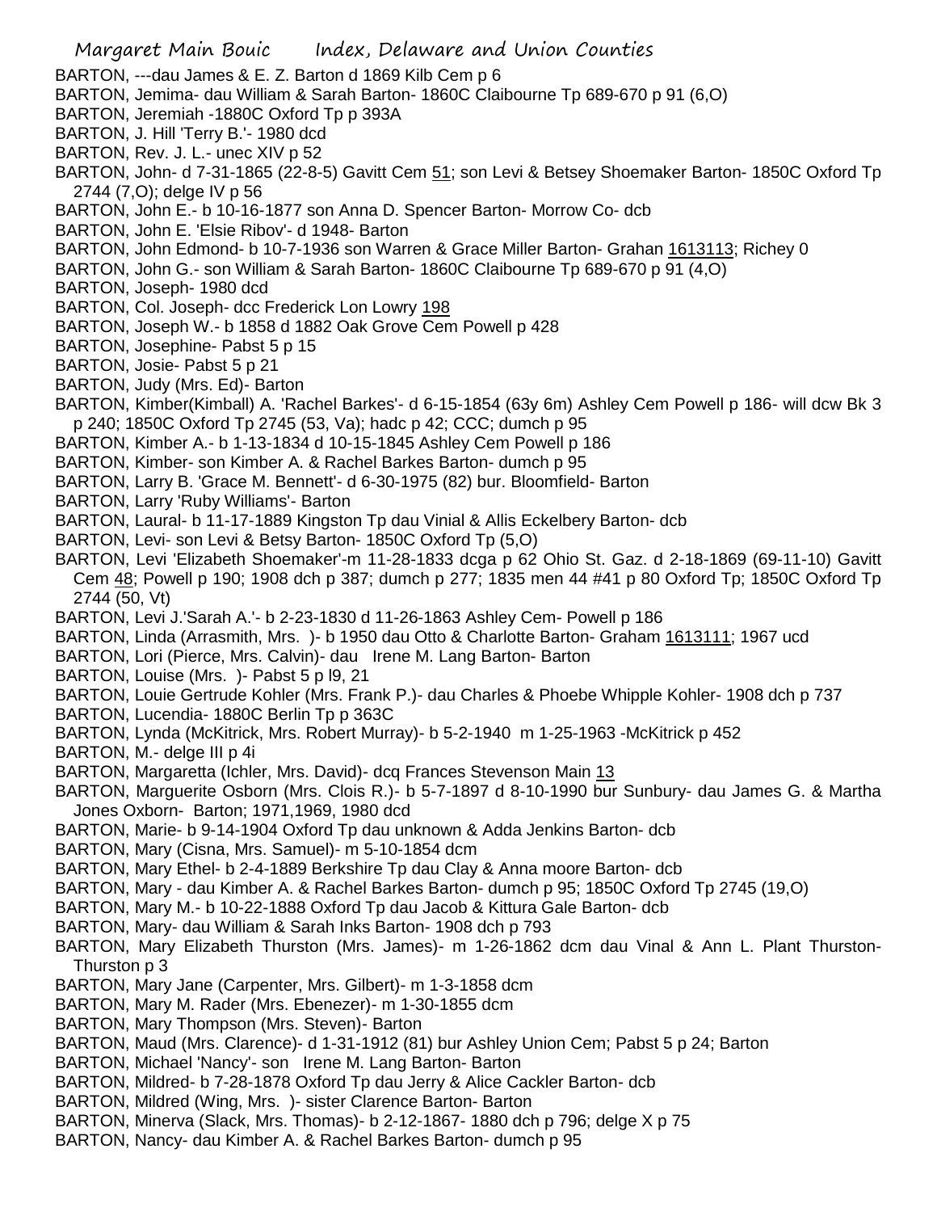BARTON, ---dau James & E. Z. Barton d 1869 Kilb Cem p 6

BARTON, Jemima- dau William & Sarah Barton- 1860C Claibourne Tp 689-670 p 91 (6,O)

BARTON, Jeremiah -1880C Oxford Tp p 393A

BARTON, J. Hill 'Terry B.'- 1980 dcd

BARTON, Rev. J. L.- unec XIV p 52

BARTON, John- d 7-31-1865 (22-8-5) Gavitt Cem 51; son Levi & Betsey Shoemaker Barton- 1850C Oxford Tp 2744 (7,O); delge IV p 56

BARTON, John E.- b 10-16-1877 son Anna D. Spencer Barton- Morrow Co- dcb

BARTON, John E. 'Elsie Ribov'- d 1948- Barton

BARTON, John Edmond- b 10-7-1936 son Warren & Grace Miller Barton- Grahan 1613113; Richey 0

BARTON, John G.- son William & Sarah Barton- 1860C Claibourne Tp 689-670 p 91 (4,O)

BARTON, Joseph- 1980 dcd

BARTON, Col. Joseph- dcc Frederick Lon Lowry 198

BARTON, Joseph W.- b 1858 d 1882 Oak Grove Cem Powell p 428

BARTON, Josephine- Pabst 5 p 15

BARTON, Josie- Pabst 5 p 21

BARTON, Judy (Mrs. Ed)- Barton

BARTON, Kimber(Kimball) A. 'Rachel Barkes'- d 6-15-1854 (63y 6m) Ashley Cem Powell p 186- will dcw Bk 3 p 240; 1850C Oxford Tp 2745 (53, Va); hadc p 42; CCC; dumch p 95

BARTON, Kimber A.- b 1-13-1834 d 10-15-1845 Ashley Cem Powell p 186

BARTON, Kimber- son Kimber A. & Rachel Barkes Barton- dumch p 95

BARTON, Larry B. 'Grace M. Bennett'- d 6-30-1975 (82) bur. Bloomfield- Barton

BARTON, Larry 'Ruby Williams'- Barton

BARTON, Laural- b 11-17-1889 Kingston Tp dau Vinial & Allis Eckelbery Barton- dcb

BARTON, Levi- son Levi & Betsy Barton- 1850C Oxford Tp (5,O)

BARTON, Levi 'Elizabeth Shoemaker'-m 11-28-1833 dcga p 62 Ohio St. Gaz. d 2-18-1869 (69-11-10) Gavitt Cem 48; Powell p 190; 1908 dch p 387; dumch p 277; 1835 men 44 #41 p 80 Oxford Tp; 1850C Oxford Tp 2744 (50, Vt)

BARTON, Levi J.'Sarah A.'- b 2-23-1830 d 11-26-1863 Ashley Cem- Powell p 186

BARTON, Linda (Arrasmith, Mrs. )- b 1950 dau Otto & Charlotte Barton- Graham 1613111; 1967 ucd

BARTON, Lori (Pierce, Mrs. Calvin)- dau Irene M. Lang Barton- Barton

BARTON, Louise (Mrs. )- Pabst 5 p l9, 21

BARTON, Louie Gertrude Kohler (Mrs. Frank P.)- dau Charles & Phoebe Whipple Kohler- 1908 dch p 737

BARTON, Lucendia- 1880C Berlin Tp p 363C

BARTON, Lynda (McKitrick, Mrs. Robert Murray)- b 5-2-1940 m 1-25-1963 -McKitrick p 452

BARTON, M.- delge III p 4i

BARTON, Margaretta (Ichler, Mrs. David)- dcq Frances Stevenson Main 13

BARTON, Marguerite Osborn (Mrs. Clois R.)- b 5-7-1897 d 8-10-1990 bur Sunbury- dau James G. & Martha Jones Oxborn- Barton; 1971,1969, 1980 dcd

BARTON, Marie- b 9-14-1904 Oxford Tp dau unknown & Adda Jenkins Barton- dcb

BARTON, Mary (Cisna, Mrs. Samuel)- m 5-10-1854 dcm

BARTON, Mary Ethel- b 2-4-1889 Berkshire Tp dau Clay & Anna moore Barton- dcb

BARTON, Mary - dau Kimber A. & Rachel Barkes Barton- dumch p 95; 1850C Oxford Tp 2745 (19,O)

BARTON, Mary M.- b 10-22-1888 Oxford Tp dau Jacob & Kittura Gale Barton- dcb

BARTON, Mary- dau William & Sarah Inks Barton- 1908 dch p 793

BARTON, Mary Elizabeth Thurston (Mrs. James)- m 1-26-1862 dcm dau Vinal & Ann L. Plant Thurston- Thurston p 3

BARTON, Mary Jane (Carpenter, Mrs. Gilbert)- m 1-3-1858 dcm

BARTON, Mary M. Rader (Mrs. Ebenezer)- m 1-30-1855 dcm

BARTON, Mary Thompson (Mrs. Steven)- Barton

BARTON, Maud (Mrs. Clarence)- d 1-31-1912 (81) bur Ashley Union Cem; Pabst 5 p 24; Barton

BARTON, Michael 'Nancy'- son Irene M. Lang Barton- Barton

BARTON, Mildred- b 7-28-1878 Oxford Tp dau Jerry & Alice Cackler Barton- dcb

BARTON, Mildred (Wing, Mrs. )- sister Clarence Barton- Barton

BARTON, Minerva (Slack, Mrs. Thomas)- b 2-12-1867- 1880 dch p 796; delge X p 75

BARTON, Nancy- dau Kimber A. & Rachel Barkes Barton- dumch p 95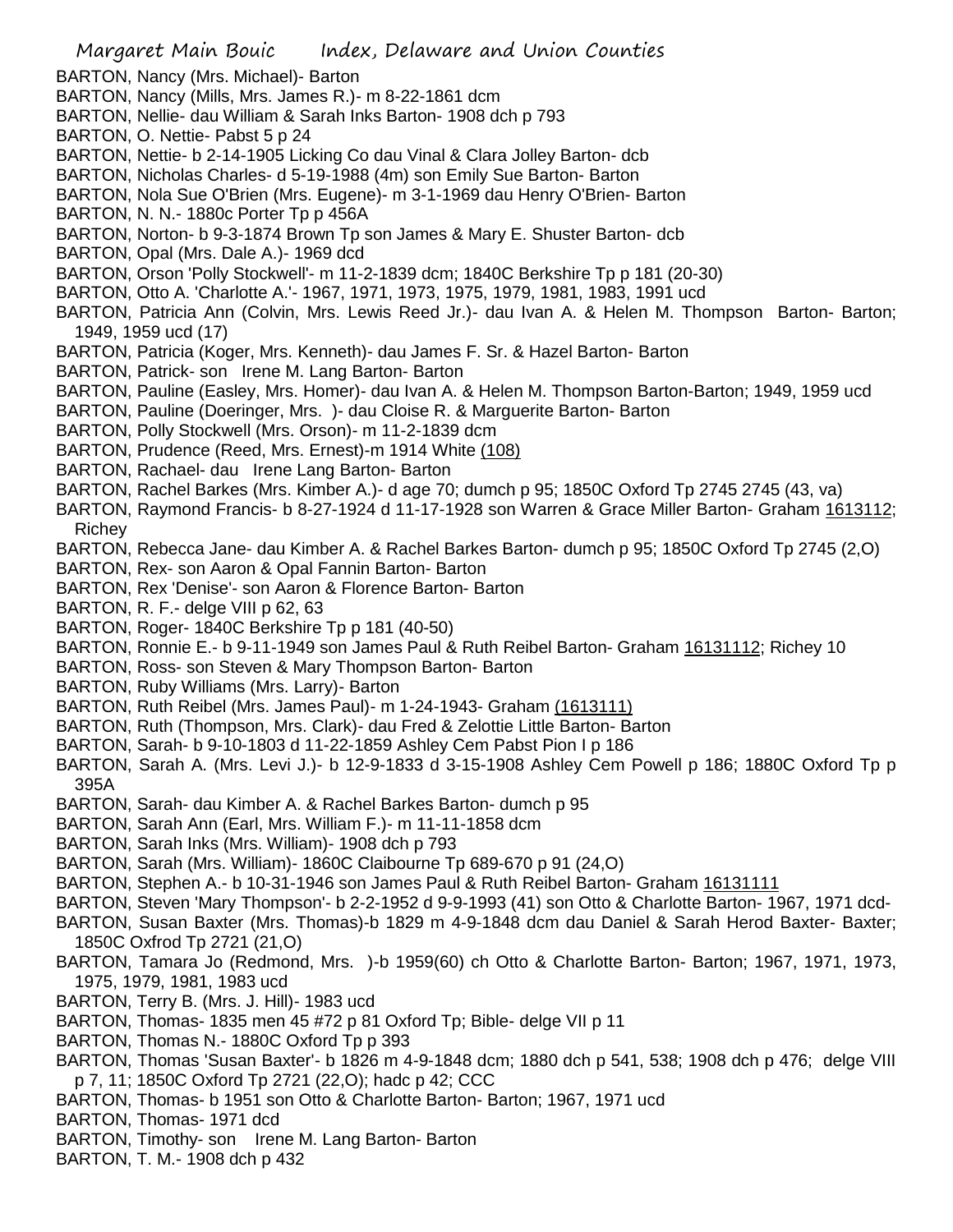BARTON, Nancy (Mrs. Michael)- Barton
BARTON, Nancy (Mills, Mrs. James R.)- m 8-22-1861 dcm
BARTON, Nellie- dau William & Sarah Inks Barton- 1908 dch p 793
BARTON, O. Nettie- Pabst 5 p 24
BARTON, Nettie- b 2-14-1905 Licking Co dau Vinal & Clara Jolley Barton- dcb
BARTON, Nicholas Charles- d 5-19-1988 (4m) son Emily Sue Barton- Barton
BARTON, Nola Sue O'Brien (Mrs. Eugene)- m 3-1-1969 dau Henry O'Brien- Barton
BARTON, N. N.- 1880c Porter Tp p 456A
BARTON, Norton- b 9-3-1874 Brown Tp son James & Mary E. Shuster Barton- dcb
BARTON, Opal (Mrs. Dale A.)- 1969 dcd
BARTON, Orson 'Polly Stockwell'- m 11-2-1839 dcm; 1840C Berkshire Tp p 181 (20-30)
BARTON, Otto A. 'Charlotte A.'- 1967, 1971, 1973, 1975, 1979, 1981, 1983, 1991 ucd
BARTON, Patricia Ann (Colvin, Mrs. Lewis Reed Jr.)- dau Ivan A. & Helen M. Thompson Barton- Barton; 1949, 1959 ucd (17)
BARTON, Patricia (Koger, Mrs. Kenneth)- dau James F. Sr. & Hazel Barton- Barton
BARTON, Patrick- son Irene M. Lang Barton- Barton
BARTON, Pauline (Easley, Mrs. Homer)- dau Ivan A. & Helen M. Thompson Barton-Barton; 1949, 1959 ucd
BARTON, Pauline (Doeringer, Mrs. )- dau Cloise R. & Marguerite Barton- Barton
BARTON, Polly Stockwell (Mrs. Orson)- m 11-2-1839 dcm
BARTON, Prudence (Reed, Mrs. Ernest)-m 1914 White (108)
BARTON, Rachael- dau Irene Lang Barton- Barton
BARTON, Rachel Barkes (Mrs. Kimber A.)- d age 70; dumch p 95; 1850C Oxford Tp 2745 2745 (43, va)
BARTON, Raymond Francis- b 8-27-1924 d 11-17-1928 son Warren & Grace Miller Barton- Graham 1613112; Richey
BARTON, Rebecca Jane- dau Kimber A. & Rachel Barkes Barton- dumch p 95; 1850C Oxford Tp 2745 (2,O)
BARTON, Rex- son Aaron & Opal Fannin Barton- Barton
BARTON, Rex 'Denise'- son Aaron & Florence Barton- Barton
BARTON, R. F.- delge VIII p 62, 63
BARTON, Roger- 1840C Berkshire Tp p 181 (40-50)
BARTON, Ronnie E.- b 9-11-1949 son James Paul & Ruth Reibel Barton- Graham 16131112; Richey 10
BARTON, Ross- son Steven & Mary Thompson Barton- Barton
BARTON, Ruby Williams (Mrs. Larry)- Barton
BARTON, Ruth Reibel (Mrs. James Paul)- m 1-24-1943- Graham (1613111)
BARTON, Ruth (Thompson, Mrs. Clark)- dau Fred & Zelottie Little Barton- Barton
BARTON, Sarah- b 9-10-1803 d 11-22-1859 Ashley Cem Pabst Pion I p 186
BARTON, Sarah A. (Mrs. Levi J.)- b 12-9-1833 d 3-15-1908 Ashley Cem Powell p 186; 1880C Oxford Tp p 395A
BARTON, Sarah- dau Kimber A. & Rachel Barkes Barton- dumch p 95
BARTON, Sarah Ann (Earl, Mrs. William F.)- m 11-11-1858 dcm
BARTON, Sarah Inks (Mrs. William)- 1908 dch p 793
BARTON, Sarah (Mrs. William)- 1860C Claibourne Tp 689-670 p 91 (24,O)
BARTON, Stephen A.- b 10-31-1946 son James Paul & Ruth Reibel Barton- Graham 16131111
BARTON, Steven 'Mary Thompson'- b 2-2-1952 d 9-9-1993 (41) son Otto & Charlotte Barton- 1967, 1971 dcd-
BARTON, Susan Baxter (Mrs. Thomas)-b 1829 m 4-9-1848 dcm dau Daniel & Sarah Herod Baxter- Baxter; 1850C Oxfrod Tp 2721 (21,O)
BARTON, Tamara Jo (Redmond, Mrs. )-b 1959(60) ch Otto & Charlotte Barton- Barton; 1967, 1971, 1973, 1975, 1979, 1981, 1983 ucd
BARTON, Terry B. (Mrs. J. Hill)- 1983 ucd
BARTON, Thomas- 1835 men 45 #72 p 81 Oxford Tp; Bible- delge VII p 11
BARTON, Thomas N.- 1880C Oxford Tp p 393
BARTON, Thomas 'Susan Baxter'- b 1826 m 4-9-1848 dcm; 1880 dch p 541, 538; 1908 dch p 476; delge VIII p 7, 11; 1850C Oxford Tp 2721 (22,O); hadc p 42; CCC
BARTON, Thomas- b 1951 son Otto & Charlotte Barton- Barton; 1967, 1971 ucd
BARTON, Thomas- 1971 dcd
BARTON, Timothy- son Irene M. Lang Barton- Barton
BARTON, T. M.- 1908 dch p 432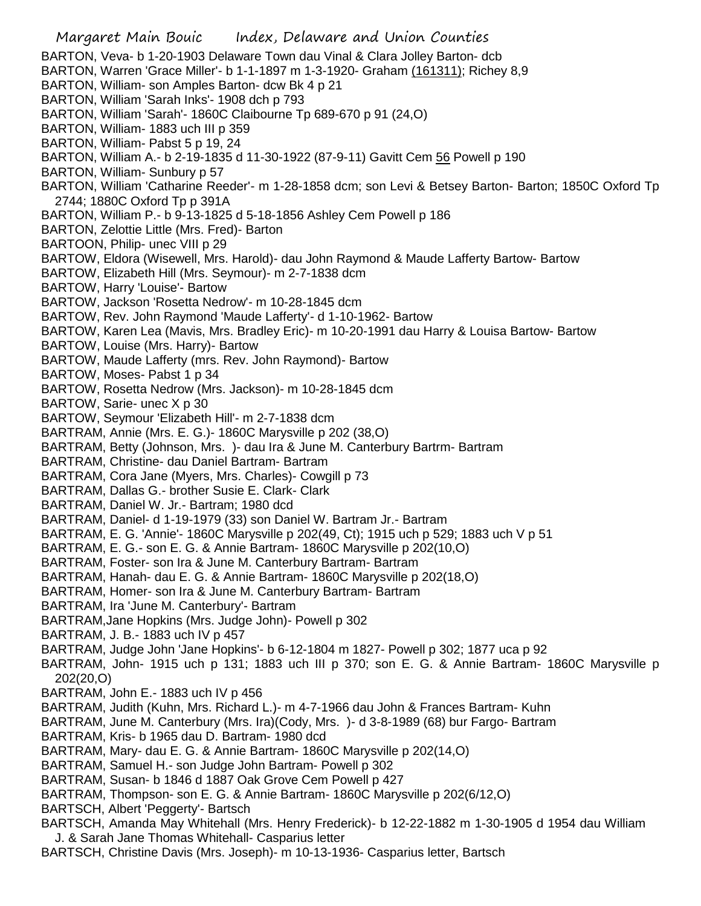BARTON, Veva- b 1-20-1903 Delaware Town dau Vinal & Clara Jolley Barton- dcb
BARTON, Warren 'Grace Miller'- b 1-1-1897 m 1-3-1920- Graham (161311); Richey 8,9
BARTON, William- son Amples Barton- dcw Bk 4 p 21
BARTON, William 'Sarah Inks'- 1908 dch p 793
BARTON, William 'Sarah'- 1860C Claibourne Tp 689-670 p 91 (24,O)
BARTON, William- 1883 uch III p 359
BARTON, William- Pabst 5 p 19, 24
BARTON, William A.- b 2-19-1835 d 11-30-1922 (87-9-11) Gavitt Cem 56 Powell p 190
BARTON, William- Sunbury p 57
BARTON, William 'Catharine Reeder'- m 1-28-1858 dcm; son Levi & Betsey Barton- Barton; 1850C Oxford Tp 2744; 1880C Oxford Tp p 391A
BARTON, William P.- b 9-13-1825 d 5-18-1856 Ashley Cem Powell p 186
BARTON, Zelottie Little (Mrs. Fred)- Barton
BARTOON, Philip- unec VIII p 29
BARTOW, Eldora (Wisewell, Mrs. Harold)- dau John Raymond & Maude Lafferty Bartow- Bartow
BARTOW, Elizabeth Hill (Mrs. Seymour)- m 2-7-1838 dcm
BARTOW, Harry 'Louise'- Bartow
BARTOW, Jackson 'Rosetta Nedrow'- m 10-28-1845 dcm
BARTOW, Rev. John Raymond 'Maude Lafferty'- d 1-10-1962- Bartow
BARTOW, Karen Lea (Mavis, Mrs. Bradley Eric)- m 10-20-1991 dau Harry & Louisa Bartow- Bartow
BARTOW, Louise (Mrs. Harry)- Bartow
BARTOW, Maude Lafferty (mrs. Rev. John Raymond)- Bartow
BARTOW, Moses- Pabst 1 p 34
BARTOW, Rosetta Nedrow (Mrs. Jackson)- m 10-28-1845 dcm
BARTOW, Sarie- unec X p 30
BARTOW, Seymour 'Elizabeth Hill'- m 2-7-1838 dcm
BARTRAM, Annie (Mrs. E. G.)- 1860C Marysville p 202 (38,O)
BARTRAM, Betty (Johnson, Mrs. )- dau Ira & June M. Canterbury Bartrm- Bartram
BARTRAM, Christine- dau Daniel Bartram- Bartram
BARTRAM, Cora Jane (Myers, Mrs. Charles)- Cowgill p 73
BARTRAM, Dallas G.- brother Susie E. Clark- Clark
BARTRAM, Daniel W. Jr.- Bartram; 1980 dcd
BARTRAM, Daniel- d 1-19-1979 (33) son Daniel W. Bartram Jr.- Bartram
BARTRAM, E. G. 'Annie'- 1860C Marysville p 202(49, Ct); 1915 uch p 529; 1883 uch V p 51
BARTRAM, E. G.- son E. G. & Annie Bartram- 1860C Marysville p 202(10,O)
BARTRAM, Foster- son Ira & June M. Canterbury Bartram- Bartram
BARTRAM, Hanah- dau E. G. & Annie Bartram- 1860C Marysville p 202(18,O)
BARTRAM, Homer- son Ira & June M. Canterbury Bartram- Bartram
BARTRAM, Ira 'June M. Canterbury'- Bartram
BARTRAM,Jane Hopkins (Mrs. Judge John)- Powell p 302
BARTRAM, J. B.- 1883 uch IV p 457
BARTRAM, Judge John 'Jane Hopkins'- b 6-12-1804 m 1827- Powell p 302; 1877 uca p 92
BARTRAM, John- 1915 uch p 131; 1883 uch III p 370; son E. G. & Annie Bartram- 1860C Marysville p 202(20,O)
BARTRAM, John E.- 1883 uch IV p 456
BARTRAM, Judith (Kuhn, Mrs. Richard L.)- m 4-7-1966 dau John & Frances Bartram- Kuhn
BARTRAM, June M. Canterbury (Mrs. Ira)(Cody, Mrs. )- d 3-8-1989 (68) bur Fargo- Bartram
BARTRAM, Kris- b 1965 dau D. Bartram- 1980 dcd
BARTRAM, Mary- dau E. G. & Annie Bartram- 1860C Marysville p 202(14,O)
BARTRAM, Samuel H.- son Judge John Bartram- Powell p 302
BARTRAM, Susan- b 1846 d 1887 Oak Grove Cem Powell p 427
BARTRAM, Thompson- son E. G. & Annie Bartram- 1860C Marysville p 202(6/12,O)
BARTSCH, Albert 'Peggerty'- Bartsch
BARTSCH, Amanda May Whitehall (Mrs. Henry Frederick)- b 12-22-1882 m 1-30-1905 d 1954 dau William J. & Sarah Jane Thomas Whitehall- Casparius letter
BARTSCH, Christine Davis (Mrs. Joseph)- m 10-13-1936- Casparius letter, Bartsch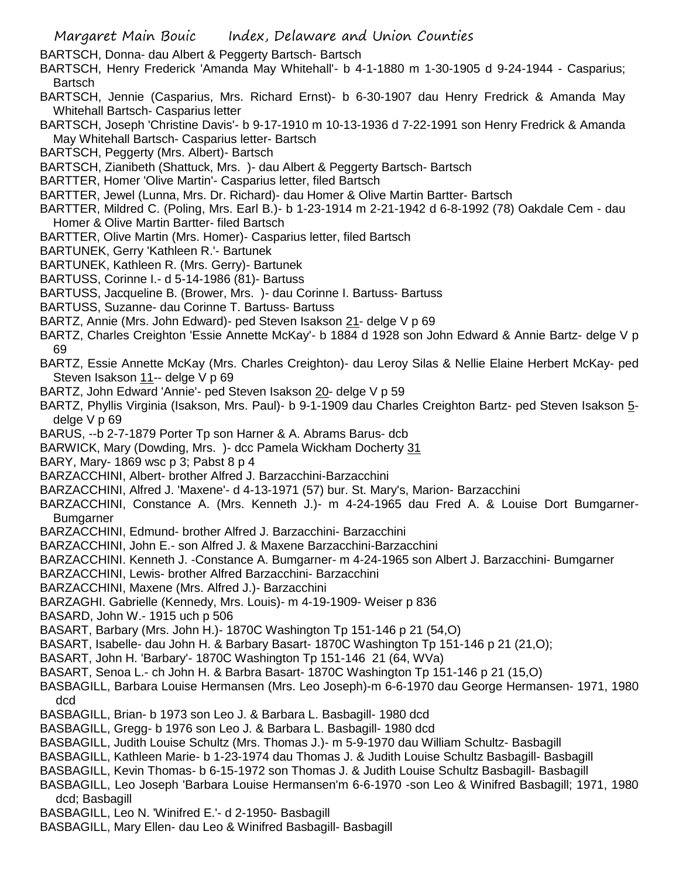BARTSCH, Donna- dau Albert & Peggerty Bartsch- Bartsch

BARTSCH, Henry Frederick 'Amanda May Whitehall'- b 4-1-1880 m 1-30-1905 d 9-24-1944 - Casparius; Bartsch

BARTSCH, Jennie (Casparius, Mrs. Richard Ernst)- b 6-30-1907 dau Henry Fredrick & Amanda May Whitehall Bartsch- Casparius letter

BARTSCH, Joseph 'Christine Davis'- b 9-17-1910 m 10-13-1936 d 7-22-1991 son Henry Fredrick & Amanda May Whitehall Bartsch- Casparius letter- Bartsch

BARTSCH, Peggerty (Mrs. Albert)- Bartsch

BARTSCH, Zianibeth (Shattuck, Mrs. )- dau Albert & Peggerty Bartsch- Bartsch

BARTTER, Homer 'Olive Martin'- Casparius letter, filed Bartsch

BARTTER, Jewel (Lunna, Mrs. Dr. Richard)- dau Homer & Olive Martin Bartter- Bartsch

BARTTER, Mildred C. (Poling, Mrs. Earl B.)- b 1-23-1914 m 2-21-1942 d 6-8-1992 (78) Oakdale Cem - dau Homer & Olive Martin Bartter- filed Bartsch

BARTTER, Olive Martin (Mrs. Homer)- Casparius letter, filed Bartsch

BARTUNEK, Gerry 'Kathleen R.'- Bartunek

BARTUNEK, Kathleen R. (Mrs. Gerry)- Bartunek

BARTUSS, Corinne I.- d 5-14-1986 (81)- Bartuss

BARTUSS, Jacqueline B. (Brower, Mrs. )- dau Corinne I. Bartuss- Bartuss

BARTUSS, Suzanne- dau Corinne T. Bartuss- Bartuss

BARTZ, Annie (Mrs. John Edward)- ped Steven Isakson 21- delge V p 69

BARTZ, Charles Creighton 'Essie Annette McKay'- b 1884 d 1928 son John Edward & Annie Bartz- delge V p 69

BARTZ, Essie Annette McKay (Mrs. Charles Creighton)- dau Leroy Silas & Nellie Elaine Herbert McKay- ped Steven Isakson 11-- delge V p 69

BARTZ, John Edward 'Annie'- ped Steven Isakson 20- delge V p 59

BARTZ, Phyllis Virginia (Isakson, Mrs. Paul)- b 9-1-1909 dau Charles Creighton Bartz- ped Steven Isakson 5- delge V p 69

BARUS, --b 2-7-1879 Porter Tp son Harner & A. Abrams Barus- dcb

BARWICK, Mary (Dowding, Mrs. )- dcc Pamela Wickham Docherty 31

BARY, Mary- 1869 wsc p 3; Pabst 8 p 4

BARZACCHINI, Albert- brother Alfred J. Barzacchini-Barzacchini

BARZACCHINI, Alfred J. 'Maxene'- d 4-13-1971 (57) bur. St. Mary's, Marion- Barzacchini

BARZACCHINI, Constance A. (Mrs. Kenneth J.)- m 4-24-1965 dau Fred A. & Louise Dort Bumgarner- Bumgarner

BARZACCHINI, Edmund- brother Alfred J. Barzacchini- Barzacchini

BARZACCHINI, John E.- son Alfred J. & Maxene Barzacchini-Barzacchini

BARZACCHINI. Kenneth J. -Constance A. Bumgarner- m 4-24-1965 son Albert J. Barzacchini- Bumgarner

BARZACCHINI, Lewis- brother Alfred Barzacchini- Barzacchini

BARZACCHINI, Maxene (Mrs. Alfred J.)- Barzacchini

BARZAGHI. Gabrielle (Kennedy, Mrs. Louis)- m 4-19-1909- Weiser p 836

BASARD, John W.- 1915 uch p 506

BASART, Barbary (Mrs. John H.)- 1870C Washington Tp 151-146 p 21 (54,O)

BASART, Isabelle- dau John H. & Barbary Basart- 1870C Washington Tp 151-146 p 21 (21,O);

BASART, John H. 'Barbary'- 1870C Washington Tp 151-146 21 (64, WVa)

BASART, Senoa L.- ch John H. & Barbra Basart- 1870C Washington Tp 151-146 p 21 (15,O)

BASBAGILL, Barbara Louise Hermansen (Mrs. Leo Joseph)-m 6-6-1970 dau George Hermansen- 1971, 1980 dcd

BASBAGILL, Brian- b 1973 son Leo J. & Barbara L. Basbagill- 1980 dcd

BASBAGILL, Gregg- b 1976 son Leo J. & Barbara L. Basbagill- 1980 dcd

BASBAGILL, Judith Louise Schultz (Mrs. Thomas J.)- m 5-9-1970 dau William Schultz- Basbagill

BASBAGILL, Kathleen Marie- b 1-23-1974 dau Thomas J. & Judith Louise Schultz Basbagill- Basbagill

BASBAGILL, Kevin Thomas- b 6-15-1972 son Thomas J. & Judith Louise Schultz Basbagill- Basbagill

BASBAGILL, Leo Joseph 'Barbara Louise Hermansen'm 6-6-1970 -son Leo & Winifred Basbagill; 1971, 1980 dcd; Basbagill

BASBAGILL, Leo N. 'Winifred E.'- d 2-1950- Basbagill

BASBAGILL, Mary Ellen- dau Leo & Winifred Basbagill- Basbagill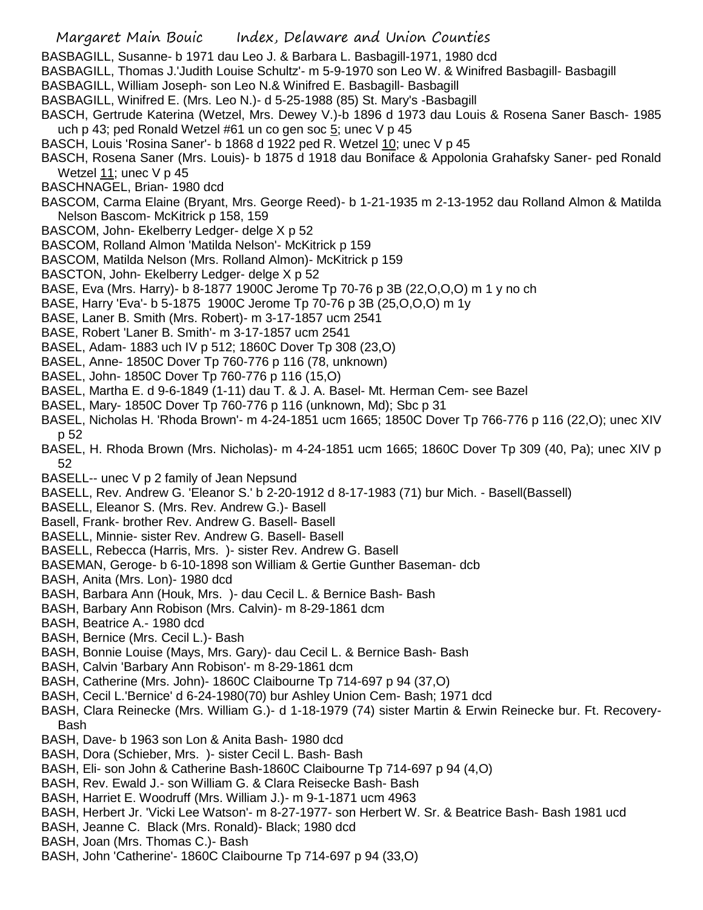BASBAGILL, Susanne- b 1971 dau Leo J. & Barbara L. Basbagill-1971, 1980 dcd

BASBAGILL, Thomas J.'Judith Louise Schultz'- m 5-9-1970 son Leo W. & Winifred Basbagill- Basbagill

BASBAGILL, William Joseph- son Leo N.& Winifred E. Basbagill- Basbagill

BASBAGILL, Winifred E. (Mrs. Leo N.)- d 5-25-1988 (85) St. Mary's -Basbagill

BASCH, Gertrude Katerina (Wetzel, Mrs. Dewey V.)-b 1896 d 1973 dau Louis & Rosena Saner Basch- 1985 uch p 43; ped Ronald Wetzel #61 un co gen soc 5; unec V p 45

BASCH, Louis 'Rosina Saner'- b 1868 d 1922 ped R. Wetzel 10; unec V p 45

BASCH, Rosena Saner (Mrs. Louis)- b 1875 d 1918 dau Boniface & Appolonia Grahafsky Saner- ped Ronald Wetzel 11; unec V p 45

BASCHNAGEL, Brian- 1980 dcd

BASCOM, Carma Elaine (Bryant, Mrs. George Reed)- b 1-21-1935 m 2-13-1952 dau Rolland Almon & Matilda Nelson Bascom- McKitrick p 158, 159

BASCOM, John- Ekelberry Ledger- delge X p 52

BASCOM, Rolland Almon 'Matilda Nelson'- McKitrick p 159

BASCOM, Matilda Nelson (Mrs. Rolland Almon)- McKitrick p 159

BASCTON, John- Ekelberry Ledger- delge X p 52

BASE, Eva (Mrs. Harry)- b 8-1877 1900C Jerome Tp 70-76 p 3B (22,O,O,O) m 1 y no ch

BASE, Harry 'Eva'- b 5-1875 1900C Jerome Tp 70-76 p 3B (25,O,O,O) m 1y

BASE, Laner B. Smith (Mrs. Robert)- m 3-17-1857 ucm 2541

BASE, Robert 'Laner B. Smith'- m 3-17-1857 ucm 2541

BASEL, Adam- 1883 uch IV p 512; 1860C Dover Tp 308 (23,O)

BASEL, Anne- 1850C Dover Tp 760-776 p 116 (78, unknown)

BASEL, John- 1850C Dover Tp 760-776 p 116 (15,O)

BASEL, Martha E. d 9-6-1849 (1-11) dau T. & J. A. Basel- Mt. Herman Cem- see Bazel

BASEL, Mary- 1850C Dover Tp 760-776 p 116 (unknown, Md); Sbc p 31

BASEL, Nicholas H. 'Rhoda Brown'- m 4-24-1851 ucm 1665; 1850C Dover Tp 766-776 p 116 (22,O); unec XIV p 52

BASEL, H. Rhoda Brown (Mrs. Nicholas)- m 4-24-1851 ucm 1665; 1860C Dover Tp 309 (40, Pa); unec XIV p 52

BASELL-- unec V p 2 family of Jean Nepsund

BASELL, Rev. Andrew G. 'Eleanor S.' b 2-20-1912 d 8-17-1983 (71) bur Mich. - Basell(Bassell)

BASELL, Eleanor S. (Mrs. Rev. Andrew G.)- Basell

Basell, Frank- brother Rev. Andrew G. Basell- Basell

BASELL, Minnie- sister Rev. Andrew G. Basell- Basell

BASELL, Rebecca (Harris, Mrs. )- sister Rev. Andrew G. Basell

BASEMAN, Geroge- b 6-10-1898 son William & Gertie Gunther Baseman- dcb

BASH, Anita (Mrs. Lon)- 1980 dcd

BASH, Barbara Ann (Houk, Mrs. )- dau Cecil L. & Bernice Bash- Bash

BASH, Barbary Ann Robison (Mrs. Calvin)- m 8-29-1861 dcm

BASH, Beatrice A.- 1980 dcd

BASH, Bernice (Mrs. Cecil L.)- Bash

BASH, Bonnie Louise (Mays, Mrs. Gary)- dau Cecil L. & Bernice Bash- Bash

BASH, Calvin 'Barbary Ann Robison'- m 8-29-1861 dcm

BASH, Catherine (Mrs. John)- 1860C Claibourne Tp 714-697 p 94 (37,O)

BASH, Cecil L.'Bernice' d 6-24-1980(70) bur Ashley Union Cem- Bash; 1971 dcd

BASH, Clara Reinecke (Mrs. William G.)- d 1-18-1979 (74) sister Martin & Erwin Reinecke bur. Ft. Recovery- Bash

BASH, Dave- b 1963 son Lon & Anita Bash- 1980 dcd

BASH, Dora (Schieber, Mrs. )- sister Cecil L. Bash- Bash

BASH, Eli- son John & Catherine Bash-1860C Claibourne Tp 714-697 p 94 (4,O)

BASH, Rev. Ewald J.- son William G. & Clara Reisecke Bash- Bash

BASH, Harriet E. Woodruff (Mrs. William J.)- m 9-1-1871 ucm 4963

BASH, Herbert Jr. 'Vicki Lee Watson'- m 8-27-1977- son Herbert W. Sr. & Beatrice Bash- Bash 1981 ucd

BASH, Jeanne C. Black (Mrs. Ronald)- Black; 1980 dcd

BASH, Joan (Mrs. Thomas C.)- Bash

BASH, John 'Catherine'- 1860C Claibourne Tp 714-697 p 94 (33,O)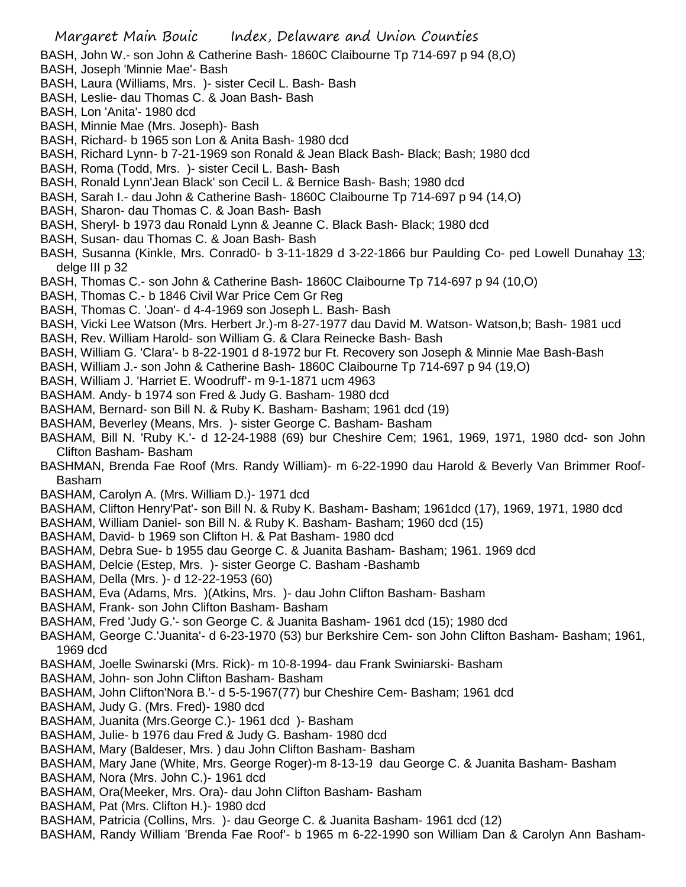BASH, John W.- son John & Catherine Bash- 1860C Claibourne Tp 714-697 p 94 (8,O)
BASH, Joseph 'Minnie Mae'- Bash
BASH, Laura (Williams, Mrs. )- sister Cecil L. Bash- Bash
BASH, Leslie- dau Thomas C. & Joan Bash- Bash
BASH, Lon 'Anita'- 1980 dcd
BASH, Minnie Mae (Mrs. Joseph)- Bash
BASH, Richard- b 1965 son Lon & Anita Bash- 1980 dcd
BASH, Richard Lynn- b 7-21-1969 son Ronald & Jean Black Bash- Black; Bash; 1980 dcd
BASH, Roma (Todd, Mrs. )- sister Cecil L. Bash- Bash
BASH, Ronald Lynn'Jean Black' son Cecil L. & Bernice Bash- Bash; 1980 dcd
BASH, Sarah I.- dau John & Catherine Bash- 1860C Claibourne Tp 714-697 p 94 (14,O)
BASH, Sharon- dau Thomas C. & Joan Bash- Bash
BASH, Sheryl- b 1973 dau Ronald Lynn & Jeanne C. Black Bash- Black; 1980 dcd
BASH, Susan- dau Thomas C. & Joan Bash- Bash
BASH, Susanna (Kinkle, Mrs. Conrad0- b 3-11-1829 d 3-22-1866 bur Paulding Co- ped Lowell Dunahay 13; delge III p 32
BASH, Thomas C.- son John & Catherine Bash- 1860C Claibourne Tp 714-697 p 94 (10,O)
BASH, Thomas C.- b 1846 Civil War Price Cem Gr Reg
BASH, Thomas C. 'Joan'- d 4-4-1969 son Joseph L. Bash- Bash
BASH, Vicki Lee Watson (Mrs. Herbert Jr.)-m 8-27-1977 dau David M. Watson- Watson,b; Bash- 1981 ucd
BASH, Rev. William Harold- son William G. & Clara Reinecke Bash- Bash
BASH, William G. 'Clara'- b 8-22-1901 d 8-1972 bur Ft. Recovery son Joseph & Minnie Mae Bash-Bash
BASH, William J.- son John & Catherine Bash- 1860C Claibourne Tp 714-697 p 94 (19,O)
BASH, William J. 'Harriet E. Woodruff'- m 9-1-1871 ucm 4963
BASHAM. Andy- b 1974 son Fred & Judy G. Basham- 1980 dcd
BASHAM, Bernard- son Bill N. & Ruby K. Basham- Basham; 1961 dcd (19)
BASHAM, Beverley (Means, Mrs. )- sister George C. Basham- Basham
BASHAM, Bill N. 'Ruby K.'- d 12-24-1988 (69) bur Cheshire Cem; 1961, 1969, 1971, 1980 dcd- son John Clifton Basham- Basham
BASHMAN, Brenda Fae Roof (Mrs. Randy William)- m 6-22-1990 dau Harold & Beverly Van Brimmer Roof- Basham
BASHAM, Carolyn A. (Mrs. William D.)- 1971 dcd
BASHAM, Clifton Henry'Pat'- son Bill N. & Ruby K. Basham- Basham; 1961dcd (17), 1969, 1971, 1980 dcd
BASHAM, William Daniel- son Bill N. & Ruby K. Basham- Basham; 1960 dcd (15)
BASHAM, David- b 1969 son Clifton H. & Pat Basham- 1980 dcd
BASHAM, Debra Sue- b 1955 dau George C. & Juanita Basham- Basham; 1961. 1969 dcd
BASHAM, Delcie (Estep, Mrs. )- sister George C. Basham -Bashamb
BASHAM, Della (Mrs. )- d 12-22-1953 (60)
BASHAM, Eva (Adams, Mrs. )(Atkins, Mrs. )- dau John Clifton Basham- Basham
BASHAM, Frank- son John Clifton Basham- Basham
BASHAM, Fred 'Judy G.'- son George C. & Juanita Basham- 1961 dcd (15); 1980 dcd
BASHAM, George C.'Juanita'- d 6-23-1970 (53) bur Berkshire Cem- son John Clifton Basham- Basham; 1961, 1969 dcd
BASHAM, Joelle Swinarski (Mrs. Rick)- m 10-8-1994- dau Frank Swiniarski- Basham
BASHAM, John- son John Clifton Basham- Basham
BASHAM, John Clifton'Nora B.'- d 5-5-1967(77) bur Cheshire Cem- Basham; 1961 dcd
BASHAM, Judy G. (Mrs. Fred)- 1980 dcd
BASHAM, Juanita (Mrs.George C.)- 1961 dcd )- Basham
BASHAM, Julie- b 1976 dau Fred & Judy G. Basham- 1980 dcd
BASHAM, Mary (Baldeser, Mrs. ) dau John Clifton Basham- Basham
BASHAM, Mary Jane (White, Mrs. George Roger)-m 8-13-19 dau George C. & Juanita Basham- Basham
BASHAM, Nora (Mrs. John C.)- 1961 dcd
BASHAM, Ora(Meeker, Mrs. Ora)- dau John Clifton Basham- Basham
BASHAM, Pat (Mrs. Clifton H.)- 1980 dcd
BASHAM, Patricia (Collins, Mrs. )- dau George C. & Juanita Basham- 1961 dcd (12)
BASHAM, Randy William 'Brenda Fae Roof'- b 1965 m 6-22-1990 son William Dan & Carolyn Ann Basham-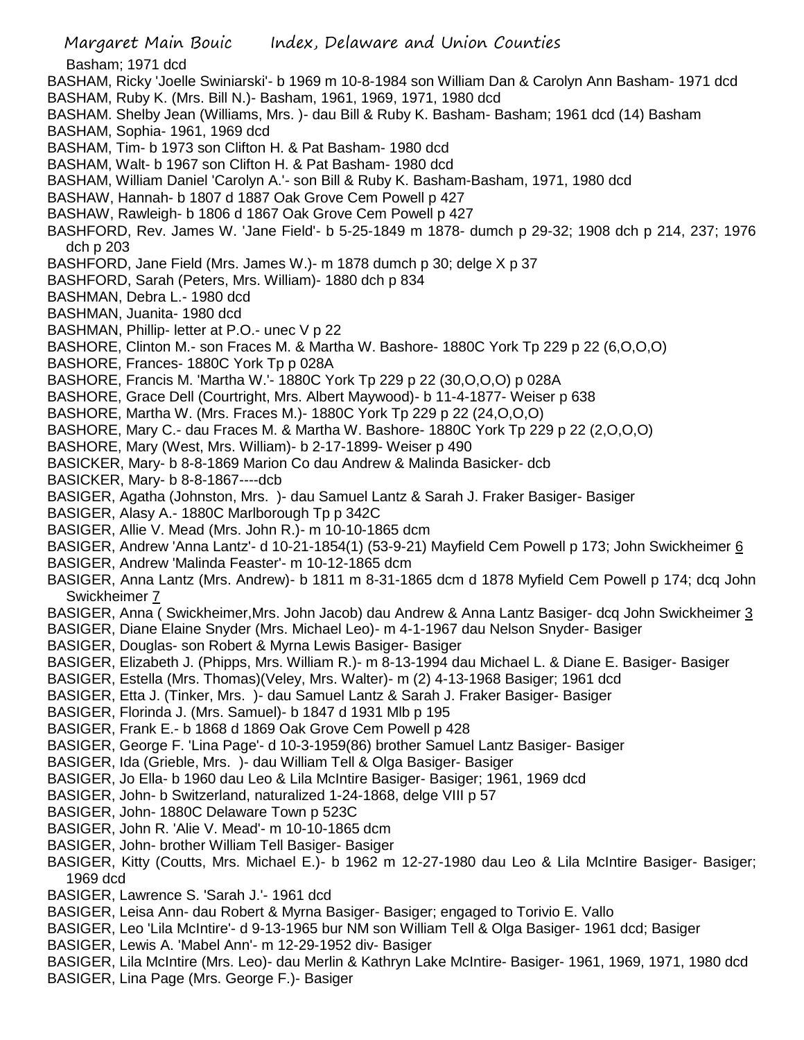Basham; 1971 dcd

BASHAM, Ricky 'Joelle Swiniarski'- b 1969 m 10-8-1984 son William Dan & Carolyn Ann Basham- 1971 dcd

BASHAM, Ruby K. (Mrs. Bill N.)- Basham, 1961, 1969, 1971, 1980 dcd

BASHAM. Shelby Jean (Williams, Mrs. )- dau Bill & Ruby K. Basham- Basham; 1961 dcd (14) Basham

BASHAM, Sophia- 1961, 1969 dcd

BASHAM, Tim- b 1973 son Clifton H. & Pat Basham- 1980 dcd

BASHAM, Walt- b 1967 son Clifton H. & Pat Basham- 1980 dcd

BASHAM, William Daniel 'Carolyn A.'- son Bill & Ruby K. Basham-Basham, 1971, 1980 dcd

BASHAW, Hannah- b 1807 d 1887 Oak Grove Cem Powell p 427

BASHAW, Rawleigh- b 1806 d 1867 Oak Grove Cem Powell p 427

BASHFORD, Rev. James W. 'Jane Field'- b 5-25-1849 m 1878- dumch p 29-32; 1908 dch p 214, 237; 1976 dch p 203

BASHFORD, Jane Field (Mrs. James W.)- m 1878 dumch p 30; delge X p 37

BASHFORD, Sarah (Peters, Mrs. William)- 1880 dch p 834

BASHMAN, Debra L.- 1980 dcd

BASHMAN, Juanita- 1980 dcd

BASHMAN, Phillip- letter at P.O.- unec V p 22

BASHORE, Clinton M.- son Fraces M. & Martha W. Bashore- 1880C York Tp 229 p 22 (6,O,O,O)

BASHORE, Frances- 1880C York Tp p 028A

BASHORE, Francis M. 'Martha W.'- 1880C York Tp 229 p 22 (30,O,O,O) p 028A

BASHORE, Grace Dell (Courtright, Mrs. Albert Maywood)- b 11-4-1877- Weiser p 638

BASHORE, Martha W. (Mrs. Fraces M.)- 1880C York Tp 229 p 22 (24,O,O,O)

BASHORE, Mary C.- dau Fraces M. & Martha W. Bashore- 1880C York Tp 229 p 22 (2,O,O,O)

BASHORE, Mary (West, Mrs. William)- b 2-17-1899- Weiser p 490

BASICKER, Mary- b 8-8-1869 Marion Co dau Andrew & Malinda Basicker- dcb

BASICKER, Mary- b 8-8-1867----dcb

BASIGER, Agatha (Johnston, Mrs. )- dau Samuel Lantz & Sarah J. Fraker Basiger- Basiger

BASIGER, Alasy A.- 1880C Marlborough Tp p 342C

BASIGER, Allie V. Mead (Mrs. John R.)- m 10-10-1865 dcm

BASIGER, Andrew 'Anna Lantz'- d 10-21-1854(1) (53-9-21) Mayfield Cem Powell p 173; John Swickheimer 6

BASIGER, Andrew 'Malinda Feaster'- m 10-12-1865 dcm

BASIGER, Anna Lantz (Mrs. Andrew)- b 1811 m 8-31-1865 dcm d 1878 Myfield Cem Powell p 174; dcq John Swickheimer 7

BASIGER, Anna ( Swickheimer,Mrs. John Jacob) dau Andrew & Anna Lantz Basiger- dcq John Swickheimer 3

BASIGER, Diane Elaine Snyder (Mrs. Michael Leo)- m 4-1-1967 dau Nelson Snyder- Basiger

BASIGER, Douglas- son Robert & Myrna Lewis Basiger- Basiger

BASIGER, Elizabeth J. (Phipps, Mrs. William R.)- m 8-13-1994 dau Michael L. & Diane E. Basiger- Basiger

BASIGER, Estella (Mrs. Thomas)(Veley, Mrs. Walter)- m (2) 4-13-1968 Basiger; 1961 dcd

BASIGER, Etta J. (Tinker, Mrs. )- dau Samuel Lantz & Sarah J. Fraker Basiger- Basiger

BASIGER, Florinda J. (Mrs. Samuel)- b 1847 d 1931 Mlb p 195

BASIGER, Frank E.- b 1868 d 1869 Oak Grove Cem Powell p 428

BASIGER, George F. 'Lina Page'- d 10-3-1959(86) brother Samuel Lantz Basiger- Basiger

BASIGER, Ida (Grieble, Mrs. )- dau William Tell & Olga Basiger- Basiger

BASIGER, Jo Ella- b 1960 dau Leo & Lila McIntire Basiger- Basiger; 1961, 1969 dcd

BASIGER, John- b Switzerland, naturalized 1-24-1868, delge VIII p 57

BASIGER, John- 1880C Delaware Town p 523C

BASIGER, John R. 'Alie V. Mead'- m 10-10-1865 dcm

BASIGER, John- brother William Tell Basiger- Basiger

BASIGER, Kitty (Coutts, Mrs. Michael E.)- b 1962 m 12-27-1980 dau Leo & Lila McIntire Basiger- Basiger; 1969 dcd

BASIGER, Lawrence S. 'Sarah J.'- 1961 dcd

BASIGER, Leisa Ann- dau Robert & Myrna Basiger- Basiger; engaged to Torivio E. Vallo

BASIGER, Leo 'Lila McIntire'- d 9-13-1965 bur NM son William Tell & Olga Basiger- 1961 dcd; Basiger

BASIGER, Lewis A. 'Mabel Ann'- m 12-29-1952 div- Basiger

BASIGER, Lila McIntire (Mrs. Leo)- dau Merlin & Kathryn Lake McIntire- Basiger- 1961, 1969, 1971, 1980 dcd

BASIGER, Lina Page (Mrs. George F.)- Basiger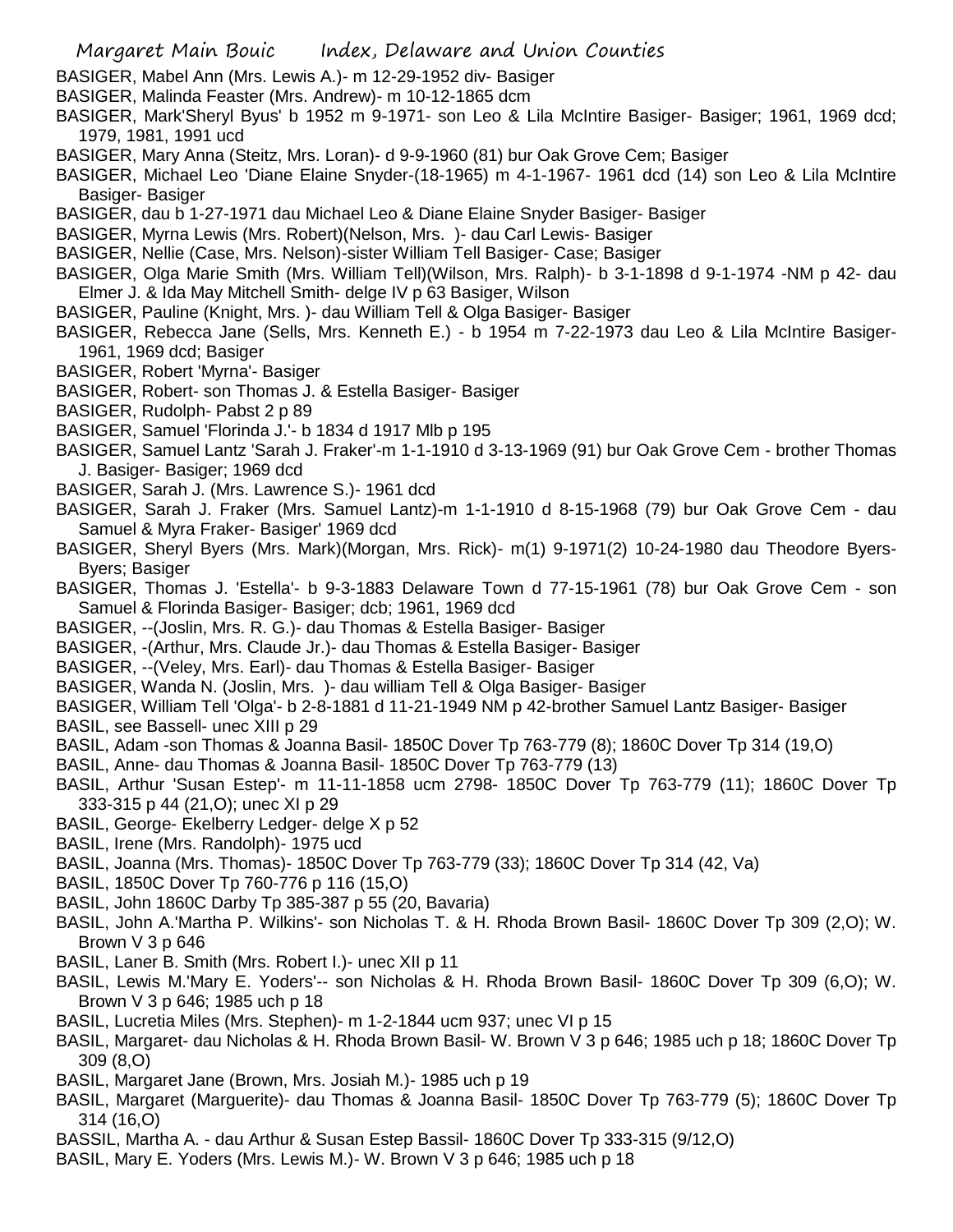BASIGER, Mabel Ann (Mrs. Lewis A.)- m 12-29-1952 div- Basiger
BASIGER, Malinda Feaster (Mrs. Andrew)- m 10-12-1865 dcm
BASIGER, Mark'Sheryl Byus' b 1952 m 9-1971- son Leo & Lila McIntire Basiger- Basiger; 1961, 1969 dcd; 1979, 1981, 1991 ucd
BASIGER, Mary Anna (Steitz, Mrs. Loran)- d 9-9-1960 (81) bur Oak Grove Cem; Basiger
BASIGER, Michael Leo 'Diane Elaine Snyder-(18-1965) m 4-1-1967- 1961 dcd (14) son Leo & Lila McIntire Basiger- Basiger
BASIGER, dau b 1-27-1971 dau Michael Leo & Diane Elaine Snyder Basiger- Basiger
BASIGER, Myrna Lewis (Mrs. Robert)(Nelson, Mrs. )- dau Carl Lewis- Basiger
BASIGER, Nellie (Case, Mrs. Nelson)-sister William Tell Basiger- Case; Basiger
BASIGER, Olga Marie Smith (Mrs. William Tell)(Wilson, Mrs. Ralph)- b 3-1-1898 d 9-1-1974 -NM p 42- dau Elmer J. & Ida May Mitchell Smith- delge IV p 63 Basiger, Wilson
BASIGER, Pauline (Knight, Mrs. )- dau William Tell & Olga Basiger- Basiger
BASIGER, Rebecca Jane (Sells, Mrs. Kenneth E.) - b 1954 m 7-22-1973 dau Leo & Lila McIntire Basiger- 1961, 1969 dcd; Basiger
BASIGER, Robert 'Myrna'- Basiger
BASIGER, Robert- son Thomas J. & Estella Basiger- Basiger
BASIGER, Rudolph- Pabst 2 p 89
BASIGER, Samuel 'Florinda J.'- b 1834 d 1917 Mlb p 195
BASIGER, Samuel Lantz 'Sarah J. Fraker'-m 1-1-1910 d 3-13-1969 (91) bur Oak Grove Cem - brother Thomas J. Basiger- Basiger; 1969 dcd
BASIGER, Sarah J. (Mrs. Lawrence S.)- 1961 dcd
BASIGER, Sarah J. Fraker (Mrs. Samuel Lantz)-m 1-1-1910 d 8-15-1968 (79) bur Oak Grove Cem - dau Samuel & Myra Fraker- Basiger' 1969 dcd
BASIGER, Sheryl Byers (Mrs. Mark)(Morgan, Mrs. Rick)- m(1) 9-1971(2) 10-24-1980 dau Theodore Byers- Byers; Basiger
BASIGER, Thomas J. 'Estella'- b 9-3-1883 Delaware Town d 77-15-1961 (78) bur Oak Grove Cem - son Samuel & Florinda Basiger- Basiger; dcb; 1961, 1969 dcd
BASIGER, --(Joslin, Mrs. R. G.)- dau Thomas & Estella Basiger- Basiger
BASIGER, -(Arthur, Mrs. Claude Jr.)- dau Thomas & Estella Basiger- Basiger
BASIGER, --(Veley, Mrs. Earl)- dau Thomas & Estella Basiger- Basiger
BASIGER, Wanda N. (Joslin, Mrs. )- dau william Tell & Olga Basiger- Basiger
BASIGER, William Tell 'Olga'- b 2-8-1881 d 11-21-1949 NM p 42-brother Samuel Lantz Basiger- Basiger
BASIL, see Bassell- unec XIII p 29
BASIL, Adam -son Thomas & Joanna Basil- 1850C Dover Tp 763-779 (8); 1860C Dover Tp 314 (19,O)
BASIL, Anne- dau Thomas & Joanna Basil- 1850C Dover Tp 763-779 (13)
BASIL, Arthur 'Susan Estep'- m 11-11-1858 ucm 2798- 1850C Dover Tp 763-779 (11); 1860C Dover Tp 333-315 p 44 (21,O); unec XI p 29
BASIL, George- Ekelberry Ledger- delge X p 52
BASIL, Irene (Mrs. Randolph)- 1975 ucd
BASIL, Joanna (Mrs. Thomas)- 1850C Dover Tp 763-779 (33); 1860C Dover Tp 314 (42, Va)
BASIL, 1850C Dover Tp 760-776 p 116 (15,O)
BASIL, John 1860C Darby Tp 385-387 p 55 (20, Bavaria)
BASIL, John A.'Martha P. Wilkins'- son Nicholas T. & H. Rhoda Brown Basil- 1860C Dover Tp 309 (2,O); W. Brown V 3 p 646
BASIL, Laner B. Smith (Mrs. Robert I.)- unec XII p 11
BASIL, Lewis M.'Mary E. Yoders'-- son Nicholas & H. Rhoda Brown Basil- 1860C Dover Tp 309 (6,O); W. Brown V 3 p 646; 1985 uch p 18
BASIL, Lucretia Miles (Mrs. Stephen)- m 1-2-1844 ucm 937; unec VI p 15
BASIL, Margaret- dau Nicholas & H. Rhoda Brown Basil- W. Brown V 3 p 646; 1985 uch p 18; 1860C Dover Tp 309 (8,O)
BASIL, Margaret Jane (Brown, Mrs. Josiah M.)- 1985 uch p 19
BASIL, Margaret (Marguerite)- dau Thomas & Joanna Basil- 1850C Dover Tp 763-779 (5); 1860C Dover Tp 314 (16,O)
BASSIL, Martha A. - dau Arthur & Susan Estep Bassil- 1860C Dover Tp 333-315 (9/12,O)
BASIL, Mary E. Yoders (Mrs. Lewis M.)- W. Brown V 3 p 646; 1985 uch p 18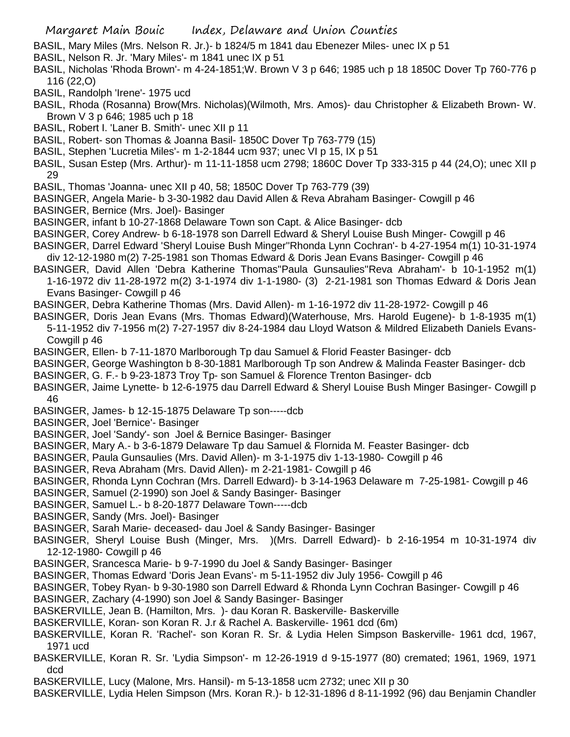BASIL, Mary Miles (Mrs. Nelson R. Jr.)- b 1824/5 m 1841 dau Ebenezer Miles- unec IX p 51
BASIL, Nelson R. Jr. 'Mary Miles'- m 1841 unec IX p 51
BASIL, Nicholas 'Rhoda Brown'- m 4-24-1851;W. Brown V 3 p 646; 1985 uch p 18 1850C Dover Tp 760-776 p 116 (22,O)
BASIL, Randolph 'Irene'- 1975 ucd
BASIL, Rhoda (Rosanna) Brow(Mrs. Nicholas)(Wilmoth, Mrs. Amos)- dau Christopher & Elizabeth Brown- W. Brown V 3 p 646; 1985 uch p 18
BASIL, Robert I. 'Laner B. Smith'- unec XII p 11
BASIL, Robert- son Thomas & Joanna Basil- 1850C Dover Tp 763-779 (15)
BASIL, Stephen 'Lucretia Miles'- m 1-2-1844 ucm 937; unec VI p 15, IX p 51
BASIL, Susan Estep (Mrs. Arthur)- m 11-11-1858 ucm 2798; 1860C Dover Tp 333-315 p 44 (24,O); unec XII p 29
BASIL, Thomas 'Joanna- unec XII p 40, 58; 1850C Dover Tp 763-779 (39)
BASINGER, Angela Marie- b 3-30-1982 dau David Allen & Reva Abraham Basinger- Cowgill p 46
BASINGER, Bernice (Mrs. Joel)- Basinger
BASINGER, infant b 10-27-1868 Delaware Town son Capt. & Alice Basinger- dcb
BASINGER, Corey Andrew- b 6-18-1978 son Darrell Edward & Sheryl Louise Bush Minger- Cowgill p 46
BASINGER, Darrel Edward 'Sheryl Louise Bush Minger''Rhonda Lynn Cochran'- b 4-27-1954 m(1) 10-31-1974 div 12-12-1980 m(2) 7-25-1981 son Thomas Edward & Doris Jean Evans Basinger- Cowgill p 46
BASINGER, David Allen 'Debra Katherine Thomas''Paula Gunsaulies''Reva Abraham'- b 10-1-1952 m(1) 1-16-1972 div 11-28-1972 m(2) 3-1-1974 div 1-1-1980- (3) 2-21-1981 son Thomas Edward & Doris Jean Evans Basinger- Cowgill p 46
BASINGER, Debra Katherine Thomas (Mrs. David Allen)- m 1-16-1972 div 11-28-1972- Cowgill p 46
BASINGER, Doris Jean Evans (Mrs. Thomas Edward)(Waterhouse, Mrs. Harold Eugene)- b 1-8-1935 m(1) 5-11-1952 div 7-1956 m(2) 7-27-1957 div 8-24-1984 dau Lloyd Watson & Mildred Elizabeth Daniels Evans- Cowgill p 46
BASINGER, Ellen- b 7-11-1870 Marlborough Tp dau Samuel & Florid Feaster Basinger- dcb
BASINGER, George Washington b 8-30-1881 Marlborough Tp son Andrew & Malinda Feaster Basinger- dcb
BASINGER, G. F.- b 9-23-1873 Troy Tp- son Samuel & Florence Trenton Basinger- dcb
BASINGER, Jaime Lynette- b 12-6-1975 dau Darrell Edward & Sheryl Louise Bush Minger Basinger- Cowgill p 46
BASINGER, James- b 12-15-1875 Delaware Tp son-----dcb
BASINGER, Joel 'Bernice'- Basinger
BASINGER, Joel 'Sandy'- son Joel & Bernice Basinger- Basinger
BASINGER, Mary A.- b 3-6-1879 Delaware Tp dau Samuel & Flornida M. Feaster Basinger- dcb
BASINGER, Paula Gunsaulies (Mrs. David Allen)- m 3-1-1975 div 1-13-1980- Cowgill p 46
BASINGER, Reva Abraham (Mrs. David Allen)- m 2-21-1981- Cowgill p 46
BASINGER, Rhonda Lynn Cochran (Mrs. Darrell Edward)- b 3-14-1963 Delaware m 7-25-1981- Cowgill p 46
BASINGER, Samuel (2-1990) son Joel & Sandy Basinger- Basinger
BASINGER, Samuel L.- b 8-20-1877 Delaware Town-----dcb
BASINGER, Sandy (Mrs. Joel)- Basinger
BASINGER, Sarah Marie- deceased- dau Joel & Sandy Basinger- Basinger
BASINGER, Sheryl Louise Bush (Minger, Mrs. )(Mrs. Darrell Edward)- b 2-16-1954 m 10-31-1974 div 12-12-1980- Cowgill p 46
BASINGER, Srancesca Marie- b 9-7-1990 du Joel & Sandy Basinger- Basinger
BASINGER, Thomas Edward 'Doris Jean Evans'- m 5-11-1952 div July 1956- Cowgill p 46
BASINGER, Tobey Ryan- b 9-30-1980 son Darrell Edward & Rhonda Lynn Cochran Basinger- Cowgill p 46
BASINGER, Zachary (4-1990) son Joel & Sandy Basinger- Basinger
BASKERVILLE, Jean B. (Hamilton, Mrs. )- dau Koran R. Baskerville- Baskerville
BASKERVILLE, Koran- son Koran R. J.r & Rachel A. Baskerville- 1961 dcd (6m)
BASKERVILLE, Koran R. 'Rachel'- son Koran R. Sr. & Lydia Helen Simpson Baskerville- 1961 dcd, 1967, 1971 ucd
BASKERVILLE, Koran R. Sr. 'Lydia Simpson'- m 12-26-1919 d 9-15-1977 (80) cremated; 1961, 1969, 1971 dcd
BASKERVILLE, Lucy (Malone, Mrs. Hansil)- m 5-13-1858 ucm 2732; unec XII p 30
BASKERVILLE, Lydia Helen Simpson (Mrs. Koran R.)- b 12-31-1896 d 8-11-1992 (96) dau Benjamin Chandler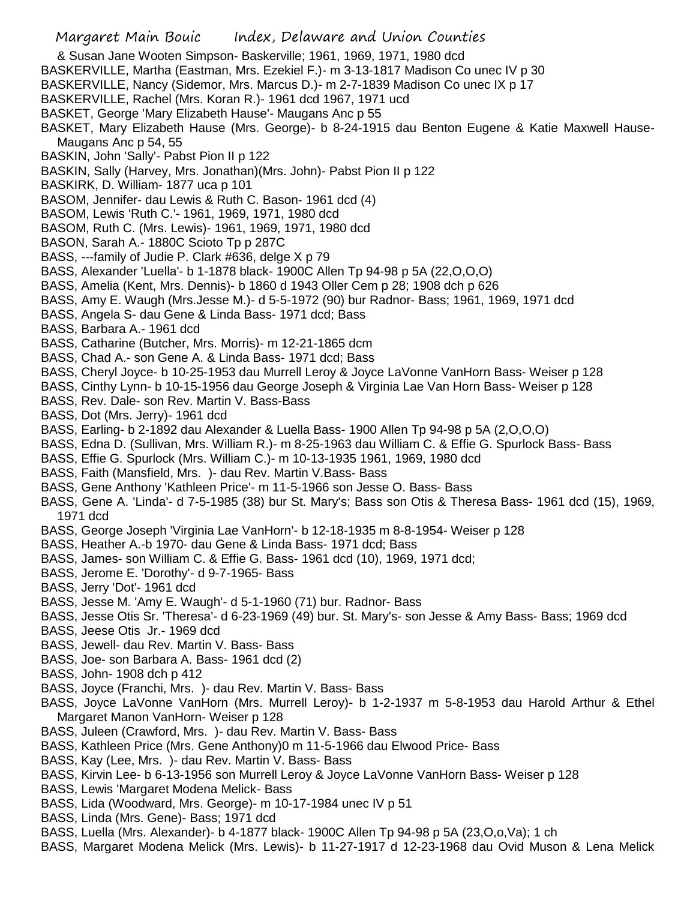& Susan Jane Wooten Simpson- Baskerville; 1961, 1969, 1971, 1980 dcd
BASKERVILLE, Martha (Eastman, Mrs. Ezekiel F.)- m 3-13-1817 Madison Co unec IV p 30
BASKERVILLE, Nancy (Sidemor, Mrs. Marcus D.)- m 2-7-1839 Madison Co unec IX p 17
BASKERVILLE, Rachel (Mrs. Koran R.)- 1961 dcd 1967, 1971 ucd
BASKET, George 'Mary Elizabeth Hause'- Maugans Anc p 55
BASKET, Mary Elizabeth Hause (Mrs. George)- b 8-24-1915 dau Benton Eugene & Katie Maxwell Hause- Maugans Anc p 54, 55
BASKIN, John 'Sally'- Pabst Pion II p 122
BASKIN, Sally (Harvey, Mrs. Jonathan)(Mrs. John)- Pabst Pion II p 122
BASKIRK, D. William- 1877 uca p 101
BASOM, Jennifer- dau Lewis & Ruth C. Bason- 1961 dcd (4)
BASOM, Lewis 'Ruth C.'- 1961, 1969, 1971, 1980 dcd
BASOM, Ruth C. (Mrs. Lewis)- 1961, 1969, 1971, 1980 dcd
BASON, Sarah A.- 1880C Scioto Tp p 287C
BASS, ---family of Judie P. Clark #636, delge X p 79
BASS, Alexander 'Luella'- b 1-1878 black- 1900C Allen Tp 94-98 p 5A (22,O,O,O)
BASS, Amelia (Kent, Mrs. Dennis)- b 1860 d 1943 Oller Cem p 28; 1908 dch p 626
BASS, Amy E. Waugh (Mrs.Jesse M.)- d 5-5-1972 (90) bur Radnor- Bass; 1961, 1969, 1971 dcd
BASS, Angela S- dau Gene & Linda Bass- 1971 dcd; Bass
BASS, Barbara A.- 1961 dcd
BASS, Catharine (Butcher, Mrs. Morris)- m 12-21-1865 dcm
BASS, Chad A.- son Gene A. & Linda Bass- 1971 dcd; Bass
BASS, Cheryl Joyce- b 10-25-1953 dau Murrell Leroy & Joyce LaVonne VanHorn Bass- Weiser p 128
BASS, Cinthy Lynn- b 10-15-1956 dau George Joseph & Virginia Lae Van Horn Bass- Weiser p 128
BASS, Rev. Dale- son Rev. Martin V. Bass-Bass
BASS, Dot (Mrs. Jerry)- 1961 dcd
BASS, Earling- b 2-1892 dau Alexander & Luella Bass- 1900 Allen Tp 94-98 p 5A (2,O,O,O)
BASS, Edna D. (Sullivan, Mrs. William R.)- m 8-25-1963 dau William C. & Effie G. Spurlock Bass- Bass
BASS, Effie G. Spurlock (Mrs. William C.)- m 10-13-1935 1961, 1969, 1980 dcd
BASS, Faith (Mansfield, Mrs. )- dau Rev. Martin V.Bass- Bass
BASS, Gene Anthony 'Kathleen Price'- m 11-5-1966 son Jesse O. Bass- Bass
BASS, Gene A. 'Linda'- d 7-5-1985 (38) bur St. Mary's; Bass son Otis & Theresa Bass- 1961 dcd (15), 1969, 1971 dcd
BASS, George Joseph 'Virginia Lae VanHorn'- b 12-18-1935 m 8-8-1954- Weiser p 128
BASS, Heather A.-b 1970- dau Gene & Linda Bass- 1971 dcd; Bass
BASS, James- son William C. & Effie G. Bass- 1961 dcd (10), 1969, 1971 dcd;
BASS, Jerome E. 'Dorothy'- d 9-7-1965- Bass
BASS, Jerry 'Dot'- 1961 dcd
BASS, Jesse M. 'Amy E. Waugh'- d 5-1-1960 (71) bur. Radnor- Bass
BASS, Jesse Otis Sr. 'Theresa'- d 6-23-1969 (49) bur. St. Mary's- son Jesse & Amy Bass- Bass; 1969 dcd
BASS, Jeese Otis Jr.- 1969 dcd
BASS, Jewell- dau Rev. Martin V. Bass- Bass
BASS, Joe- son Barbara A. Bass- 1961 dcd (2)
BASS, John- 1908 dch p 412
BASS, Joyce (Franchi, Mrs. )- dau Rev. Martin V. Bass- Bass
BASS, Joyce LaVonne VanHorn (Mrs. Murrell Leroy)- b 1-2-1937 m 5-8-1953 dau Harold Arthur & Ethel Margaret Manon VanHorn- Weiser p 128
BASS, Juleen (Crawford, Mrs. )- dau Rev. Martin V. Bass- Bass
BASS, Kathleen Price (Mrs. Gene Anthony)0 m 11-5-1966 dau Elwood Price- Bass
BASS, Kay (Lee, Mrs. )- dau Rev. Martin V. Bass- Bass
BASS, Kirvin Lee- b 6-13-1956 son Murrell Leroy & Joyce LaVonne VanHorn Bass- Weiser p 128
BASS, Lewis 'Margaret Modena Melick- Bass
BASS, Lida (Woodward, Mrs. George)- m 10-17-1984 unec IV p 51
BASS, Linda (Mrs. Gene)- Bass; 1971 dcd
BASS, Luella (Mrs. Alexander)- b 4-1877 black- 1900C Allen Tp 94-98 p 5A (23,O,o,Va); 1 ch
BASS, Margaret Modena Melick (Mrs. Lewis)- b 11-27-1917 d 12-23-1968 dau Ovid Muson & Lena Melick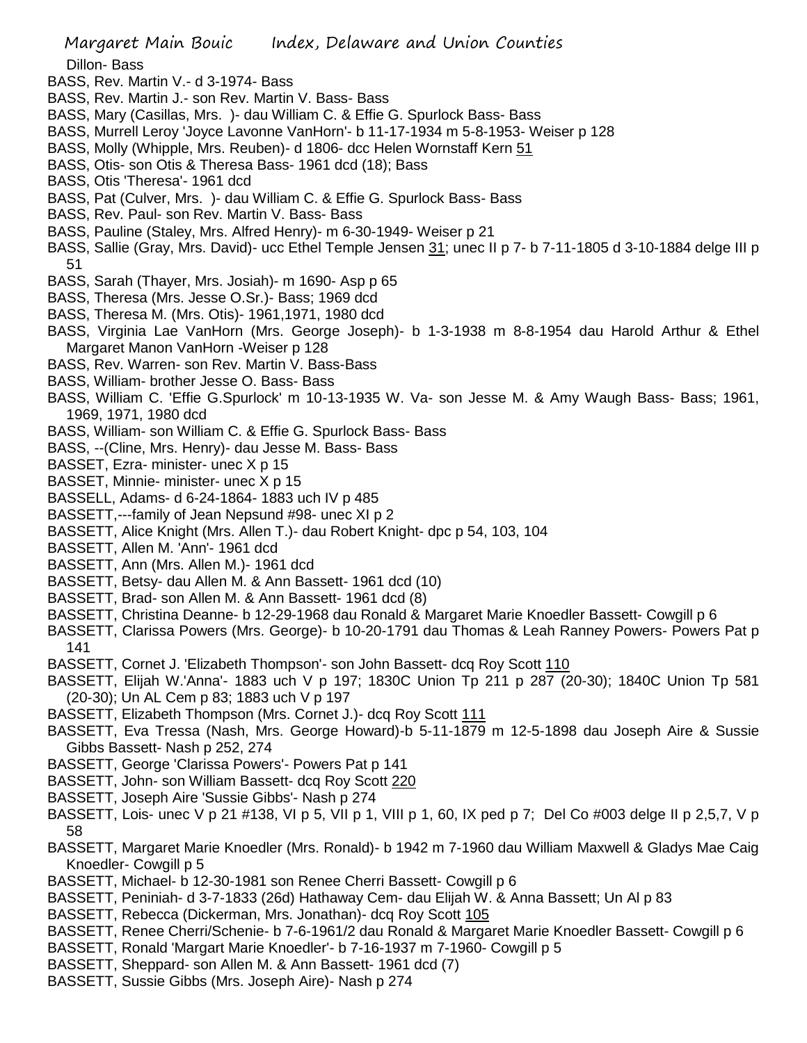Dillon- Bass

BASS, Rev. Martin V.- d 3-1974- Bass

BASS, Rev. Martin J.- son Rev. Martin V. Bass- Bass

BASS, Mary (Casillas, Mrs. )- dau William C. & Effie G. Spurlock Bass- Bass

BASS, Murrell Leroy 'Joyce Lavonne VanHorn'- b 11-17-1934 m 5-8-1953- Weiser p 128

BASS, Molly (Whipple, Mrs. Reuben)- d 1806- dcc Helen Wornstaff Kern 51

BASS, Otis- son Otis & Theresa Bass- 1961 dcd (18); Bass

BASS, Otis 'Theresa'- 1961 dcd

BASS, Pat (Culver, Mrs. )- dau William C. & Effie G. Spurlock Bass- Bass

BASS, Rev. Paul- son Rev. Martin V. Bass- Bass

BASS, Pauline (Staley, Mrs. Alfred Henry)- m 6-30-1949- Weiser p 21

BASS, Sallie (Gray, Mrs. David)- ucc Ethel Temple Jensen 31; unec II p 7- b 7-11-1805 d 3-10-1884 delge III p 51

BASS, Sarah (Thayer, Mrs. Josiah)- m 1690- Asp p 65

BASS, Theresa (Mrs. Jesse O.Sr.)- Bass; 1969 dcd

BASS, Theresa M. (Mrs. Otis)- 1961,1971, 1980 dcd

BASS, Virginia Lae VanHorn (Mrs. George Joseph)- b 1-3-1938 m 8-8-1954 dau Harold Arthur & Ethel Margaret Manon VanHorn -Weiser p 128

BASS, Rev. Warren- son Rev. Martin V. Bass-Bass

BASS, William- brother Jesse O. Bass- Bass

BASS, William C. 'Effie G.Spurlock' m 10-13-1935 W. Va- son Jesse M. & Amy Waugh Bass- Bass; 1961, 1969, 1971, 1980 dcd

BASS, William- son William C. & Effie G. Spurlock Bass- Bass

BASS, --(Cline, Mrs. Henry)- dau Jesse M. Bass- Bass

BASSET, Ezra- minister- unec X p 15

BASSET, Minnie- minister- unec X p 15

BASSELL, Adams- d 6-24-1864- 1883 uch IV p 485

BASSETT,---family of Jean Nepsund #98- unec XI p 2

BASSETT, Alice Knight (Mrs. Allen T.)- dau Robert Knight- dpc p 54, 103, 104

BASSETT, Allen M. 'Ann'- 1961 dcd

BASSETT, Ann (Mrs. Allen M.)- 1961 dcd

BASSETT, Betsy- dau Allen M. & Ann Bassett- 1961 dcd (10)

BASSETT, Brad- son Allen M. & Ann Bassett- 1961 dcd (8)

BASSETT, Christina Deanne- b 12-29-1968 dau Ronald & Margaret Marie Knoedler Bassett- Cowgill p 6

BASSETT, Clarissa Powers (Mrs. George)- b 10-20-1791 dau Thomas & Leah Ranney Powers- Powers Pat p 141

BASSETT, Cornet J. 'Elizabeth Thompson'- son John Bassett- dcq Roy Scott 110

BASSETT, Elijah W.'Anna'- 1883 uch V p 197; 1830C Union Tp 211 p 287 (20-30); 1840C Union Tp 581 (20-30); Un AL Cem p 83; 1883 uch V p 197

BASSETT, Elizabeth Thompson (Mrs. Cornet J.)- dcq Roy Scott 111

BASSETT, Eva Tressa (Nash, Mrs. George Howard)-b 5-11-1879 m 12-5-1898 dau Joseph Aire & Sussie Gibbs Bassett- Nash p 252, 274

BASSETT, George 'Clarissa Powers'- Powers Pat p 141

BASSETT, John- son William Bassett- dcq Roy Scott 220

BASSETT, Joseph Aire 'Sussie Gibbs'- Nash p 274

BASSETT, Lois- unec V p 21 #138, VI p 5, VII p 1, VIII p 1, 60, IX ped p 7; Del Co #003 delge II p 2,5,7, V p 58

BASSETT, Margaret Marie Knoedler (Mrs. Ronald)- b 1942 m 7-1960 dau William Maxwell & Gladys Mae Caig Knoedler- Cowgill p 5

BASSETT, Michael- b 12-30-1981 son Renee Cherri Bassett- Cowgill p 6

BASSETT, Peniniah- d 3-7-1833 (26d) Hathaway Cem- dau Elijah W. & Anna Bassett; Un Al p 83

BASSETT, Rebecca (Dickerman, Mrs. Jonathan)- dcq Roy Scott 105

BASSETT, Renee Cherri/Schenie- b 7-6-1961/2 dau Ronald & Margaret Marie Knoedler Bassett- Cowgill p 6

BASSETT, Ronald 'Margart Marie Knoedler'- b 7-16-1937 m 7-1960- Cowgill p 5

BASSETT, Sheppard- son Allen M. & Ann Bassett- 1961 dcd (7)

BASSETT, Sussie Gibbs (Mrs. Joseph Aire)- Nash p 274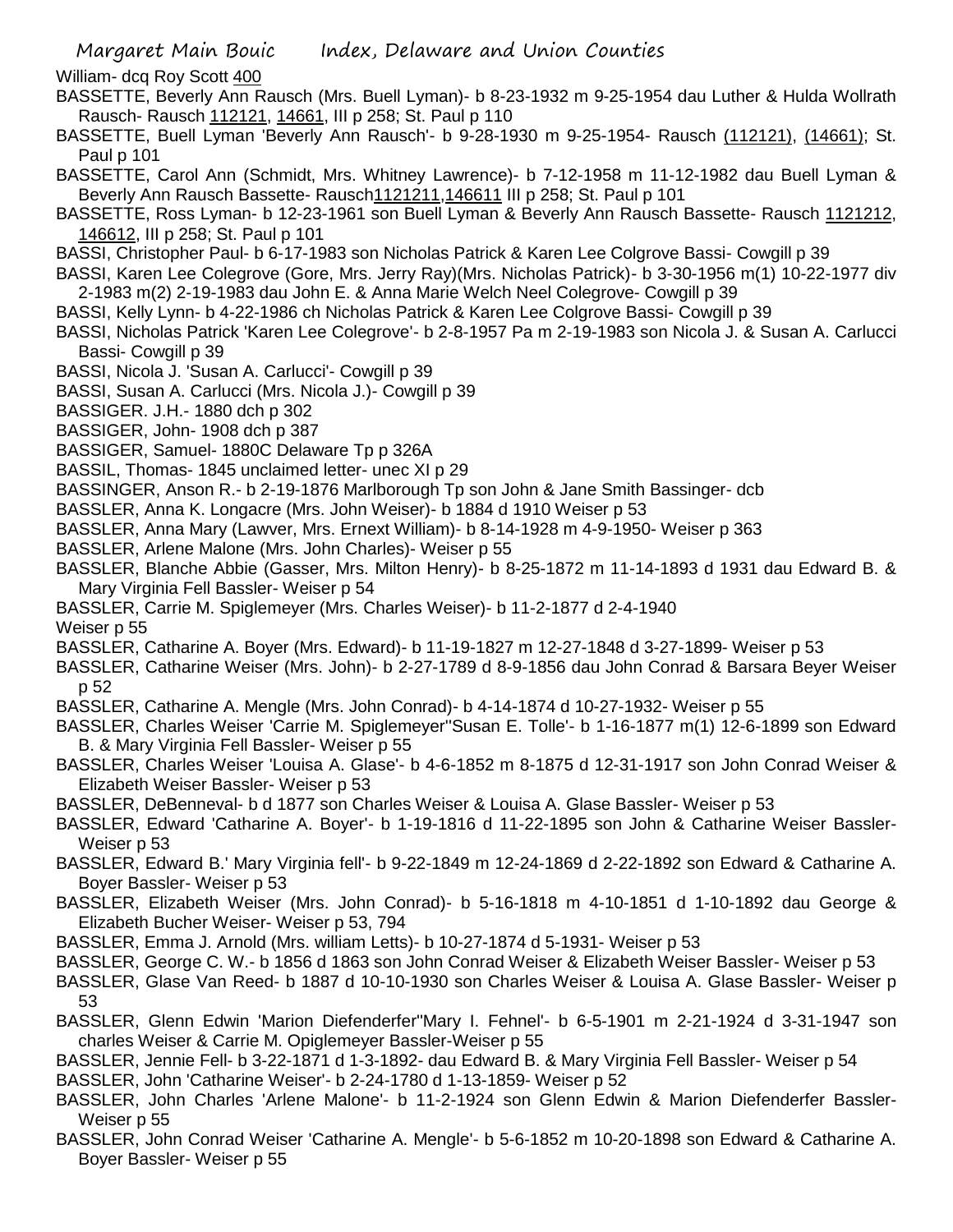William- dcq Roy Scott 400

BASSETTE, Beverly Ann Rausch (Mrs. Buell Lyman)- b 8-23-1932 m 9-25-1954 dau Luther & Hulda Wollrath Rausch- Rausch 112121, 14661, III p 258; St. Paul p 110

BASSETTE, Buell Lyman 'Beverly Ann Rausch'- b 9-28-1930 m 9-25-1954- Rausch (112121), (14661); St. Paul p 101

BASSETTE, Carol Ann (Schmidt, Mrs. Whitney Lawrence)- b 7-12-1958 m 11-12-1982 dau Buell Lyman & Beverly Ann Rausch Bassette- Rausch1121211,146611 III p 258; St. Paul p 101

BASSETTE, Ross Lyman- b 12-23-1961 son Buell Lyman & Beverly Ann Rausch Bassette- Rausch 1121212, 146612, III p 258; St. Paul p 101

BASSI, Christopher Paul- b 6-17-1983 son Nicholas Patrick & Karen Lee Colgrove Bassi- Cowgill p 39

BASSI, Karen Lee Colegrove (Gore, Mrs. Jerry Ray)(Mrs. Nicholas Patrick)- b 3-30-1956 m(1) 10-22-1977 div 2-1983 m(2) 2-19-1983 dau John E. & Anna Marie Welch Neel Colegrove- Cowgill p 39

BASSI, Kelly Lynn- b 4-22-1986 ch Nicholas Patrick & Karen Lee Colgrove Bassi- Cowgill p 39

BASSI, Nicholas Patrick 'Karen Lee Colegrove'- b 2-8-1957 Pa m 2-19-1983 son Nicola J. & Susan A. Carlucci Bassi- Cowgill p 39

BASSI, Nicola J. 'Susan A. Carlucci'- Cowgill p 39

BASSI, Susan A. Carlucci (Mrs. Nicola J.)- Cowgill p 39

BASSIGER. J.H.- 1880 dch p 302

BASSIGER, John- 1908 dch p 387

BASSIGER, Samuel- 1880C Delaware Tp p 326A

BASSIL, Thomas- 1845 unclaimed letter- unec XI p 29

BASSINGER, Anson R.- b 2-19-1876 Marlborough Tp son John & Jane Smith Bassinger- dcb

BASSLER, Anna K. Longacre (Mrs. John Weiser)- b 1884 d 1910 Weiser p 53

BASSLER, Anna Mary (Lawver, Mrs. Ernext William)- b 8-14-1928 m 4-9-1950- Weiser p 363

BASSLER, Arlene Malone (Mrs. John Charles)- Weiser p 55

BASSLER, Blanche Abbie (Gasser, Mrs. Milton Henry)- b 8-25-1872 m 11-14-1893 d 1931 dau Edward B. & Mary Virginia Fell Bassler- Weiser p 54

BASSLER, Carrie M. Spiglemeyer (Mrs. Charles Weiser)- b 11-2-1877 d 2-4-1940
Weiser p 55

BASSLER, Catharine A. Boyer (Mrs. Edward)- b 11-19-1827 m 12-27-1848 d 3-27-1899- Weiser p 53

BASSLER, Catharine Weiser (Mrs. John)- b 2-27-1789 d 8-9-1856 dau John Conrad & Barsara Beyer Weiser p 52

BASSLER, Catharine A. Mengle (Mrs. John Conrad)- b 4-14-1874 d 10-27-1932- Weiser p 55

BASSLER, Charles Weiser 'Carrie M. Spiglemeyer''Susan E. Tolle'- b 1-16-1877 m(1) 12-6-1899 son Edward B. & Mary Virginia Fell Bassler- Weiser p 55

BASSLER, Charles Weiser 'Louisa A. Glase'- b 4-6-1852 m 8-1875 d 12-31-1917 son John Conrad Weiser & Elizabeth Weiser Bassler- Weiser p 53

BASSLER, DeBenneval- b d 1877 son Charles Weiser & Louisa A. Glase Bassler- Weiser p 53

BASSLER, Edward 'Catharine A. Boyer'- b 1-19-1816 d 11-22-1895 son John & Catharine Weiser Bassler- Weiser p 53

BASSLER, Edward B.' Mary Virginia fell'- b 9-22-1849 m 12-24-1869 d 2-22-1892 son Edward & Catharine A. Boyer Bassler- Weiser p 53

BASSLER, Elizabeth Weiser (Mrs. John Conrad)- b 5-16-1818 m 4-10-1851 d 1-10-1892 dau George & Elizabeth Bucher Weiser- Weiser p 53, 794

BASSLER, Emma J. Arnold (Mrs. william Letts)- b 10-27-1874 d 5-1931- Weiser p 53

BASSLER, George C. W.- b 1856 d 1863 son John Conrad Weiser & Elizabeth Weiser Bassler- Weiser p 53

BASSLER, Glase Van Reed- b 1887 d 10-10-1930 son Charles Weiser & Louisa A. Glase Bassler- Weiser p 53

BASSLER, Glenn Edwin 'Marion Diefenderfer''Mary I. Fehnel'- b 6-5-1901 m 2-21-1924 d 3-31-1947 son charles Weiser & Carrie M. Opiglemeyer Bassler-Weiser p 55

BASSLER, Jennie Fell- b 3-22-1871 d 1-3-1892- dau Edward B. & Mary Virginia Fell Bassler- Weiser p 54

BASSLER, John 'Catharine Weiser'- b 2-24-1780 d 1-13-1859- Weiser p 52

BASSLER, John Charles 'Arlene Malone'- b 11-2-1924 son Glenn Edwin & Marion Diefenderfer Bassler- Weiser p 55

BASSLER, John Conrad Weiser 'Catharine A. Mengle'- b 5-6-1852 m 10-20-1898 son Edward & Catharine A. Boyer Bassler- Weiser p 55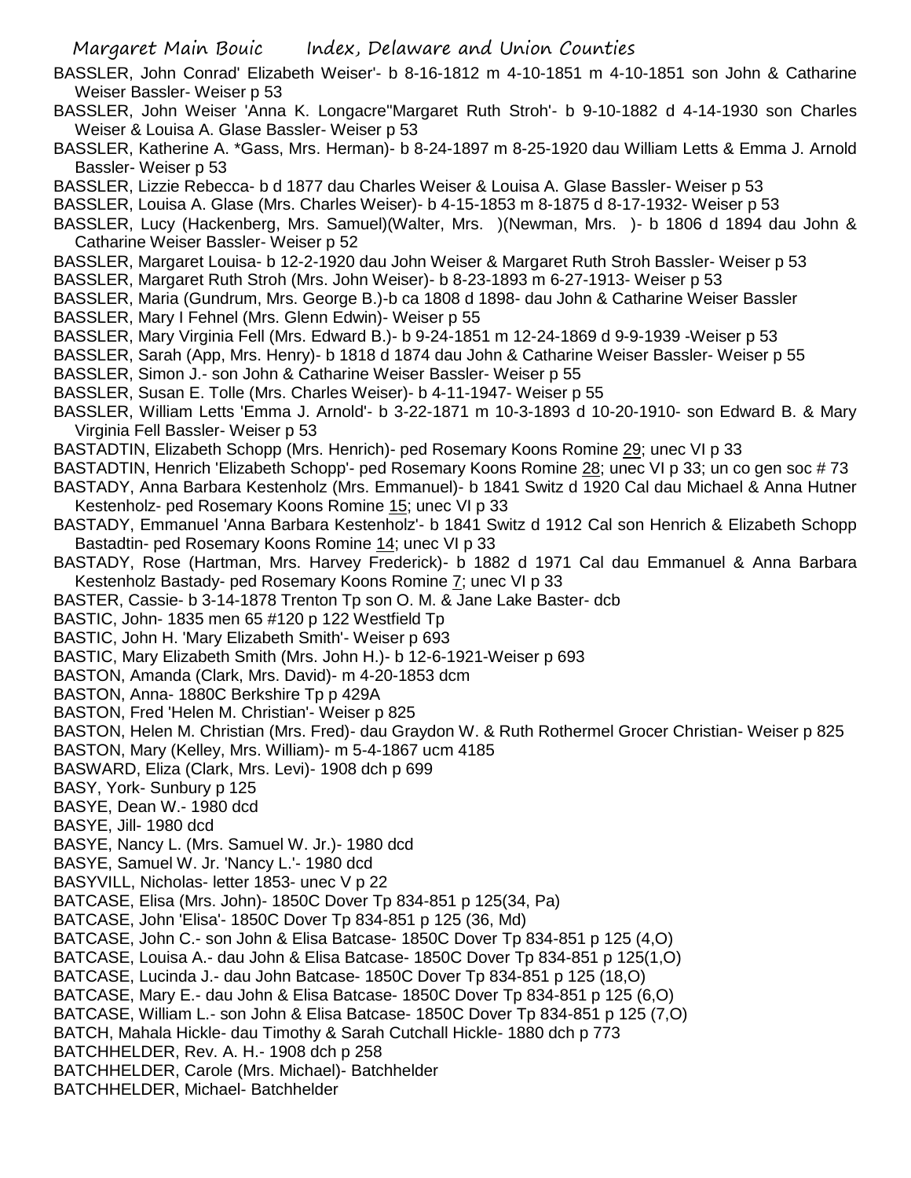BASSLER, John Conrad' Elizabeth Weiser'- b 8-16-1812 m 4-10-1851 m 4-10-1851 son John & Catharine Weiser Bassler- Weiser p 53

BASSLER, John Weiser 'Anna K. Longacre''Margaret Ruth Stroh'- b 9-10-1882 d 4-14-1930 son Charles Weiser & Louisa A. Glase Bassler- Weiser p 53

BASSLER, Katherine A. *Gass, Mrs. Herman)- b 8-24-1897 m 8-25-1920 dau William Letts & Emma J. Arnold Bassler- Weiser p 53

BASSLER, Lizzie Rebecca- b d 1877 dau Charles Weiser & Louisa A. Glase Bassler- Weiser p 53

BASSLER, Louisa A. Glase (Mrs. Charles Weiser)- b 4-15-1853 m 8-1875 d 8-17-1932- Weiser p 53

BASSLER, Lucy (Hackenberg, Mrs. Samuel)(Walter, Mrs. )(Newman, Mrs. )- b 1806 d 1894 dau John & Catharine Weiser Bassler- Weiser p 52

BASSLER, Margaret Louisa- b 12-2-1920 dau John Weiser & Margaret Ruth Stroh Bassler- Weiser p 53

BASSLER, Margaret Ruth Stroh (Mrs. John Weiser)- b 8-23-1893 m 6-27-1913- Weiser p 53

BASSLER, Maria (Gundrum, Mrs. George B.)-b ca 1808 d 1898- dau John & Catharine Weiser Bassler

BASSLER, Mary I Fehnel (Mrs. Glenn Edwin)- Weiser p 55

BASSLER, Mary Virginia Fell (Mrs. Edward B.)- b 9-24-1851 m 12-24-1869 d 9-9-1939 -Weiser p 53

BASSLER, Sarah (App, Mrs. Henry)- b 1818 d 1874 dau John & Catharine Weiser Bassler- Weiser p 55

BASSLER, Simon J.- son John & Catharine Weiser Bassler- Weiser p 55

BASSLER, Susan E. Tolle (Mrs. Charles Weiser)- b 4-11-1947- Weiser p 55

BASSLER, William Letts 'Emma J. Arnold'- b 3-22-1871 m 10-3-1893 d 10-20-1910- son Edward B. & Mary Virginia Fell Bassler- Weiser p 53

BASTADTIN, Elizabeth Schopp (Mrs. Henrich)- ped Rosemary Koons Romine 29; unec VI p 33

BASTADTIN, Henrich 'Elizabeth Schopp'- ped Rosemary Koons Romine 28; unec VI p 33; un co gen soc # 73

BASTADY, Anna Barbara Kestenholz (Mrs. Emmanuel)- b 1841 Switz d 1920 Cal dau Michael & Anna Hutner Kestenholz- ped Rosemary Koons Romine 15; unec VI p 33

BASTADY, Emmanuel 'Anna Barbara Kestenholz'- b 1841 Switz d 1912 Cal son Henrich & Elizabeth Schopp Bastadtin- ped Rosemary Koons Romine 14; unec VI p 33

BASTADY, Rose (Hartman, Mrs. Harvey Frederick)- b 1882 d 1971 Cal dau Emmanuel & Anna Barbara Kestenholz Bastady- ped Rosemary Koons Romine 7; unec VI p 33

BASTER, Cassie- b 3-14-1878 Trenton Tp son O. M. & Jane Lake Baster- dcb

BASTIC, John- 1835 men 65 #120 p 122 Westfield Tp

BASTIC, John H. 'Mary Elizabeth Smith'- Weiser p 693

BASTIC, Mary Elizabeth Smith (Mrs. John H.)- b 12-6-1921-Weiser p 693

BASTON, Amanda (Clark, Mrs. David)- m 4-20-1853 dcm

BASTON, Anna- 1880C Berkshire Tp p 429A

BASTON, Fred 'Helen M. Christian'- Weiser p 825

BASTON, Helen M. Christian (Mrs. Fred)- dau Graydon W. & Ruth Rothermel Grocer Christian- Weiser p 825

BASTON, Mary (Kelley, Mrs. William)- m 5-4-1867 ucm 4185

BASWARD, Eliza (Clark, Mrs. Levi)- 1908 dch p 699

BASY, York- Sunbury p 125

BASYE, Dean W.- 1980 dcd

BASYE, Jill- 1980 dcd

BASYE, Nancy L. (Mrs. Samuel W. Jr.)- 1980 dcd

BASYE, Samuel W. Jr. 'Nancy L.'- 1980 dcd

BASYVILL, Nicholas- letter 1853- unec V p 22

BATCASE, Elisa (Mrs. John)- 1850C Dover Tp 834-851 p 125(34, Pa)

BATCASE, John 'Elisa'- 1850C Dover Tp 834-851 p 125 (36, Md)

BATCASE, John C.- son John & Elisa Batcase- 1850C Dover Tp 834-851 p 125 (4,O)

BATCASE, Louisa A.- dau John & Elisa Batcase- 1850C Dover Tp 834-851 p 125(1,O)

BATCASE, Lucinda J.- dau John Batcase- 1850C Dover Tp 834-851 p 125 (18,O)

BATCASE, Mary E.- dau John & Elisa Batcase- 1850C Dover Tp 834-851 p 125 (6,O)

BATCASE, William L.- son John & Elisa Batcase- 1850C Dover Tp 834-851 p 125 (7,O)

BATCH, Mahala Hickle- dau Timothy & Sarah Cutchall Hickle- 1880 dch p 773

BATCHHELDER, Rev. A. H.- 1908 dch p 258

BATCHHELDER, Carole (Mrs. Michael)- Batchhelder

BATCHHELDER, Michael- Batchhelder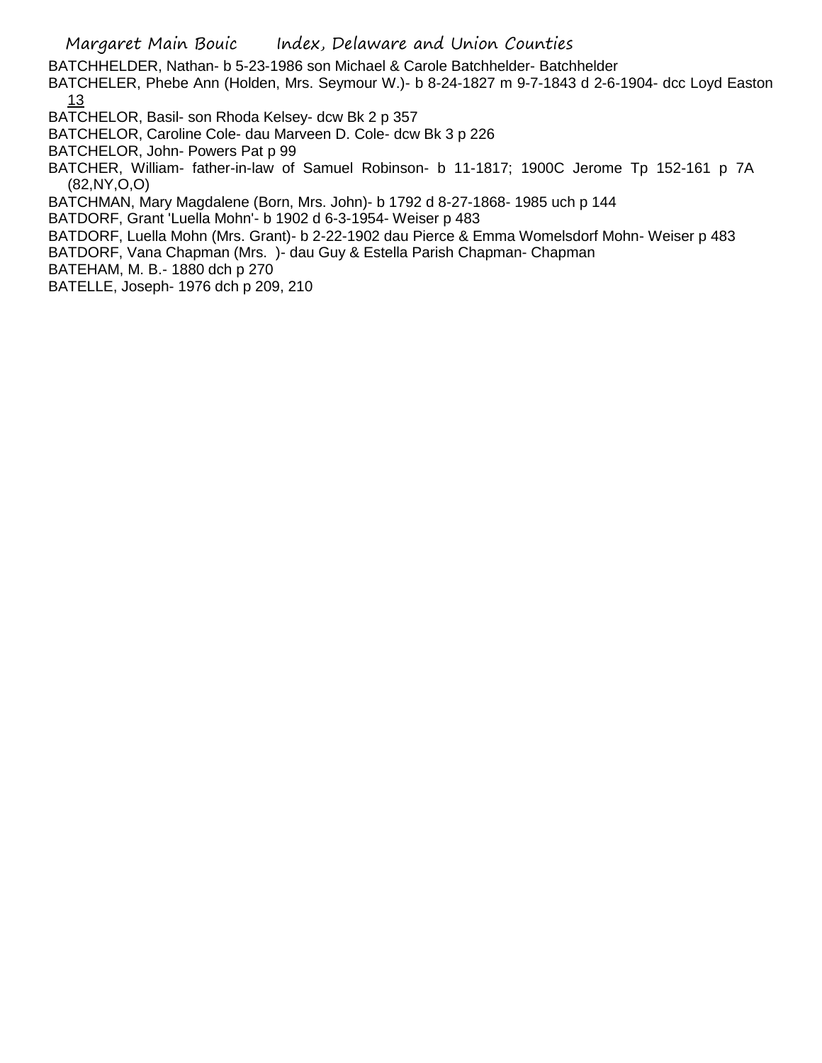BATCHHELDER, Nathan- b 5-23-1986 son Michael & Carole Batchhelder- Batchhelder

BATCHELER, Phebe Ann (Holden, Mrs. Seymour W.)- b 8-24-1827 m 9-7-1843 d 2-6-1904- dcc Loyd Easton 13

BATCHELOR, Basil- son Rhoda Kelsey- dcw Bk 2 p 357

BATCHELOR, Caroline Cole- dau Marveen D. Cole- dcw Bk 3 p 226

BATCHELOR, John- Powers Pat p 99

BATCHER, William- father-in-law of Samuel Robinson- b 11-1817; 1900C Jerome Tp 152-161 p 7A (82,NY,O,O)

BATCHMAN, Mary Magdalene (Born, Mrs. John)- b 1792 d 8-27-1868- 1985 uch p 144

BATDORF, Grant 'Luella Mohn'- b 1902 d 6-3-1954- Weiser p 483

BATDORF, Luella Mohn (Mrs. Grant)- b 2-22-1902 dau Pierce & Emma Womelsdorf Mohn- Weiser p 483

BATDORF, Vana Chapman (Mrs. )- dau Guy & Estella Parish Chapman- Chapman

BATEHAM, M. B.- 1880 dch p 270

BATELLE, Joseph- 1976 dch p 209, 210